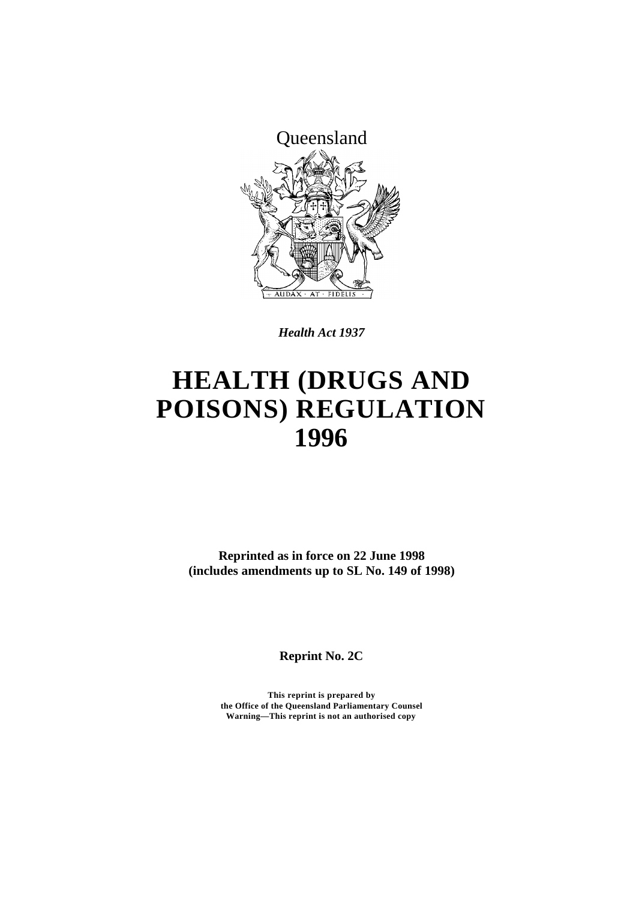Queensland

*Health Act 1937*

# HEALTH (DRUGS AND POISONS) REGULATION 1996

**Reprinted as in force on 22 June 1998**
**(includes amendments up to SL No. 149 of 1998)**

**Reprint No. 2C**

**This reprint is prepared by**
**the Office of the Queensland Parliamentary Counsel**
**Warning—This reprint is not an authorised copy**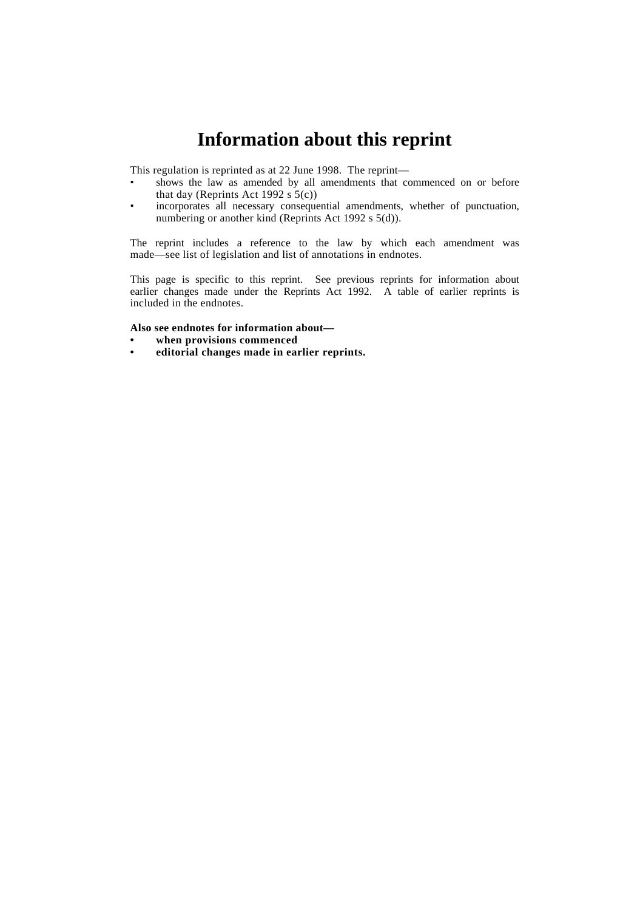# Information about this reprint

This regulation is reprinted as at 22 June 1998. The reprint—

- shows the law as amended by all amendments that commenced on or before that day (Reprints Act 1992 s 5(c))
- incorporates all necessary consequential amendments, whether of punctuation, numbering or another kind (Reprints Act 1992 s 5(d)).

The reprint includes a reference to the law by which each amendment was made—see list of legislation and list of annotations in endnotes.

This page is specific to this reprint. See previous reprints for information about earlier changes made under the Reprints Act 1992. A table of earlier reprints is included in the endnotes.

**Also see endnotes for information about—**

- **when provisions commenced**
- **editorial changes made in earlier reprints.**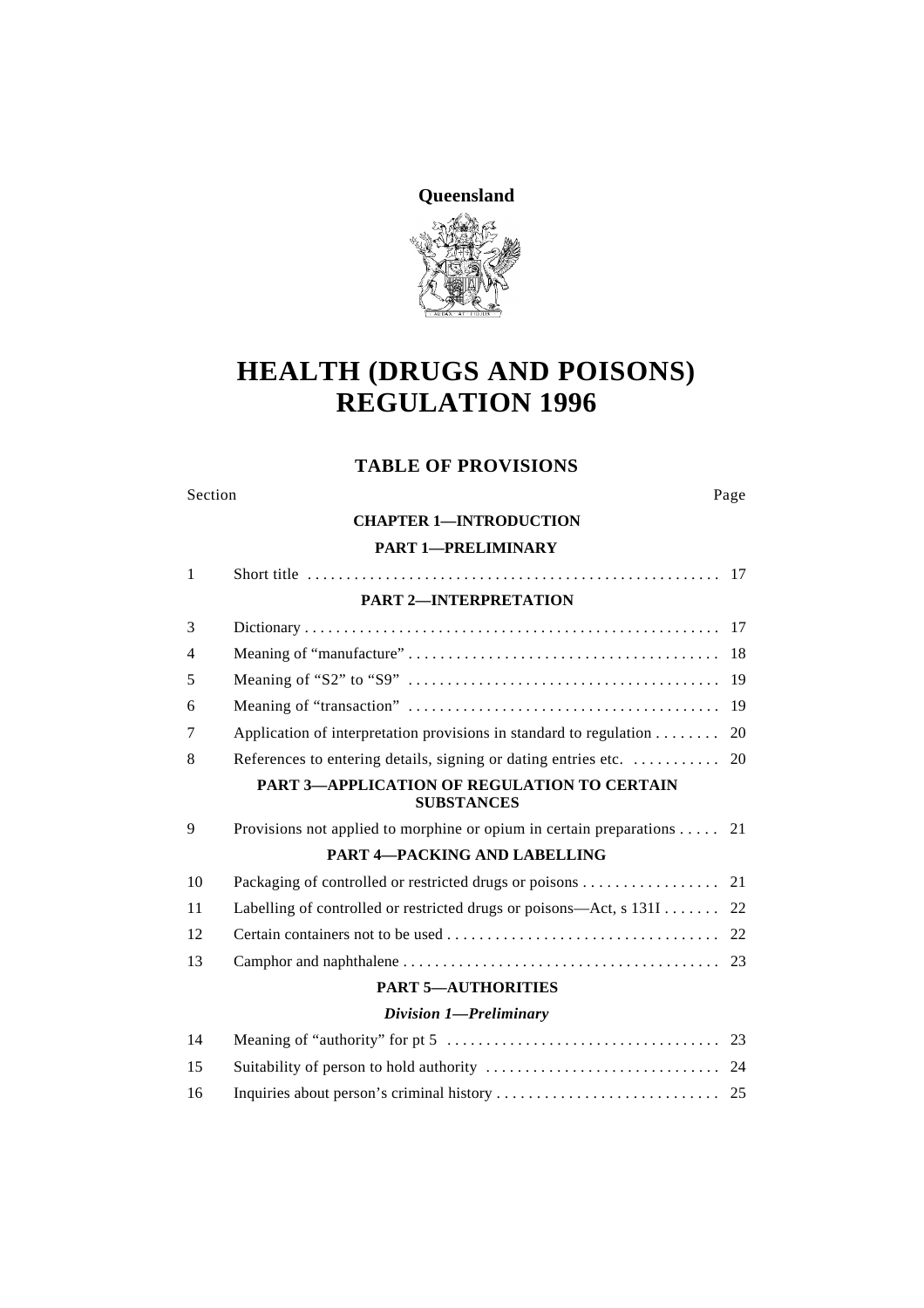**Queensland**

# HEALTH (DRUGS AND POISONS) REGULATION 1996

## TABLE OF PROVISIONS

| Section | | Page |
|---|---|---|
| | **CHAPTER 1—INTRODUCTION** | |
| | **PART 1—PRELIMINARY** | |
| 1 | Short title | 17 |
| | **PART 2—INTERPRETATION** | |
| 3 | Dictionary | 17 |
| 4 | Meaning of "manufacture" | 18 |
| 5 | Meaning of "S2" to "S9" | 19 |
| 6 | Meaning of "transaction" | 19 |
| 7 | Application of interpretation provisions in standard to regulation | 20 |
| 8 | References to entering details, signing or dating entries etc. | 20 |
| | **PART 3—APPLICATION OF REGULATION TO CERTAIN SUBSTANCES** | |
| 9 | Provisions not applied to morphine or opium in certain preparations | 21 |
| | **PART 4—PACKING AND LABELLING** | |
| 10 | Packaging of controlled or restricted drugs or poisons | 21 |
| 11 | Labelling of controlled or restricted drugs or poisons—Act, s 131I | 22 |
| 12 | Certain containers not to be used | 22 |
| 13 | Camphor and naphthalene | 23 |
| | **PART 5—AUTHORITIES** | |
| | ***Division 1—Preliminary*** | |
| 14 | Meaning of "authority" for pt 5 | 23 |
| 15 | Suitability of person to hold authority | 24 |
| 16 | Inquiries about person's criminal history | 25 |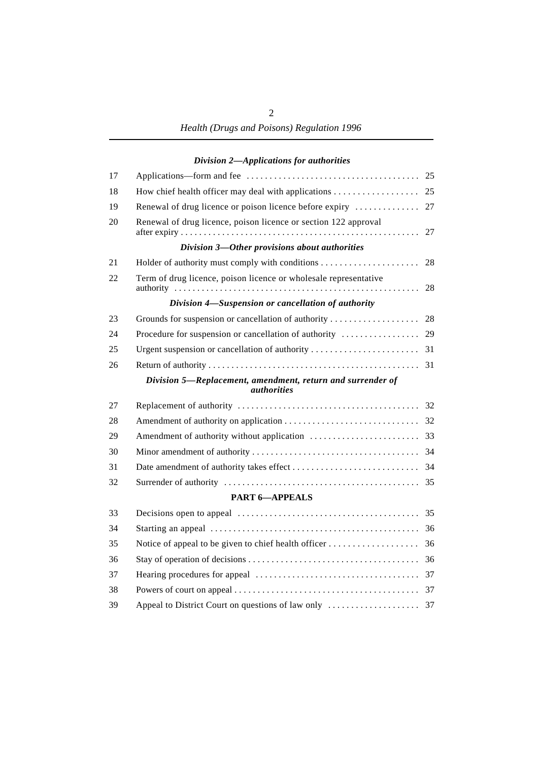*Division 2—Applications for authorities*

| | | |
|---|---|---|
| 17 | Applications—form and fee | 25 |
| 18 | How chief health officer may deal with applications | 25 |
| 19 | Renewal of drug licence or poison licence before expiry | 27 |
| 20 | Renewal of drug licence, poison licence or section 122 approval after expiry | 27 |

*Division 3—Other provisions about authorities*

| | | |
|---|---|---|
| 21 | Holder of authority must comply with conditions | 28 |
| 22 | Term of drug licence, poison licence or wholesale representative authority | 28 |

*Division 4—Suspension or cancellation of authority*

| | | |
|---|---|---|
| 23 | Grounds for suspension or cancellation of authority | 28 |
| 24 | Procedure for suspension or cancellation of authority | 29 |
| 25 | Urgent suspension or cancellation of authority | 31 |
| 26 | Return of authority | 31 |

*Division 5—Replacement, amendment, return and surrender of authorities*

| | | |
|---|---|---|
| 27 | Replacement of authority | 32 |
| 28 | Amendment of authority on application | 32 |
| 29 | Amendment of authority without application | 33 |
| 30 | Minor amendment of authority | 34 |
| 31 | Date amendment of authority takes effect | 34 |
| 32 | Surrender of authority | 35 |

**PART 6—APPEALS**

| | | |
|---|---|---|
| 33 | Decisions open to appeal | 35 |
| 34 | Starting an appeal | 36 |
| 35 | Notice of appeal to be given to chief health officer | 36 |
| 36 | Stay of operation of decisions | 36 |
| 37 | Hearing procedures for appeal | 37 |
| 38 | Powers of court on appeal | 37 |
| 39 | Appeal to District Court on questions of law only | 37 |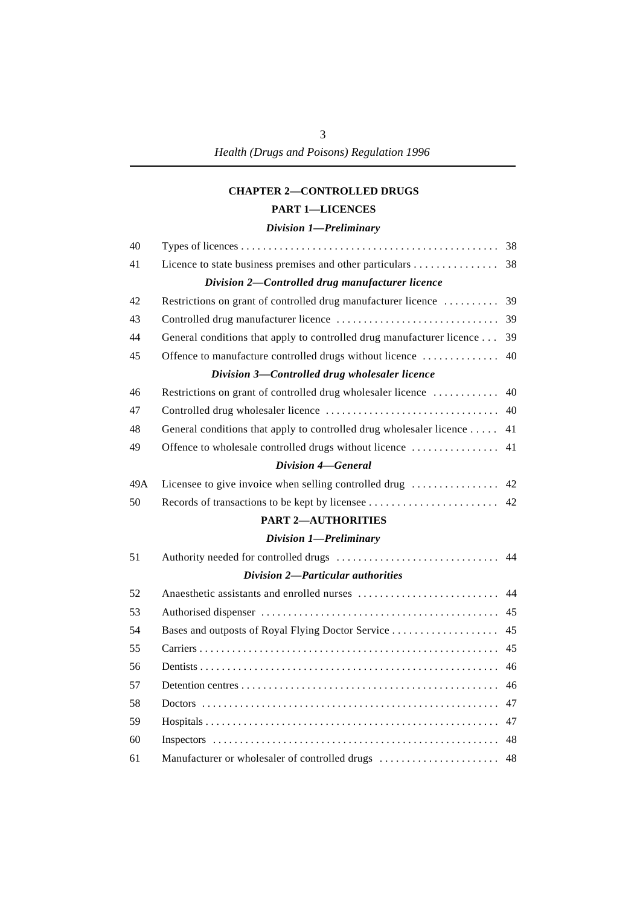## CHAPTER 2—CONTROLLED DRUGS

### PART 1—LICENCES

#### *Division 1—Preliminary*

| | | |
|---|---|---|
| 40 | Types of licences | 38 |
| 41 | Licence to state business premises and other particulars | 38 |

#### *Division 2—Controlled drug manufacturer licence*

| | | |
|---|---|---|
| 42 | Restrictions on grant of controlled drug manufacturer licence | 39 |
| 43 | Controlled drug manufacturer licence | 39 |
| 44 | General conditions that apply to controlled drug manufacturer licence | 39 |
| 45 | Offence to manufacture controlled drugs without licence | 40 |

#### *Division 3—Controlled drug wholesaler licence*

| | | |
|---|---|---|
| 46 | Restrictions on grant of controlled drug wholesaler licence | 40 |
| 47 | Controlled drug wholesaler licence | 40 |
| 48 | General conditions that apply to controlled drug wholesaler licence | 41 |
| 49 | Offence to wholesale controlled drugs without licence | 41 |

#### *Division 4—General*

| | | |
|---|---|---|
| 49A | Licensee to give invoice when selling controlled drug | 42 |
| 50 | Records of transactions to be kept by licensee | 42 |

### PART 2—AUTHORITIES

#### *Division 1—Preliminary*

| | | |
|---|---|---|
| 51 | Authority needed for controlled drugs | 44 |

#### *Division 2—Particular authorities*

| | | |
|---|---|---|
| 52 | Anaesthetic assistants and enrolled nurses | 44 |
| 53 | Authorised dispenser | 45 |
| 54 | Bases and outposts of Royal Flying Doctor Service | 45 |
| 55 | Carriers | 45 |
| 56 | Dentists | 46 |
| 57 | Detention centres | 46 |
| 58 | Doctors | 47 |
| 59 | Hospitals | 47 |
| 60 | Inspectors | 48 |
| 61 | Manufacturer or wholesaler of controlled drugs | 48 |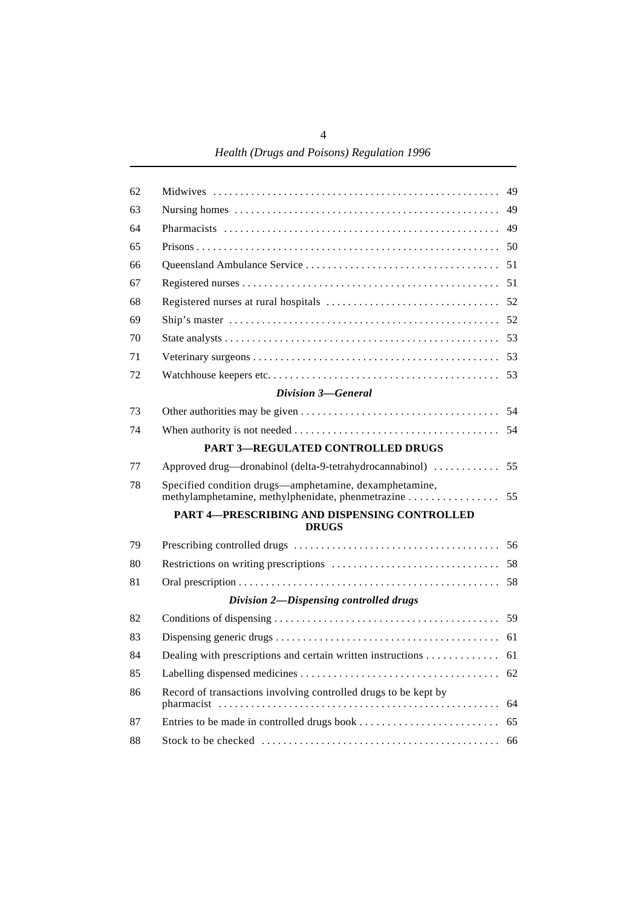| | | |
|---|---|---|
| 62 | Midwives | 49 |
| 63 | Nursing homes | 49 |
| 64 | Pharmacists | 49 |
| 65 | Prisons | 50 |
| 66 | Queensland Ambulance Service | 51 |
| 67 | Registered nurses | 51 |
| 68 | Registered nurses at rural hospitals | 52 |
| 69 | Ship's master | 52 |
| 70 | State analysts | 53 |
| 71 | Veterinary surgeons | 53 |
| 72 | Watchhouse keepers etc. | 53 |
| | ***Division 3—General*** | |
| 73 | Other authorities may be given | 54 |
| 74 | When authority is not needed | 54 |
| | **PART 3—REGULATED CONTROLLED DRUGS** | |
| 77 | Approved drug—dronabinol (delta-9-tetrahydrocannabinol) | 55 |
| 78 | Specified condition drugs—amphetamine, dexamphetamine, methylamphetamine, methylphenidate, phenmetrazine | 55 |
| | **PART 4—PRESCRIBING AND DISPENSING CONTROLLED DRUGS** | |
| 79 | Prescribing controlled drugs | 56 |
| 80 | Restrictions on writing prescriptions | 58 |
| 81 | Oral prescription | 58 |
| | ***Division 2—Dispensing controlled drugs*** | |
| 82 | Conditions of dispensing | 59 |
| 83 | Dispensing generic drugs | 61 |
| 84 | Dealing with prescriptions and certain written instructions | 61 |
| 85 | Labelling dispensed medicines | 62 |
| 86 | Record of transactions involving controlled drugs to be kept by pharmacist | 64 |
| 87 | Entries to be made in controlled drugs book | 65 |
| 88 | Stock to be checked | 66 |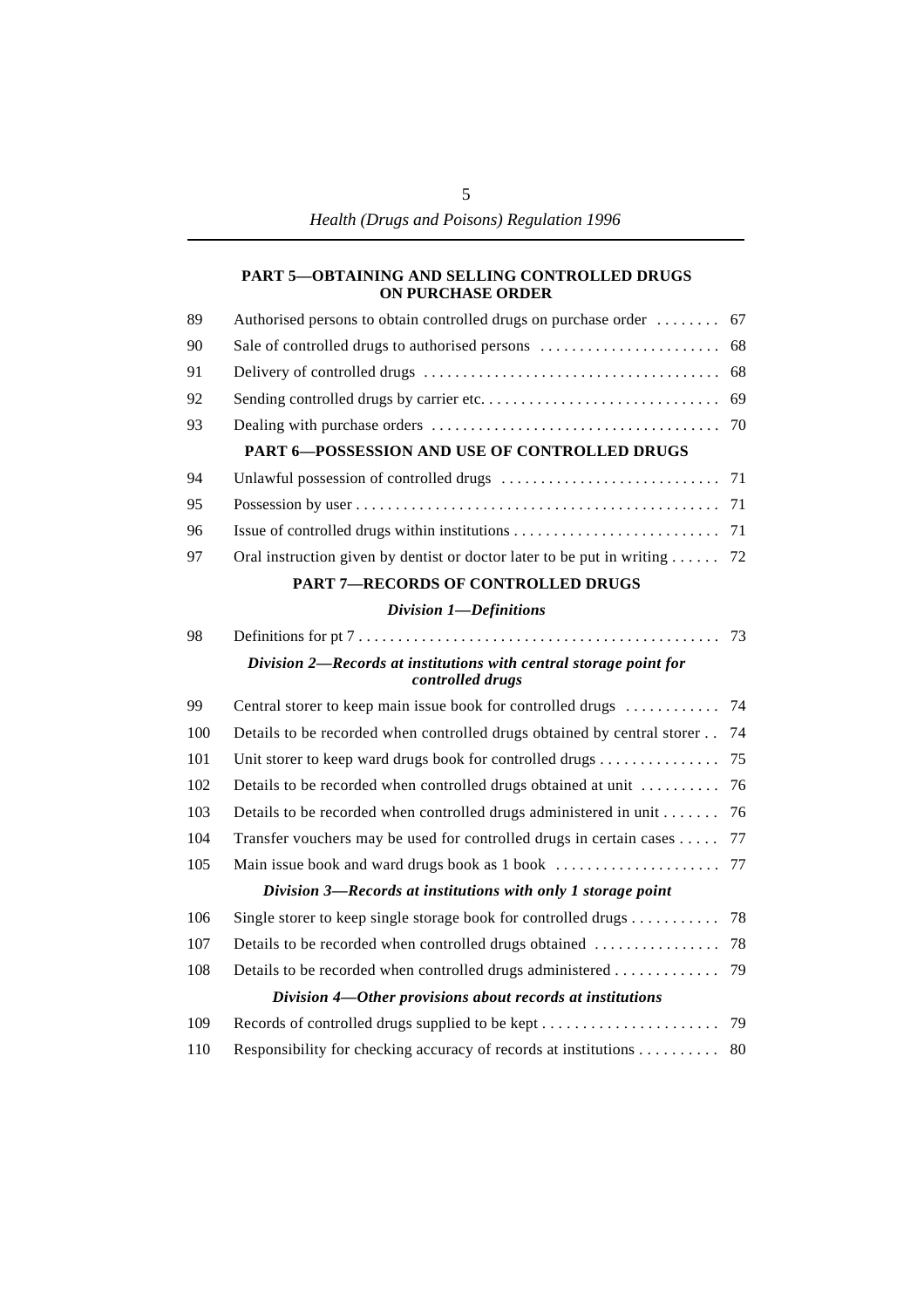## PART 5—OBTAINING AND SELLING CONTROLLED DRUGS ON PURCHASE ORDER

| | | |
|---|---|---|
| 89 | Authorised persons to obtain controlled drugs on purchase order | 67 |
| 90 | Sale of controlled drugs to authorised persons | 68 |
| 91 | Delivery of controlled drugs | 68 |
| 92 | Sending controlled drugs by carrier etc. | 69 |
| 93 | Dealing with purchase orders | 70 |

## PART 6—POSSESSION AND USE OF CONTROLLED DRUGS

| | | |
|---|---|---|
| 94 | Unlawful possession of controlled drugs | 71 |
| 95 | Possession by user | 71 |
| 96 | Issue of controlled drugs within institutions | 71 |
| 97 | Oral instruction given by dentist or doctor later to be put in writing | 72 |

## PART 7—RECORDS OF CONTROLLED DRUGS

### *Division 1—Definitions*

| | | |
|---|---|---|
| 98 | Definitions for pt 7 | 73 |

### *Division 2—Records at institutions with central storage point for controlled drugs*

| | | |
|---|---|---|
| 99 | Central storer to keep main issue book for controlled drugs | 74 |
| 100 | Details to be recorded when controlled drugs obtained by central storer | 74 |
| 101 | Unit storer to keep ward drugs book for controlled drugs | 75 |
| 102 | Details to be recorded when controlled drugs obtained at unit | 76 |
| 103 | Details to be recorded when controlled drugs administered in unit | 76 |
| 104 | Transfer vouchers may be used for controlled drugs in certain cases | 77 |
| 105 | Main issue book and ward drugs book as 1 book | 77 |

### *Division 3—Records at institutions with only 1 storage point*

| | | |
|---|---|---|
| 106 | Single storer to keep single storage book for controlled drugs | 78 |
| 107 | Details to be recorded when controlled drugs obtained | 78 |
| 108 | Details to be recorded when controlled drugs administered | 79 |

### *Division 4—Other provisions about records at institutions*

| | | |
|---|---|---|
| 109 | Records of controlled drugs supplied to be kept | 79 |
| 110 | Responsibility for checking accuracy of records at institutions | 80 |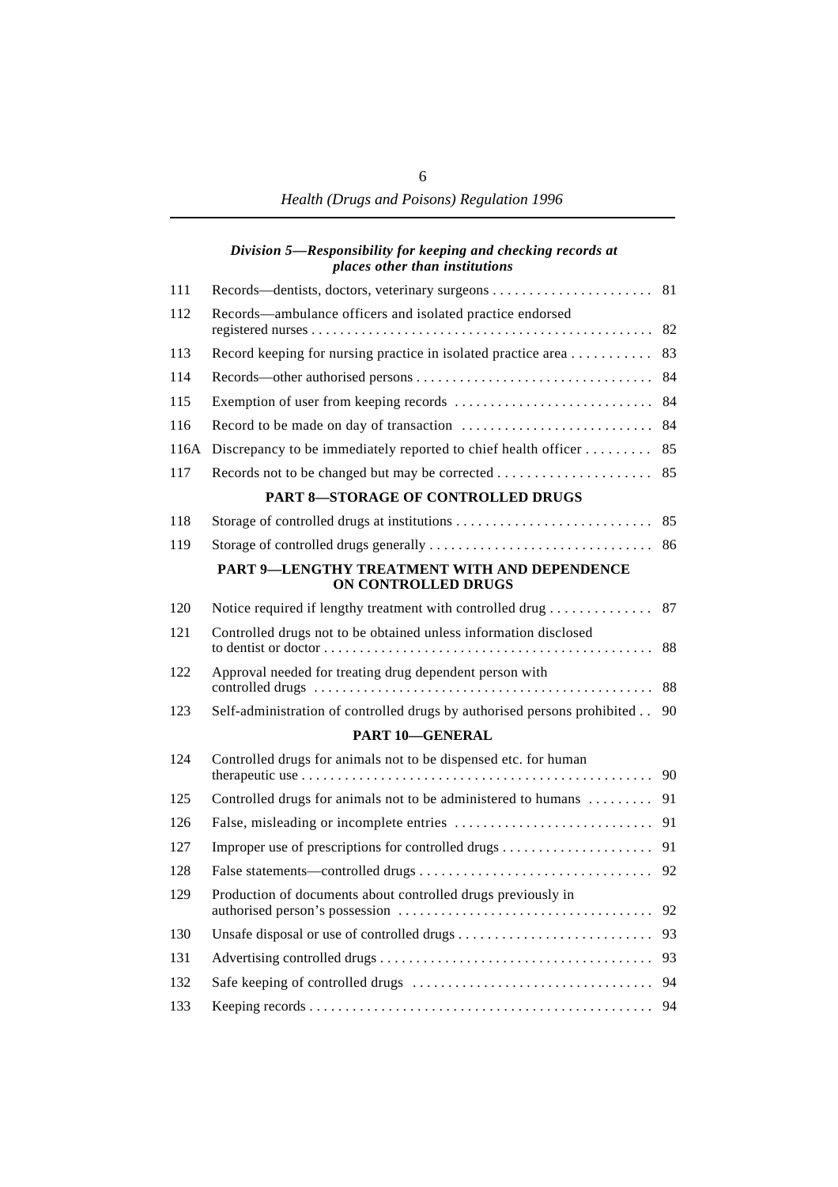*Division 5—Responsibility for keeping and checking records at places other than institutions*

| | | |
|---|---|---|
| 111 | Records—dentists, doctors, veterinary surgeons | 81 |
| 112 | Records—ambulance officers and isolated practice endorsed registered nurses | 82 |
| 113 | Record keeping for nursing practice in isolated practice area | 83 |
| 114 | Records—other authorised persons | 84 |
| 115 | Exemption of user from keeping records | 84 |
| 116 | Record to be made on day of transaction | 84 |
| 116A | Discrepancy to be immediately reported to chief health officer | 85 |
| 117 | Records not to be changed but may be corrected | 85 |

**PART 8—STORAGE OF CONTROLLED DRUGS**

| | | |
|---|---|---|
| 118 | Storage of controlled drugs at institutions | 85 |
| 119 | Storage of controlled drugs generally | 86 |

**PART 9—LENGTHY TREATMENT WITH AND DEPENDENCE ON CONTROLLED DRUGS**

| | | |
|---|---|---|
| 120 | Notice required if lengthy treatment with controlled drug | 87 |
| 121 | Controlled drugs not to be obtained unless information disclosed to dentist or doctor | 88 |
| 122 | Approval needed for treating drug dependent person with controlled drugs | 88 |
| 123 | Self-administration of controlled drugs by authorised persons prohibited | 90 |

**PART 10—GENERAL**

| | | |
|---|---|---|
| 124 | Controlled drugs for animals not to be dispensed etc. for human therapeutic use | 90 |
| 125 | Controlled drugs for animals not to be administered to humans | 91 |
| 126 | False, misleading or incomplete entries | 91 |
| 127 | Improper use of prescriptions for controlled drugs | 91 |
| 128 | False statements—controlled drugs | 92 |
| 129 | Production of documents about controlled drugs previously in authorised person's possession | 92 |
| 130 | Unsafe disposal or use of controlled drugs | 93 |
| 131 | Advertising controlled drugs | 93 |
| 132 | Safe keeping of controlled drugs | 94 |
| 133 | Keeping records | 94 |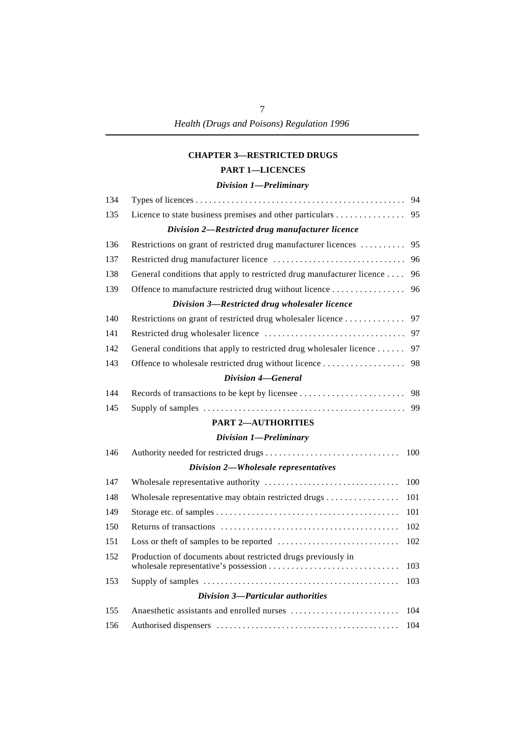## CHAPTER 3—RESTRICTED DRUGS

### PART 1—LICENCES

#### *Division 1—Preliminary*

| | | |
|---|---|---|
| 134 | Types of licences | 94 |
| 135 | Licence to state business premises and other particulars | 95 |

#### *Division 2—Restricted drug manufacturer licence*

| | | |
|---|---|---|
| 136 | Restrictions on grant of restricted drug manufacturer licences | 95 |
| 137 | Restricted drug manufacturer licence | 96 |
| 138 | General conditions that apply to restricted drug manufacturer licence | 96 |
| 139 | Offence to manufacture restricted drug without licence | 96 |

#### *Division 3—Restricted drug wholesaler licence*

| | | |
|---|---|---|
| 140 | Restrictions on grant of restricted drug wholesaler licence | 97 |
| 141 | Restricted drug wholesaler licence | 97 |
| 142 | General conditions that apply to restricted drug wholesaler licence | 97 |
| 143 | Offence to wholesale restricted drug without licence | 98 |

#### *Division 4—General*

| | | |
|---|---|---|
| 144 | Records of transactions to be kept by licensee | 98 |
| 145 | Supply of samples | 99 |

### PART 2—AUTHORITIES

#### *Division 1—Preliminary*

| | | |
|---|---|---|
| 146 | Authority needed for restricted drugs | 100 |

#### *Division 2—Wholesale representatives*

| | | |
|---|---|---|
| 147 | Wholesale representative authority | 100 |
| 148 | Wholesale representative may obtain restricted drugs | 101 |
| 149 | Storage etc. of samples | 101 |
| 150 | Returns of transactions | 102 |
| 151 | Loss or theft of samples to be reported | 102 |
| 152 | Production of documents about restricted drugs previously in wholesale representative's possession | 103 |
| 153 | Supply of samples | 103 |

#### *Division 3—Particular authorities*

| | | |
|---|---|---|
| 155 | Anaesthetic assistants and enrolled nurses | 104 |
| 156 | Authorised dispensers | 104 |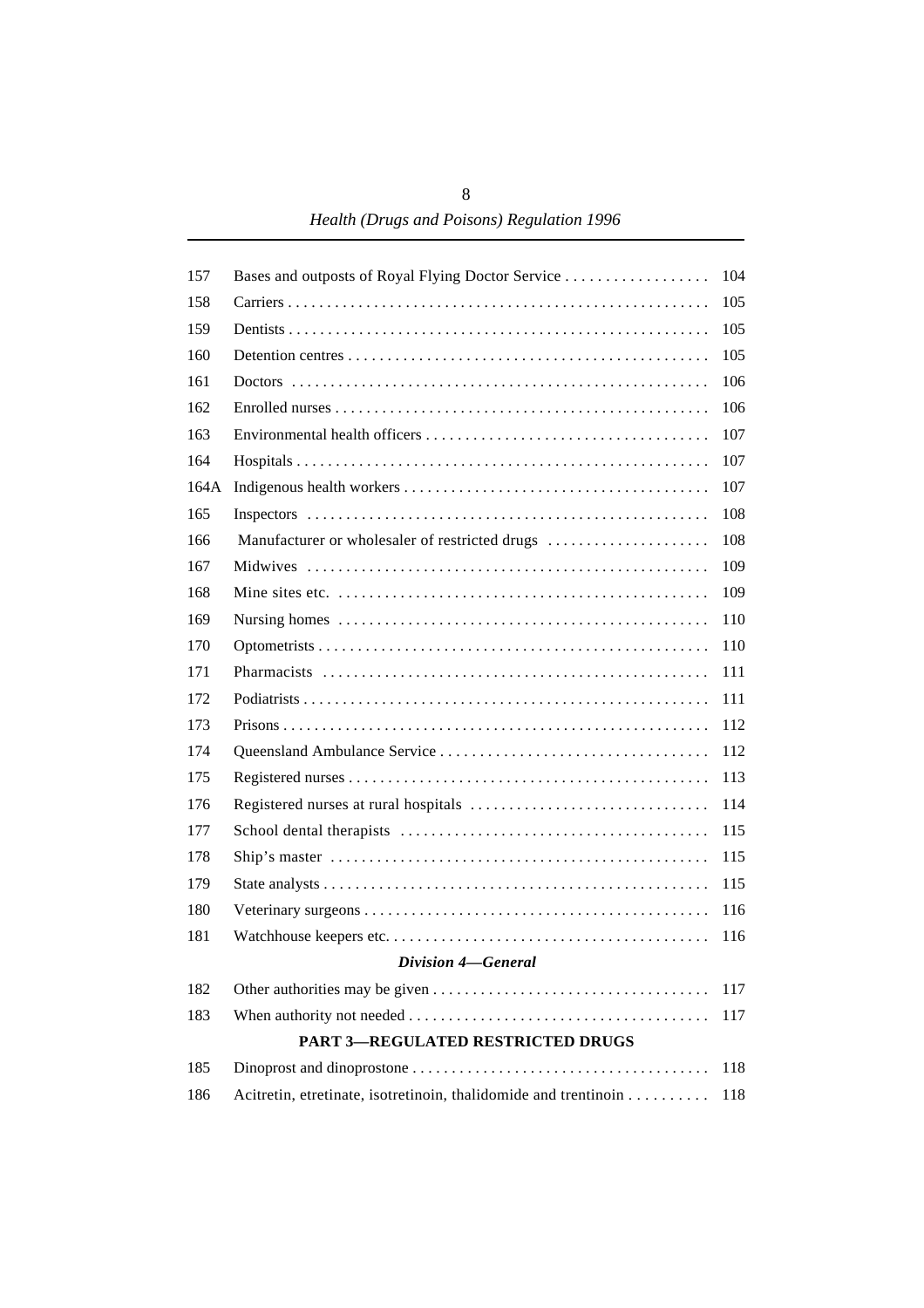| | | |
|---|---|---|
| 157 | Bases and outposts of Royal Flying Doctor Service | 104 |
| 158 | Carriers | 105 |
| 159 | Dentists | 105 |
| 160 | Detention centres | 105 |
| 161 | Doctors | 106 |
| 162 | Enrolled nurses | 106 |
| 163 | Environmental health officers | 107 |
| 164 | Hospitals | 107 |
| 164A | Indigenous health workers | 107 |
| 165 | Inspectors | 108 |
| 166 | Manufacturer or wholesaler of restricted drugs | 108 |
| 167 | Midwives | 109 |
| 168 | Mine sites etc. | 109 |
| 169 | Nursing homes | 110 |
| 170 | Optometrists | 110 |
| 171 | Pharmacists | 111 |
| 172 | Podiatrists | 111 |
| 173 | Prisons | 112 |
| 174 | Queensland Ambulance Service | 112 |
| 175 | Registered nurses | 113 |
| 176 | Registered nurses at rural hospitals | 114 |
| 177 | School dental therapists | 115 |
| 178 | Ship's master | 115 |
| 179 | State analysts | 115 |
| 180 | Veterinary surgeons | 116 |
| 181 | Watchhouse keepers etc. | 116 |

*Division 4—General*

| | | |
|---|---|---|
| 182 | Other authorities may be given | 117 |
| 183 | When authority not needed | 117 |

**PART 3—REGULATED RESTRICTED DRUGS**

| | | |
|---|---|---|
| 185 | Dinoprost and dinoprostone | 118 |
| 186 | Acitretin, etretinate, isotretinoin, thalidomide and trentinoin | 118 |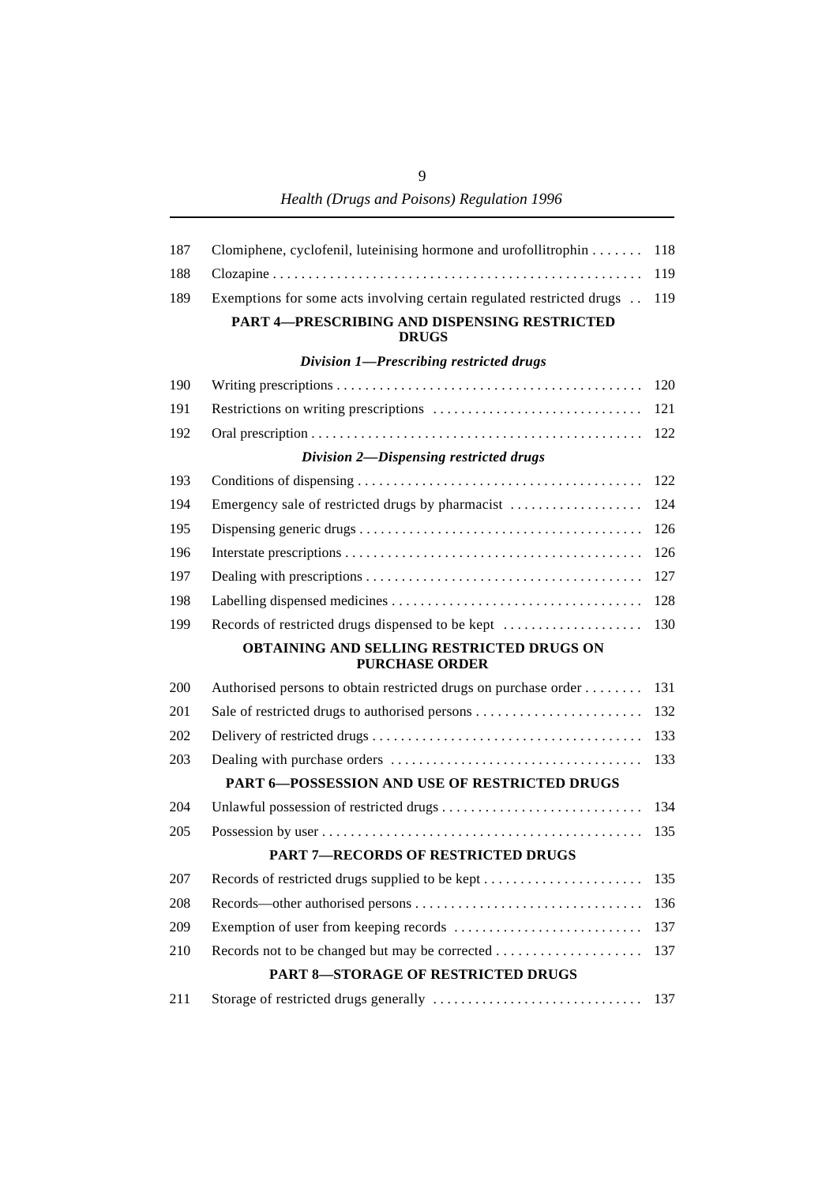| | | |
|---|---|---|
| 187 | Clomiphene, cyclofenil, luteinising hormone and urofollitrophin | 118 |
| 188 | Clozapine | 119 |
| 189 | Exemptions for some acts involving certain regulated restricted drugs | 119 |

**PART 4—PRESCRIBING AND DISPENSING RESTRICTED DRUGS**

***Division 1—Prescribing restricted drugs***

| | | |
|---|---|---|
| 190 | Writing prescriptions | 120 |
| 191 | Restrictions on writing prescriptions | 121 |
| 192 | Oral prescription | 122 |

***Division 2—Dispensing restricted drugs***

| | | |
|---|---|---|
| 193 | Conditions of dispensing | 122 |
| 194 | Emergency sale of restricted drugs by pharmacist | 124 |
| 195 | Dispensing generic drugs | 126 |
| 196 | Interstate prescriptions | 126 |
| 197 | Dealing with prescriptions | 127 |
| 198 | Labelling dispensed medicines | 128 |
| 199 | Records of restricted drugs dispensed to be kept | 130 |

**OBTAINING AND SELLING RESTRICTED DRUGS ON PURCHASE ORDER**

| | | |
|---|---|---|
| 200 | Authorised persons to obtain restricted drugs on purchase order | 131 |
| 201 | Sale of restricted drugs to authorised persons | 132 |
| 202 | Delivery of restricted drugs | 133 |
| 203 | Dealing with purchase orders | 133 |

**PART 6—POSSESSION AND USE OF RESTRICTED DRUGS**

| | | |
|---|---|---|
| 204 | Unlawful possession of restricted drugs | 134 |
| 205 | Possession by user | 135 |

**PART 7—RECORDS OF RESTRICTED DRUGS**

| | | |
|---|---|---|
| 207 | Records of restricted drugs supplied to be kept | 135 |
| 208 | Records—other authorised persons | 136 |
| 209 | Exemption of user from keeping records | 137 |
| 210 | Records not to be changed but may be corrected | 137 |

**PART 8—STORAGE OF RESTRICTED DRUGS**

| | | |
|---|---|---|
| 211 | Storage of restricted drugs generally | 137 |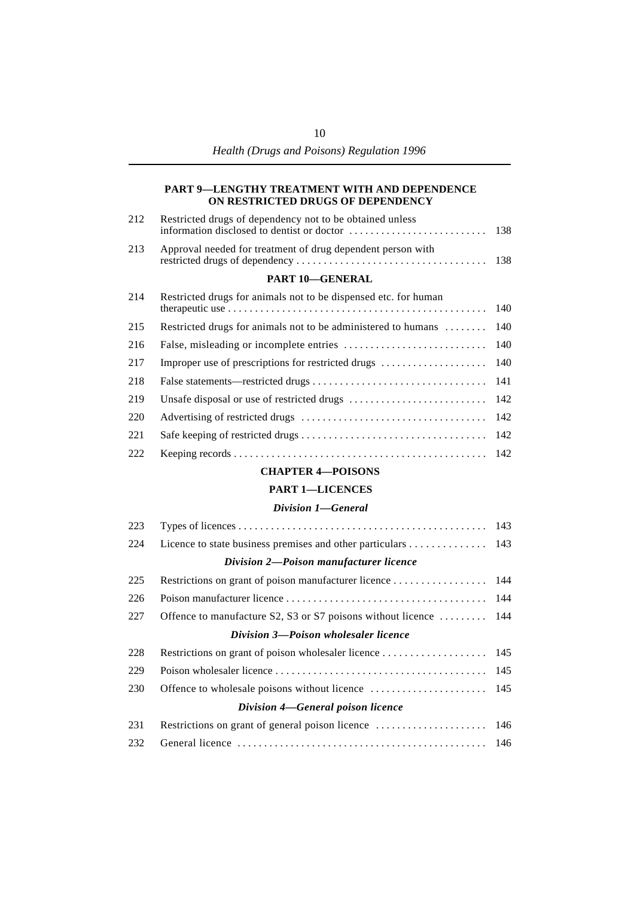**PART 9—LENGTHY TREATMENT WITH AND DEPENDENCE ON RESTRICTED DRUGS OF DEPENDENCY**

| | | |
|---|---|---|
| 212 | Restricted drugs of dependency not to be obtained unless information disclosed to dentist or doctor | 138 |
| 213 | Approval needed for treatment of drug dependent person with restricted drugs of dependency | 138 |

**PART 10—GENERAL**

| | | |
|---|---|---|
| 214 | Restricted drugs for animals not to be dispensed etc. for human therapeutic use | 140 |
| 215 | Restricted drugs for animals not to be administered to humans | 140 |
| 216 | False, misleading or incomplete entries | 140 |
| 217 | Improper use of prescriptions for restricted drugs | 140 |
| 218 | False statements—restricted drugs | 141 |
| 219 | Unsafe disposal or use of restricted drugs | 142 |
| 220 | Advertising of restricted drugs | 142 |
| 221 | Safe keeping of restricted drugs | 142 |
| 222 | Keeping records | 142 |

**CHAPTER 4—POISONS**

**PART 1—LICENCES**

***Division 1—General***

| | | |
|---|---|---|
| 223 | Types of licences | 143 |
| 224 | Licence to state business premises and other particulars | 143 |

***Division 2—Poison manufacturer licence***

| | | |
|---|---|---|
| 225 | Restrictions on grant of poison manufacturer licence | 144 |
| 226 | Poison manufacturer licence | 144 |
| 227 | Offence to manufacture S2, S3 or S7 poisons without licence | 144 |

***Division 3—Poison wholesaler licence***

| | | |
|---|---|---|
| 228 | Restrictions on grant of poison wholesaler licence | 145 |
| 229 | Poison wholesaler licence | 145 |
| 230 | Offence to wholesale poisons without licence | 145 |

***Division 4—General poison licence***

| | | |
|---|---|---|
| 231 | Restrictions on grant of general poison licence | 146 |
| 232 | General licence | 146 |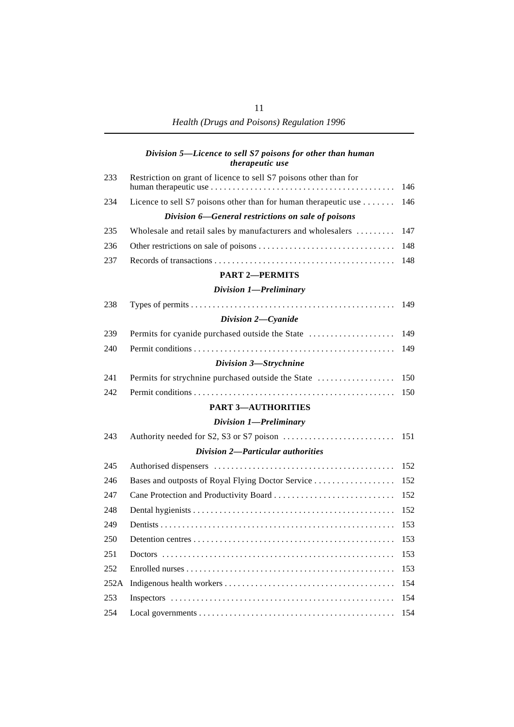*Division 5—Licence to sell S7 poisons for other than human therapeutic use*

| | | |
|---|---|---|
| 233 | Restriction on grant of licence to sell S7 poisons other than for human therapeutic use | 146 |
| 234 | Licence to sell S7 poisons other than for human therapeutic use | 146 |

*Division 6—General restrictions on sale of poisons*

| | | |
|---|---|---|
| 235 | Wholesale and retail sales by manufacturers and wholesalers | 147 |
| 236 | Other restrictions on sale of poisons | 148 |
| 237 | Records of transactions | 148 |

**PART 2—PERMITS**

*Division 1—Preliminary*

| | | |
|---|---|---|
| 238 | Types of permits | 149 |

*Division 2—Cyanide*

| | | |
|---|---|---|
| 239 | Permits for cyanide purchased outside the State | 149 |
| 240 | Permit conditions | 149 |

*Division 3—Strychnine*

| | | |
|---|---|---|
| 241 | Permits for strychnine purchased outside the State | 150 |
| 242 | Permit conditions | 150 |

**PART 3—AUTHORITIES**

*Division 1—Preliminary*

| | | |
|---|---|---|
| 243 | Authority needed for S2, S3 or S7 poison | 151 |

*Division 2—Particular authorities*

| | | |
|---|---|---|
| 245 | Authorised dispensers | 152 |
| 246 | Bases and outposts of Royal Flying Doctor Service | 152 |
| 247 | Cane Protection and Productivity Board | 152 |
| 248 | Dental hygienists | 152 |
| 249 | Dentists | 153 |
| 250 | Detention centres | 153 |
| 251 | Doctors | 153 |
| 252 | Enrolled nurses | 153 |
| 252A | Indigenous health workers | 154 |
| 253 | Inspectors | 154 |
| 254 | Local governments | 154 |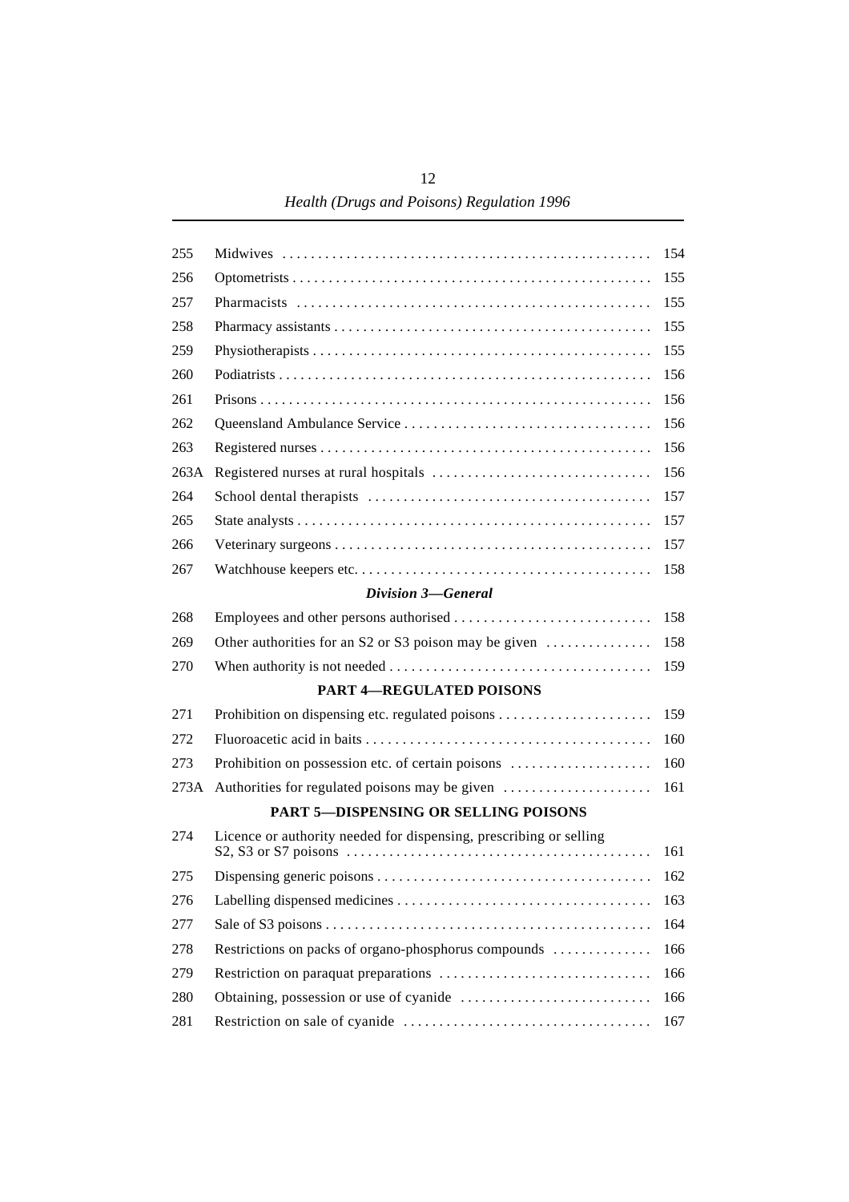| | | |
|---|---|---|
| 255 | Midwives | 154 |
| 256 | Optometrists | 155 |
| 257 | Pharmacists | 155 |
| 258 | Pharmacy assistants | 155 |
| 259 | Physiotherapists | 155 |
| 260 | Podiatrists | 156 |
| 261 | Prisons | 156 |
| 262 | Queensland Ambulance Service | 156 |
| 263 | Registered nurses | 156 |
| 263A | Registered nurses at rural hospitals | 156 |
| 264 | School dental therapists | 157 |
| 265 | State analysts | 157 |
| 266 | Veterinary surgeons | 157 |
| 267 | Watchhouse keepers etc. | 158 |

*Division 3—General*

| | | |
|---|---|---|
| 268 | Employees and other persons authorised | 158 |
| 269 | Other authorities for an S2 or S3 poison may be given | 158 |
| 270 | When authority is not needed | 159 |

**PART 4—REGULATED POISONS**

| | | |
|---|---|---|
| 271 | Prohibition on dispensing etc. regulated poisons | 159 |
| 272 | Fluoroacetic acid in baits | 160 |
| 273 | Prohibition on possession etc. of certain poisons | 160 |
| 273A | Authorities for regulated poisons may be given | 161 |

**PART 5—DISPENSING OR SELLING POISONS**

| | | |
|---|---|---|
| 274 | Licence or authority needed for dispensing, prescribing or selling S2, S3 or S7 poisons | 161 |
| 275 | Dispensing generic poisons | 162 |
| 276 | Labelling dispensed medicines | 163 |
| 277 | Sale of S3 poisons | 164 |
| 278 | Restrictions on packs of organo-phosphorus compounds | 166 |
| 279 | Restriction on paraquat preparations | 166 |
| 280 | Obtaining, possession or use of cyanide | 166 |
| 281 | Restriction on sale of cyanide | 167 |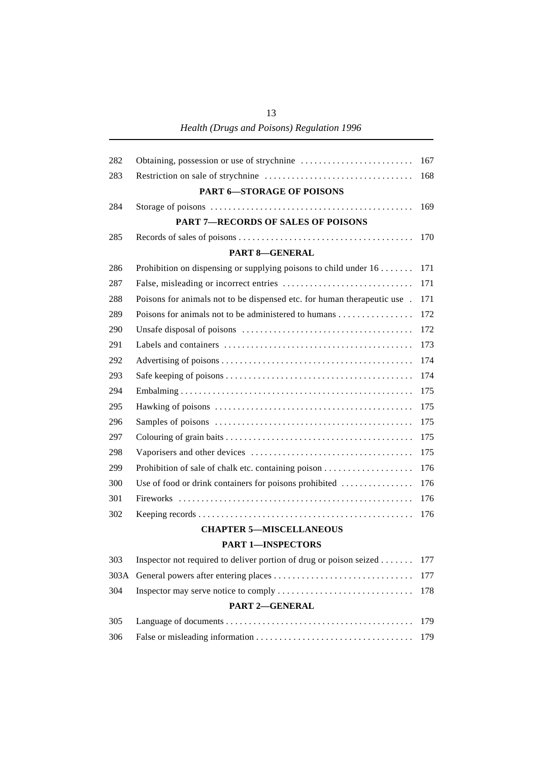| | | |
|---|---|---|
| 282 | Obtaining, possession or use of strychnine | 167 |
| 283 | Restriction on sale of strychnine | 168 |

**PART 6—STORAGE OF POISONS**

| | | |
|---|---|---|
| 284 | Storage of poisons | 169 |

**PART 7—RECORDS OF SALES OF POISONS**

| | | |
|---|---|---|
| 285 | Records of sales of poisons | 170 |

**PART 8—GENERAL**

| | | |
|---|---|---|
| 286 | Prohibition on dispensing or supplying poisons to child under 16 | 171 |
| 287 | False, misleading or incorrect entries | 171 |
| 288 | Poisons for animals not to be dispensed etc. for human therapeutic use | 171 |
| 289 | Poisons for animals not to be administered to humans | 172 |
| 290 | Unsafe disposal of poisons | 172 |
| 291 | Labels and containers | 173 |
| 292 | Advertising of poisons | 174 |
| 293 | Safe keeping of poisons | 174 |
| 294 | Embalming | 175 |
| 295 | Hawking of poisons | 175 |
| 296 | Samples of poisons | 175 |
| 297 | Colouring of grain baits | 175 |
| 298 | Vaporisers and other devices | 175 |
| 299 | Prohibition of sale of chalk etc. containing poison | 176 |
| 300 | Use of food or drink containers for poisons prohibited | 176 |
| 301 | Fireworks | 176 |
| 302 | Keeping records | 176 |

**CHAPTER 5—MISCELLANEOUS**

**PART 1—INSPECTORS**

| | | |
|---|---|---|
| 303 | Inspector not required to deliver portion of drug or poison seized | 177 |
| 303A | General powers after entering places | 177 |
| 304 | Inspector may serve notice to comply | 178 |

**PART 2—GENERAL**

| | | |
|---|---|---|
| 305 | Language of documents | 179 |
| 306 | False or misleading information | 179 |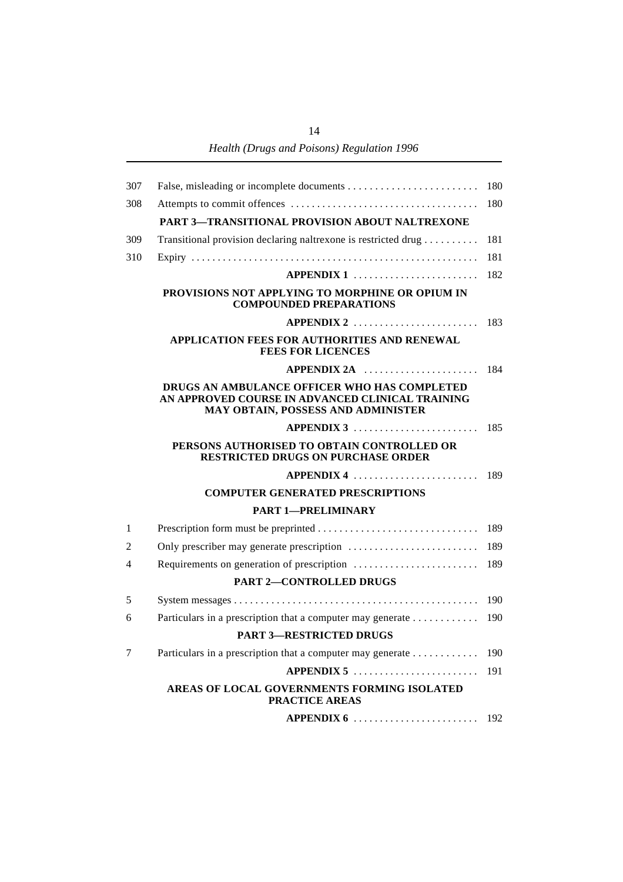| | | |
|---|---|---|
| 307 | False, misleading or incomplete documents | 180 |
| 308 | Attempts to commit offences | 180 |
| | **PART 3—TRANSITIONAL PROVISION ABOUT NALTREXONE** | |
| 309 | Transitional provision declaring naltrexone is restricted drug | 181 |
| 310 | Expiry | 181 |
| | **APPENDIX 1** | 182 |
| | **PROVISIONS NOT APPLYING TO MORPHINE OR OPIUM IN COMPOUNDED PREPARATIONS** | |
| | **APPENDIX 2** | 183 |
| | **APPLICATION FEES FOR AUTHORITIES AND RENEWAL FEES FOR LICENCES** | |
| | **APPENDIX 2A** | 184 |
| | **DRUGS AN AMBULANCE OFFICER WHO HAS COMPLETED AN APPROVED COURSE IN ADVANCED CLINICAL TRAINING MAY OBTAIN, POSSESS AND ADMINISTER** | |
| | **APPENDIX 3** | 185 |
| | **PERSONS AUTHORISED TO OBTAIN CONTROLLED OR RESTRICTED DRUGS ON PURCHASE ORDER** | |
| | **APPENDIX 4** | 189 |
| | **COMPUTER GENERATED PRESCRIPTIONS** | |
| | **PART 1—PRELIMINARY** | |
| 1 | Prescription form must be preprinted | 189 |
| 2 | Only prescriber may generate prescription | 189 |
| 4 | Requirements on generation of prescription | 189 |
| | **PART 2—CONTROLLED DRUGS** | |
| 5 | System messages | 190 |
| 6 | Particulars in a prescription that a computer may generate | 190 |
| | **PART 3—RESTRICTED DRUGS** | |
| 7 | Particulars in a prescription that a computer may generate | 190 |
| | **APPENDIX 5** | 191 |
| | **AREAS OF LOCAL GOVERNMENTS FORMING ISOLATED PRACTICE AREAS** | |
| | **APPENDIX 6** | 192 |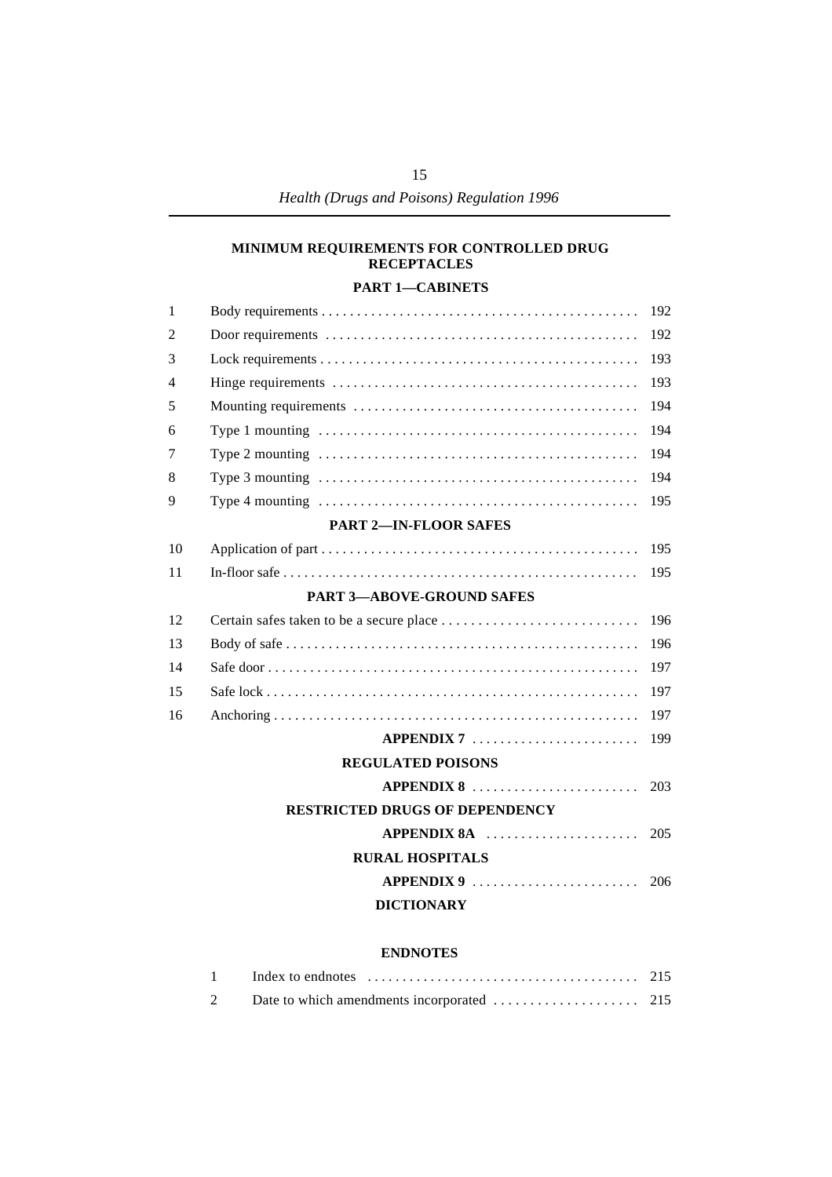**MINIMUM REQUIREMENTS FOR CONTROLLED DRUG RECEPTACLES**

**PART 1—CABINETS**

| | | |
|---|---|---|
| 1 | Body requirements | 192 |
| 2 | Door requirements | 192 |
| 3 | Lock requirements | 193 |
| 4 | Hinge requirements | 193 |
| 5 | Mounting requirements | 194 |
| 6 | Type 1 mounting | 194 |
| 7 | Type 2 mounting | 194 |
| 8 | Type 3 mounting | 194 |
| 9 | Type 4 mounting | 195 |

**PART 2—IN-FLOOR SAFES**

| | | |
|---|---|---|
| 10 | Application of part | 195 |
| 11 | In-floor safe | 195 |

**PART 3—ABOVE-GROUND SAFES**

| | | |
|---|---|---|
| 12 | Certain safes taken to be a secure place | 196 |
| 13 | Body of safe | 196 |
| 14 | Safe door | 197 |
| 15 | Safe lock | 197 |
| 16 | Anchoring | 197 |

**APPENDIX 7** . . . . . . . . . . . . . . . . . . . . . . . 199

**REGULATED POISONS**

**APPENDIX 8** . . . . . . . . . . . . . . . . . . . . . . . 203

**RESTRICTED DRUGS OF DEPENDENCY**

**APPENDIX 8A** . . . . . . . . . . . . . . . . . . . . . 205

**RURAL HOSPITALS**

**APPENDIX 9** . . . . . . . . . . . . . . . . . . . . . . . 206

**DICTIONARY**

**ENDNOTES**

| | | |
|---|---|---|
| 1 | Index to endnotes | 215 |
| 2 | Date to which amendments incorporated | 215 |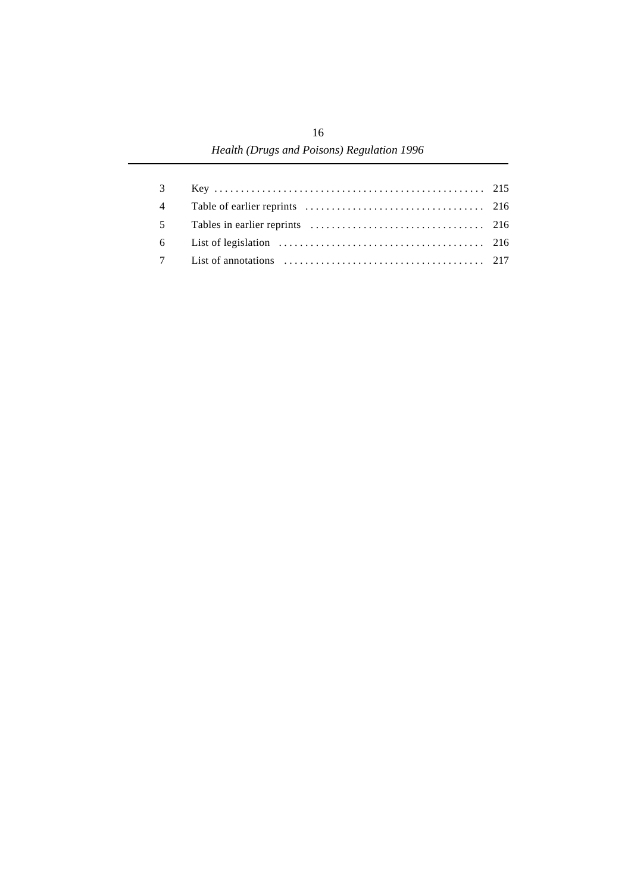| | | |
|---|---|---|
| 3 | Key | 215 |
| 4 | Table of earlier reprints | 216 |
| 5 | Tables in earlier reprints | 216 |
| 6 | List of legislation | 216 |
| 7 | List of annotations | 217 |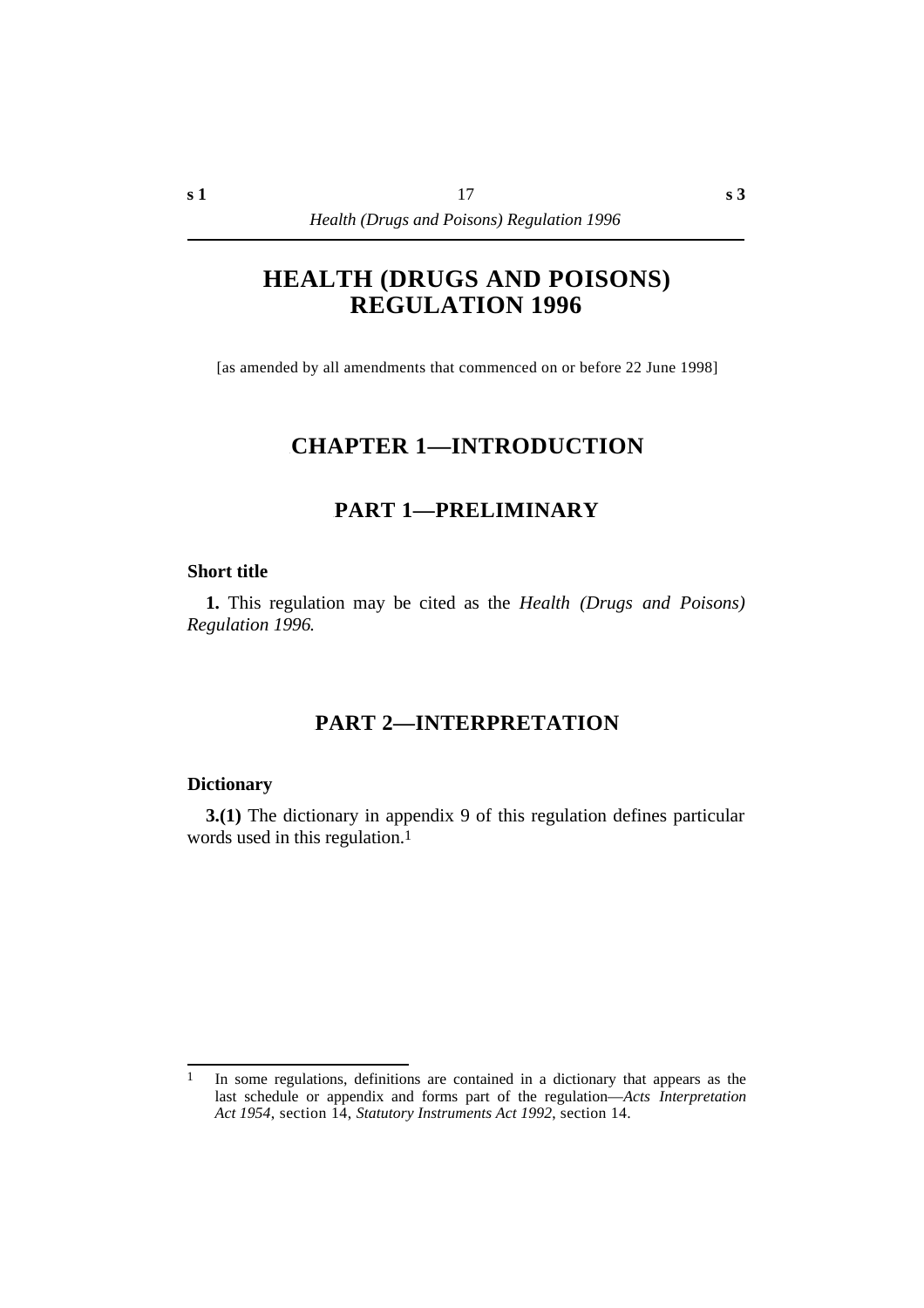# HEALTH (DRUGS AND POISONS) REGULATION 1996

[as amended by all amendments that commenced on or before 22 June 1998]

## CHAPTER 1—INTRODUCTION

### PART 1—PRELIMINARY

**Short title**

**1.** This regulation may be cited as the *Health (Drugs and Poisons) Regulation 1996*.

### PART 2—INTERPRETATION

**Dictionary**

**3.(1)** The dictionary in appendix 9 of this regulation defines particular words used in this regulation.[1]

---

[1] In some regulations, definitions are contained in a dictionary that appears as the last schedule or appendix and forms part of the regulation—*Acts Interpretation Act 1954*, section 14, *Statutory Instruments Act 1992*, section 14.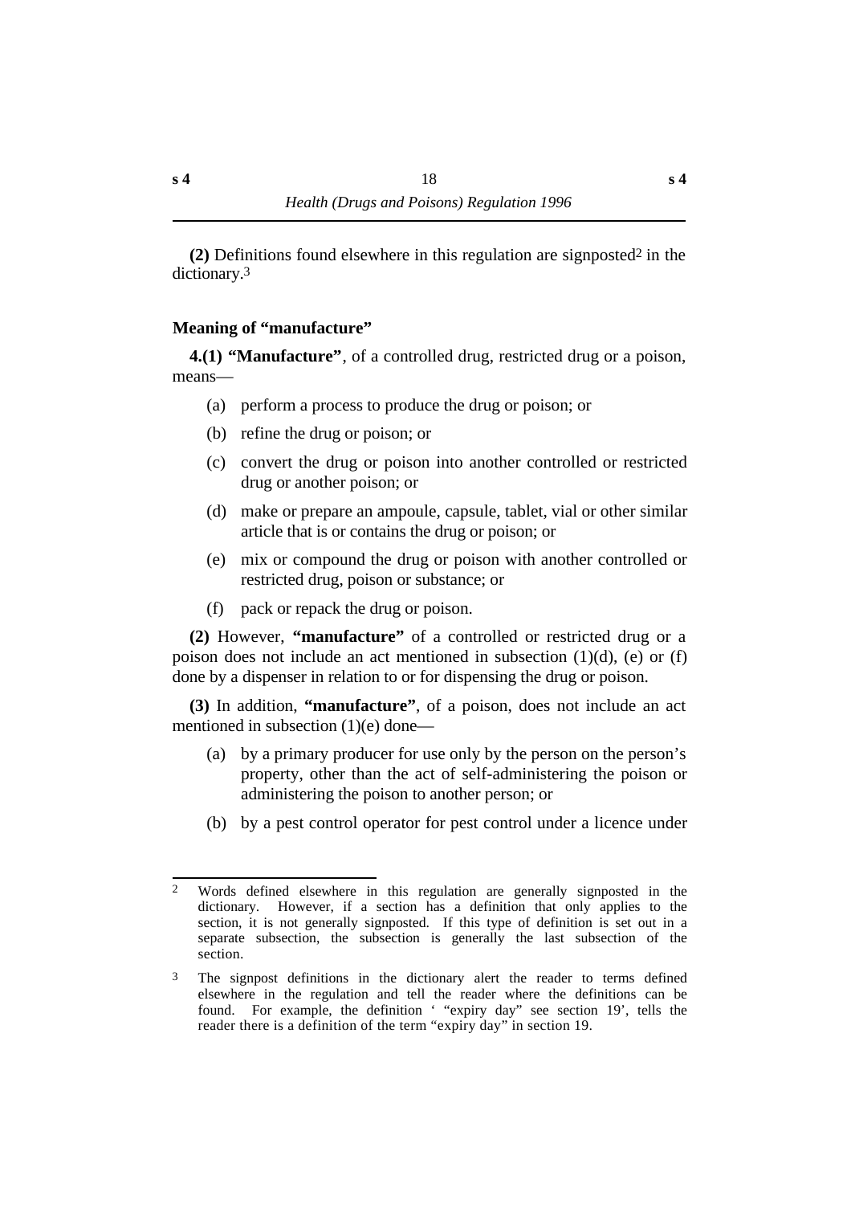**(2)** Definitions found elsewhere in this regulation are signposted[2] in the dictionary.[3]

### Meaning of "manufacture"

**4.(1) "Manufacture"**, of a controlled drug, restricted drug or a poison, means—

- (a) perform a process to produce the drug or poison; or
- (b) refine the drug or poison; or
- (c) convert the drug or poison into another controlled or restricted drug or another poison; or
- (d) make or prepare an ampoule, capsule, tablet, vial or other similar article that is or contains the drug or poison; or
- (e) mix or compound the drug or poison with another controlled or restricted drug, poison or substance; or
- (f) pack or repack the drug or poison.

**(2)** However, **"manufacture"** of a controlled or restricted drug or a poison does not include an act mentioned in subsection (1)(d), (e) or (f) done by a dispenser in relation to or for dispensing the drug or poison.

**(3)** In addition, **"manufacture"**, of a poison, does not include an act mentioned in subsection (1)(e) done—

- (a) by a primary producer for use only by the person on the person's property, other than the act of self-administering the poison or administering the poison to another person; or
- (b) by a pest control operator for pest control under a licence under

---

[2] Words defined elsewhere in this regulation are generally signposted in the dictionary. However, if a section has a definition that only applies to the section, it is not generally signposted. If this type of definition is set out in a separate subsection, the subsection is generally the last subsection of the section.

[3] The signpost definitions in the dictionary alert the reader to terms defined elsewhere in the regulation and tell the reader where the definitions can be found. For example, the definition ' "expiry day" see section 19', tells the reader there is a definition of the term "expiry day" in section 19.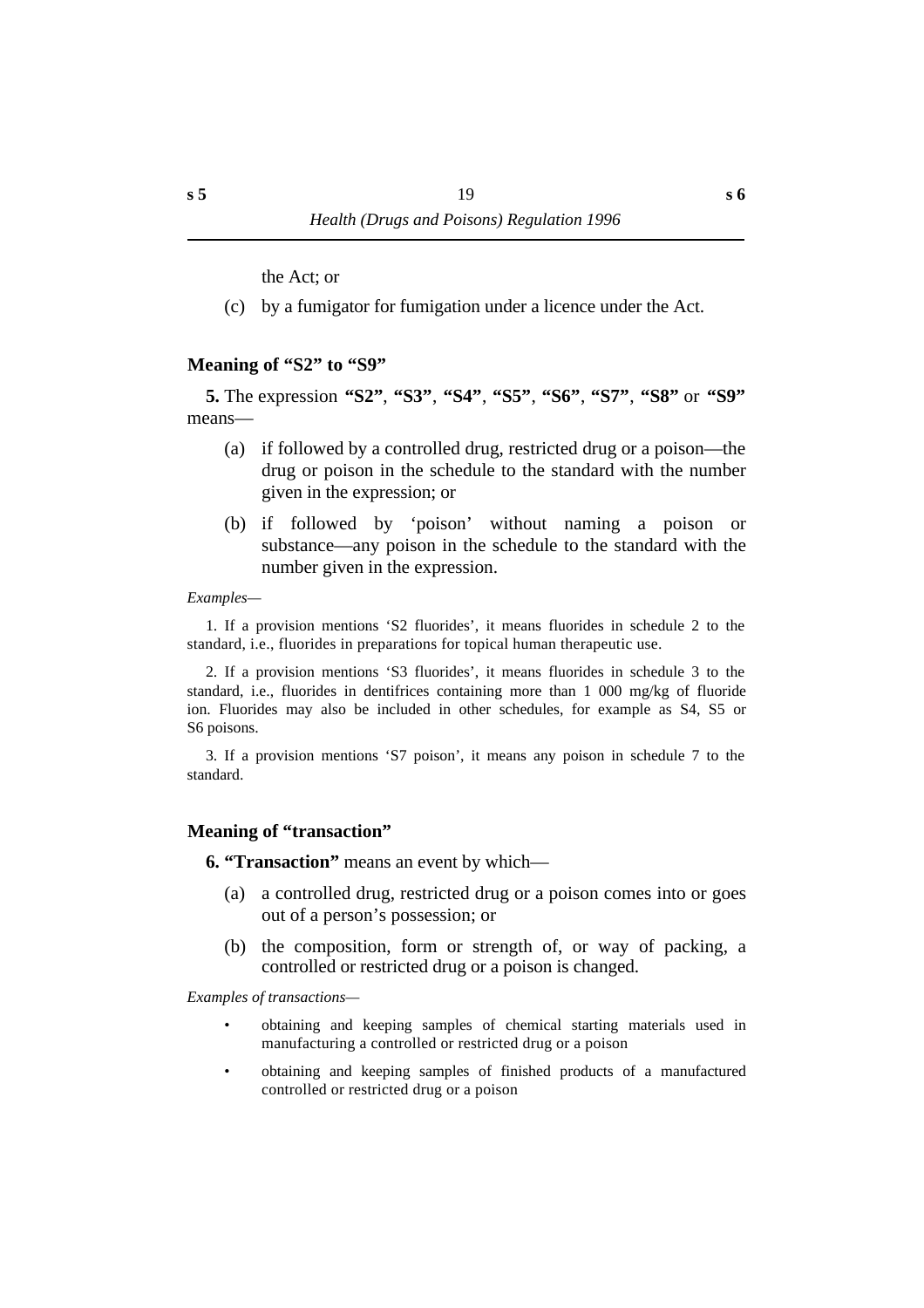the Act; or

(c) by a fumigator for fumigation under a licence under the Act.

### Meaning of "S2" to "S9"

**5.** The expression **"S2"**, **"S3"**, **"S4"**, **"S5"**, **"S6"**, **"S7"**, **"S8"** or **"S9"** means—

(a) if followed by a controlled drug, restricted drug or a poison—the drug or poison in the schedule to the standard with the number given in the expression; or

(b) if followed by 'poison' without naming a poison or substance—any poison in the schedule to the standard with the number given in the expression.

*Examples—*

1. If a provision mentions 'S2 fluorides', it means fluorides in schedule 2 to the standard, i.e., fluorides in preparations for topical human therapeutic use.

2. If a provision mentions 'S3 fluorides', it means fluorides in schedule 3 to the standard, i.e., fluorides in dentifrices containing more than 1 000 mg/kg of fluoride ion. Fluorides may also be included in other schedules, for example as S4, S5 or S6 poisons.

3. If a provision mentions 'S7 poison', it means any poison in schedule 7 to the standard.

### Meaning of "transaction"

**6. "Transaction"** means an event by which—

(a) a controlled drug, restricted drug or a poison comes into or goes out of a person's possession; or

(b) the composition, form or strength of, or way of packing, a controlled or restricted drug or a poison is changed.

*Examples of transactions—*

- obtaining and keeping samples of chemical starting materials used in manufacturing a controlled or restricted drug or a poison
- obtaining and keeping samples of finished products of a manufactured controlled or restricted drug or a poison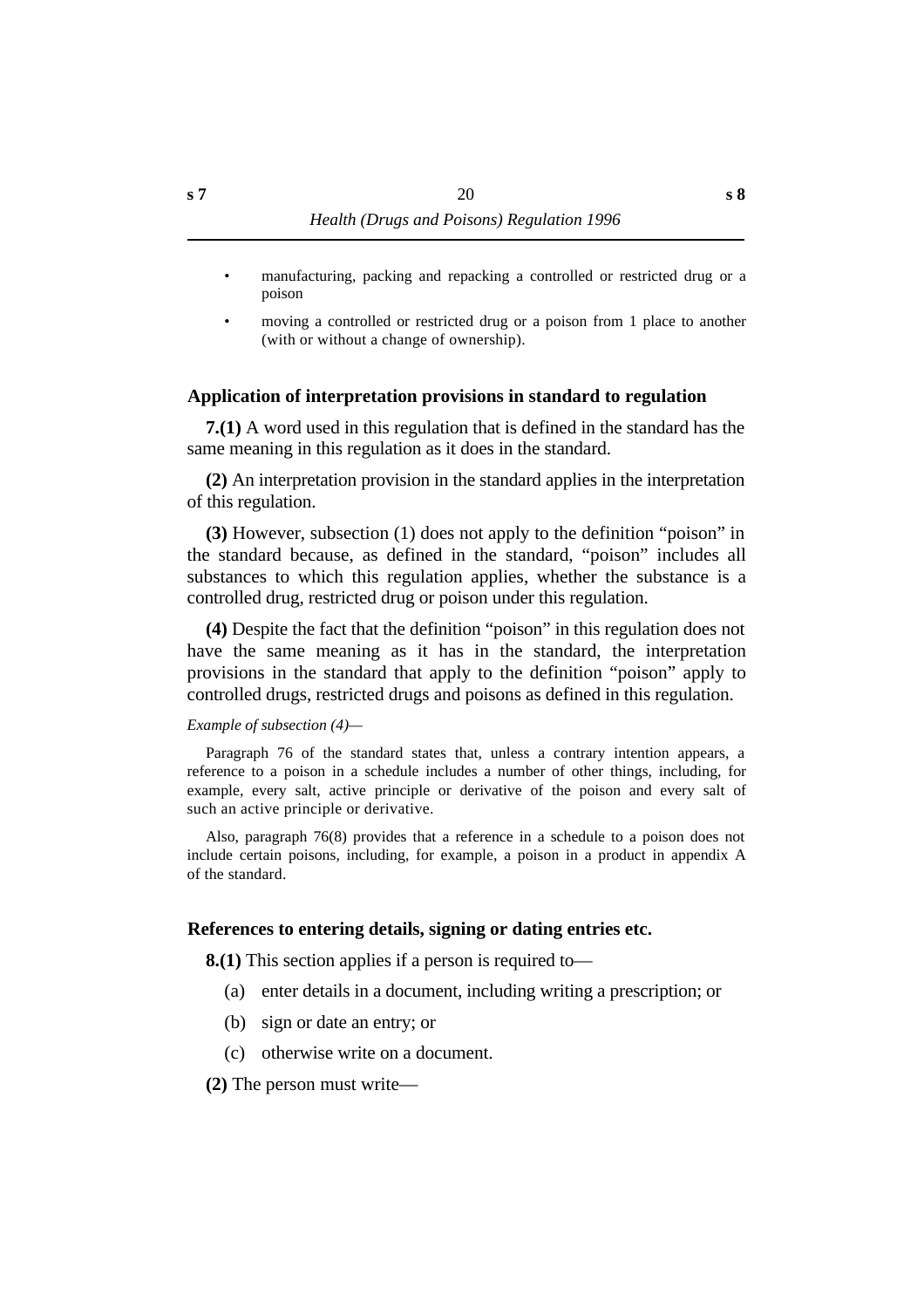- manufacturing, packing and repacking a controlled or restricted drug or a poison
- moving a controlled or restricted drug or a poison from 1 place to another (with or without a change of ownership).

### Application of interpretation provisions in standard to regulation

**7.(1)** A word used in this regulation that is defined in the standard has the same meaning in this regulation as it does in the standard.

**(2)** An interpretation provision in the standard applies in the interpretation of this regulation.

**(3)** However, subsection (1) does not apply to the definition "poison" in the standard because, as defined in the standard, "poison" includes all substances to which this regulation applies, whether the substance is a controlled drug, restricted drug or poison under this regulation.

**(4)** Despite the fact that the definition "poison" in this regulation does not have the same meaning as it has in the standard, the interpretation provisions in the standard that apply to the definition "poison" apply to controlled drugs, restricted drugs and poisons as defined in this regulation.

*Example of subsection (4)—*

Paragraph 76 of the standard states that, unless a contrary intention appears, a reference to a poison in a schedule includes a number of other things, including, for example, every salt, active principle or derivative of the poison and every salt of such an active principle or derivative.

Also, paragraph 76(8) provides that a reference in a schedule to a poison does not include certain poisons, including, for example, a poison in a product in appendix A of the standard.

### References to entering details, signing or dating entries etc.

**8.(1)** This section applies if a person is required to—

(a) enter details in a document, including writing a prescription; or

(b) sign or date an entry; or

(c) otherwise write on a document.

**(2)** The person must write—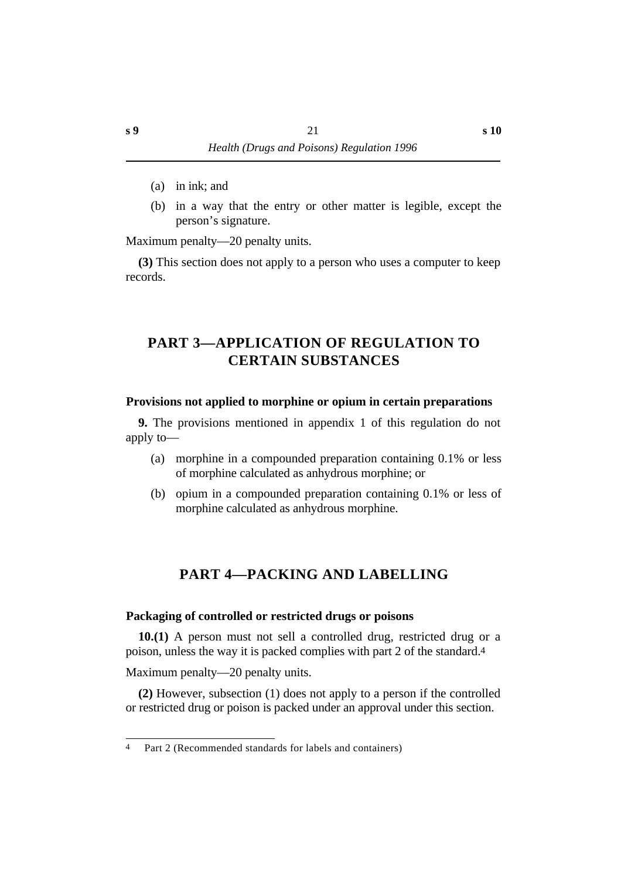(a) in ink; and

(b) in a way that the entry or other matter is legible, except the person's signature.

Maximum penalty—20 penalty units.

**(3)** This section does not apply to a person who uses a computer to keep records.

## PART 3—APPLICATION OF REGULATION TO CERTAIN SUBSTANCES

### Provisions not applied to morphine or opium in certain preparations

**9.** The provisions mentioned in appendix 1 of this regulation do not apply to—

(a) morphine in a compounded preparation containing 0.1% or less of morphine calculated as anhydrous morphine; or

(b) opium in a compounded preparation containing 0.1% or less of morphine calculated as anhydrous morphine.

## PART 4—PACKING AND LABELLING

### Packaging of controlled or restricted drugs or poisons

**10.(1)** A person must not sell a controlled drug, restricted drug or a poison, unless the way it is packed complies with part 2 of the standard.[4]

Maximum penalty—20 penalty units.

**(2)** However, subsection (1) does not apply to a person if the controlled or restricted drug or poison is packed under an approval under this section.

---

[4] Part 2 (Recommended standards for labels and containers)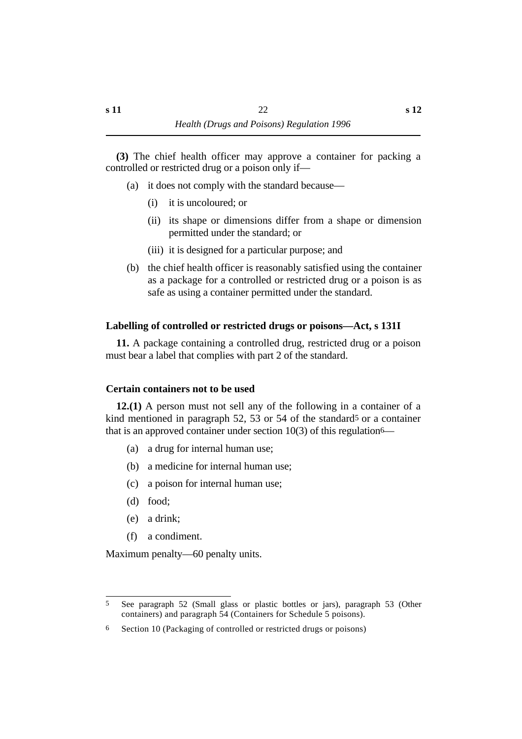**(3)** The chief health officer may approve a container for packing a controlled or restricted drug or a poison only if—

(a) it does not comply with the standard because—

(i) it is uncoloured; or

(ii) its shape or dimensions differ from a shape or dimension permitted under the standard; or

(iii) it is designed for a particular purpose; and

(b) the chief health officer is reasonably satisfied using the container as a package for a controlled or restricted drug or a poison is as safe as using a container permitted under the standard.

### Labelling of controlled or restricted drugs or poisons—Act, s 131I

**11.** A package containing a controlled drug, restricted drug or a poison must bear a label that complies with part 2 of the standard.

### Certain containers not to be used

**12.(1)** A person must not sell any of the following in a container of a kind mentioned in paragraph 52, 53 or 54 of the standard[5] or a container that is an approved container under section 10(3) of this regulation[6]—

(a) a drug for internal human use;

(b) a medicine for internal human use;

(c) a poison for internal human use;

(d) food;

(e) a drink;

(f) a condiment.

Maximum penalty—60 penalty units.

---

5 See paragraph 52 (Small glass or plastic bottles or jars), paragraph 53 (Other containers) and paragraph 54 (Containers for Schedule 5 poisons).

6 Section 10 (Packaging of controlled or restricted drugs or poisons)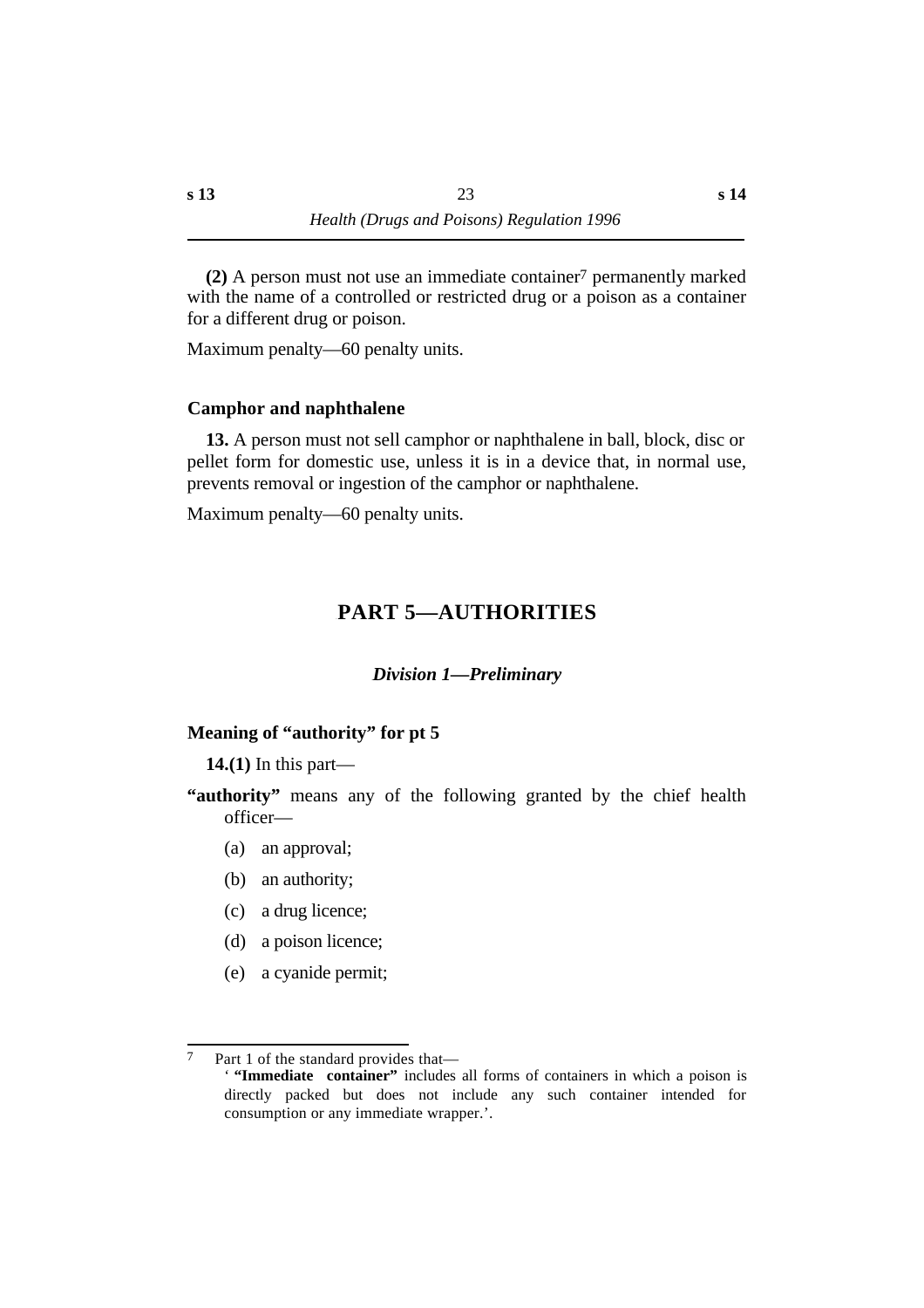**(2)** A person must not use an immediate container[7] permanently marked with the name of a controlled or restricted drug or a poison as a container for a different drug or poison.

Maximum penalty—60 penalty units.

### Camphor and naphthalene

**13.** A person must not sell camphor or naphthalene in ball, block, disc or pellet form for domestic use, unless it is in a device that, in normal use, prevents removal or ingestion of the camphor or naphthalene.

Maximum penalty—60 penalty units.

# PART 5—AUTHORITIES

## *Division 1—Preliminary*

### Meaning of "authority" for pt 5

**14.(1)** In this part—

**"authority"** means any of the following granted by the chief health officer—

(a) an approval;

(b) an authority;

(c) a drug licence;

(d) a poison licence;

(e) a cyanide permit;

---

[7] Part 1 of the standard provides that—
' **"Immediate container"** includes all forms of containers in which a poison is directly packed but does not include any such container intended for consumption or any immediate wrapper.'.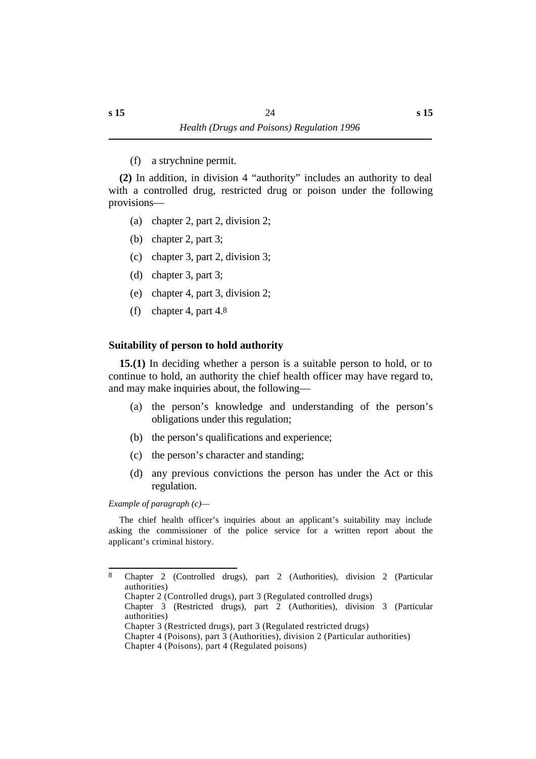(f) a strychnine permit.

**(2)** In addition, in division 4 "authority" includes an authority to deal with a controlled drug, restricted drug or poison under the following provisions—

(a) chapter 2, part 2, division 2;

(b) chapter 2, part 3;

(c) chapter 3, part 2, division 3;

(d) chapter 3, part 3;

(e) chapter 4, part 3, division 2;

(f) chapter 4, part 4.[8]

### Suitability of person to hold authority

**15.(1)** In deciding whether a person is a suitable person to hold, or to continue to hold, an authority the chief health officer may have regard to, and may make inquiries about, the following—

(a) the person's knowledge and understanding of the person's obligations under this regulation;

(b) the person's qualifications and experience;

(c) the person's character and standing;

(d) any previous convictions the person has under the Act or this regulation.

*Example of paragraph (c)—*

The chief health officer's inquiries about an applicant's suitability may include asking the commissioner of the police service for a written report about the applicant's criminal history.

---

8 Chapter 2 (Controlled drugs), part 2 (Authorities), division 2 (Particular authorities)
Chapter 2 (Controlled drugs), part 3 (Regulated controlled drugs)
Chapter 3 (Restricted drugs), part 2 (Authorities), division 3 (Particular authorities)
Chapter 3 (Restricted drugs), part 3 (Regulated restricted drugs)
Chapter 4 (Poisons), part 3 (Authorities), division 2 (Particular authorities)
Chapter 4 (Poisons), part 4 (Regulated poisons)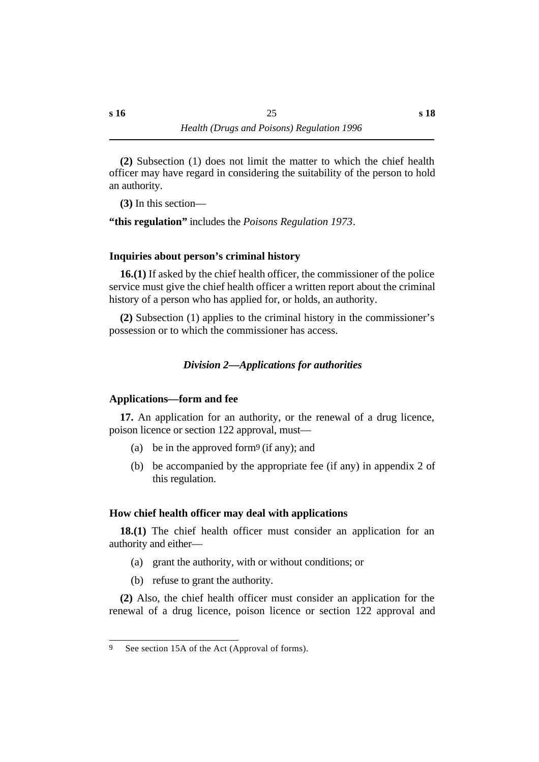**(2)** Subsection (1) does not limit the matter to which the chief health officer may have regard in considering the suitability of the person to hold an authority.

**(3)** In this section—

**"this regulation"** includes the *Poisons Regulation 1973*.

### Inquiries about person's criminal history

**16.(1)** If asked by the chief health officer, the commissioner of the police service must give the chief health officer a written report about the criminal history of a person who has applied for, or holds, an authority.

**(2)** Subsection (1) applies to the criminal history in the commissioner's possession or to which the commissioner has access.

## *Division 2—Applications for authorities*

### Applications—form and fee

**17.** An application for an authority, or the renewal of a drug licence, poison licence or section 122 approval, must—

(a) be in the approved form[9] (if any); and

(b) be accompanied by the appropriate fee (if any) in appendix 2 of this regulation.

### How chief health officer may deal with applications

**18.(1)** The chief health officer must consider an application for an authority and either—

(a) grant the authority, with or without conditions; or

(b) refuse to grant the authority.

**(2)** Also, the chief health officer must consider an application for the renewal of a drug licence, poison licence or section 122 approval and

---

9 See section 15A of the Act (Approval of forms).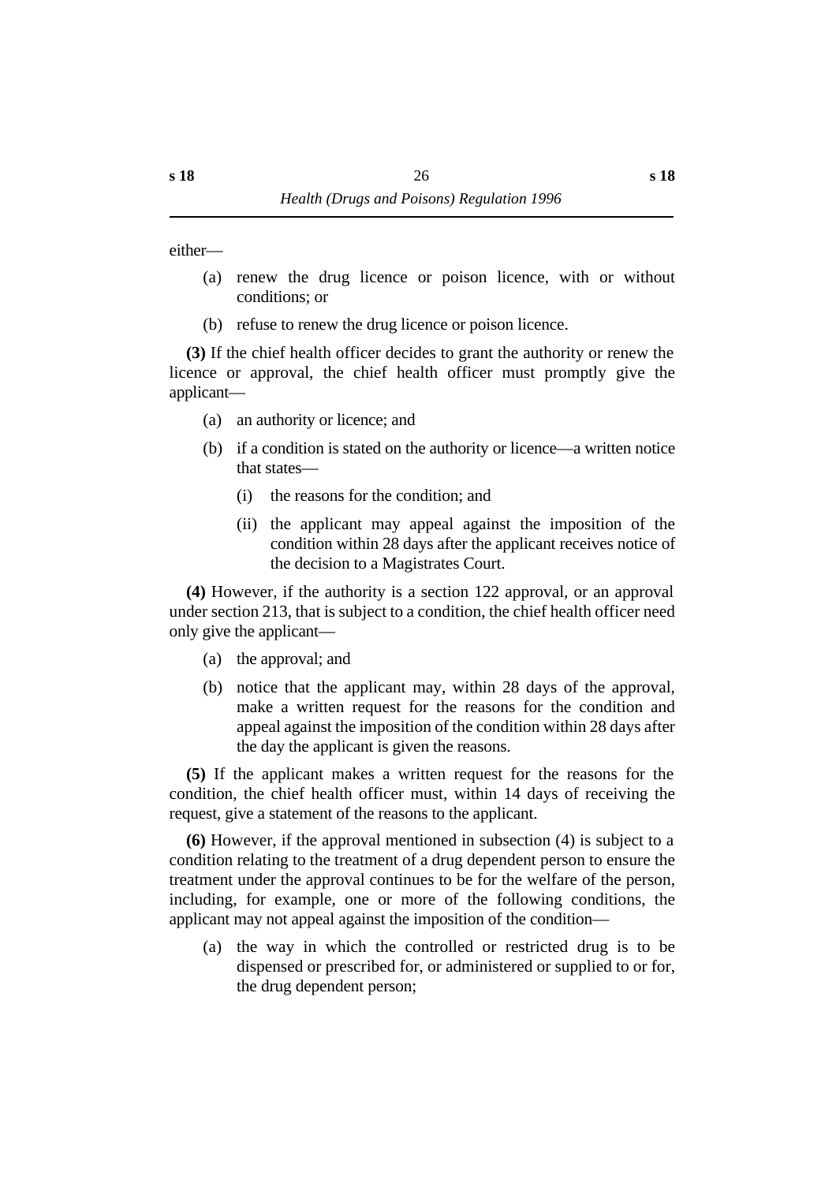either—

(a) renew the drug licence or poison licence, with or without conditions; or

(b) refuse to renew the drug licence or poison licence.

**(3)** If the chief health officer decides to grant the authority or renew the licence or approval, the chief health officer must promptly give the applicant—

(a) an authority or licence; and

(b) if a condition is stated on the authority or licence—a written notice that states—

(i) the reasons for the condition; and

(ii) the applicant may appeal against the imposition of the condition within 28 days after the applicant receives notice of the decision to a Magistrates Court.

**(4)** However, if the authority is a section 122 approval, or an approval under section 213, that is subject to a condition, the chief health officer need only give the applicant—

(a) the approval; and

(b) notice that the applicant may, within 28 days of the approval, make a written request for the reasons for the condition and appeal against the imposition of the condition within 28 days after the day the applicant is given the reasons.

**(5)** If the applicant makes a written request for the reasons for the condition, the chief health officer must, within 14 days of receiving the request, give a statement of the reasons to the applicant.

**(6)** However, if the approval mentioned in subsection (4) is subject to a condition relating to the treatment of a drug dependent person to ensure the treatment under the approval continues to be for the welfare of the person, including, for example, one or more of the following conditions, the applicant may not appeal against the imposition of the condition—

(a) the way in which the controlled or restricted drug is to be dispensed or prescribed for, or administered or supplied to or for, the drug dependent person;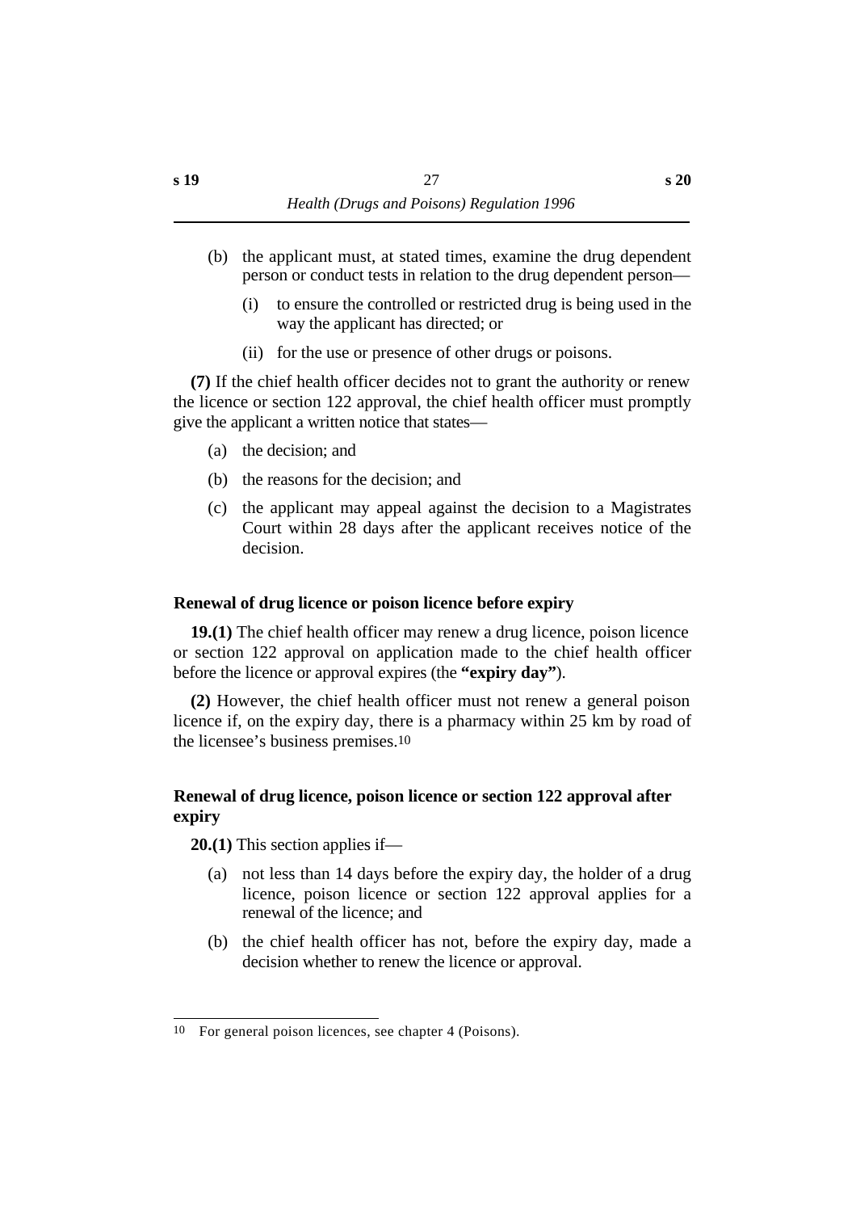(b) the applicant must, at stated times, examine the drug dependent person or conduct tests in relation to the drug dependent person—

  (i) to ensure the controlled or restricted drug is being used in the way the applicant has directed; or

  (ii) for the use or presence of other drugs or poisons.

**(7)** If the chief health officer decides not to grant the authority or renew the licence or section 122 approval, the chief health officer must promptly give the applicant a written notice that states—

(a) the decision; and

(b) the reasons for the decision; and

(c) the applicant may appeal against the decision to a Magistrates Court within 28 days after the applicant receives notice of the decision.

### Renewal of drug licence or poison licence before expiry

**19.(1)** The chief health officer may renew a drug licence, poison licence or section 122 approval on application made to the chief health officer before the licence or approval expires (the **"expiry day"**).

**(2)** However, the chief health officer must not renew a general poison licence if, on the expiry day, there is a pharmacy within 25 km by road of the licensee's business premises.[10]

### Renewal of drug licence, poison licence or section 122 approval after expiry

**20.(1)** This section applies if—

(a) not less than 14 days before the expiry day, the holder of a drug licence, poison licence or section 122 approval applies for a renewal of the licence; and

(b) the chief health officer has not, before the expiry day, made a decision whether to renew the licence or approval.

---

10 For general poison licences, see chapter 4 (Poisons).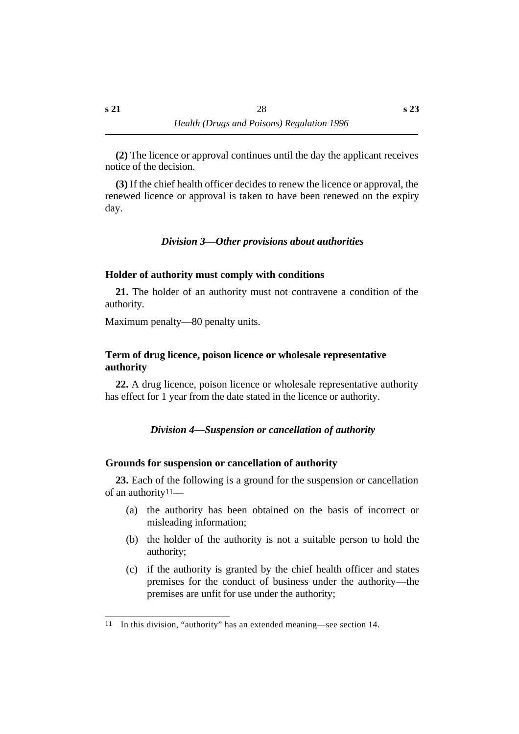**(2)** The licence or approval continues until the day the applicant receives notice of the decision.

**(3)** If the chief health officer decides to renew the licence or approval, the renewed licence or approval is taken to have been renewed on the expiry day.

### *Division 3—Other provisions about authorities*

#### Holder of authority must comply with conditions

**21.** The holder of an authority must not contravene a condition of the authority.

Maximum penalty—80 penalty units.

#### Term of drug licence, poison licence or wholesale representative authority

**22.** A drug licence, poison licence or wholesale representative authority has effect for 1 year from the date stated in the licence or authority.

### *Division 4—Suspension or cancellation of authority*

#### Grounds for suspension or cancellation of authority

**23.** Each of the following is a ground for the suspension or cancellation of an authority[11]—

- (a) the authority has been obtained on the basis of incorrect or misleading information;
- (b) the holder of the authority is not a suitable person to hold the authority;
- (c) if the authority is granted by the chief health officer and states premises for the conduct of business under the authority—the premises are unfit for use under the authority;

---

[11] In this division, "authority" has an extended meaning—see section 14.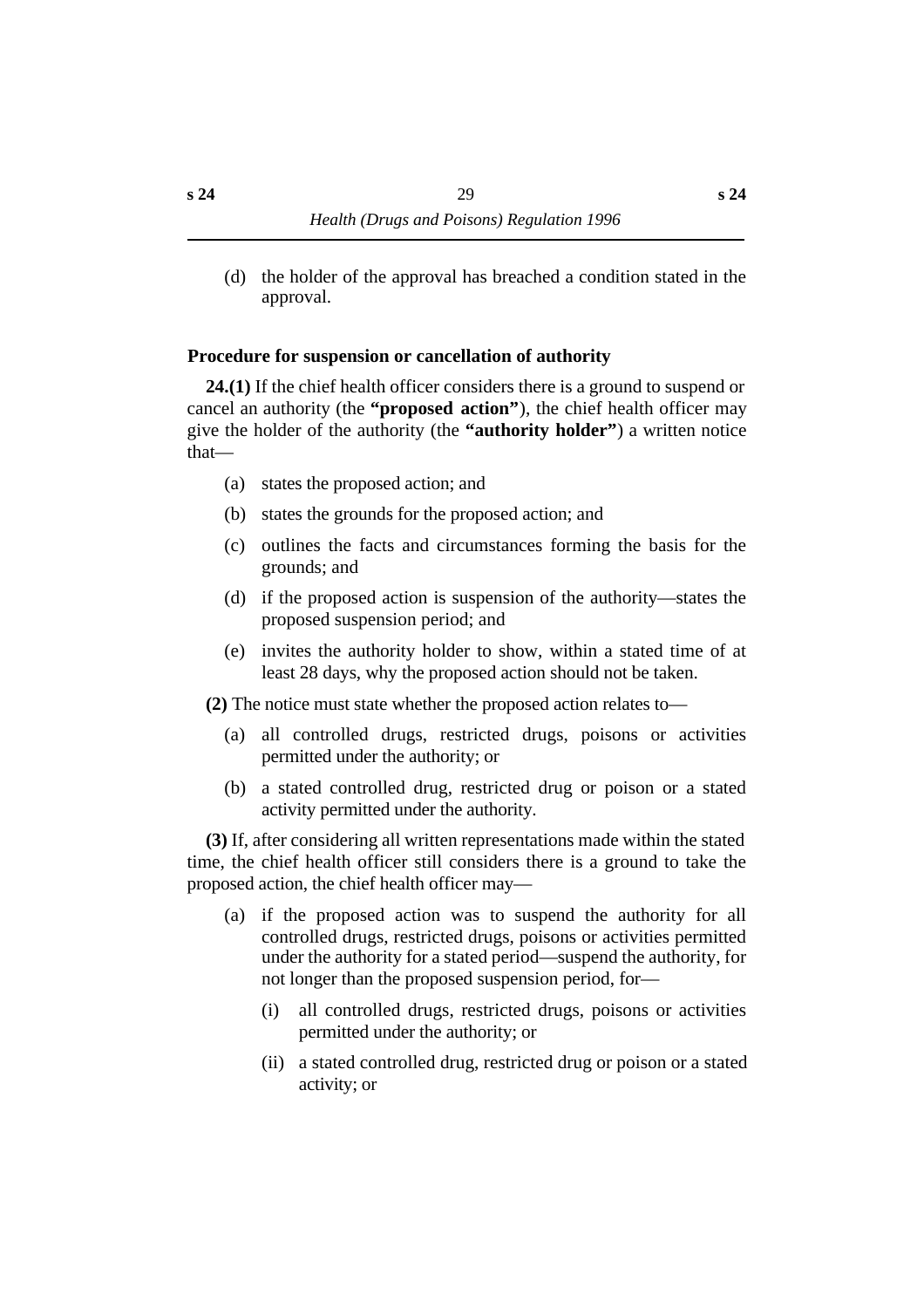(d) the holder of the approval has breached a condition stated in the approval.

### Procedure for suspension or cancellation of authority

**24.(1)** If the chief health officer considers there is a ground to suspend or cancel an authority (the **"proposed action"**), the chief health officer may give the holder of the authority (the **"authority holder"**) a written notice that—

- (a) states the proposed action; and
- (b) states the grounds for the proposed action; and
- (c) outlines the facts and circumstances forming the basis for the grounds; and
- (d) if the proposed action is suspension of the authority—states the proposed suspension period; and
- (e) invites the authority holder to show, within a stated time of at least 28 days, why the proposed action should not be taken.

**(2)** The notice must state whether the proposed action relates to—

- (a) all controlled drugs, restricted drugs, poisons or activities permitted under the authority; or
- (b) a stated controlled drug, restricted drug or poison or a stated activity permitted under the authority.

**(3)** If, after considering all written representations made within the stated time, the chief health officer still considers there is a ground to take the proposed action, the chief health officer may—

- (a) if the proposed action was to suspend the authority for all controlled drugs, restricted drugs, poisons or activities permitted under the authority for a stated period—suspend the authority, for not longer than the proposed suspension period, for—
  - (i) all controlled drugs, restricted drugs, poisons or activities permitted under the authority; or
  - (ii) a stated controlled drug, restricted drug or poison or a stated activity; or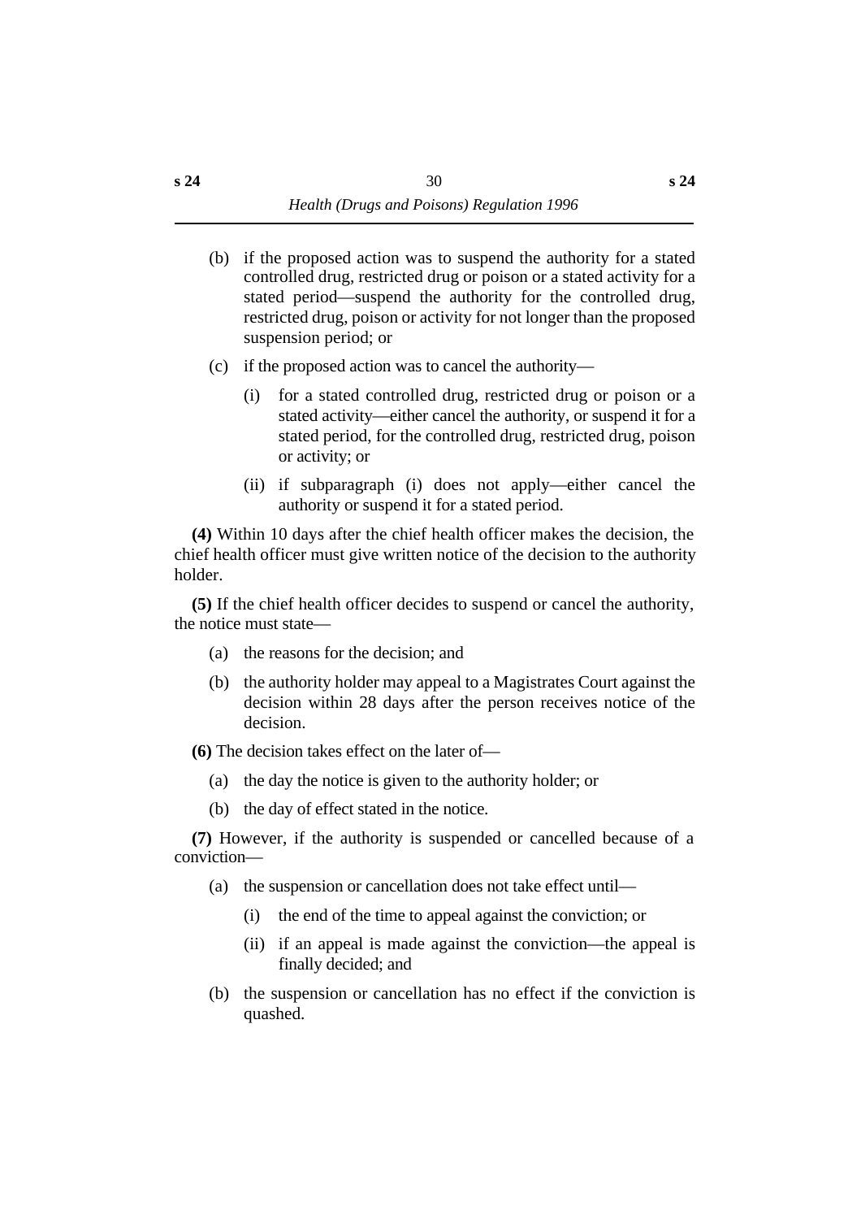(b) if the proposed action was to suspend the authority for a stated controlled drug, restricted drug or poison or a stated activity for a stated period—suspend the authority for the controlled drug, restricted drug, poison or activity for not longer than the proposed suspension period; or

(c) if the proposed action was to cancel the authority—

  (i) for a stated controlled drug, restricted drug or poison or a stated activity—either cancel the authority, or suspend it for a stated period, for the controlled drug, restricted drug, poison or activity; or

  (ii) if subparagraph (i) does not apply—either cancel the authority or suspend it for a stated period.

**(4)** Within 10 days after the chief health officer makes the decision, the chief health officer must give written notice of the decision to the authority holder.

**(5)** If the chief health officer decides to suspend or cancel the authority, the notice must state—

(a) the reasons for the decision; and

(b) the authority holder may appeal to a Magistrates Court against the decision within 28 days after the person receives notice of the decision.

**(6)** The decision takes effect on the later of—

(a) the day the notice is given to the authority holder; or

(b) the day of effect stated in the notice.

**(7)** However, if the authority is suspended or cancelled because of a conviction—

(a) the suspension or cancellation does not take effect until—

  (i) the end of the time to appeal against the conviction; or

  (ii) if an appeal is made against the conviction—the appeal is finally decided; and

(b) the suspension or cancellation has no effect if the conviction is quashed.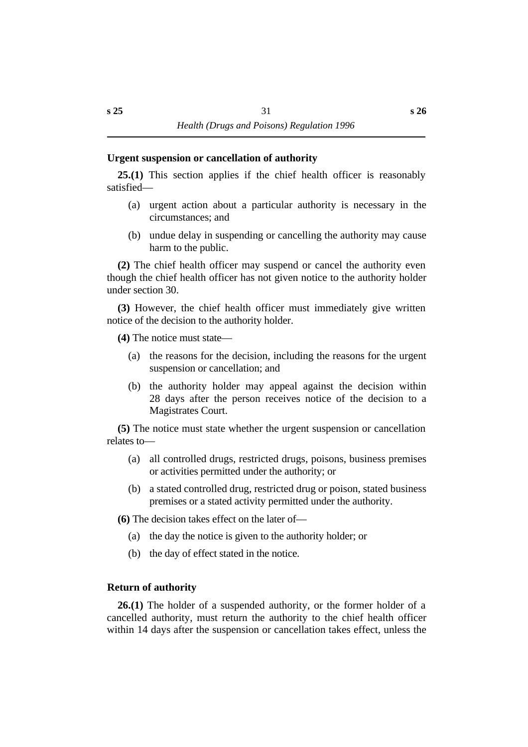### Urgent suspension or cancellation of authority

**25.(1)** This section applies if the chief health officer is reasonably satisfied—

(a) urgent action about a particular authority is necessary in the circumstances; and

(b) undue delay in suspending or cancelling the authority may cause harm to the public.

**(2)** The chief health officer may suspend or cancel the authority even though the chief health officer has not given notice to the authority holder under section 30.

**(3)** However, the chief health officer must immediately give written notice of the decision to the authority holder.

**(4)** The notice must state—

(a) the reasons for the decision, including the reasons for the urgent suspension or cancellation; and

(b) the authority holder may appeal against the decision within 28 days after the person receives notice of the decision to a Magistrates Court.

**(5)** The notice must state whether the urgent suspension or cancellation relates to—

(a) all controlled drugs, restricted drugs, poisons, business premises or activities permitted under the authority; or

(b) a stated controlled drug, restricted drug or poison, stated business premises or a stated activity permitted under the authority.

**(6)** The decision takes effect on the later of—

(a) the day the notice is given to the authority holder; or

(b) the day of effect stated in the notice.

### Return of authority

**26.(1)** The holder of a suspended authority, or the former holder of a cancelled authority, must return the authority to the chief health officer within 14 days after the suspension or cancellation takes effect, unless the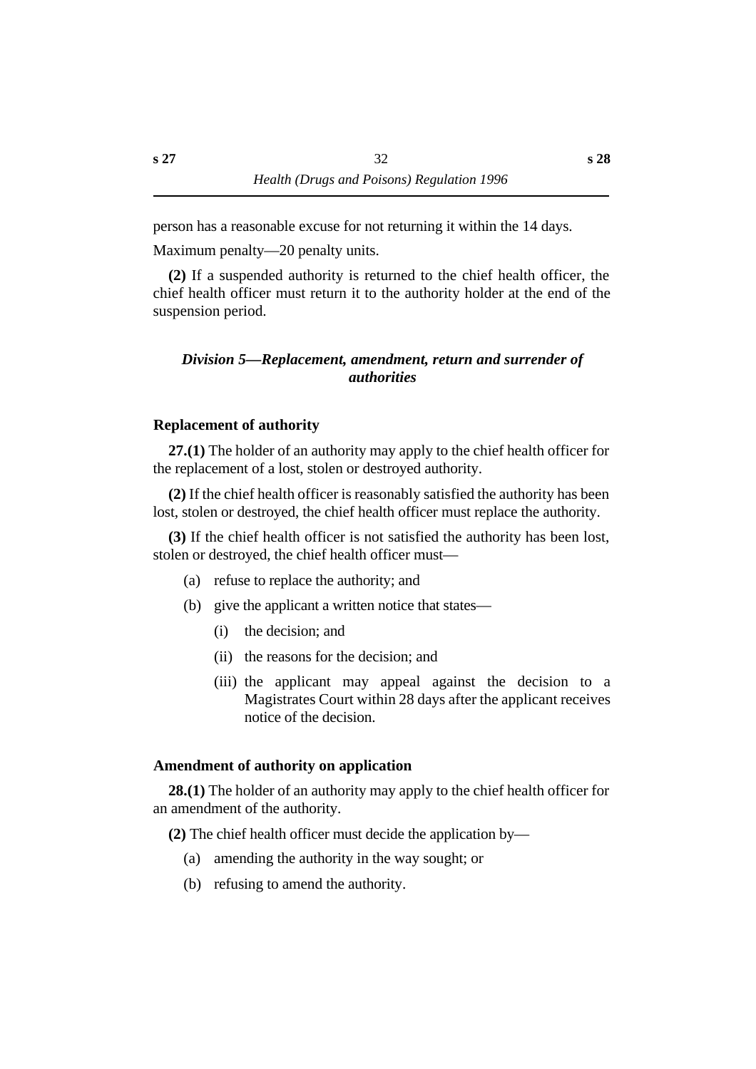person has a reasonable excuse for not returning it within the 14 days.

Maximum penalty—20 penalty units.

**(2)** If a suspended authority is returned to the chief health officer, the chief health officer must return it to the authority holder at the end of the suspension period.

## *Division 5—Replacement, amendment, return and surrender of authorities*

### Replacement of authority

**27.(1)** The holder of an authority may apply to the chief health officer for the replacement of a lost, stolen or destroyed authority.

**(2)** If the chief health officer is reasonably satisfied the authority has been lost, stolen or destroyed, the chief health officer must replace the authority.

**(3)** If the chief health officer is not satisfied the authority has been lost, stolen or destroyed, the chief health officer must—

- (a) refuse to replace the authority; and
- (b) give the applicant a written notice that states—
  - (i) the decision; and
  - (ii) the reasons for the decision; and
  - (iii) the applicant may appeal against the decision to a Magistrates Court within 28 days after the applicant receives notice of the decision.

### Amendment of authority on application

**28.(1)** The holder of an authority may apply to the chief health officer for an amendment of the authority.

**(2)** The chief health officer must decide the application by—

- (a) amending the authority in the way sought; or
- (b) refusing to amend the authority.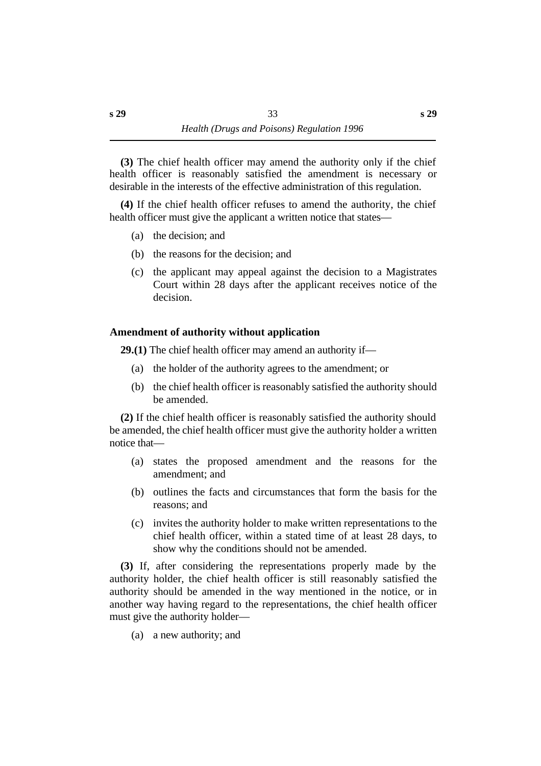**(3)** The chief health officer may amend the authority only if the chief health officer is reasonably satisfied the amendment is necessary or desirable in the interests of the effective administration of this regulation.

**(4)** If the chief health officer refuses to amend the authority, the chief health officer must give the applicant a written notice that states—

(a) the decision; and

(b) the reasons for the decision; and

(c) the applicant may appeal against the decision to a Magistrates Court within 28 days after the applicant receives notice of the decision.

### Amendment of authority without application

**29.(1)** The chief health officer may amend an authority if—

(a) the holder of the authority agrees to the amendment; or

(b) the chief health officer is reasonably satisfied the authority should be amended.

**(2)** If the chief health officer is reasonably satisfied the authority should be amended, the chief health officer must give the authority holder a written notice that—

(a) states the proposed amendment and the reasons for the amendment; and

(b) outlines the facts and circumstances that form the basis for the reasons; and

(c) invites the authority holder to make written representations to the chief health officer, within a stated time of at least 28 days, to show why the conditions should not be amended.

**(3)** If, after considering the representations properly made by the authority holder, the chief health officer is still reasonably satisfied the authority should be amended in the way mentioned in the notice, or in another way having regard to the representations, the chief health officer must give the authority holder—

(a) a new authority; and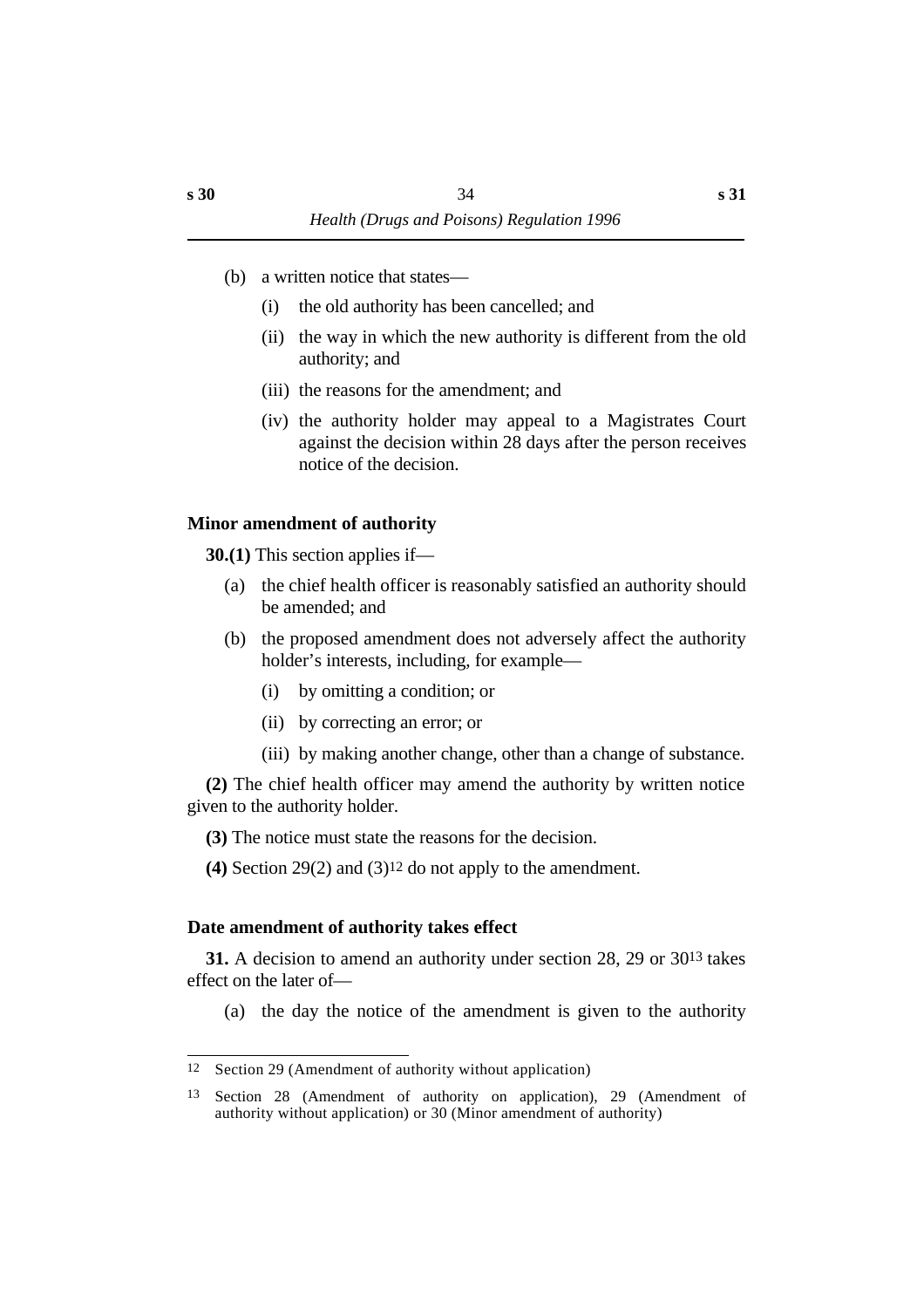(b) a written notice that states—

(i) the old authority has been cancelled; and

(ii) the way in which the new authority is different from the old authority; and

(iii) the reasons for the amendment; and

(iv) the authority holder may appeal to a Magistrates Court against the decision within 28 days after the person receives notice of the decision.

### Minor amendment of authority

**30.(1)** This section applies if—

(a) the chief health officer is reasonably satisfied an authority should be amended; and

(b) the proposed amendment does not adversely affect the authority holder's interests, including, for example—

(i) by omitting a condition; or

(ii) by correcting an error; or

(iii) by making another change, other than a change of substance.

**(2)** The chief health officer may amend the authority by written notice given to the authority holder.

**(3)** The notice must state the reasons for the decision.

**(4)** Section 29(2) and (3)[12] do not apply to the amendment.

### Date amendment of authority takes effect

**31.** A decision to amend an authority under section 28, 29 or 30[13] takes effect on the later of—

(a) the day the notice of the amendment is given to the authority

---

12 Section 29 (Amendment of authority without application)

13 Section 28 (Amendment of authority on application), 29 (Amendment of authority without application) or 30 (Minor amendment of authority)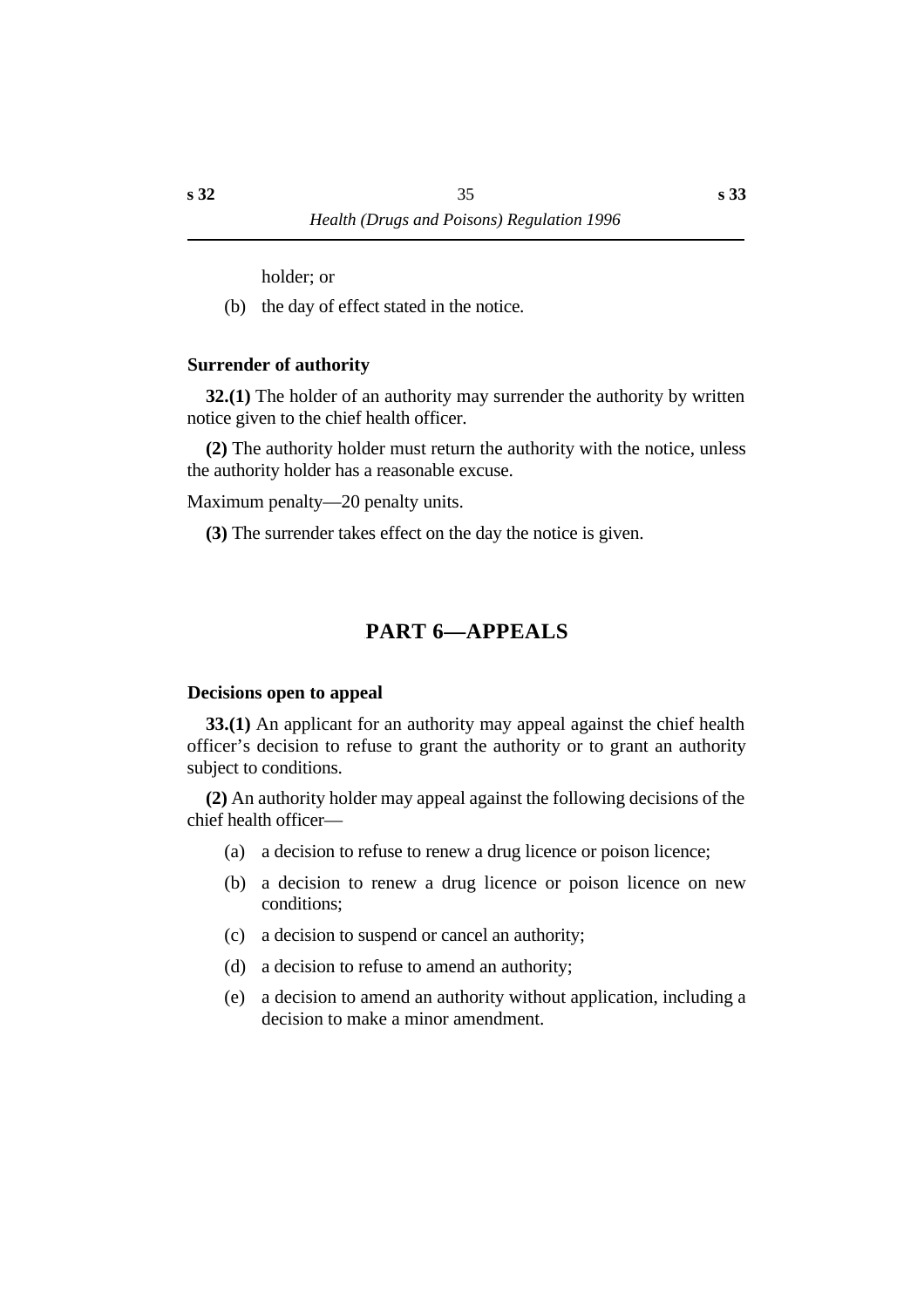holder; or

(b) the day of effect stated in the notice.

### Surrender of authority

**32.(1)** The holder of an authority may surrender the authority by written notice given to the chief health officer.

**(2)** The authority holder must return the authority with the notice, unless the authority holder has a reasonable excuse.

Maximum penalty—20 penalty units.

**(3)** The surrender takes effect on the day the notice is given.

## PART 6—APPEALS

### Decisions open to appeal

**33.(1)** An applicant for an authority may appeal against the chief health officer's decision to refuse to grant the authority or to grant an authority subject to conditions.

**(2)** An authority holder may appeal against the following decisions of the chief health officer—

(a) a decision to refuse to renew a drug licence or poison licence;

(b) a decision to renew a drug licence or poison licence on new conditions;

(c) a decision to suspend or cancel an authority;

(d) a decision to refuse to amend an authority;

(e) a decision to amend an authority without application, including a decision to make a minor amendment.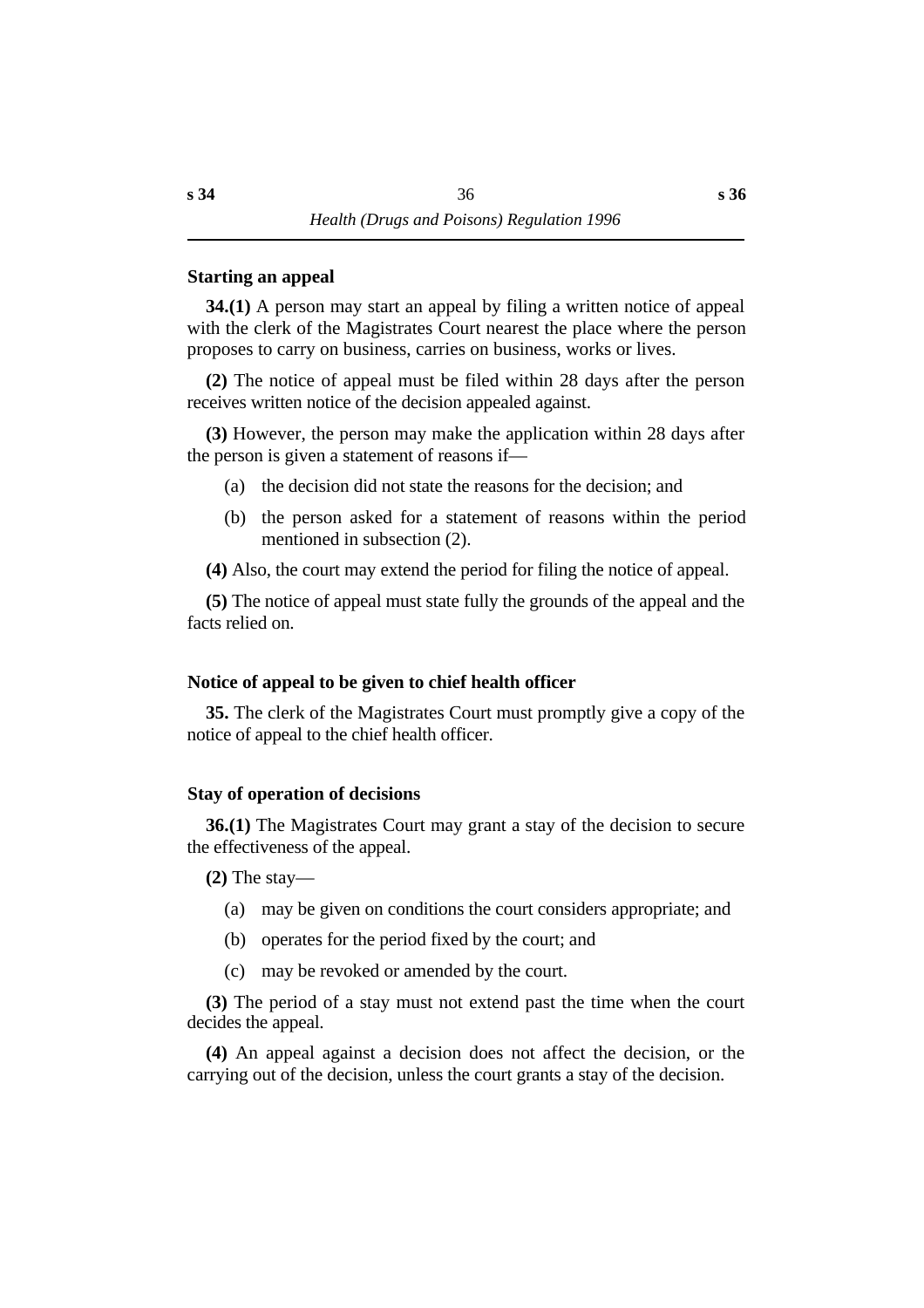### Starting an appeal

**34.(1)** A person may start an appeal by filing a written notice of appeal with the clerk of the Magistrates Court nearest the place where the person proposes to carry on business, carries on business, works or lives.

**(2)** The notice of appeal must be filed within 28 days after the person receives written notice of the decision appealed against.

**(3)** However, the person may make the application within 28 days after the person is given a statement of reasons if—

- (a) the decision did not state the reasons for the decision; and
- (b) the person asked for a statement of reasons within the period mentioned in subsection (2).

**(4)** Also, the court may extend the period for filing the notice of appeal.

**(5)** The notice of appeal must state fully the grounds of the appeal and the facts relied on.

### Notice of appeal to be given to chief health officer

**35.** The clerk of the Magistrates Court must promptly give a copy of the notice of appeal to the chief health officer.

### Stay of operation of decisions

**36.(1)** The Magistrates Court may grant a stay of the decision to secure the effectiveness of the appeal.

**(2)** The stay—

- (a) may be given on conditions the court considers appropriate; and
- (b) operates for the period fixed by the court; and
- (c) may be revoked or amended by the court.

**(3)** The period of a stay must not extend past the time when the court decides the appeal.

**(4)** An appeal against a decision does not affect the decision, or the carrying out of the decision, unless the court grants a stay of the decision.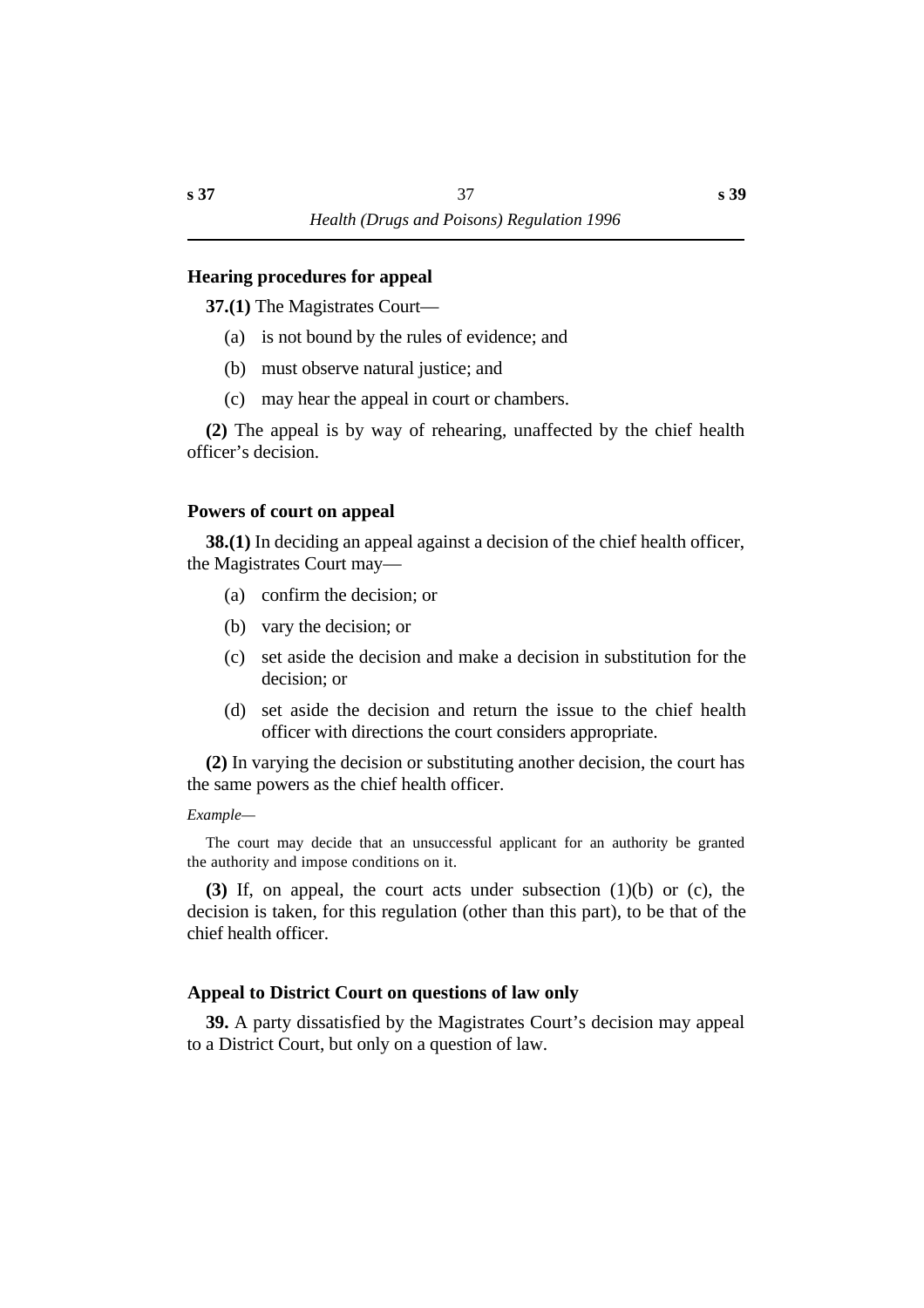### Hearing procedures for appeal

**37.(1)** The Magistrates Court—

(a) is not bound by the rules of evidence; and

(b) must observe natural justice; and

(c) may hear the appeal in court or chambers.

**(2)** The appeal is by way of rehearing, unaffected by the chief health officer's decision.

### Powers of court on appeal

**38.(1)** In deciding an appeal against a decision of the chief health officer, the Magistrates Court may—

(a) confirm the decision; or

(b) vary the decision; or

(c) set aside the decision and make a decision in substitution for the decision; or

(d) set aside the decision and return the issue to the chief health officer with directions the court considers appropriate.

**(2)** In varying the decision or substituting another decision, the court has the same powers as the chief health officer.

*Example—*

The court may decide that an unsuccessful applicant for an authority be granted the authority and impose conditions on it.

**(3)** If, on appeal, the court acts under subsection (1)(b) or (c), the decision is taken, for this regulation (other than this part), to be that of the chief health officer.

### Appeal to District Court on questions of law only

**39.** A party dissatisfied by the Magistrates Court's decision may appeal to a District Court, but only on a question of law.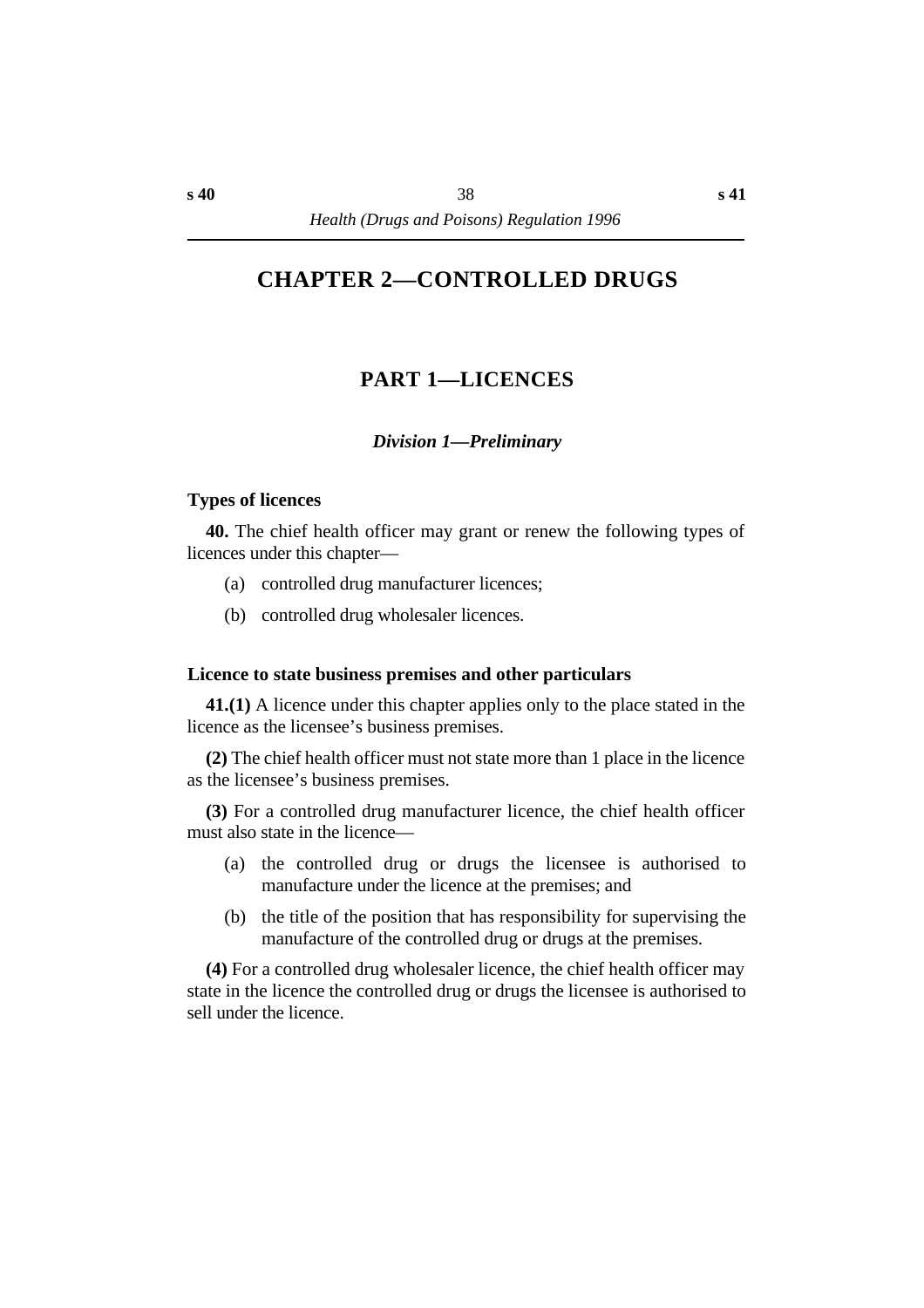# CHAPTER 2—CONTROLLED DRUGS

## PART 1—LICENCES

### *Division 1—Preliminary*

**Types of licences**

**40.** The chief health officer may grant or renew the following types of licences under this chapter—

(a) controlled drug manufacturer licences;

(b) controlled drug wholesaler licences.

**Licence to state business premises and other particulars**

**41.(1)** A licence under this chapter applies only to the place stated in the licence as the licensee's business premises.

**(2)** The chief health officer must not state more than 1 place in the licence as the licensee's business premises.

**(3)** For a controlled drug manufacturer licence, the chief health officer must also state in the licence—

(a) the controlled drug or drugs the licensee is authorised to manufacture under the licence at the premises; and

(b) the title of the position that has responsibility for supervising the manufacture of the controlled drug or drugs at the premises.

**(4)** For a controlled drug wholesaler licence, the chief health officer may state in the licence the controlled drug or drugs the licensee is authorised to sell under the licence.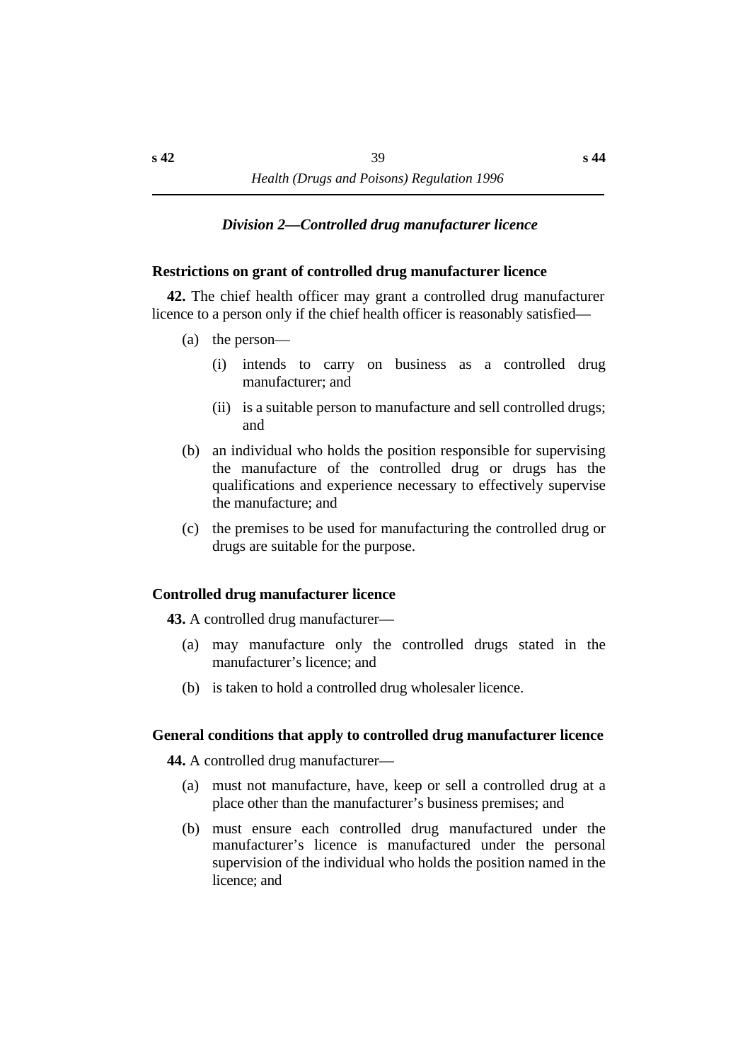## *Division 2—Controlled drug manufacturer licence*

### Restrictions on grant of controlled drug manufacturer licence

**42.** The chief health officer may grant a controlled drug manufacturer licence to a person only if the chief health officer is reasonably satisfied—

- (a) the person—
  - (i) intends to carry on business as a controlled drug manufacturer; and
  - (ii) is a suitable person to manufacture and sell controlled drugs; and
- (b) an individual who holds the position responsible for supervising the manufacture of the controlled drug or drugs has the qualifications and experience necessary to effectively supervise the manufacture; and
- (c) the premises to be used for manufacturing the controlled drug or drugs are suitable for the purpose.

### Controlled drug manufacturer licence

**43.** A controlled drug manufacturer—

- (a) may manufacture only the controlled drugs stated in the manufacturer's licence; and
- (b) is taken to hold a controlled drug wholesaler licence.

### General conditions that apply to controlled drug manufacturer licence

**44.** A controlled drug manufacturer—

- (a) must not manufacture, have, keep or sell a controlled drug at a place other than the manufacturer's business premises; and
- (b) must ensure each controlled drug manufactured under the manufacturer's licence is manufactured under the personal supervision of the individual who holds the position named in the licence; and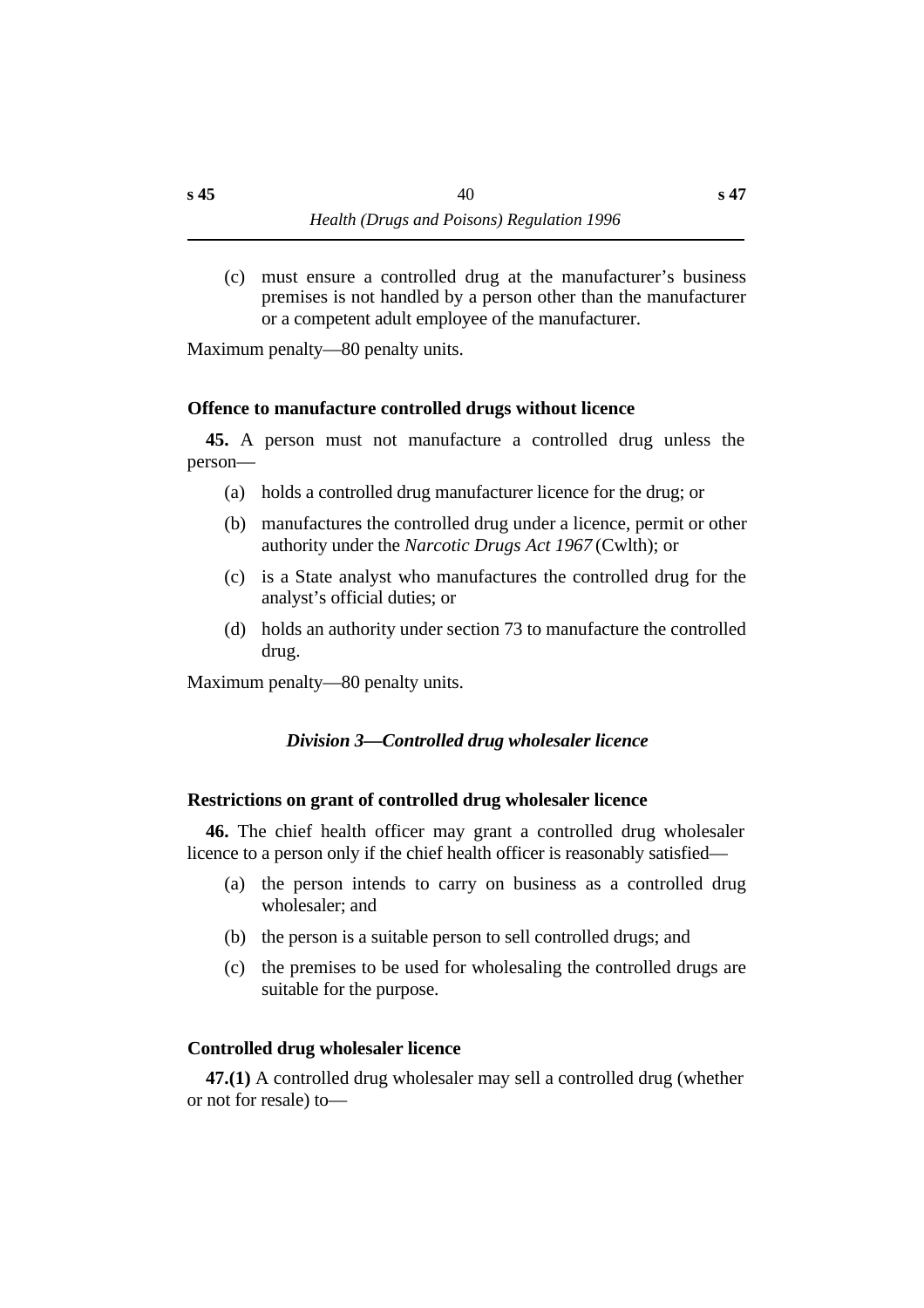(c) must ensure a controlled drug at the manufacturer's business premises is not handled by a person other than the manufacturer or a competent adult employee of the manufacturer.

Maximum penalty—80 penalty units.

**Offence to manufacture controlled drugs without licence**

**45.** A person must not manufacture a controlled drug unless the person—

(a) holds a controlled drug manufacturer licence for the drug; or

(b) manufactures the controlled drug under a licence, permit or other authority under the *Narcotic Drugs Act 1967* (Cwlth); or

(c) is a State analyst who manufactures the controlled drug for the analyst's official duties; or

(d) holds an authority under section 73 to manufacture the controlled drug.

Maximum penalty—80 penalty units.

### *Division 3—Controlled drug wholesaler licence*

**Restrictions on grant of controlled drug wholesaler licence**

**46.** The chief health officer may grant a controlled drug wholesaler licence to a person only if the chief health officer is reasonably satisfied—

(a) the person intends to carry on business as a controlled drug wholesaler; and

(b) the person is a suitable person to sell controlled drugs; and

(c) the premises to be used for wholesaling the controlled drugs are suitable for the purpose.

**Controlled drug wholesaler licence**

**47.(1)** A controlled drug wholesaler may sell a controlled drug (whether or not for resale) to—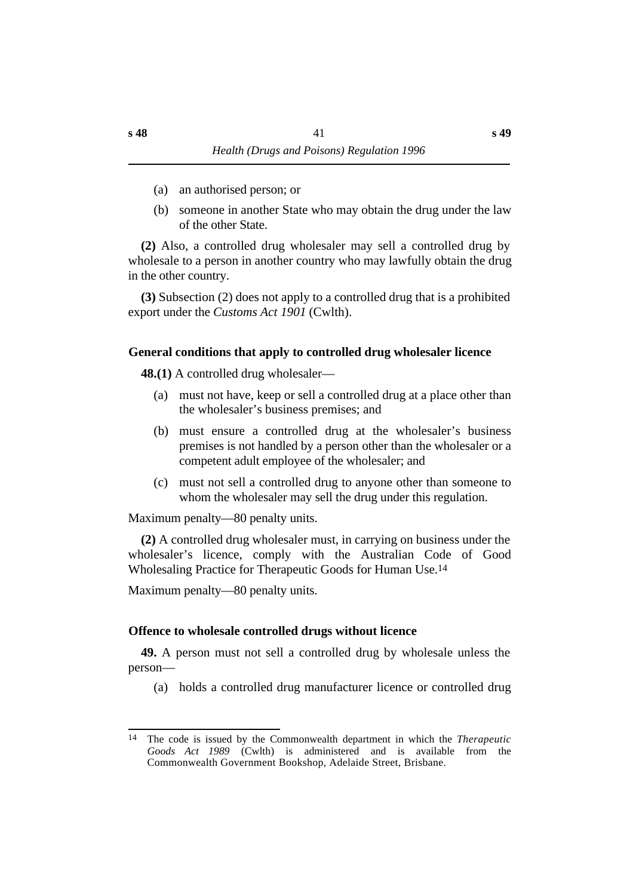(a) an authorised person; or

(b) someone in another State who may obtain the drug under the law of the other State.

**(2)** Also, a controlled drug wholesaler may sell a controlled drug by wholesale to a person in another country who may lawfully obtain the drug in the other country.

**(3)** Subsection (2) does not apply to a controlled drug that is a prohibited export under the *Customs Act 1901* (Cwlth).

### General conditions that apply to controlled drug wholesaler licence

**48.(1)** A controlled drug wholesaler—

(a) must not have, keep or sell a controlled drug at a place other than the wholesaler's business premises; and

(b) must ensure a controlled drug at the wholesaler's business premises is not handled by a person other than the wholesaler or a competent adult employee of the wholesaler; and

(c) must not sell a controlled drug to anyone other than someone to whom the wholesaler may sell the drug under this regulation.

Maximum penalty—80 penalty units.

**(2)** A controlled drug wholesaler must, in carrying on business under the wholesaler's licence, comply with the Australian Code of Good Wholesaling Practice for Therapeutic Goods for Human Use.[14]

Maximum penalty—80 penalty units.

### Offence to wholesale controlled drugs without licence

**49.** A person must not sell a controlled drug by wholesale unless the person—

(a) holds a controlled drug manufacturer licence or controlled drug

---

[14] The code is issued by the Commonwealth department in which the *Therapeutic Goods Act 1989* (Cwlth) is administered and is available from the Commonwealth Government Bookshop, Adelaide Street, Brisbane.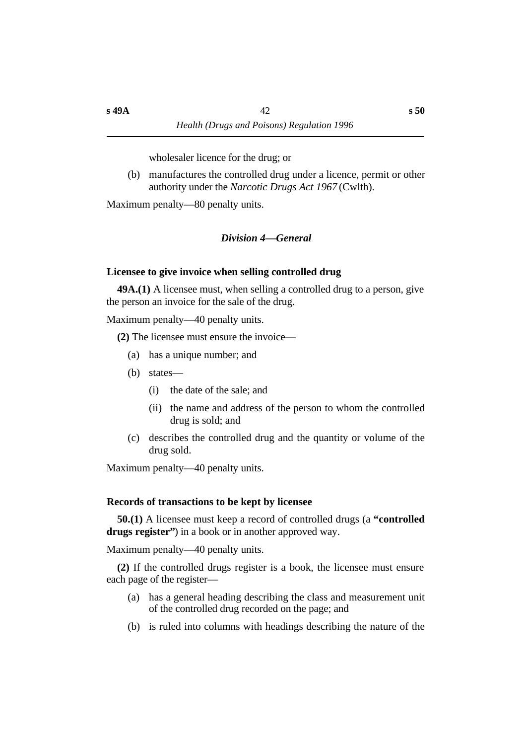wholesaler licence for the drug; or

(b) manufactures the controlled drug under a licence, permit or other authority under the *Narcotic Drugs Act 1967* (Cwlth).

Maximum penalty—80 penalty units.

### *Division 4—General*

#### Licensee to give invoice when selling controlled drug

**49A.(1)** A licensee must, when selling a controlled drug to a person, give the person an invoice for the sale of the drug.

Maximum penalty—40 penalty units.

**(2)** The licensee must ensure the invoice—

(a) has a unique number; and

(b) states—

(i) the date of the sale; and

(ii) the name and address of the person to whom the controlled drug is sold; and

(c) describes the controlled drug and the quantity or volume of the drug sold.

Maximum penalty—40 penalty units.

#### Records of transactions to be kept by licensee

**50.(1)** A licensee must keep a record of controlled drugs (a **"controlled drugs register"**) in a book or in another approved way.

Maximum penalty—40 penalty units.

**(2)** If the controlled drugs register is a book, the licensee must ensure each page of the register—

(a) has a general heading describing the class and measurement unit of the controlled drug recorded on the page; and

(b) is ruled into columns with headings describing the nature of the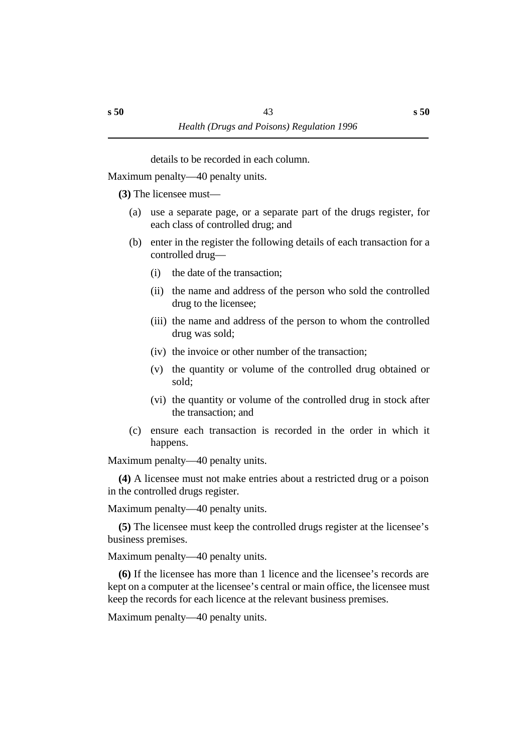details to be recorded in each column.

Maximum penalty—40 penalty units.

**(3)** The licensee must—

(a) use a separate page, or a separate part of the drugs register, for each class of controlled drug; and

(b) enter in the register the following details of each transaction for a controlled drug—

(i) the date of the transaction;

(ii) the name and address of the person who sold the controlled drug to the licensee;

(iii) the name and address of the person to whom the controlled drug was sold;

(iv) the invoice or other number of the transaction;

(v) the quantity or volume of the controlled drug obtained or sold;

(vi) the quantity or volume of the controlled drug in stock after the transaction; and

(c) ensure each transaction is recorded in the order in which it happens.

Maximum penalty—40 penalty units.

**(4)** A licensee must not make entries about a restricted drug or a poison in the controlled drugs register.

Maximum penalty—40 penalty units.

**(5)** The licensee must keep the controlled drugs register at the licensee's business premises.

Maximum penalty—40 penalty units.

**(6)** If the licensee has more than 1 licence and the licensee's records are kept on a computer at the licensee's central or main office, the licensee must keep the records for each licence at the relevant business premises.

Maximum penalty—40 penalty units.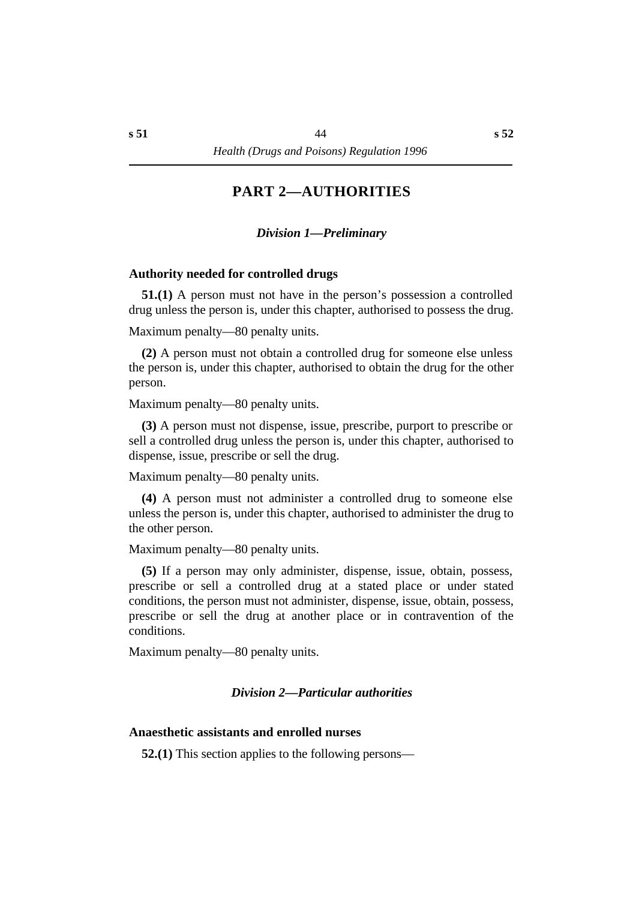# PART 2—AUTHORITIES

### *Division 1—Preliminary*

**Authority needed for controlled drugs**

**51.(1)** A person must not have in the person's possession a controlled drug unless the person is, under this chapter, authorised to possess the drug.

Maximum penalty—80 penalty units.

**(2)** A person must not obtain a controlled drug for someone else unless the person is, under this chapter, authorised to obtain the drug for the other person.

Maximum penalty—80 penalty units.

**(3)** A person must not dispense, issue, prescribe, purport to prescribe or sell a controlled drug unless the person is, under this chapter, authorised to dispense, issue, prescribe or sell the drug.

Maximum penalty—80 penalty units.

**(4)** A person must not administer a controlled drug to someone else unless the person is, under this chapter, authorised to administer the drug to the other person.

Maximum penalty—80 penalty units.

**(5)** If a person may only administer, dispense, issue, obtain, possess, prescribe or sell a controlled drug at a stated place or under stated conditions, the person must not administer, dispense, issue, obtain, possess, prescribe or sell the drug at another place or in contravention of the conditions.

Maximum penalty—80 penalty units.

### *Division 2—Particular authorities*

**Anaesthetic assistants and enrolled nurses**

**52.(1)** This section applies to the following persons—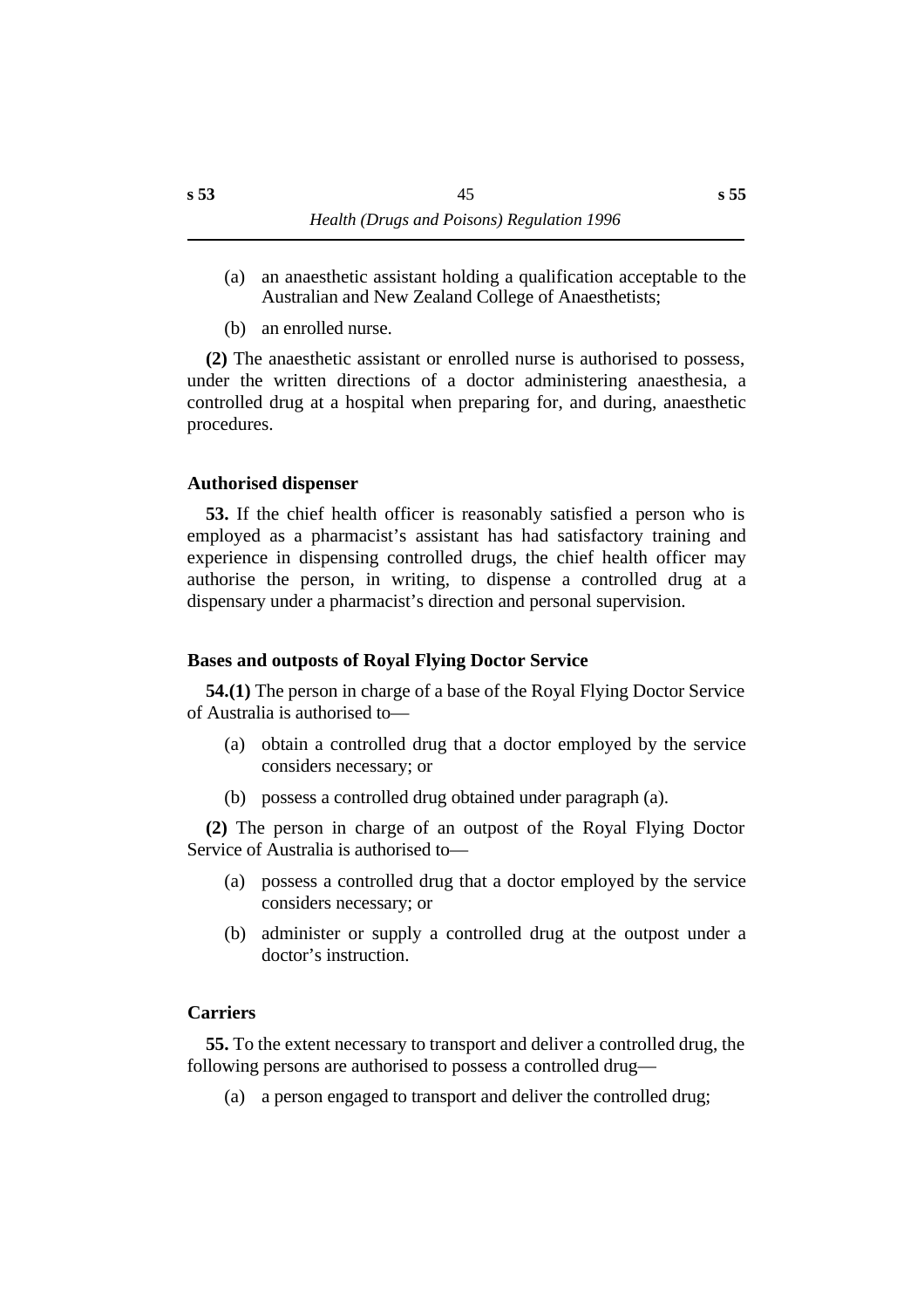(a) an anaesthetic assistant holding a qualification acceptable to the Australian and New Zealand College of Anaesthetists;

(b) an enrolled nurse.

**(2)** The anaesthetic assistant or enrolled nurse is authorised to possess, under the written directions of a doctor administering anaesthesia, a controlled drug at a hospital when preparing for, and during, anaesthetic procedures.

### Authorised dispenser

**53.** If the chief health officer is reasonably satisfied a person who is employed as a pharmacist's assistant has had satisfactory training and experience in dispensing controlled drugs, the chief health officer may authorise the person, in writing, to dispense a controlled drug at a dispensary under a pharmacist's direction and personal supervision.

### Bases and outposts of Royal Flying Doctor Service

**54.(1)** The person in charge of a base of the Royal Flying Doctor Service of Australia is authorised to—

(a) obtain a controlled drug that a doctor employed by the service considers necessary; or

(b) possess a controlled drug obtained under paragraph (a).

**(2)** The person in charge of an outpost of the Royal Flying Doctor Service of Australia is authorised to—

(a) possess a controlled drug that a doctor employed by the service considers necessary; or

(b) administer or supply a controlled drug at the outpost under a doctor's instruction.

### Carriers

**55.** To the extent necessary to transport and deliver a controlled drug, the following persons are authorised to possess a controlled drug—

(a) a person engaged to transport and deliver the controlled drug;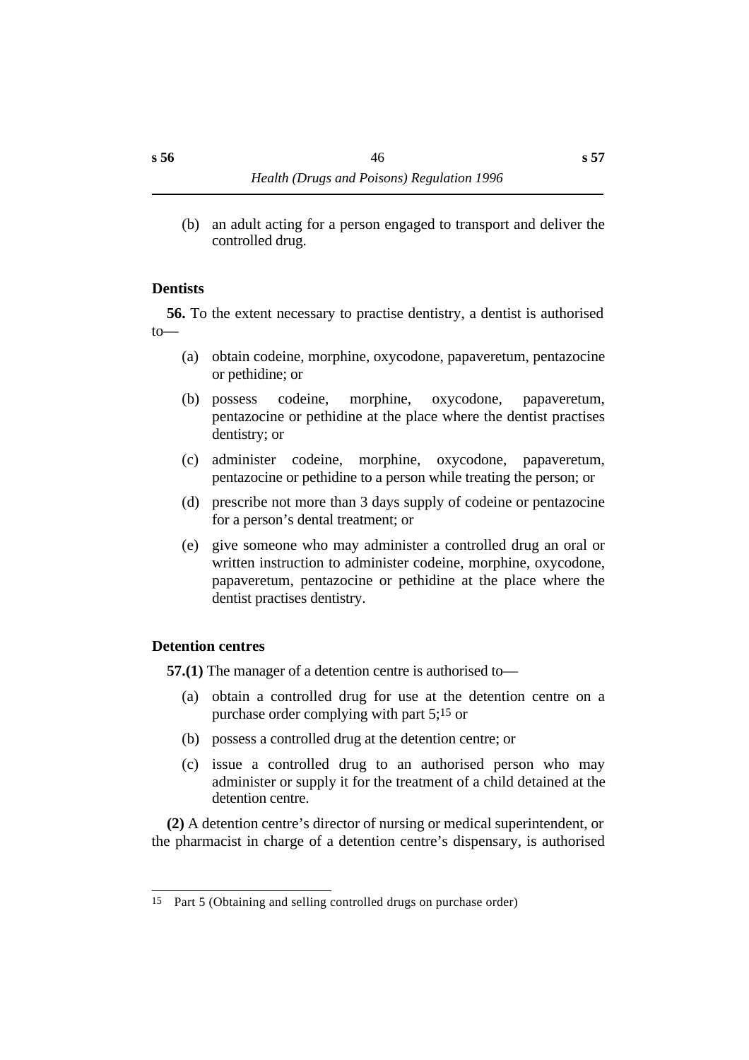(b) an adult acting for a person engaged to transport and deliver the controlled drug.

### Dentists

**56.** To the extent necessary to practise dentistry, a dentist is authorised to—

(a) obtain codeine, morphine, oxycodone, papaveretum, pentazocine or pethidine; or

(b) possess codeine, morphine, oxycodone, papaveretum, pentazocine or pethidine at the place where the dentist practises dentistry; or

(c) administer codeine, morphine, oxycodone, papaveretum, pentazocine or pethidine to a person while treating the person; or

(d) prescribe not more than 3 days supply of codeine or pentazocine for a person's dental treatment; or

(e) give someone who may administer a controlled drug an oral or written instruction to administer codeine, morphine, oxycodone, papaveretum, pentazocine or pethidine at the place where the dentist practises dentistry.

### Detention centres

**57.(1)** The manager of a detention centre is authorised to—

(a) obtain a controlled drug for use at the detention centre on a purchase order complying with part 5;[15] or

(b) possess a controlled drug at the detention centre; or

(c) issue a controlled drug to an authorised person who may administer or supply it for the treatment of a child detained at the detention centre.

**(2)** A detention centre's director of nursing or medical superintendent, or the pharmacist in charge of a detention centre's dispensary, is authorised

---

15 Part 5 (Obtaining and selling controlled drugs on purchase order)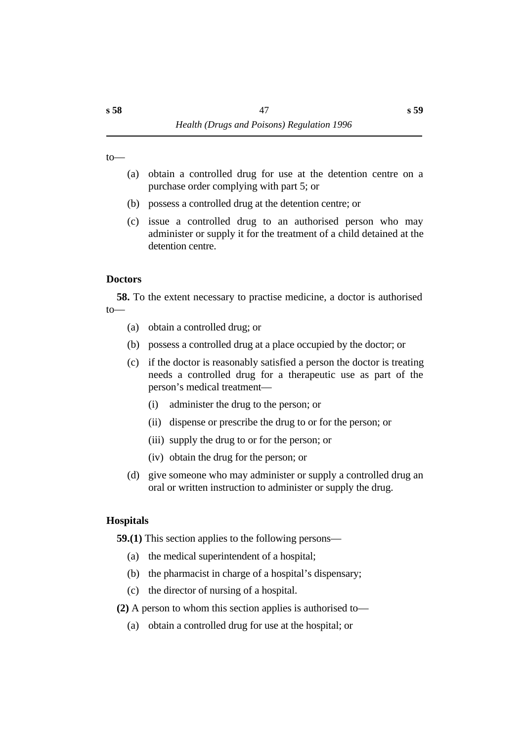to—

(a) obtain a controlled drug for use at the detention centre on a purchase order complying with part 5; or

(b) possess a controlled drug at the detention centre; or

(c) issue a controlled drug to an authorised person who may administer or supply it for the treatment of a child detained at the detention centre.

### Doctors

**58.** To the extent necessary to practise medicine, a doctor is authorised to—

(a) obtain a controlled drug; or

(b) possess a controlled drug at a place occupied by the doctor; or

(c) if the doctor is reasonably satisfied a person the doctor is treating needs a controlled drug for a therapeutic use as part of the person's medical treatment—

(i) administer the drug to the person; or

(ii) dispense or prescribe the drug to or for the person; or

(iii) supply the drug to or for the person; or

(iv) obtain the drug for the person; or

(d) give someone who may administer or supply a controlled drug an oral or written instruction to administer or supply the drug.

### Hospitals

**59.(1)** This section applies to the following persons—

(a) the medical superintendent of a hospital;

(b) the pharmacist in charge of a hospital's dispensary;

(c) the director of nursing of a hospital.

**(2)** A person to whom this section applies is authorised to—

(a) obtain a controlled drug for use at the hospital; or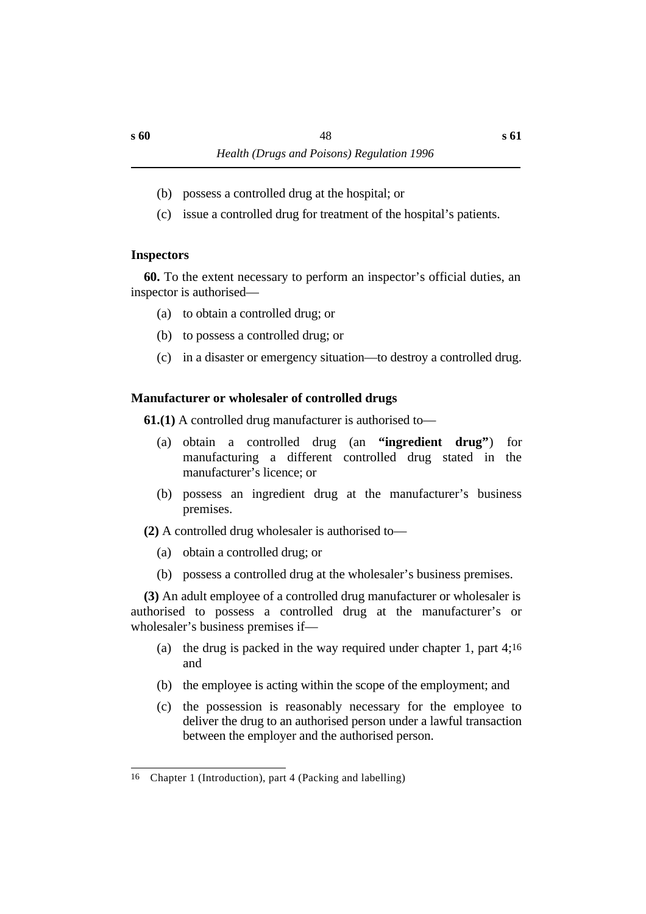(b) possess a controlled drug at the hospital; or

(c) issue a controlled drug for treatment of the hospital's patients.

#### Inspectors

**60.** To the extent necessary to perform an inspector's official duties, an inspector is authorised—

(a) to obtain a controlled drug; or

(b) to possess a controlled drug; or

(c) in a disaster or emergency situation—to destroy a controlled drug.

#### Manufacturer or wholesaler of controlled drugs

**61.(1)** A controlled drug manufacturer is authorised to—

(a) obtain a controlled drug (an **"ingredient drug"**) for manufacturing a different controlled drug stated in the manufacturer's licence; or

(b) possess an ingredient drug at the manufacturer's business premises.

**(2)** A controlled drug wholesaler is authorised to—

(a) obtain a controlled drug; or

(b) possess a controlled drug at the wholesaler's business premises.

**(3)** An adult employee of a controlled drug manufacturer or wholesaler is authorised to possess a controlled drug at the manufacturer's or wholesaler's business premises if—

(a) the drug is packed in the way required under chapter 1, part 4;[16] and

(b) the employee is acting within the scope of the employment; and

(c) the possession is reasonably necessary for the employee to deliver the drug to an authorised person under a lawful transaction between the employer and the authorised person.

---

16 Chapter 1 (Introduction), part 4 (Packing and labelling)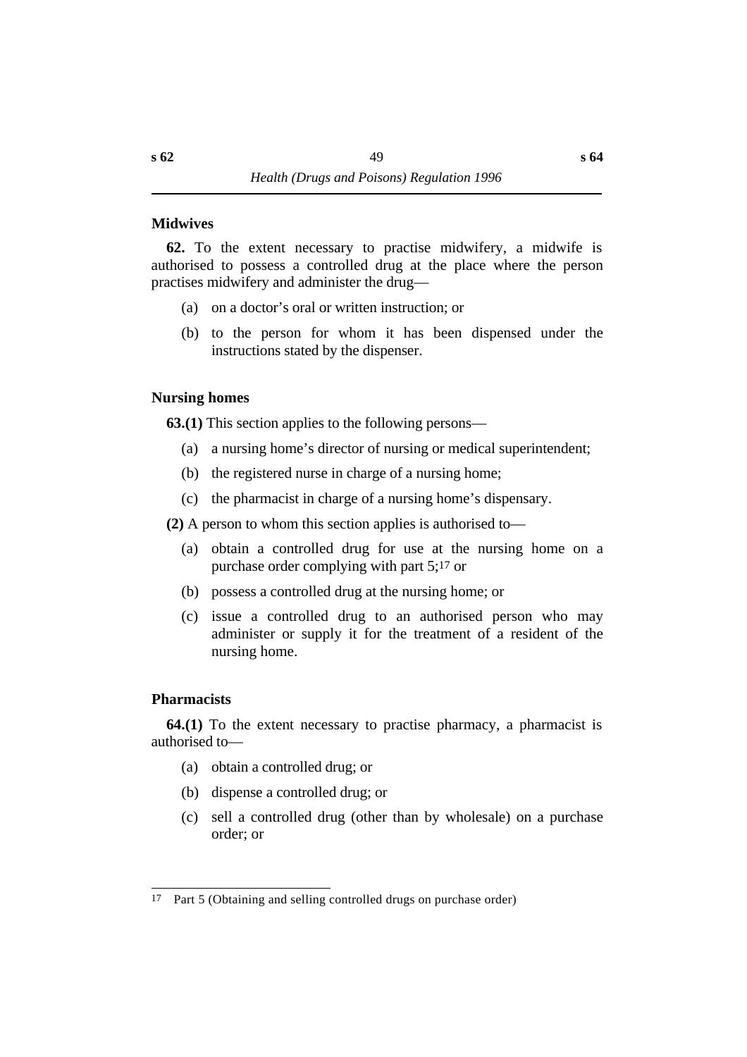### Midwives

**62.** To the extent necessary to practise midwifery, a midwife is authorised to possess a controlled drug at the place where the person practises midwifery and administer the drug—

(a) on a doctor's oral or written instruction; or

(b) to the person for whom it has been dispensed under the instructions stated by the dispenser.

### Nursing homes

**63.(1)** This section applies to the following persons—

(a) a nursing home's director of nursing or medical superintendent;

(b) the registered nurse in charge of a nursing home;

(c) the pharmacist in charge of a nursing home's dispensary.

**(2)** A person to whom this section applies is authorised to—

(a) obtain a controlled drug for use at the nursing home on a purchase order complying with part 5;[17] or

(b) possess a controlled drug at the nursing home; or

(c) issue a controlled drug to an authorised person who may administer or supply it for the treatment of a resident of the nursing home.

### Pharmacists

**64.(1)** To the extent necessary to practise pharmacy, a pharmacist is authorised to—

(a) obtain a controlled drug; or

(b) dispense a controlled drug; or

(c) sell a controlled drug (other than by wholesale) on a purchase order; or

---

[17] Part 5 (Obtaining and selling controlled drugs on purchase order)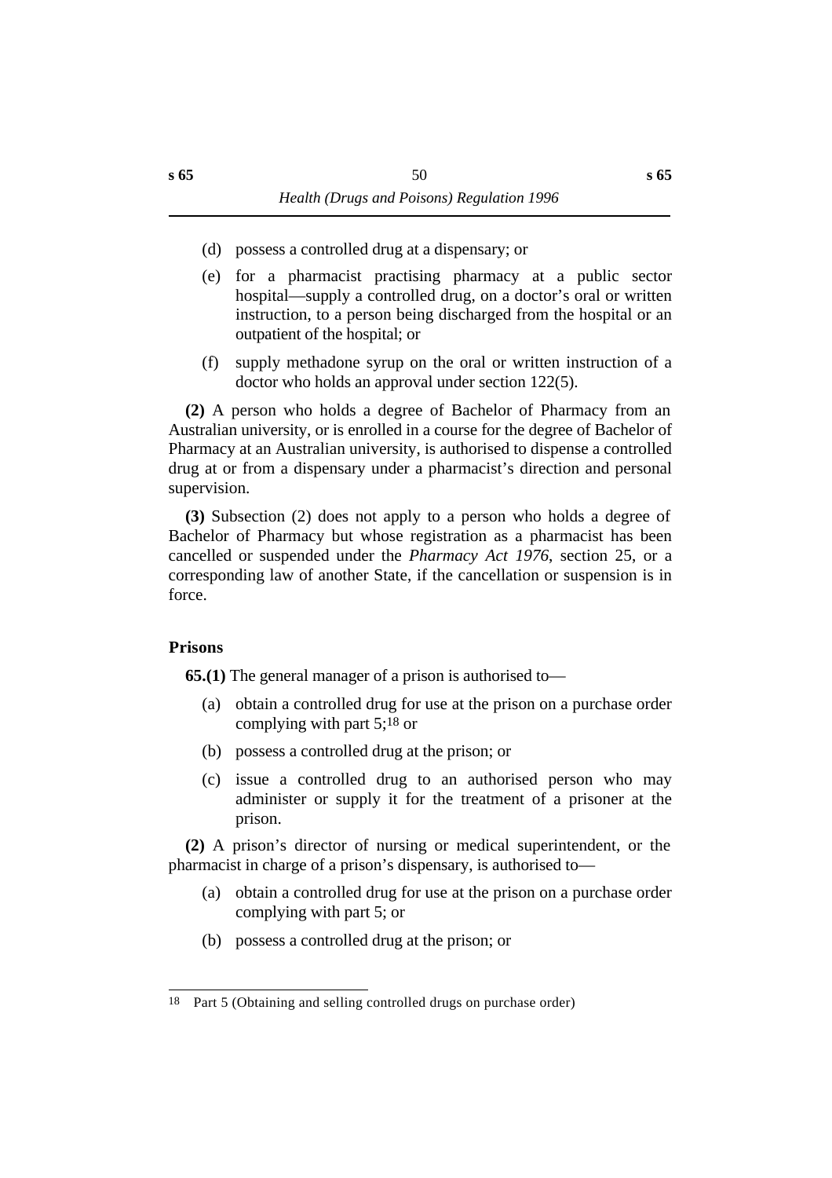(d) possess a controlled drug at a dispensary; or

(e) for a pharmacist practising pharmacy at a public sector hospital—supply a controlled drug, on a doctor's oral or written instruction, to a person being discharged from the hospital or an outpatient of the hospital; or

(f) supply methadone syrup on the oral or written instruction of a doctor who holds an approval under section 122(5).

**(2)** A person who holds a degree of Bachelor of Pharmacy from an Australian university, or is enrolled in a course for the degree of Bachelor of Pharmacy at an Australian university, is authorised to dispense a controlled drug at or from a dispensary under a pharmacist's direction and personal supervision.

**(3)** Subsection (2) does not apply to a person who holds a degree of Bachelor of Pharmacy but whose registration as a pharmacist has been cancelled or suspended under the *Pharmacy Act 1976*, section 25, or a corresponding law of another State, if the cancellation or suspension is in force.

### Prisons

**65.(1)** The general manager of a prison is authorised to—

(a) obtain a controlled drug for use at the prison on a purchase order complying with part 5;[18] or

(b) possess a controlled drug at the prison; or

(c) issue a controlled drug to an authorised person who may administer or supply it for the treatment of a prisoner at the prison.

**(2)** A prison's director of nursing or medical superintendent, or the pharmacist in charge of a prison's dispensary, is authorised to—

(a) obtain a controlled drug for use at the prison on a purchase order complying with part 5; or

(b) possess a controlled drug at the prison; or

---

18 Part 5 (Obtaining and selling controlled drugs on purchase order)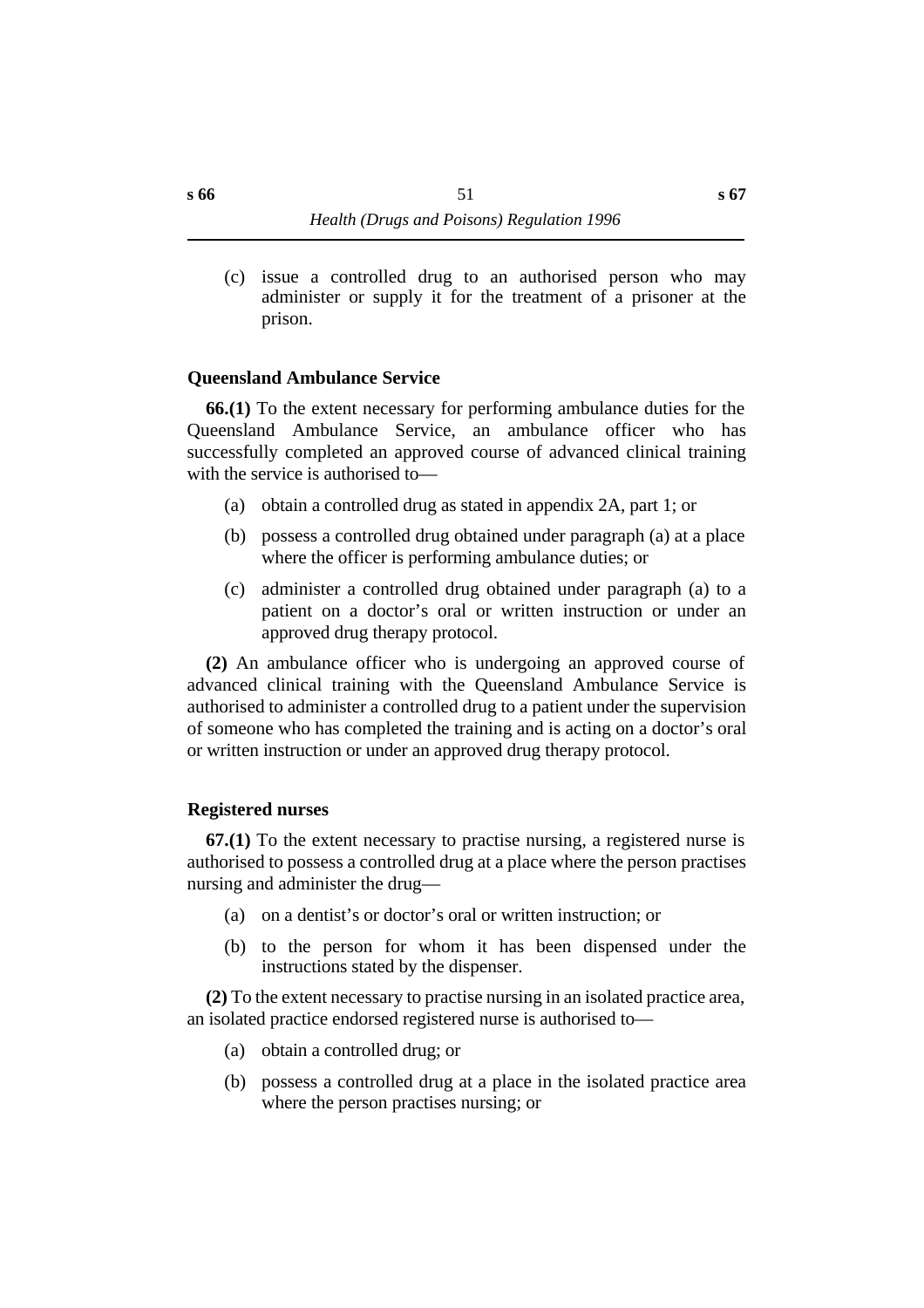(c) issue a controlled drug to an authorised person who may administer or supply it for the treatment of a prisoner at the prison.

### Queensland Ambulance Service

**66.(1)** To the extent necessary for performing ambulance duties for the Queensland Ambulance Service, an ambulance officer who has successfully completed an approved course of advanced clinical training with the service is authorised to—

(a) obtain a controlled drug as stated in appendix 2A, part 1; or

(b) possess a controlled drug obtained under paragraph (a) at a place where the officer is performing ambulance duties; or

(c) administer a controlled drug obtained under paragraph (a) to a patient on a doctor's oral or written instruction or under an approved drug therapy protocol.

**(2)** An ambulance officer who is undergoing an approved course of advanced clinical training with the Queensland Ambulance Service is authorised to administer a controlled drug to a patient under the supervision of someone who has completed the training and is acting on a doctor's oral or written instruction or under an approved drug therapy protocol.

### Registered nurses

**67.(1)** To the extent necessary to practise nursing, a registered nurse is authorised to possess a controlled drug at a place where the person practises nursing and administer the drug—

(a) on a dentist's or doctor's oral or written instruction; or

(b) to the person for whom it has been dispensed under the instructions stated by the dispenser.

**(2)** To the extent necessary to practise nursing in an isolated practice area, an isolated practice endorsed registered nurse is authorised to—

(a) obtain a controlled drug; or

(b) possess a controlled drug at a place in the isolated practice area where the person practises nursing; or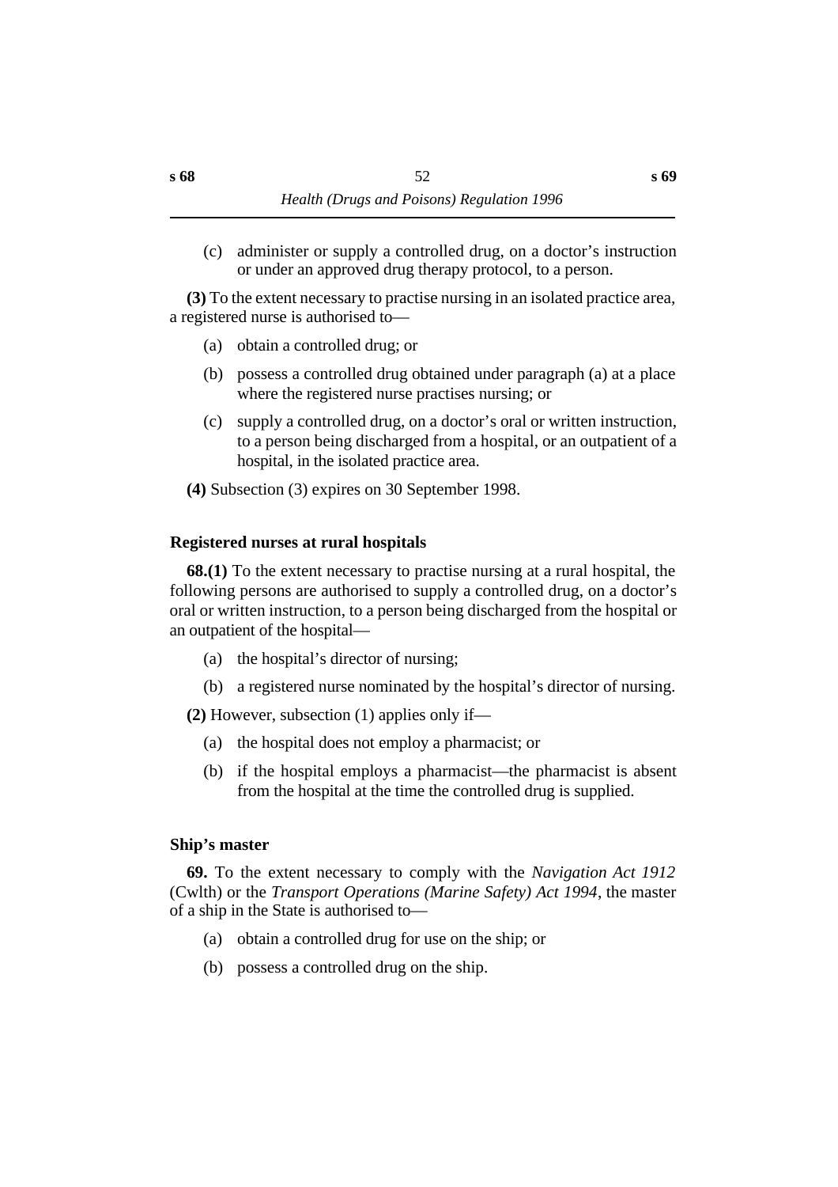(c) administer or supply a controlled drug, on a doctor's instruction or under an approved drug therapy protocol, to a person.

**(3)** To the extent necessary to practise nursing in an isolated practice area, a registered nurse is authorised to—

(a) obtain a controlled drug; or

(b) possess a controlled drug obtained under paragraph (a) at a place where the registered nurse practises nursing; or

(c) supply a controlled drug, on a doctor's oral or written instruction, to a person being discharged from a hospital, or an outpatient of a hospital, in the isolated practice area.

**(4)** Subsection (3) expires on 30 September 1998.

### Registered nurses at rural hospitals

**68.(1)** To the extent necessary to practise nursing at a rural hospital, the following persons are authorised to supply a controlled drug, on a doctor's oral or written instruction, to a person being discharged from the hospital or an outpatient of the hospital—

(a) the hospital's director of nursing;

(b) a registered nurse nominated by the hospital's director of nursing.

**(2)** However, subsection (1) applies only if—

(a) the hospital does not employ a pharmacist; or

(b) if the hospital employs a pharmacist—the pharmacist is absent from the hospital at the time the controlled drug is supplied.

### Ship's master

**69.** To the extent necessary to comply with the *Navigation Act 1912* (Cwlth) or the *Transport Operations (Marine Safety) Act 1994*, the master of a ship in the State is authorised to—

(a) obtain a controlled drug for use on the ship; or

(b) possess a controlled drug on the ship.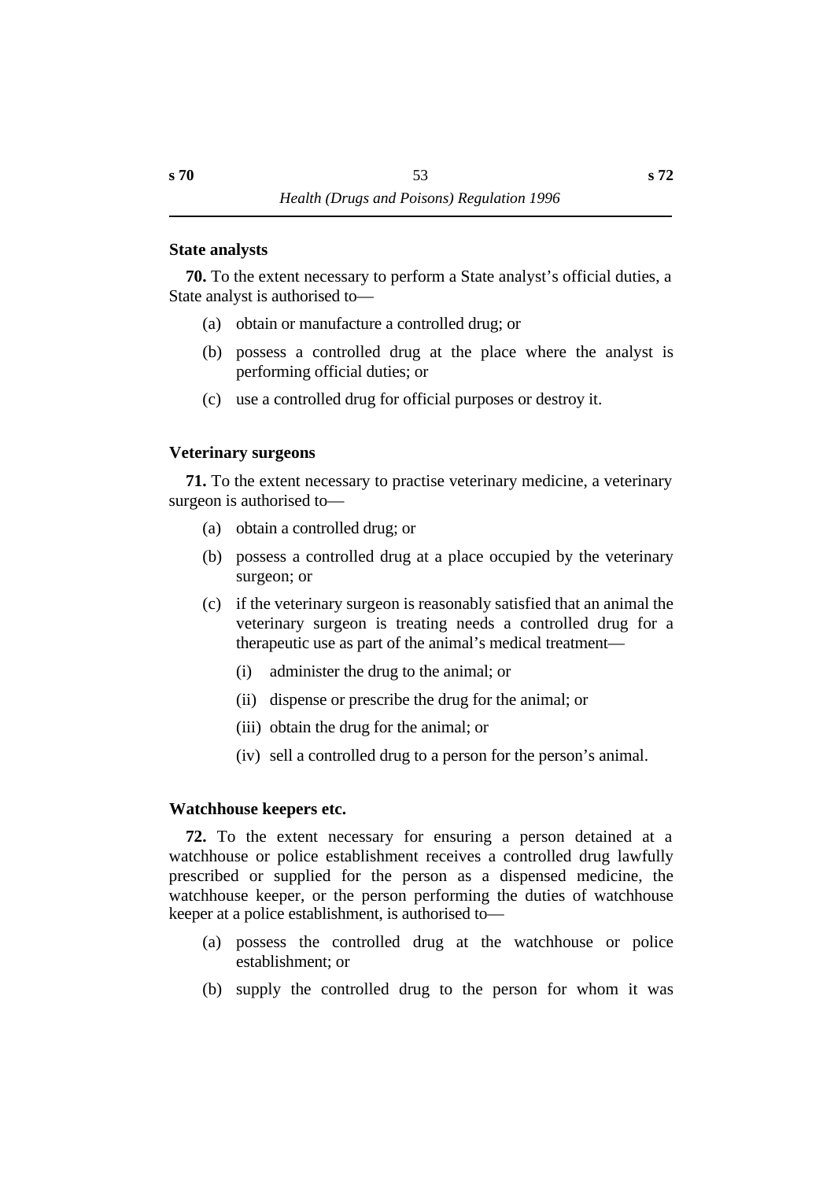### State analysts

**70.** To the extent necessary to perform a State analyst's official duties, a State analyst is authorised to—

(a) obtain or manufacture a controlled drug; or

(b) possess a controlled drug at the place where the analyst is performing official duties; or

(c) use a controlled drug for official purposes or destroy it.

### Veterinary surgeons

**71.** To the extent necessary to practise veterinary medicine, a veterinary surgeon is authorised to—

(a) obtain a controlled drug; or

(b) possess a controlled drug at a place occupied by the veterinary surgeon; or

(c) if the veterinary surgeon is reasonably satisfied that an animal the veterinary surgeon is treating needs a controlled drug for a therapeutic use as part of the animal's medical treatment—

  (i) administer the drug to the animal; or

  (ii) dispense or prescribe the drug for the animal; or

  (iii) obtain the drug for the animal; or

  (iv) sell a controlled drug to a person for the person's animal.

### Watchhouse keepers etc.

**72.** To the extent necessary for ensuring a person detained at a watchhouse or police establishment receives a controlled drug lawfully prescribed or supplied for the person as a dispensed medicine, the watchhouse keeper, or the person performing the duties of watchhouse keeper at a police establishment, is authorised to—

(a) possess the controlled drug at the watchhouse or police establishment; or

(b) supply the controlled drug to the person for whom it was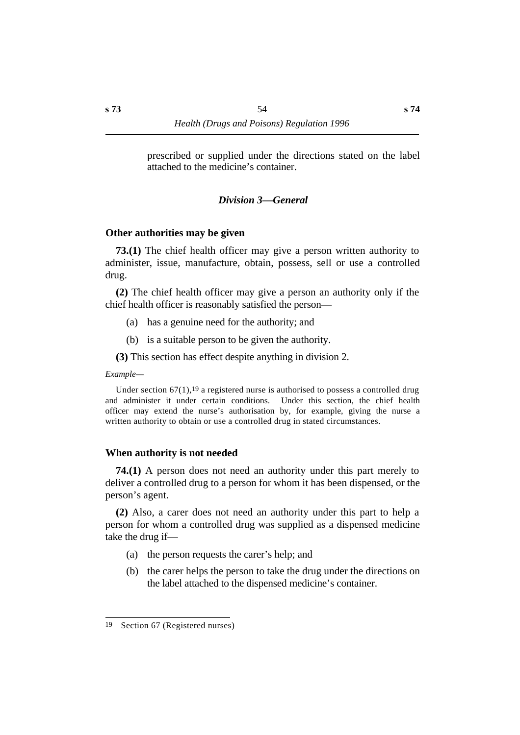prescribed or supplied under the directions stated on the label attached to the medicine's container.

### *Division 3—General*

#### Other authorities may be given

**73.(1)** The chief health officer may give a person written authority to administer, issue, manufacture, obtain, possess, sell or use a controlled drug.

**(2)** The chief health officer may give a person an authority only if the chief health officer is reasonably satisfied the person—

(a) has a genuine need for the authority; and

(b) is a suitable person to be given the authority.

**(3)** This section has effect despite anything in division 2.

*Example—*

Under section 67(1),[19] a registered nurse is authorised to possess a controlled drug and administer it under certain conditions. Under this section, the chief health officer may extend the nurse's authorisation by, for example, giving the nurse a written authority to obtain or use a controlled drug in stated circumstances.

#### When authority is not needed

**74.(1)** A person does not need an authority under this part merely to deliver a controlled drug to a person for whom it has been dispensed, or the person's agent.

**(2)** Also, a carer does not need an authority under this part to help a person for whom a controlled drug was supplied as a dispensed medicine take the drug if—

(a) the person requests the carer's help; and

(b) the carer helps the person to take the drug under the directions on the label attached to the dispensed medicine's container.

---

[19] Section 67 (Registered nurses)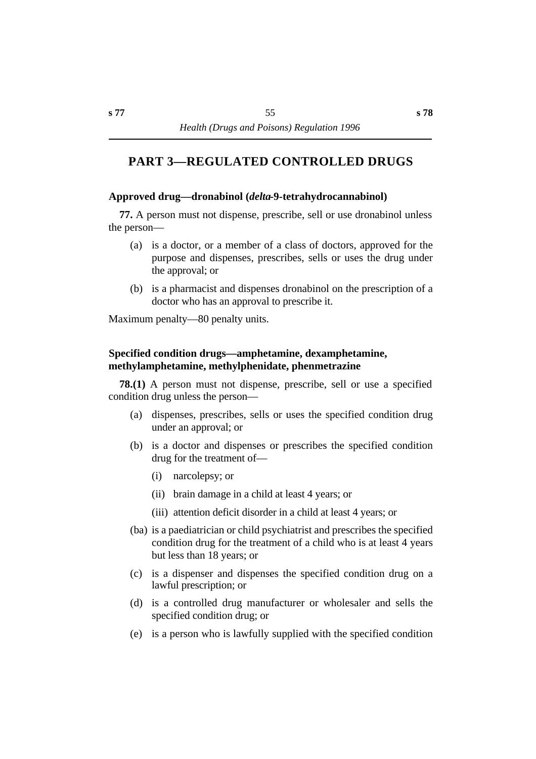# PART 3—REGULATED CONTROLLED DRUGS

### Approved drug—dronabinol (*delta*-9-tetrahydrocannabinol)

**77.** A person must not dispense, prescribe, sell or use dronabinol unless the person—

(a) is a doctor, or a member of a class of doctors, approved for the purpose and dispenses, prescribes, sells or uses the drug under the approval; or

(b) is a pharmacist and dispenses dronabinol on the prescription of a doctor who has an approval to prescribe it.

Maximum penalty—80 penalty units.

### Specified condition drugs—amphetamine, dexamphetamine, methylamphetamine, methylphenidate, phenmetrazine

**78.(1)** A person must not dispense, prescribe, sell or use a specified condition drug unless the person—

(a) dispenses, prescribes, sells or uses the specified condition drug under an approval; or

(b) is a doctor and dispenses or prescribes the specified condition drug for the treatment of—

   (i) narcolepsy; or

   (ii) brain damage in a child at least 4 years; or

   (iii) attention deficit disorder in a child at least 4 years; or

(ba) is a paediatrician or child psychiatrist and prescribes the specified condition drug for the treatment of a child who is at least 4 years but less than 18 years; or

(c) is a dispenser and dispenses the specified condition drug on a lawful prescription; or

(d) is a controlled drug manufacturer or wholesaler and sells the specified condition drug; or

(e) is a person who is lawfully supplied with the specified condition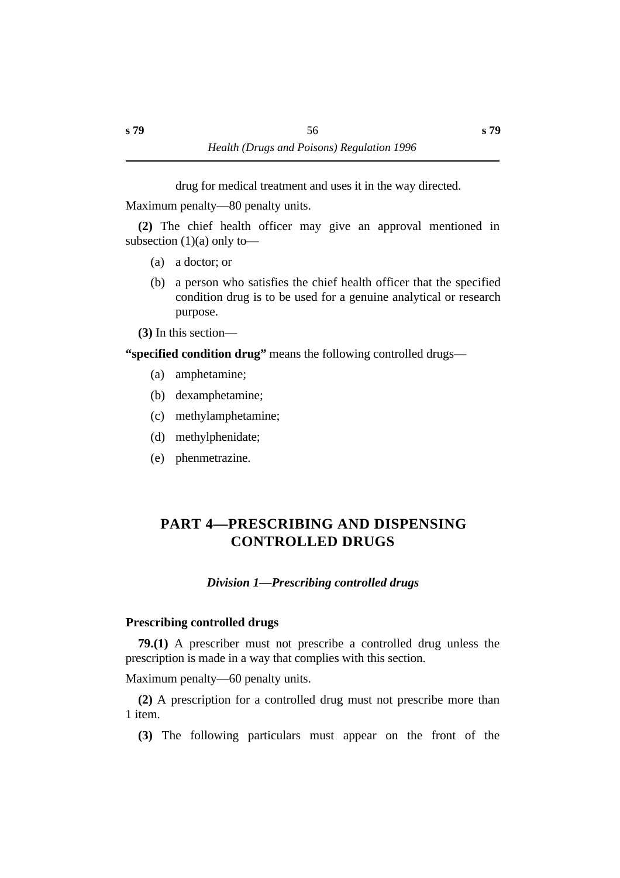drug for medical treatment and uses it in the way directed.

Maximum penalty—80 penalty units.

**(2)** The chief health officer may give an approval mentioned in subsection (1)(a) only to—

(a) a doctor; or

(b) a person who satisfies the chief health officer that the specified condition drug is to be used for a genuine analytical or research purpose.

**(3)** In this section—

**"specified condition drug"** means the following controlled drugs—

(a) amphetamine;

(b) dexamphetamine;

(c) methylamphetamine;

(d) methylphenidate;

(e) phenmetrazine.

# PART 4—PRESCRIBING AND DISPENSING CONTROLLED DRUGS

## *Division 1—Prescribing controlled drugs*

### Prescribing controlled drugs

**79.(1)** A prescriber must not prescribe a controlled drug unless the prescription is made in a way that complies with this section.

Maximum penalty—60 penalty units.

**(2)** A prescription for a controlled drug must not prescribe more than 1 item.

**(3)** The following particulars must appear on the front of the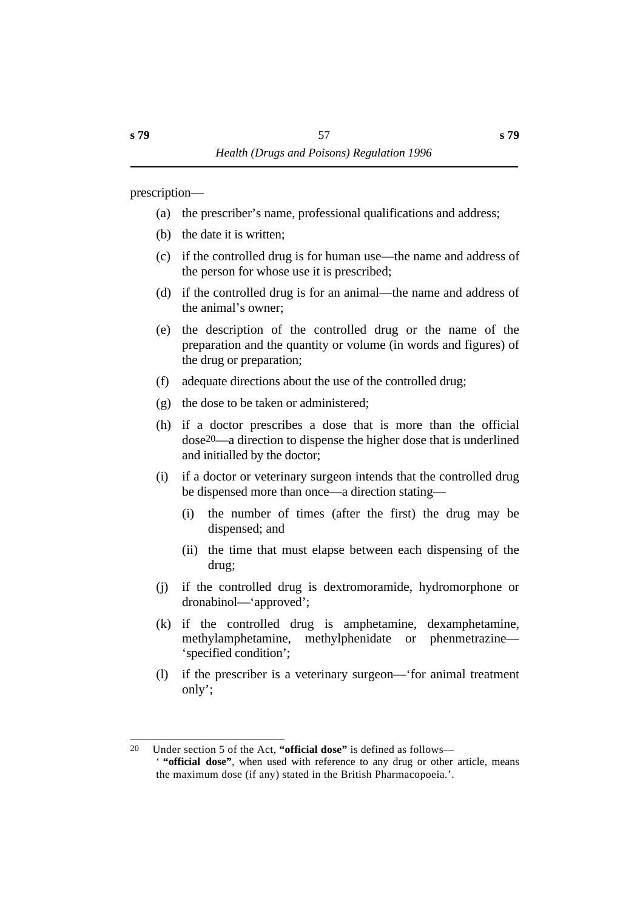prescription—

(a) the prescriber's name, professional qualifications and address;

(b) the date it is written;

(c) if the controlled drug is for human use—the name and address of the person for whose use it is prescribed;

(d) if the controlled drug is for an animal—the name and address of the animal's owner;

(e) the description of the controlled drug or the name of the preparation and the quantity or volume (in words and figures) of the drug or preparation;

(f) adequate directions about the use of the controlled drug;

(g) the dose to be taken or administered;

(h) if a doctor prescribes a dose that is more than the official dose[20]—a direction to dispense the higher dose that is underlined and initialled by the doctor;

(i) if a doctor or veterinary surgeon intends that the controlled drug be dispensed more than once—a direction stating—

 (i) the number of times (after the first) the drug may be dispensed; and

 (ii) the time that must elapse between each dispensing of the drug;

(j) if the controlled drug is dextromoramide, hydromorphone or dronabinol—'approved';

(k) if the controlled drug is amphetamine, dexamphetamine, methylamphetamine, methylphenidate or phenmetrazine—'specified condition';

(l) if the prescriber is a veterinary surgeon—'for animal treatment only';

---

20 Under section 5 of the Act, **"official dose"** is defined as follows—

' **"official dose"**, when used with reference to any drug or other article, means the maximum dose (if any) stated in the British Pharmacopoeia.'.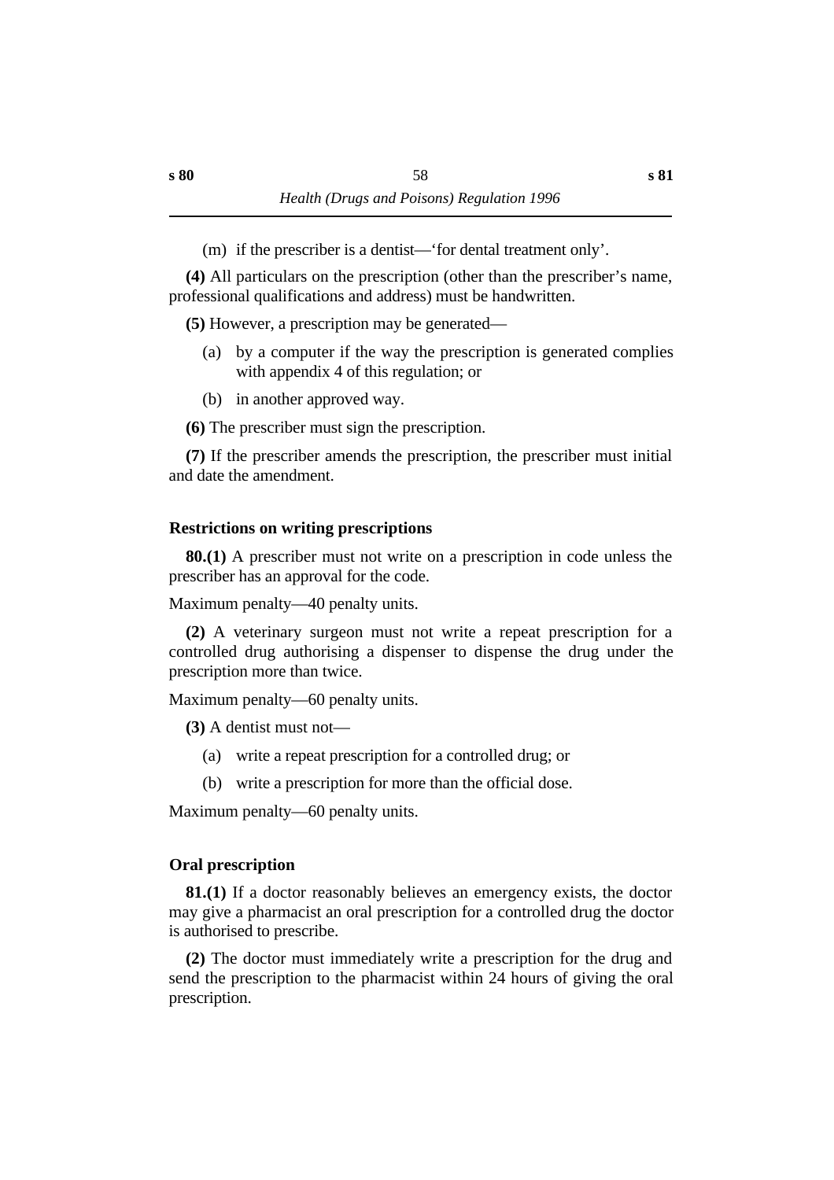(m) if the prescriber is a dentist—'for dental treatment only'.

**(4)** All particulars on the prescription (other than the prescriber's name, professional qualifications and address) must be handwritten.

**(5)** However, a prescription may be generated—

(a) by a computer if the way the prescription is generated complies with appendix 4 of this regulation; or

(b) in another approved way.

**(6)** The prescriber must sign the prescription.

**(7)** If the prescriber amends the prescription, the prescriber must initial and date the amendment.

### Restrictions on writing prescriptions

**80.(1)** A prescriber must not write on a prescription in code unless the prescriber has an approval for the code.

Maximum penalty—40 penalty units.

**(2)** A veterinary surgeon must not write a repeat prescription for a controlled drug authorising a dispenser to dispense the drug under the prescription more than twice.

Maximum penalty—60 penalty units.

**(3)** A dentist must not—

(a) write a repeat prescription for a controlled drug; or

(b) write a prescription for more than the official dose.

Maximum penalty—60 penalty units.

### Oral prescription

**81.(1)** If a doctor reasonably believes an emergency exists, the doctor may give a pharmacist an oral prescription for a controlled drug the doctor is authorised to prescribe.

**(2)** The doctor must immediately write a prescription for the drug and send the prescription to the pharmacist within 24 hours of giving the oral prescription.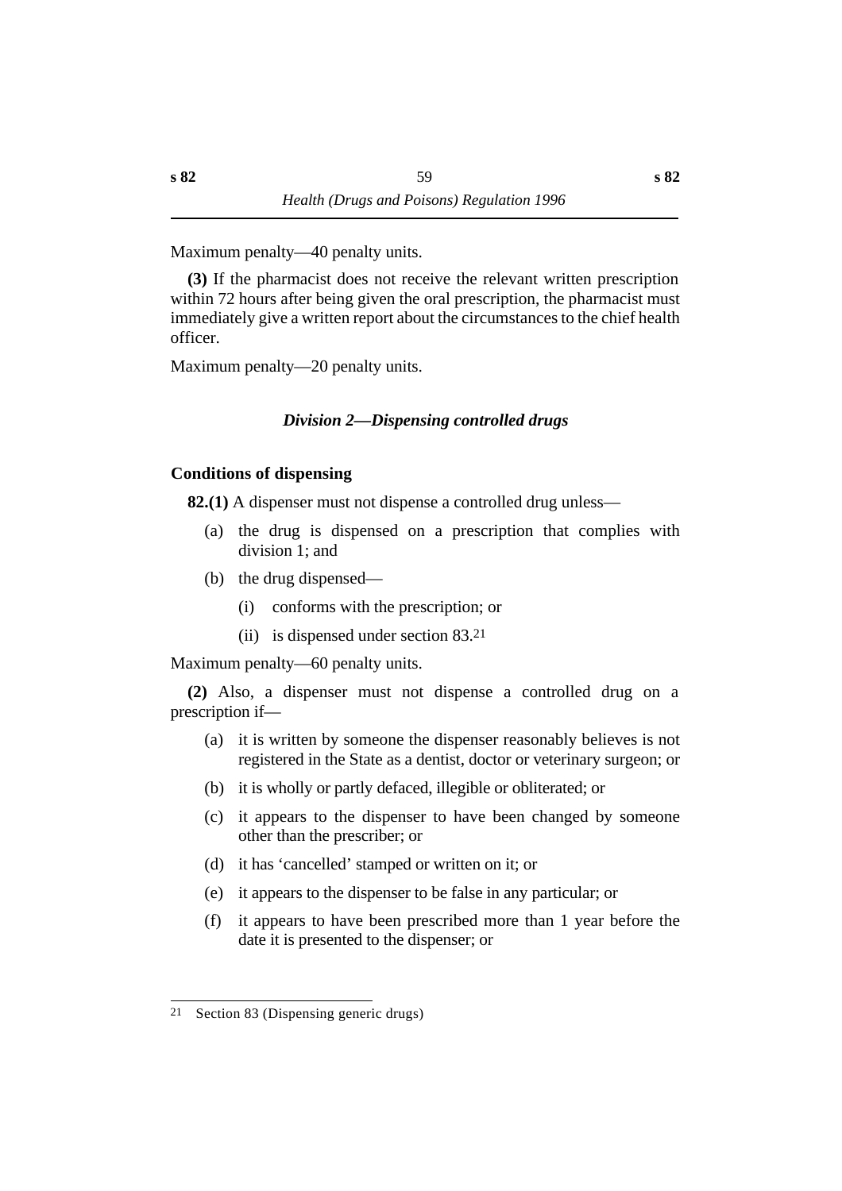Maximum penalty—40 penalty units.

**(3)** If the pharmacist does not receive the relevant written prescription within 72 hours after being given the oral prescription, the pharmacist must immediately give a written report about the circumstances to the chief health officer.

Maximum penalty—20 penalty units.

### *Division 2—Dispensing controlled drugs*

#### Conditions of dispensing

**82.(1)** A dispenser must not dispense a controlled drug unless—

(a) the drug is dispensed on a prescription that complies with division 1; and

(b) the drug dispensed—

(i) conforms with the prescription; or

(ii) is dispensed under section 83.[21]

Maximum penalty—60 penalty units.

**(2)** Also, a dispenser must not dispense a controlled drug on a prescription if—

(a) it is written by someone the dispenser reasonably believes is not registered in the State as a dentist, doctor or veterinary surgeon; or

(b) it is wholly or partly defaced, illegible or obliterated; or

(c) it appears to the dispenser to have been changed by someone other than the prescriber; or

(d) it has 'cancelled' stamped or written on it; or

(e) it appears to the dispenser to be false in any particular; or

(f) it appears to have been prescribed more than 1 year before the date it is presented to the dispenser; or

---

[21] Section 83 (Dispensing generic drugs)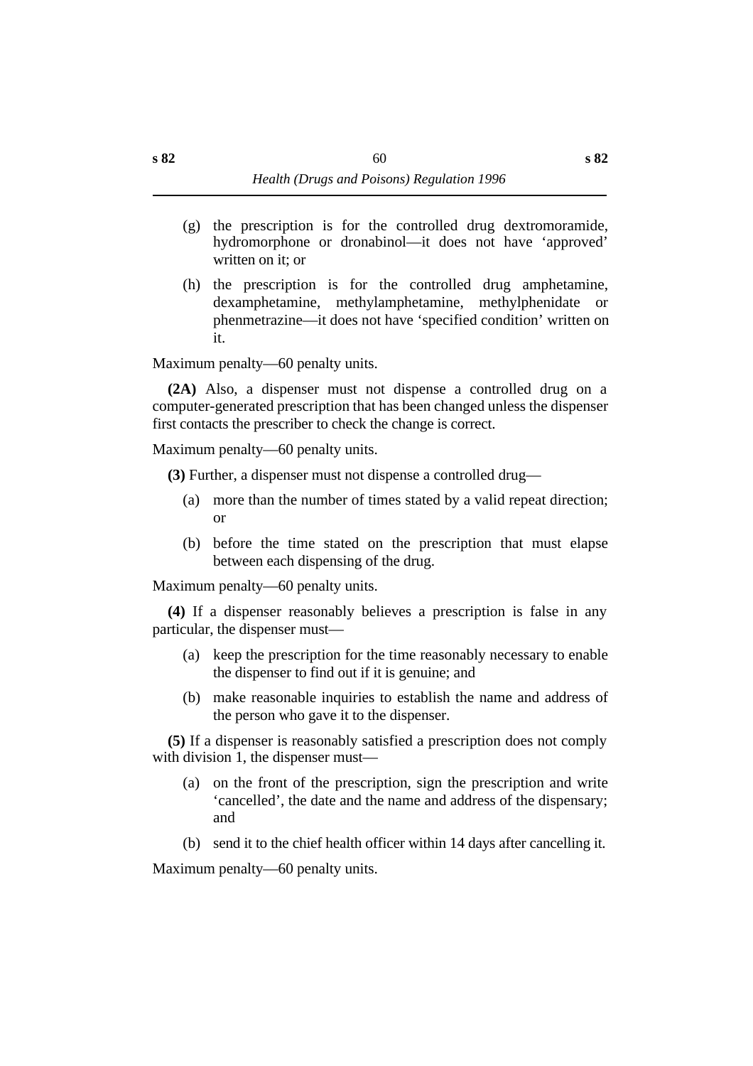(g) the prescription is for the controlled drug dextromoramide, hydromorphone or dronabinol—it does not have 'approved' written on it; or

(h) the prescription is for the controlled drug amphetamine, dexamphetamine, methylamphetamine, methylphenidate or phenmetrazine—it does not have 'specified condition' written on it.

Maximum penalty—60 penalty units.

**(2A)** Also, a dispenser must not dispense a controlled drug on a computer-generated prescription that has been changed unless the dispenser first contacts the prescriber to check the change is correct.

Maximum penalty—60 penalty units.

**(3)** Further, a dispenser must not dispense a controlled drug—

(a) more than the number of times stated by a valid repeat direction; or

(b) before the time stated on the prescription that must elapse between each dispensing of the drug.

Maximum penalty—60 penalty units.

**(4)** If a dispenser reasonably believes a prescription is false in any particular, the dispenser must—

(a) keep the prescription for the time reasonably necessary to enable the dispenser to find out if it is genuine; and

(b) make reasonable inquiries to establish the name and address of the person who gave it to the dispenser.

**(5)** If a dispenser is reasonably satisfied a prescription does not comply with division 1, the dispenser must—

(a) on the front of the prescription, sign the prescription and write 'cancelled', the date and the name and address of the dispensary; and

(b) send it to the chief health officer within 14 days after cancelling it.

Maximum penalty—60 penalty units.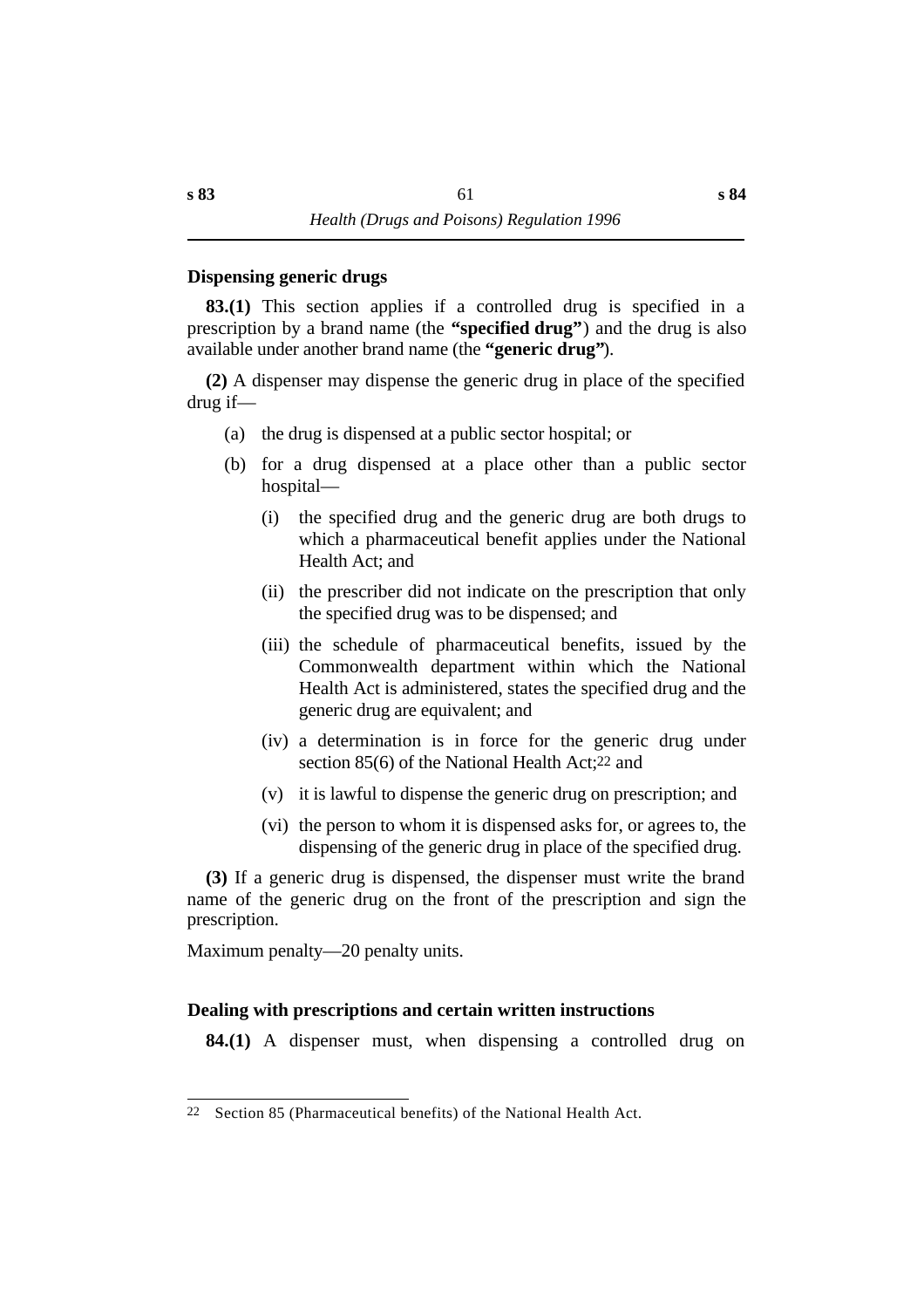### Dispensing generic drugs

**83.(1)** This section applies if a controlled drug is specified in a prescription by a brand name (the **"specified drug"**) and the drug is also available under another brand name (the **"generic drug"**).

**(2)** A dispenser may dispense the generic drug in place of the specified drug if—

(a) the drug is dispensed at a public sector hospital; or

(b) for a drug dispensed at a place other than a public sector hospital—

(i) the specified drug and the generic drug are both drugs to which a pharmaceutical benefit applies under the National Health Act; and

(ii) the prescriber did not indicate on the prescription that only the specified drug was to be dispensed; and

(iii) the schedule of pharmaceutical benefits, issued by the Commonwealth department within which the National Health Act is administered, states the specified drug and the generic drug are equivalent; and

(iv) a determination is in force for the generic drug under section 85(6) of the National Health Act;[22] and

(v) it is lawful to dispense the generic drug on prescription; and

(vi) the person to whom it is dispensed asks for, or agrees to, the dispensing of the generic drug in place of the specified drug.

**(3)** If a generic drug is dispensed, the dispenser must write the brand name of the generic drug on the front of the prescription and sign the prescription.

Maximum penalty—20 penalty units.

### Dealing with prescriptions and certain written instructions

**84.(1)** A dispenser must, when dispensing a controlled drug on

---

22 Section 85 (Pharmaceutical benefits) of the National Health Act.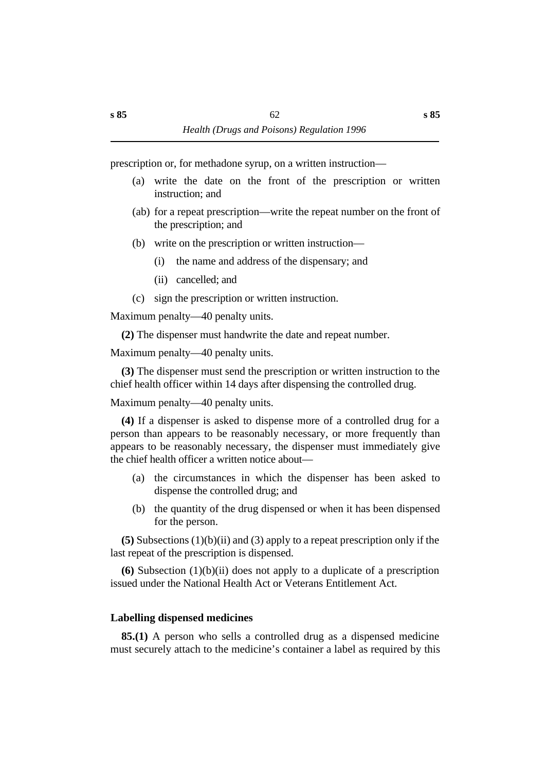prescription or, for methadone syrup, on a written instruction—

(a) write the date on the front of the prescription or written instruction; and

(ab) for a repeat prescription—write the repeat number on the front of the prescription; and

(b) write on the prescription or written instruction—

  (i) the name and address of the dispensary; and

  (ii) cancelled; and

(c) sign the prescription or written instruction.

Maximum penalty—40 penalty units.

**(2)** The dispenser must handwrite the date and repeat number.

Maximum penalty—40 penalty units.

**(3)** The dispenser must send the prescription or written instruction to the chief health officer within 14 days after dispensing the controlled drug.

Maximum penalty—40 penalty units.

**(4)** If a dispenser is asked to dispense more of a controlled drug for a person than appears to be reasonably necessary, or more frequently than appears to be reasonably necessary, the dispenser must immediately give the chief health officer a written notice about—

(a) the circumstances in which the dispenser has been asked to dispense the controlled drug; and

(b) the quantity of the drug dispensed or when it has been dispensed for the person.

**(5)** Subsections (1)(b)(ii) and (3) apply to a repeat prescription only if the last repeat of the prescription is dispensed.

**(6)** Subsection (1)(b)(ii) does not apply to a duplicate of a prescription issued under the National Health Act or Veterans Entitlement Act.

### Labelling dispensed medicines

**85.(1)** A person who sells a controlled drug as a dispensed medicine must securely attach to the medicine's container a label as required by this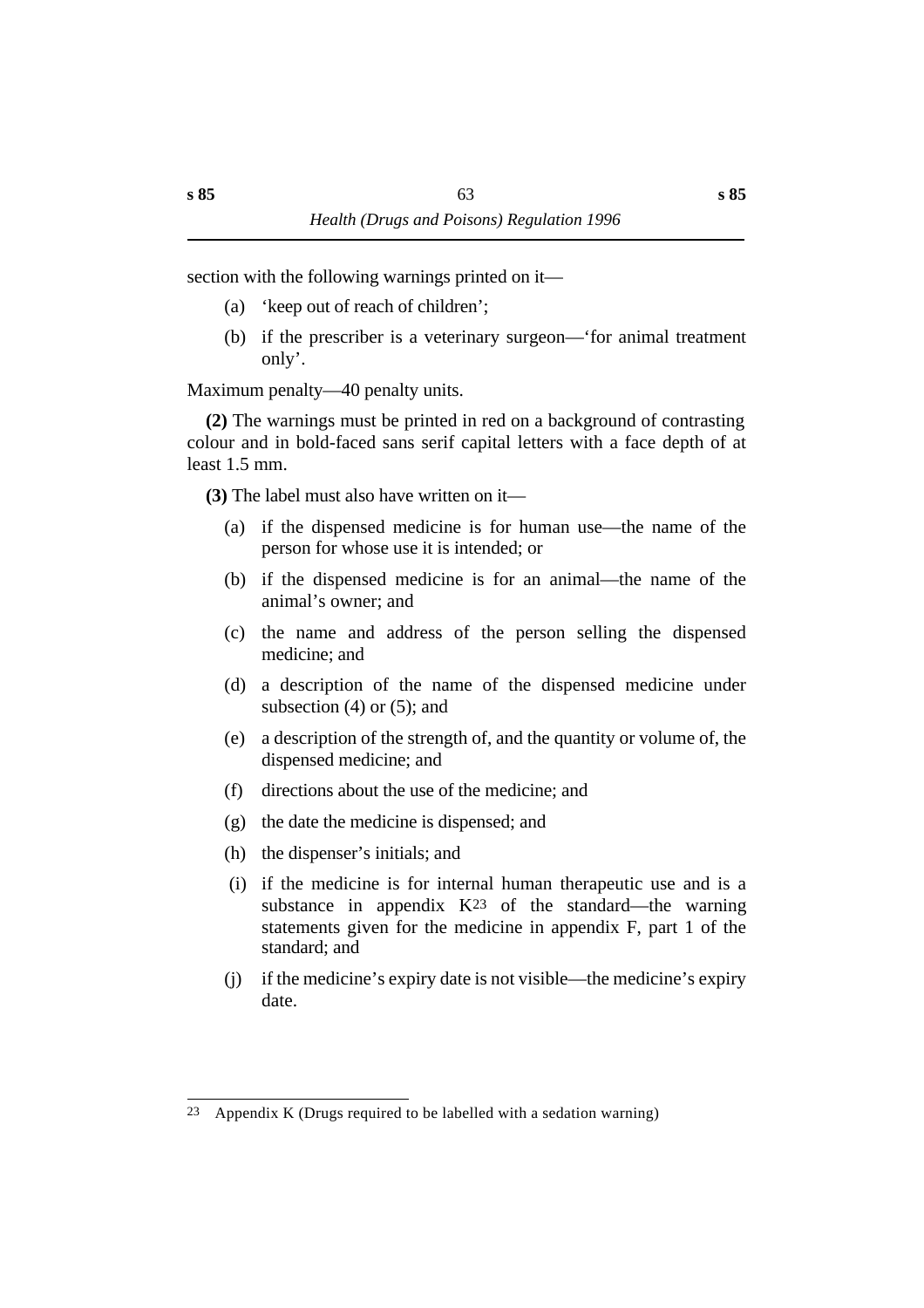section with the following warnings printed on it—

(a) 'keep out of reach of children';

(b) if the prescriber is a veterinary surgeon—'for animal treatment only'.

Maximum penalty—40 penalty units.

**(2)** The warnings must be printed in red on a background of contrasting colour and in bold-faced sans serif capital letters with a face depth of at least 1.5 mm.

**(3)** The label must also have written on it—

(a) if the dispensed medicine is for human use—the name of the person for whose use it is intended; or

(b) if the dispensed medicine is for an animal—the name of the animal's owner; and

(c) the name and address of the person selling the dispensed medicine; and

(d) a description of the name of the dispensed medicine under subsection (4) or (5); and

(e) a description of the strength of, and the quantity or volume of, the dispensed medicine; and

(f) directions about the use of the medicine; and

(g) the date the medicine is dispensed; and

(h) the dispenser's initials; and

(i) if the medicine is for internal human therapeutic use and is a substance in appendix K[23] of the standard—the warning statements given for the medicine in appendix F, part 1 of the standard; and

(j) if the medicine's expiry date is not visible—the medicine's expiry date.

---

[23] Appendix K (Drugs required to be labelled with a sedation warning)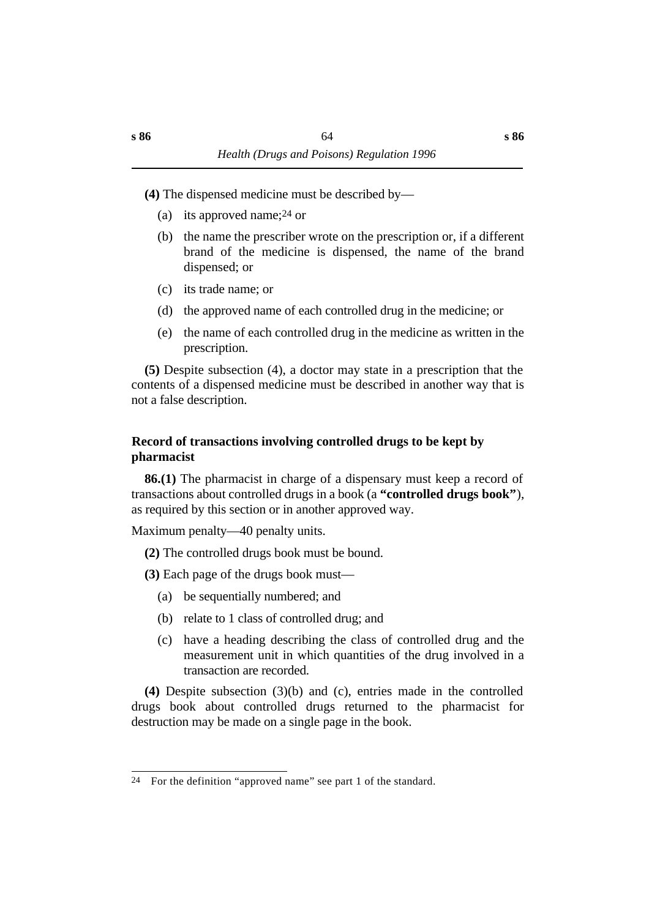**(4)** The dispensed medicine must be described by—

(a) its approved name;[24] or

(b) the name the prescriber wrote on the prescription or, if a different brand of the medicine is dispensed, the name of the brand dispensed; or

(c) its trade name; or

(d) the approved name of each controlled drug in the medicine; or

(e) the name of each controlled drug in the medicine as written in the prescription.

**(5)** Despite subsection (4), a doctor may state in a prescription that the contents of a dispensed medicine must be described in another way that is not a false description.

### Record of transactions involving controlled drugs to be kept by pharmacist

**86.(1)** The pharmacist in charge of a dispensary must keep a record of transactions about controlled drugs in a book (a **"controlled drugs book"**), as required by this section or in another approved way.

Maximum penalty—40 penalty units.

**(2)** The controlled drugs book must be bound.

**(3)** Each page of the drugs book must—

(a) be sequentially numbered; and

(b) relate to 1 class of controlled drug; and

(c) have a heading describing the class of controlled drug and the measurement unit in which quantities of the drug involved in a transaction are recorded.

**(4)** Despite subsection (3)(b) and (c), entries made in the controlled drugs book about controlled drugs returned to the pharmacist for destruction may be made on a single page in the book.

---

[24] For the definition "approved name" see part 1 of the standard.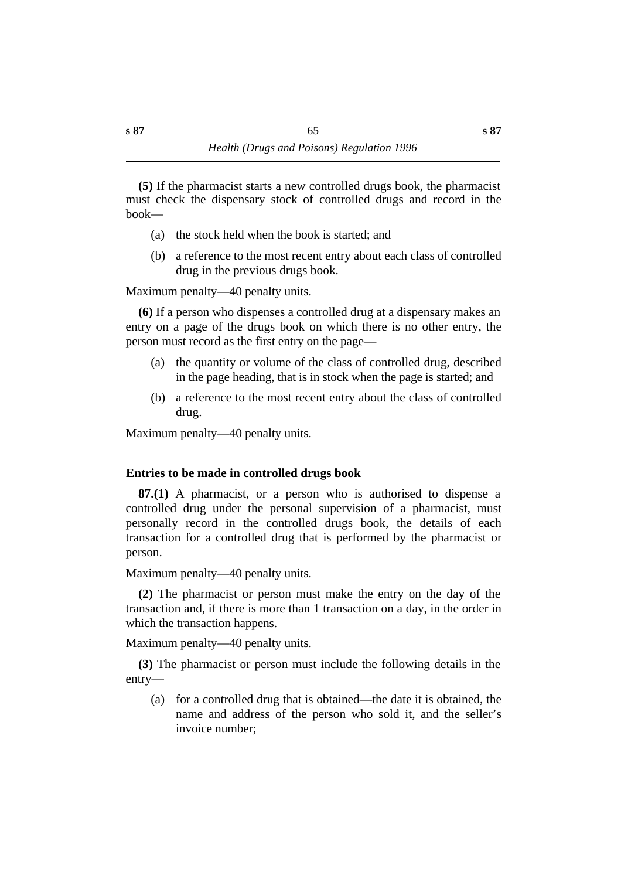**(5)** If the pharmacist starts a new controlled drugs book, the pharmacist must check the dispensary stock of controlled drugs and record in the book—

(a) the stock held when the book is started; and

(b) a reference to the most recent entry about each class of controlled drug in the previous drugs book.

Maximum penalty—40 penalty units.

**(6)** If a person who dispenses a controlled drug at a dispensary makes an entry on a page of the drugs book on which there is no other entry, the person must record as the first entry on the page—

(a) the quantity or volume of the class of controlled drug, described in the page heading, that is in stock when the page is started; and

(b) a reference to the most recent entry about the class of controlled drug.

Maximum penalty—40 penalty units.

### Entries to be made in controlled drugs book

**87.(1)** A pharmacist, or a person who is authorised to dispense a controlled drug under the personal supervision of a pharmacist, must personally record in the controlled drugs book, the details of each transaction for a controlled drug that is performed by the pharmacist or person.

Maximum penalty—40 penalty units.

**(2)** The pharmacist or person must make the entry on the day of the transaction and, if there is more than 1 transaction on a day, in the order in which the transaction happens.

Maximum penalty—40 penalty units.

**(3)** The pharmacist or person must include the following details in the entry—

(a) for a controlled drug that is obtained—the date it is obtained, the name and address of the person who sold it, and the seller's invoice number;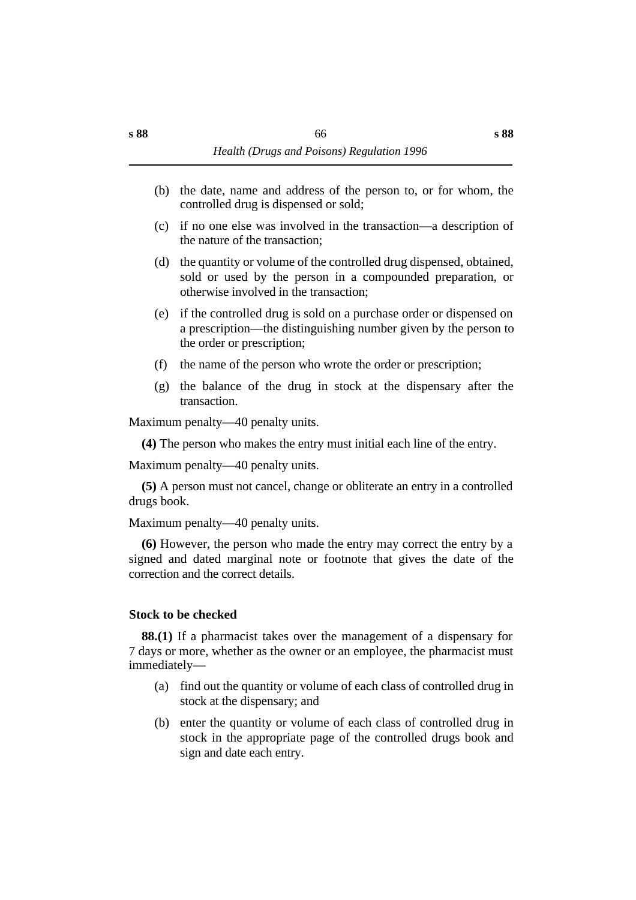(b) the date, name and address of the person to, or for whom, the controlled drug is dispensed or sold;

(c) if no one else was involved in the transaction—a description of the nature of the transaction;

(d) the quantity or volume of the controlled drug dispensed, obtained, sold or used by the person in a compounded preparation, or otherwise involved in the transaction;

(e) if the controlled drug is sold on a purchase order or dispensed on a prescription—the distinguishing number given by the person to the order or prescription;

(f) the name of the person who wrote the order or prescription;

(g) the balance of the drug in stock at the dispensary after the transaction.

Maximum penalty—40 penalty units.

**(4)** The person who makes the entry must initial each line of the entry.

Maximum penalty—40 penalty units.

**(5)** A person must not cancel, change or obliterate an entry in a controlled drugs book.

Maximum penalty—40 penalty units.

**(6)** However, the person who made the entry may correct the entry by a signed and dated marginal note or footnote that gives the date of the correction and the correct details.

### Stock to be checked

**88.(1)** If a pharmacist takes over the management of a dispensary for 7 days or more, whether as the owner or an employee, the pharmacist must immediately—

(a) find out the quantity or volume of each class of controlled drug in stock at the dispensary; and

(b) enter the quantity or volume of each class of controlled drug in stock in the appropriate page of the controlled drugs book and sign and date each entry.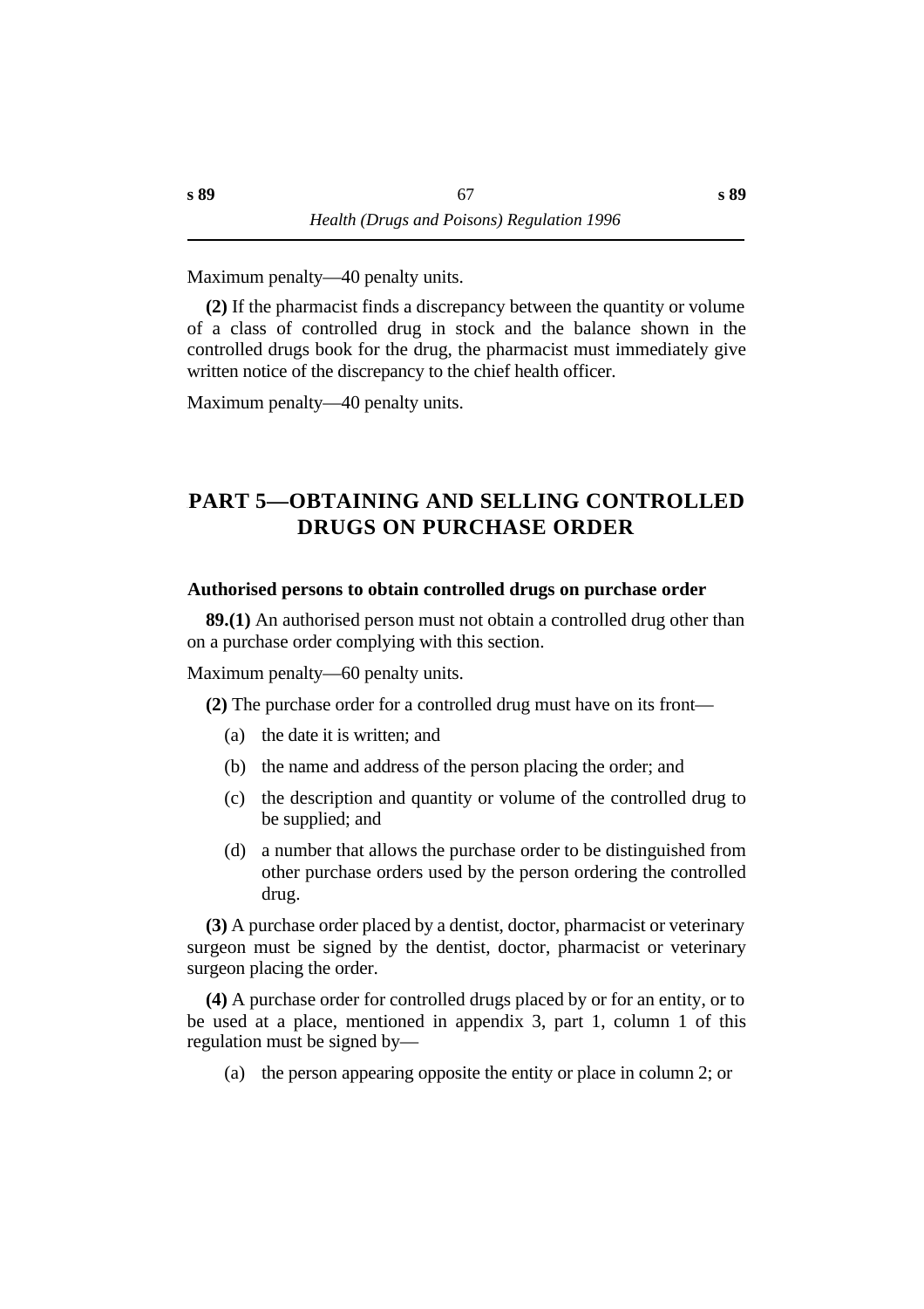Maximum penalty—40 penalty units.

**(2)** If the pharmacist finds a discrepancy between the quantity or volume of a class of controlled drug in stock and the balance shown in the controlled drugs book for the drug, the pharmacist must immediately give written notice of the discrepancy to the chief health officer.

Maximum penalty—40 penalty units.

## PART 5—OBTAINING AND SELLING CONTROLLED DRUGS ON PURCHASE ORDER

### Authorised persons to obtain controlled drugs on purchase order

**89.(1)** An authorised person must not obtain a controlled drug other than on a purchase order complying with this section.

Maximum penalty—60 penalty units.

**(2)** The purchase order for a controlled drug must have on its front—

(a) the date it is written; and

(b) the name and address of the person placing the order; and

(c) the description and quantity or volume of the controlled drug to be supplied; and

(d) a number that allows the purchase order to be distinguished from other purchase orders used by the person ordering the controlled drug.

**(3)** A purchase order placed by a dentist, doctor, pharmacist or veterinary surgeon must be signed by the dentist, doctor, pharmacist or veterinary surgeon placing the order.

**(4)** A purchase order for controlled drugs placed by or for an entity, or to be used at a place, mentioned in appendix 3, part 1, column 1 of this regulation must be signed by—

(a) the person appearing opposite the entity or place in column 2; or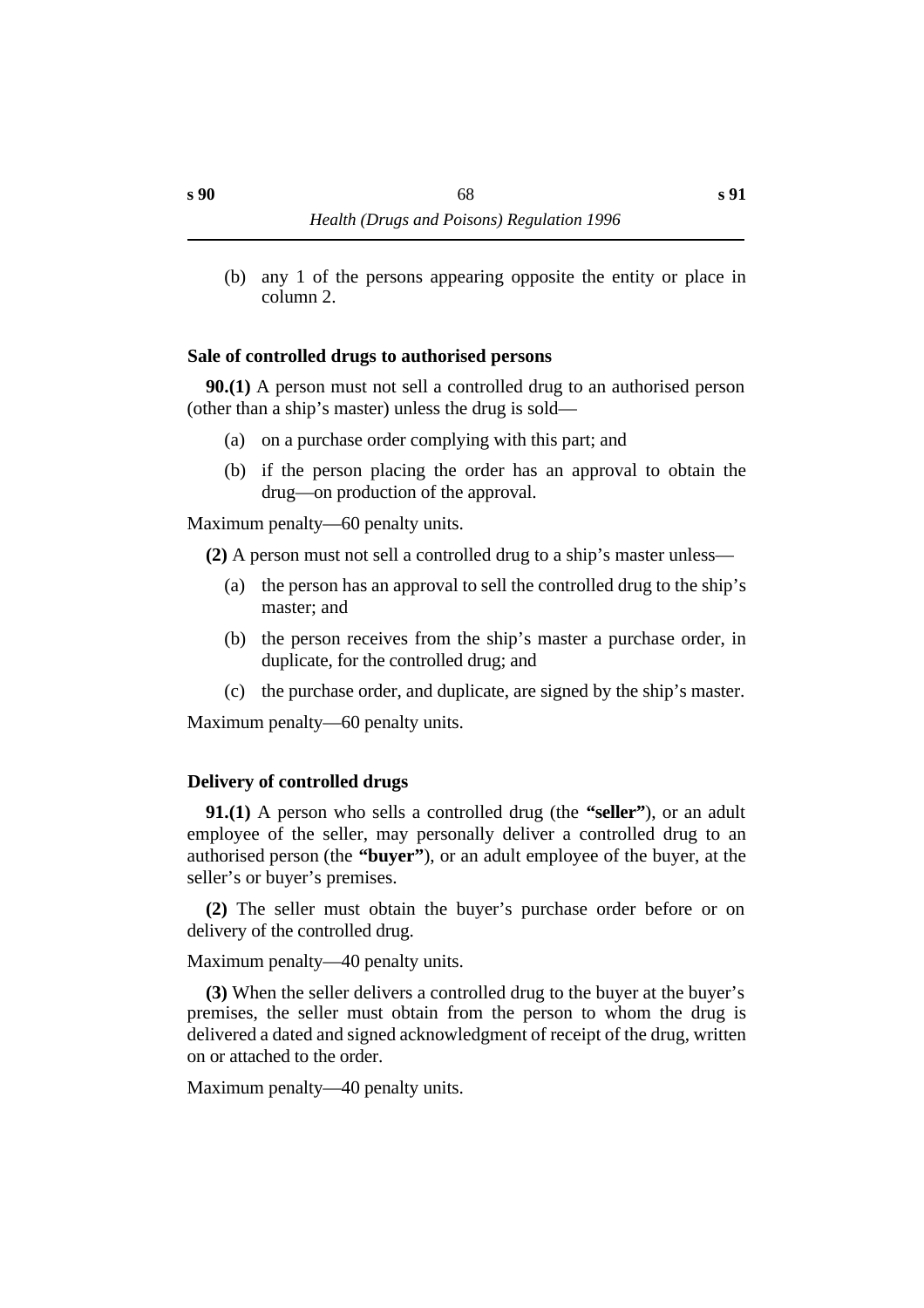(b) any 1 of the persons appearing opposite the entity or place in column 2.

### Sale of controlled drugs to authorised persons

**90.(1)** A person must not sell a controlled drug to an authorised person (other than a ship's master) unless the drug is sold—

(a) on a purchase order complying with this part; and

(b) if the person placing the order has an approval to obtain the drug—on production of the approval.

Maximum penalty—60 penalty units.

**(2)** A person must not sell a controlled drug to a ship's master unless—

(a) the person has an approval to sell the controlled drug to the ship's master; and

(b) the person receives from the ship's master a purchase order, in duplicate, for the controlled drug; and

(c) the purchase order, and duplicate, are signed by the ship's master.

Maximum penalty—60 penalty units.

### Delivery of controlled drugs

**91.(1)** A person who sells a controlled drug (the **"seller"**), or an adult employee of the seller, may personally deliver a controlled drug to an authorised person (the **"buyer"**), or an adult employee of the buyer, at the seller's or buyer's premises.

**(2)** The seller must obtain the buyer's purchase order before or on delivery of the controlled drug.

Maximum penalty—40 penalty units.

**(3)** When the seller delivers a controlled drug to the buyer at the buyer's premises, the seller must obtain from the person to whom the drug is delivered a dated and signed acknowledgment of receipt of the drug, written on or attached to the order.

Maximum penalty—40 penalty units.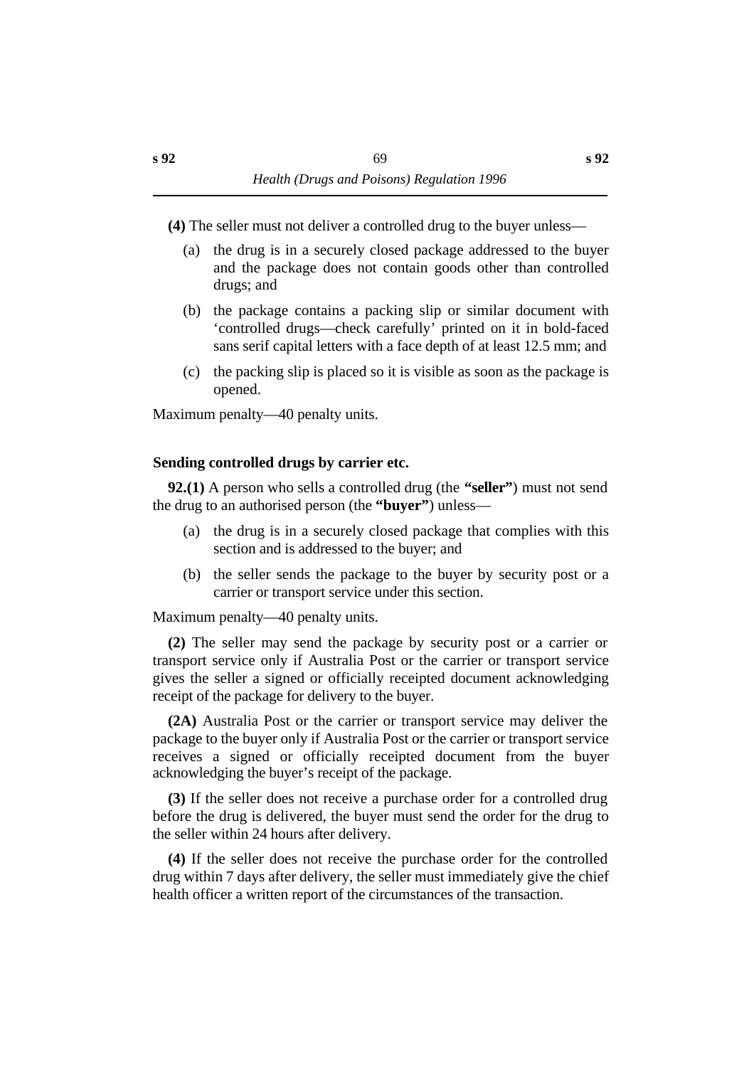**(4)** The seller must not deliver a controlled drug to the buyer unless—

(a) the drug is in a securely closed package addressed to the buyer and the package does not contain goods other than controlled drugs; and

(b) the package contains a packing slip or similar document with 'controlled drugs—check carefully' printed on it in bold-faced sans serif capital letters with a face depth of at least 12.5 mm; and

(c) the packing slip is placed so it is visible as soon as the package is opened.

Maximum penalty—40 penalty units.

### Sending controlled drugs by carrier etc.

**92.(1)** A person who sells a controlled drug (the **"seller"**) must not send the drug to an authorised person (the **"buyer"**) unless—

(a) the drug is in a securely closed package that complies with this section and is addressed to the buyer; and

(b) the seller sends the package to the buyer by security post or a carrier or transport service under this section.

Maximum penalty—40 penalty units.

**(2)** The seller may send the package by security post or a carrier or transport service only if Australia Post or the carrier or transport service gives the seller a signed or officially receipted document acknowledging receipt of the package for delivery to the buyer.

**(2A)** Australia Post or the carrier or transport service may deliver the package to the buyer only if Australia Post or the carrier or transport service receives a signed or officially receipted document from the buyer acknowledging the buyer's receipt of the package.

**(3)** If the seller does not receive a purchase order for a controlled drug before the drug is delivered, the buyer must send the order for the drug to the seller within 24 hours after delivery.

**(4)** If the seller does not receive the purchase order for the controlled drug within 7 days after delivery, the seller must immediately give the chief health officer a written report of the circumstances of the transaction.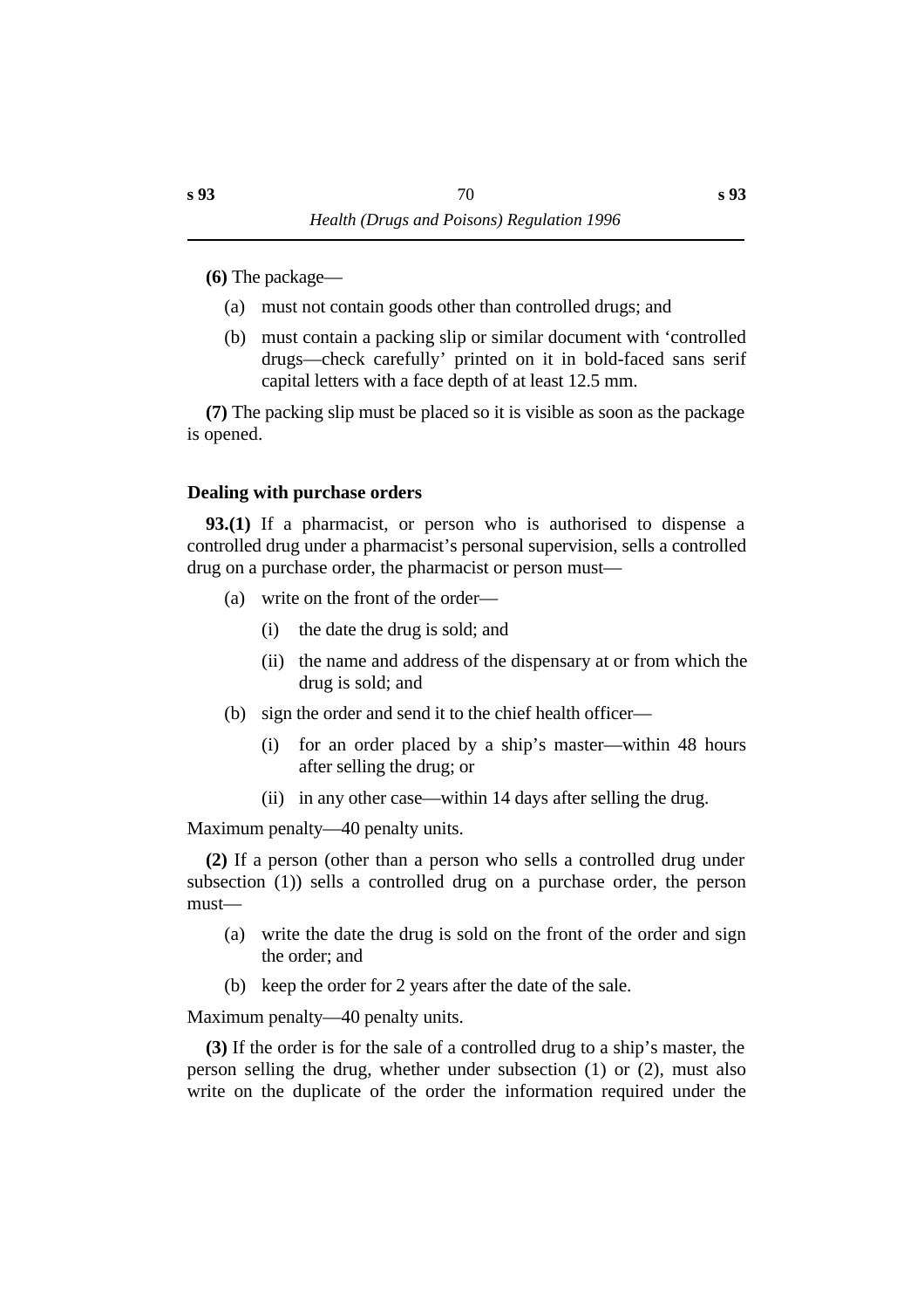**(6)** The package—

(a) must not contain goods other than controlled drugs; and

(b) must contain a packing slip or similar document with 'controlled drugs—check carefully' printed on it in bold-faced sans serif capital letters with a face depth of at least 12.5 mm.

**(7)** The packing slip must be placed so it is visible as soon as the package is opened.

### Dealing with purchase orders

**93.(1)** If a pharmacist, or person who is authorised to dispense a controlled drug under a pharmacist's personal supervision, sells a controlled drug on a purchase order, the pharmacist or person must—

(a) write on the front of the order—

(i) the date the drug is sold; and

(ii) the name and address of the dispensary at or from which the drug is sold; and

(b) sign the order and send it to the chief health officer—

(i) for an order placed by a ship's master—within 48 hours after selling the drug; or

(ii) in any other case—within 14 days after selling the drug.

Maximum penalty—40 penalty units.

**(2)** If a person (other than a person who sells a controlled drug under subsection (1)) sells a controlled drug on a purchase order, the person must—

(a) write the date the drug is sold on the front of the order and sign the order; and

(b) keep the order for 2 years after the date of the sale.

Maximum penalty—40 penalty units.

**(3)** If the order is for the sale of a controlled drug to a ship's master, the person selling the drug, whether under subsection (1) or (2), must also write on the duplicate of the order the information required under the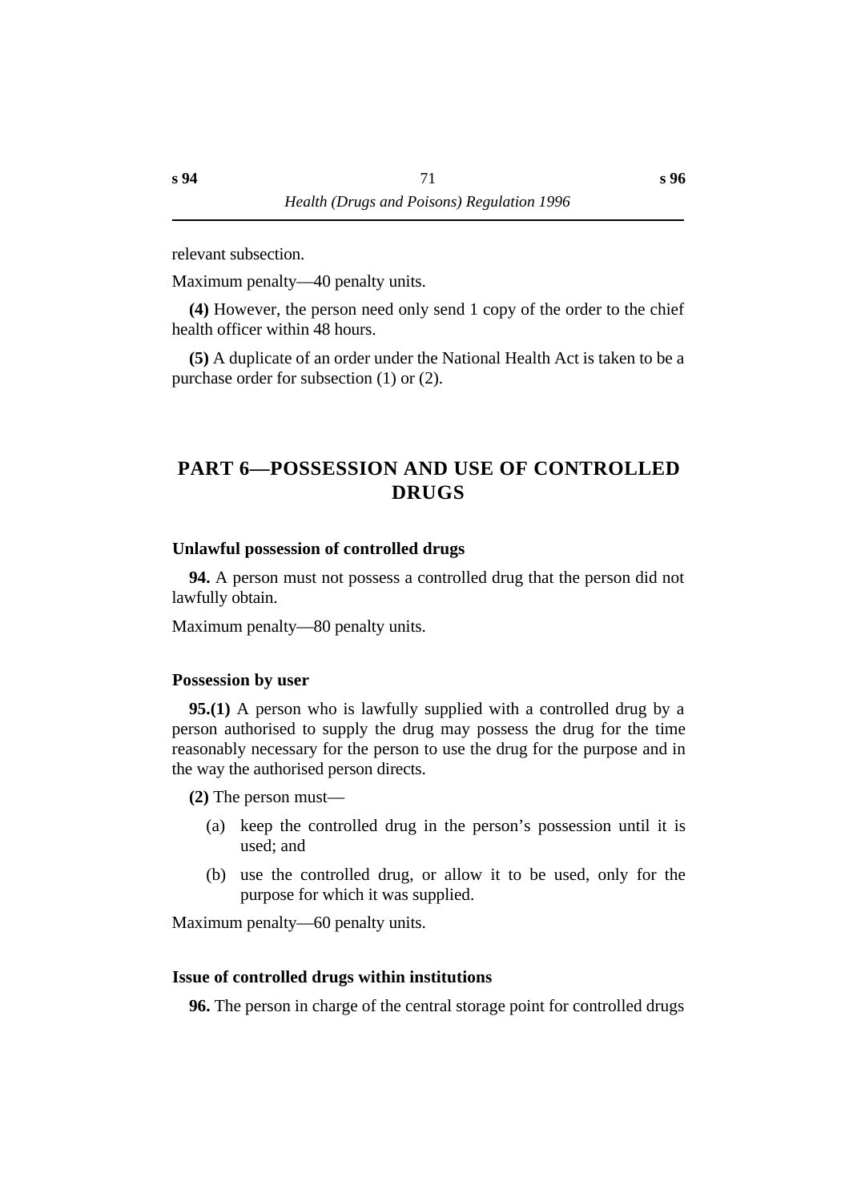relevant subsection.

Maximum penalty—40 penalty units.

**(4)** However, the person need only send 1 copy of the order to the chief health officer within 48 hours.

**(5)** A duplicate of an order under the National Health Act is taken to be a purchase order for subsection (1) or (2).

# PART 6—POSSESSION AND USE OF CONTROLLED DRUGS

### Unlawful possession of controlled drugs

**94.** A person must not possess a controlled drug that the person did not lawfully obtain.

Maximum penalty—80 penalty units.

### Possession by user

**95.(1)** A person who is lawfully supplied with a controlled drug by a person authorised to supply the drug may possess the drug for the time reasonably necessary for the person to use the drug for the purpose and in the way the authorised person directs.

**(2)** The person must—

(a) keep the controlled drug in the person's possession until it is used; and

(b) use the controlled drug, or allow it to be used, only for the purpose for which it was supplied.

Maximum penalty—60 penalty units.

### Issue of controlled drugs within institutions

**96.** The person in charge of the central storage point for controlled drugs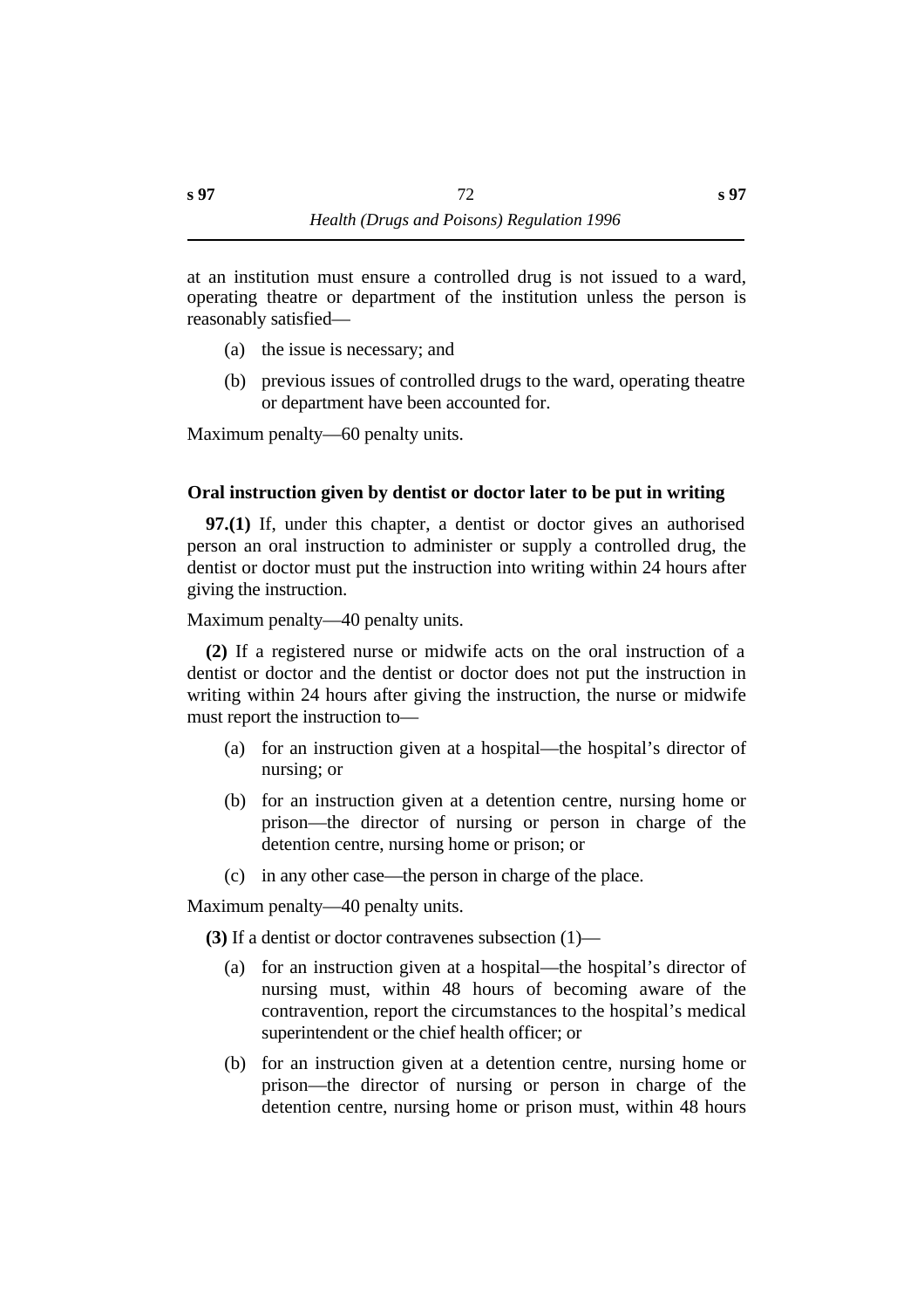at an institution must ensure a controlled drug is not issued to a ward, operating theatre or department of the institution unless the person is reasonably satisfied—

(a) the issue is necessary; and

(b) previous issues of controlled drugs to the ward, operating theatre or department have been accounted for.

Maximum penalty—60 penalty units.

### Oral instruction given by dentist or doctor later to be put in writing

**97.(1)** If, under this chapter, a dentist or doctor gives an authorised person an oral instruction to administer or supply a controlled drug, the dentist or doctor must put the instruction into writing within 24 hours after giving the instruction.

Maximum penalty—40 penalty units.

**(2)** If a registered nurse or midwife acts on the oral instruction of a dentist or doctor and the dentist or doctor does not put the instruction in writing within 24 hours after giving the instruction, the nurse or midwife must report the instruction to—

(a) for an instruction given at a hospital—the hospital's director of nursing; or

(b) for an instruction given at a detention centre, nursing home or prison—the director of nursing or person in charge of the detention centre, nursing home or prison; or

(c) in any other case—the person in charge of the place.

Maximum penalty—40 penalty units.

**(3)** If a dentist or doctor contravenes subsection (1)—

(a) for an instruction given at a hospital—the hospital's director of nursing must, within 48 hours of becoming aware of the contravention, report the circumstances to the hospital's medical superintendent or the chief health officer; or

(b) for an instruction given at a detention centre, nursing home or prison—the director of nursing or person in charge of the detention centre, nursing home or prison must, within 48 hours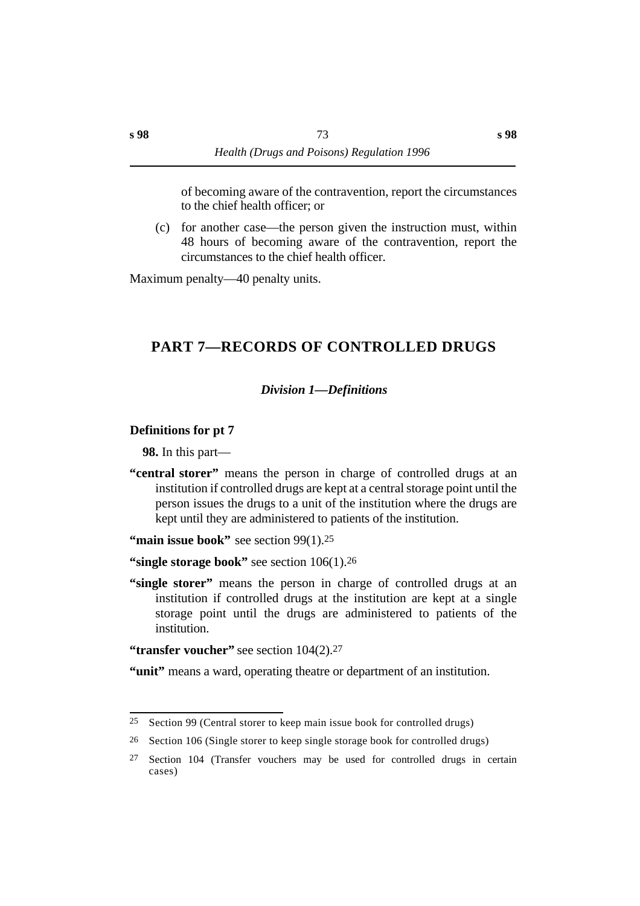of becoming aware of the contravention, report the circumstances to the chief health officer; or

(c) for another case—the person given the instruction must, within 48 hours of becoming aware of the contravention, report the circumstances to the chief health officer.

Maximum penalty—40 penalty units.

## PART 7—RECORDS OF CONTROLLED DRUGS

### *Division 1—Definitions*

#### Definitions for pt 7

**98.** In this part—

**"central storer"** means the person in charge of controlled drugs at an institution if controlled drugs are kept at a central storage point until the person issues the drugs to a unit of the institution where the drugs are kept until they are administered to patients of the institution.

**"main issue book"** see section 99(1).[25]

**"single storage book"** see section 106(1).[26]

**"single storer"** means the person in charge of controlled drugs at an institution if controlled drugs at the institution are kept at a single storage point until the drugs are administered to patients of the institution.

**"transfer voucher"** see section 104(2).[27]

**"unit"** means a ward, operating theatre or department of an institution.

---

[25] Section 99 (Central storer to keep main issue book for controlled drugs)

[26] Section 106 (Single storer to keep single storage book for controlled drugs)

[27] Section 104 (Transfer vouchers may be used for controlled drugs in certain cases)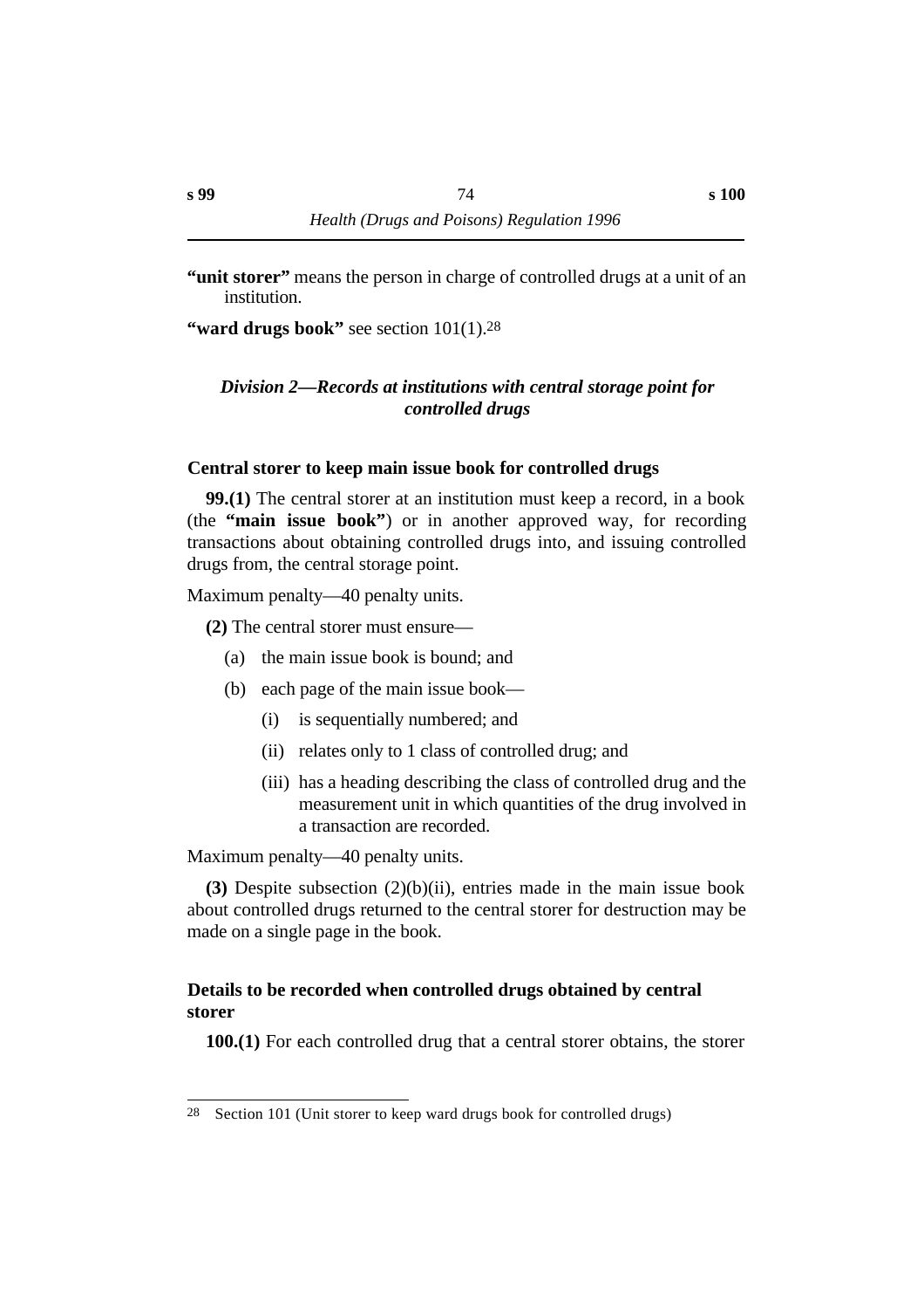**"unit storer"** means the person in charge of controlled drugs at a unit of an institution.

**"ward drugs book"** see section 101(1).[28]

### *Division 2—Records at institutions with central storage point for controlled drugs*

#### Central storer to keep main issue book for controlled drugs

**99.(1)** The central storer at an institution must keep a record, in a book (the **"main issue book"**) or in another approved way, for recording transactions about obtaining controlled drugs into, and issuing controlled drugs from, the central storage point.

Maximum penalty—40 penalty units.

**(2)** The central storer must ensure—

- (a) the main issue book is bound; and
- (b) each page of the main issue book—
  - (i) is sequentially numbered; and
  - (ii) relates only to 1 class of controlled drug; and
  - (iii) has a heading describing the class of controlled drug and the measurement unit in which quantities of the drug involved in a transaction are recorded.

Maximum penalty—40 penalty units.

**(3)** Despite subsection (2)(b)(ii), entries made in the main issue book about controlled drugs returned to the central storer for destruction may be made on a single page in the book.

#### Details to be recorded when controlled drugs obtained by central storer

**100.(1)** For each controlled drug that a central storer obtains, the storer

---

28 Section 101 (Unit storer to keep ward drugs book for controlled drugs)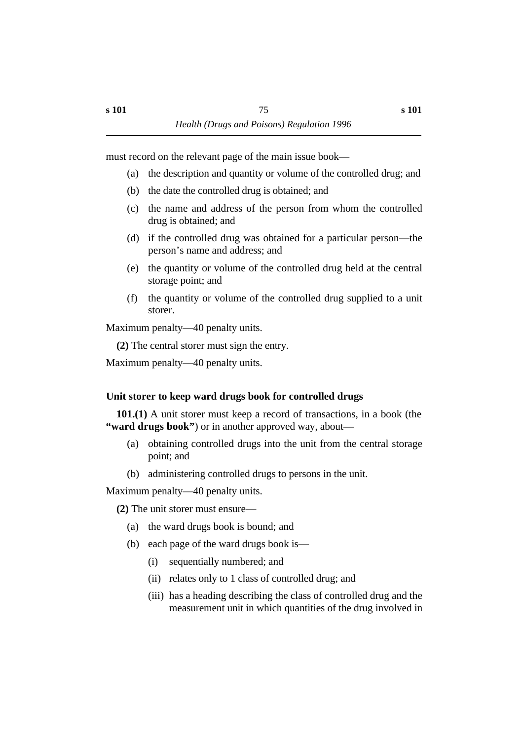must record on the relevant page of the main issue book—

(a) the description and quantity or volume of the controlled drug; and

(b) the date the controlled drug is obtained; and

(c) the name and address of the person from whom the controlled drug is obtained; and

(d) if the controlled drug was obtained for a particular person—the person's name and address; and

(e) the quantity or volume of the controlled drug held at the central storage point; and

(f) the quantity or volume of the controlled drug supplied to a unit storer.

Maximum penalty—40 penalty units.

**(2)** The central storer must sign the entry.

Maximum penalty—40 penalty units.

### Unit storer to keep ward drugs book for controlled drugs

**101.(1)** A unit storer must keep a record of transactions, in a book (the **"ward drugs book"**) or in another approved way, about—

(a) obtaining controlled drugs into the unit from the central storage point; and

(b) administering controlled drugs to persons in the unit.

Maximum penalty—40 penalty units.

**(2)** The unit storer must ensure—

(a) the ward drugs book is bound; and

(b) each page of the ward drugs book is—

(i) sequentially numbered; and

(ii) relates only to 1 class of controlled drug; and

(iii) has a heading describing the class of controlled drug and the measurement unit in which quantities of the drug involved in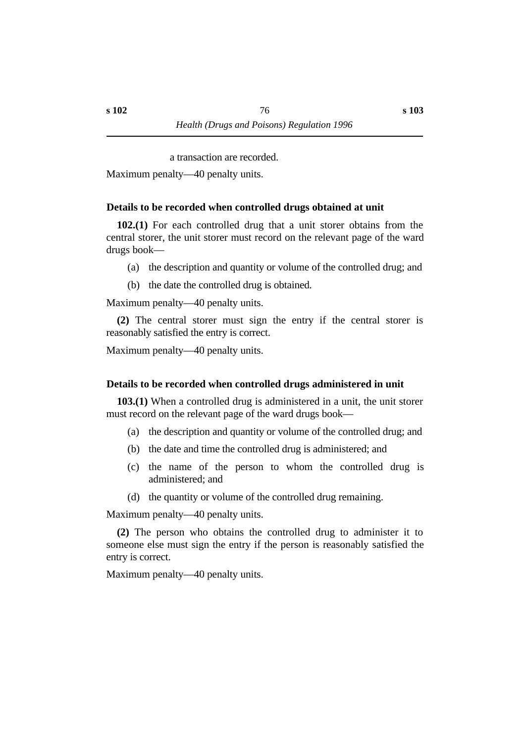a transaction are recorded.

Maximum penalty—40 penalty units.

### Details to be recorded when controlled drugs obtained at unit

**102.(1)** For each controlled drug that a unit storer obtains from the central storer, the unit storer must record on the relevant page of the ward drugs book—

(a) the description and quantity or volume of the controlled drug; and

(b) the date the controlled drug is obtained.

Maximum penalty—40 penalty units.

**(2)** The central storer must sign the entry if the central storer is reasonably satisfied the entry is correct.

Maximum penalty—40 penalty units.

### Details to be recorded when controlled drugs administered in unit

**103.(1)** When a controlled drug is administered in a unit, the unit storer must record on the relevant page of the ward drugs book—

(a) the description and quantity or volume of the controlled drug; and

(b) the date and time the controlled drug is administered; and

(c) the name of the person to whom the controlled drug is administered; and

(d) the quantity or volume of the controlled drug remaining.

Maximum penalty—40 penalty units.

**(2)** The person who obtains the controlled drug to administer it to someone else must sign the entry if the person is reasonably satisfied the entry is correct.

Maximum penalty—40 penalty units.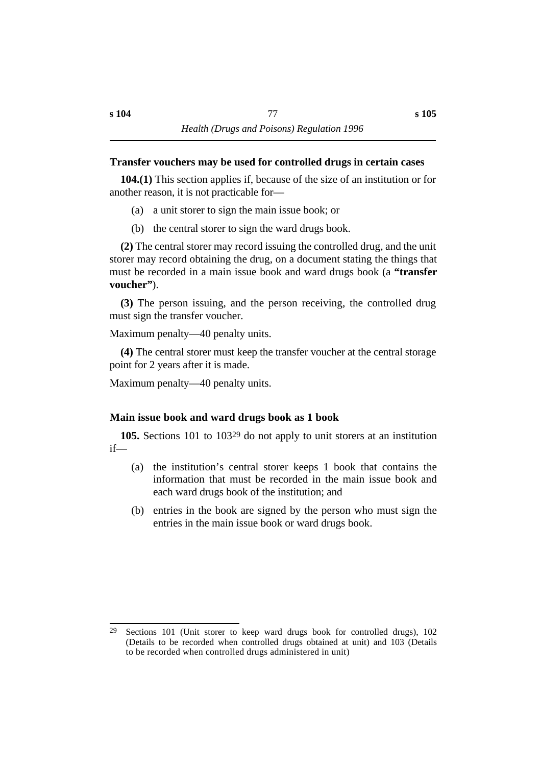### Transfer vouchers may be used for controlled drugs in certain cases

**104.(1)** This section applies if, because of the size of an institution or for another reason, it is not practicable for—

(a) a unit storer to sign the main issue book; or

(b) the central storer to sign the ward drugs book.

**(2)** The central storer may record issuing the controlled drug, and the unit storer may record obtaining the drug, on a document stating the things that must be recorded in a main issue book and ward drugs book (a **"transfer voucher"**).

**(3)** The person issuing, and the person receiving, the controlled drug must sign the transfer voucher.

Maximum penalty—40 penalty units.

**(4)** The central storer must keep the transfer voucher at the central storage point for 2 years after it is made.

Maximum penalty—40 penalty units.

### Main issue book and ward drugs book as 1 book

**105.** Sections 101 to 103[29] do not apply to unit storers at an institution if—

(a) the institution's central storer keeps 1 book that contains the information that must be recorded in the main issue book and each ward drugs book of the institution; and

(b) entries in the book are signed by the person who must sign the entries in the main issue book or ward drugs book.

---

[29] Sections 101 (Unit storer to keep ward drugs book for controlled drugs), 102 (Details to be recorded when controlled drugs obtained at unit) and 103 (Details to be recorded when controlled drugs administered in unit)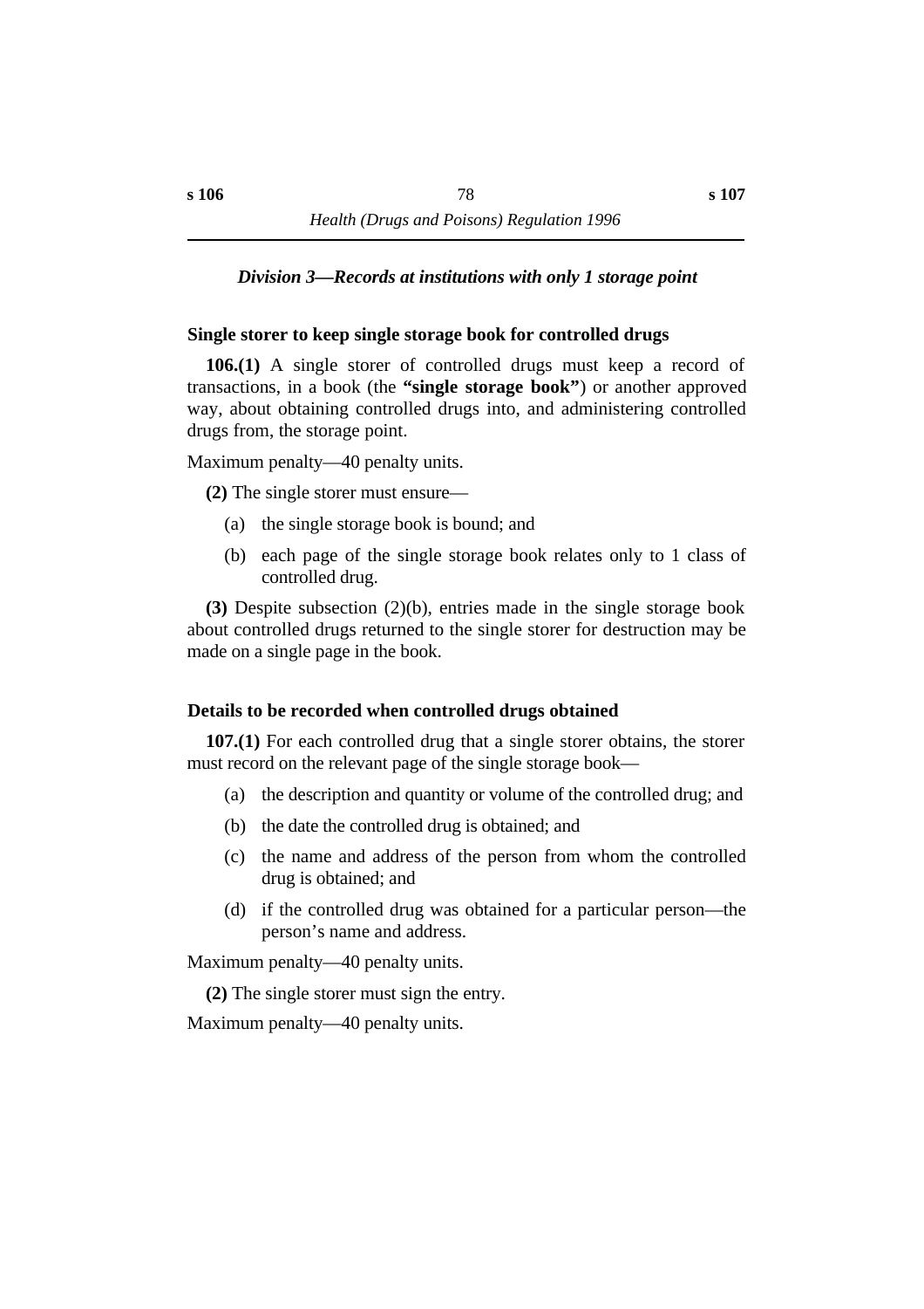### *Division 3—Records at institutions with only 1 storage point*

#### Single storer to keep single storage book for controlled drugs

**106.(1)** A single storer of controlled drugs must keep a record of transactions, in a book (the **"single storage book"**) or another approved way, about obtaining controlled drugs into, and administering controlled drugs from, the storage point.

Maximum penalty—40 penalty units.

**(2)** The single storer must ensure—

(a) the single storage book is bound; and

(b) each page of the single storage book relates only to 1 class of controlled drug.

**(3)** Despite subsection (2)(b), entries made in the single storage book about controlled drugs returned to the single storer for destruction may be made on a single page in the book.

#### Details to be recorded when controlled drugs obtained

**107.(1)** For each controlled drug that a single storer obtains, the storer must record on the relevant page of the single storage book—

(a) the description and quantity or volume of the controlled drug; and

(b) the date the controlled drug is obtained; and

(c) the name and address of the person from whom the controlled drug is obtained; and

(d) if the controlled drug was obtained for a particular person—the person's name and address.

Maximum penalty—40 penalty units.

**(2)** The single storer must sign the entry.

Maximum penalty—40 penalty units.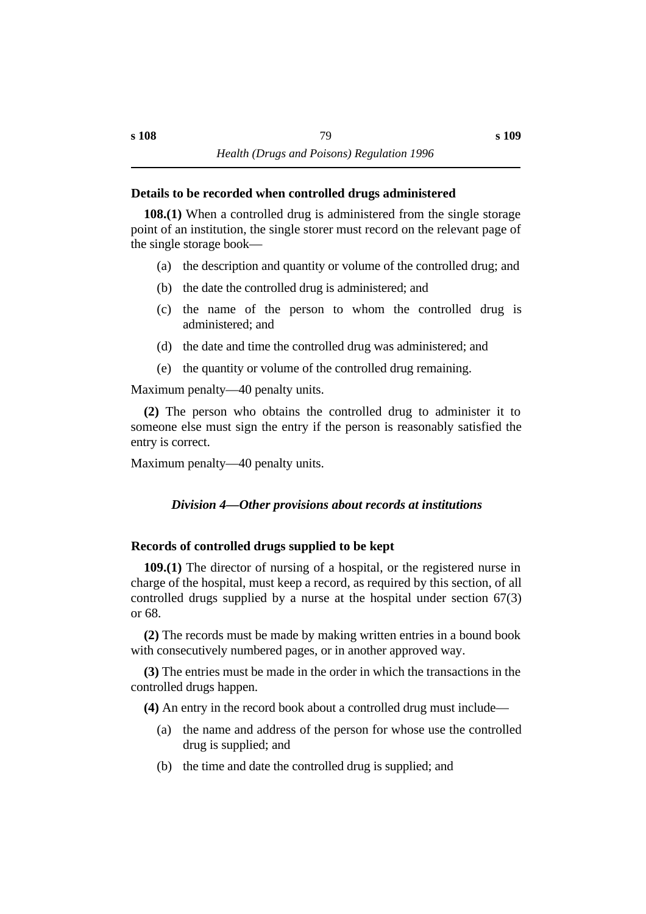### Details to be recorded when controlled drugs administered

**108.(1)** When a controlled drug is administered from the single storage point of an institution, the single storer must record on the relevant page of the single storage book—

- (a) the description and quantity or volume of the controlled drug; and
- (b) the date the controlled drug is administered; and
- (c) the name of the person to whom the controlled drug is administered; and
- (d) the date and time the controlled drug was administered; and
- (e) the quantity or volume of the controlled drug remaining.

Maximum penalty—40 penalty units.

**(2)** The person who obtains the controlled drug to administer it to someone else must sign the entry if the person is reasonably satisfied the entry is correct.

Maximum penalty—40 penalty units.

## *Division 4—Other provisions about records at institutions*

### Records of controlled drugs supplied to be kept

**109.(1)** The director of nursing of a hospital, or the registered nurse in charge of the hospital, must keep a record, as required by this section, of all controlled drugs supplied by a nurse at the hospital under section 67(3) or 68.

**(2)** The records must be made by making written entries in a bound book with consecutively numbered pages, or in another approved way.

**(3)** The entries must be made in the order in which the transactions in the controlled drugs happen.

**(4)** An entry in the record book about a controlled drug must include—

- (a) the name and address of the person for whose use the controlled drug is supplied; and
- (b) the time and date the controlled drug is supplied; and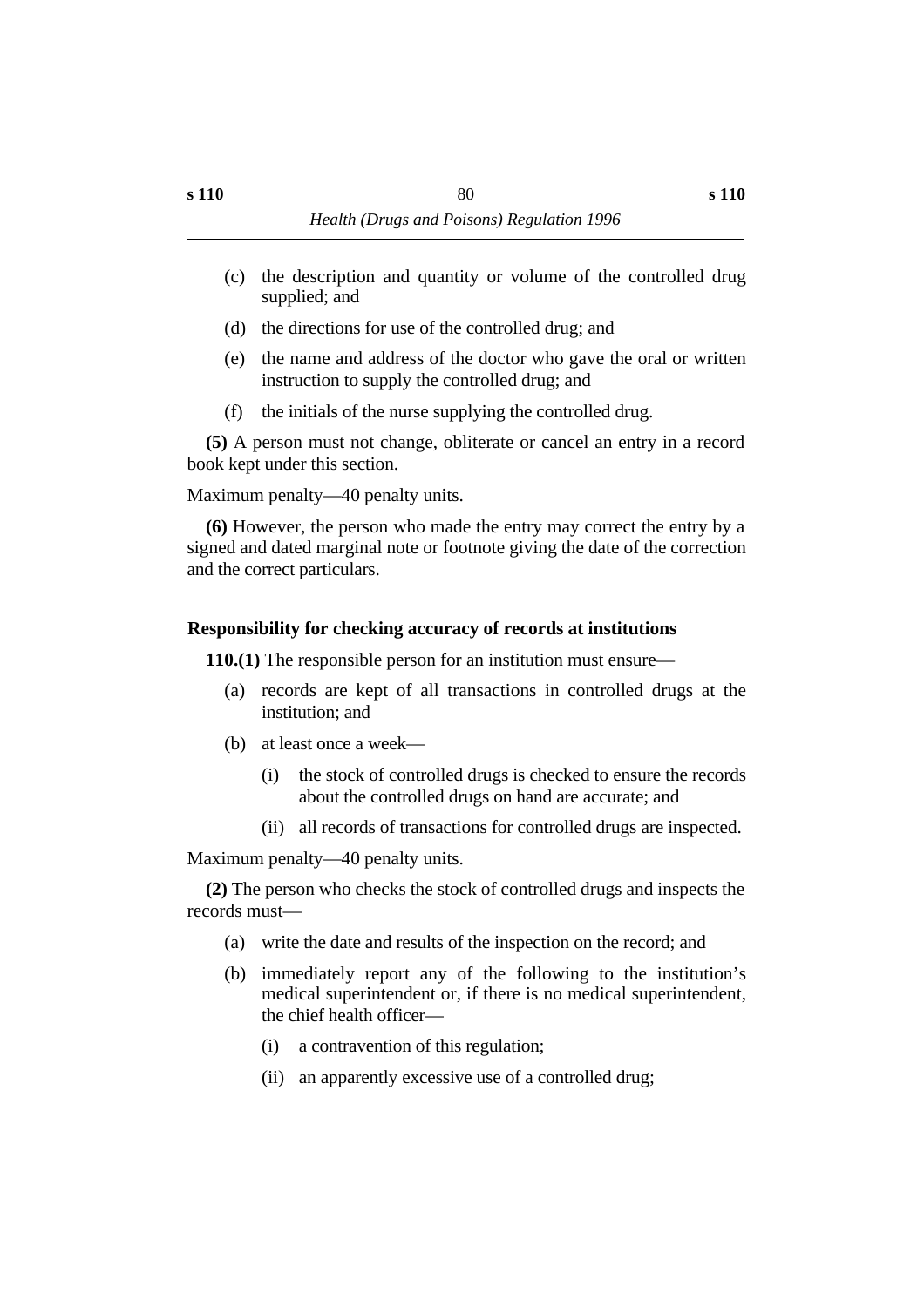(c) the description and quantity or volume of the controlled drug supplied; and

(d) the directions for use of the controlled drug; and

(e) the name and address of the doctor who gave the oral or written instruction to supply the controlled drug; and

(f) the initials of the nurse supplying the controlled drug.

**(5)** A person must not change, obliterate or cancel an entry in a record book kept under this section.

Maximum penalty—40 penalty units.

**(6)** However, the person who made the entry may correct the entry by a signed and dated marginal note or footnote giving the date of the correction and the correct particulars.

### Responsibility for checking accuracy of records at institutions

**110.(1)** The responsible person for an institution must ensure—

(a) records are kept of all transactions in controlled drugs at the institution; and

(b) at least once a week—

  (i) the stock of controlled drugs is checked to ensure the records about the controlled drugs on hand are accurate; and

  (ii) all records of transactions for controlled drugs are inspected.

Maximum penalty—40 penalty units.

**(2)** The person who checks the stock of controlled drugs and inspects the records must—

(a) write the date and results of the inspection on the record; and

(b) immediately report any of the following to the institution's medical superintendent or, if there is no medical superintendent, the chief health officer—

  (i) a contravention of this regulation;

  (ii) an apparently excessive use of a controlled drug;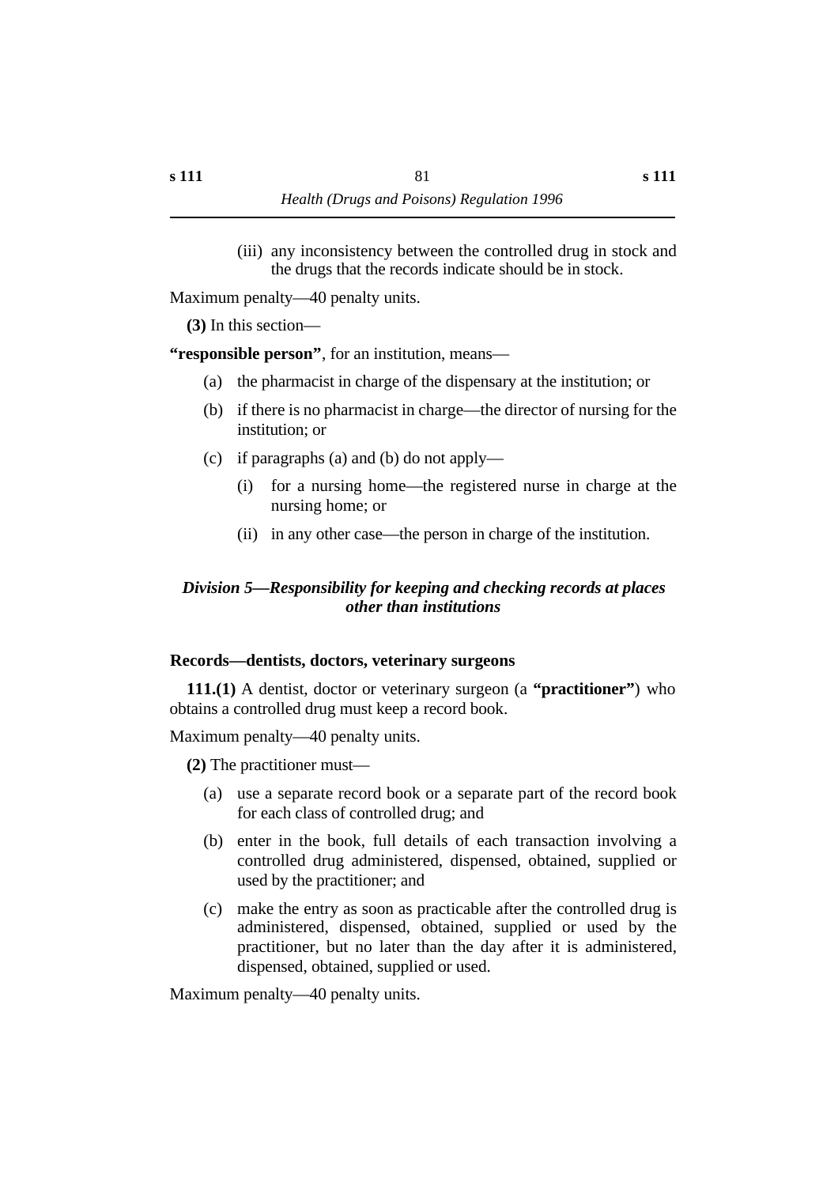(iii) any inconsistency between the controlled drug in stock and the drugs that the records indicate should be in stock.

Maximum penalty—40 penalty units.

**(3)** In this section—

**"responsible person"**, for an institution, means—

(a) the pharmacist in charge of the dispensary at the institution; or

(b) if there is no pharmacist in charge—the director of nursing for the institution; or

(c) if paragraphs (a) and (b) do not apply—

(i) for a nursing home—the registered nurse in charge at the nursing home; or

(ii) in any other case—the person in charge of the institution.

## *Division 5—Responsibility for keeping and checking records at places other than institutions*

### Records—dentists, doctors, veterinary surgeons

**111.(1)** A dentist, doctor or veterinary surgeon (a **"practitioner"**) who obtains a controlled drug must keep a record book.

Maximum penalty—40 penalty units.

**(2)** The practitioner must—

(a) use a separate record book or a separate part of the record book for each class of controlled drug; and

(b) enter in the book, full details of each transaction involving a controlled drug administered, dispensed, obtained, supplied or used by the practitioner; and

(c) make the entry as soon as practicable after the controlled drug is administered, dispensed, obtained, supplied or used by the practitioner, but no later than the day after it is administered, dispensed, obtained, supplied or used.

Maximum penalty—40 penalty units.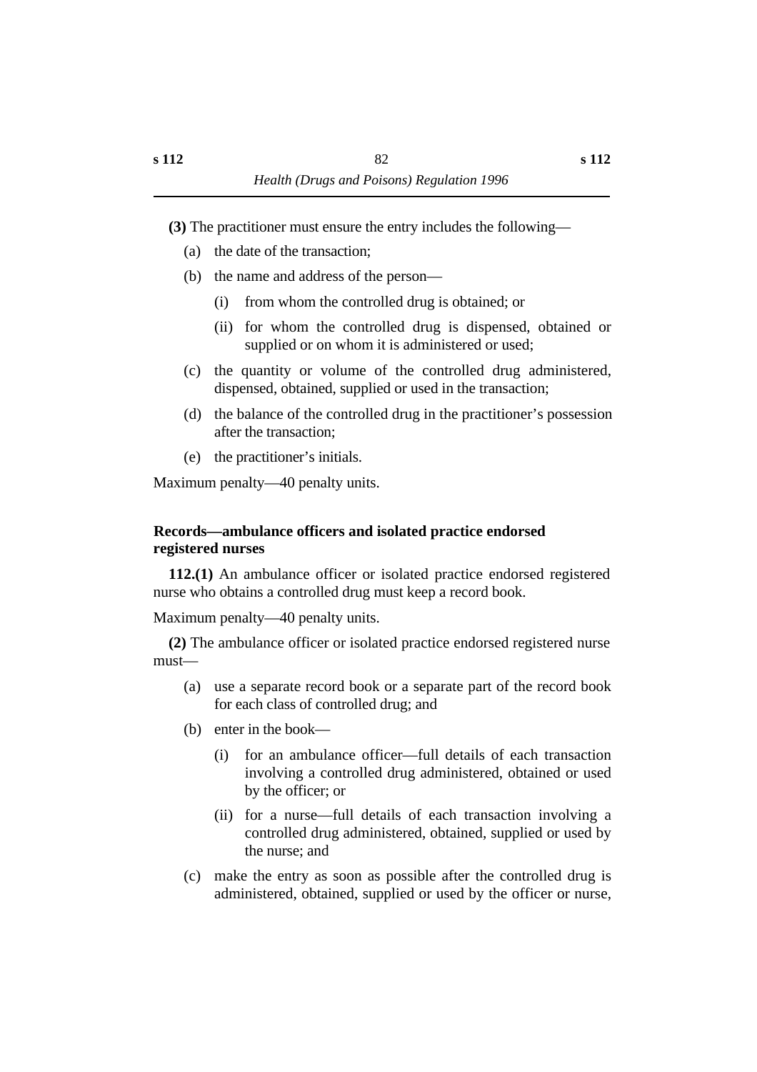**(3)** The practitioner must ensure the entry includes the following—

(a) the date of the transaction;

(b) the name and address of the person—

  (i) from whom the controlled drug is obtained; or

  (ii) for whom the controlled drug is dispensed, obtained or supplied or on whom it is administered or used;

(c) the quantity or volume of the controlled drug administered, dispensed, obtained, supplied or used in the transaction;

(d) the balance of the controlled drug in the practitioner's possession after the transaction;

(e) the practitioner's initials.

Maximum penalty—40 penalty units.

### Records—ambulance officers and isolated practice endorsed registered nurses

**112.(1)** An ambulance officer or isolated practice endorsed registered nurse who obtains a controlled drug must keep a record book.

Maximum penalty—40 penalty units.

**(2)** The ambulance officer or isolated practice endorsed registered nurse must—

(a) use a separate record book or a separate part of the record book for each class of controlled drug; and

(b) enter in the book—

  (i) for an ambulance officer—full details of each transaction involving a controlled drug administered, obtained or used by the officer; or

  (ii) for a nurse—full details of each transaction involving a controlled drug administered, obtained, supplied or used by the nurse; and

(c) make the entry as soon as possible after the controlled drug is administered, obtained, supplied or used by the officer or nurse,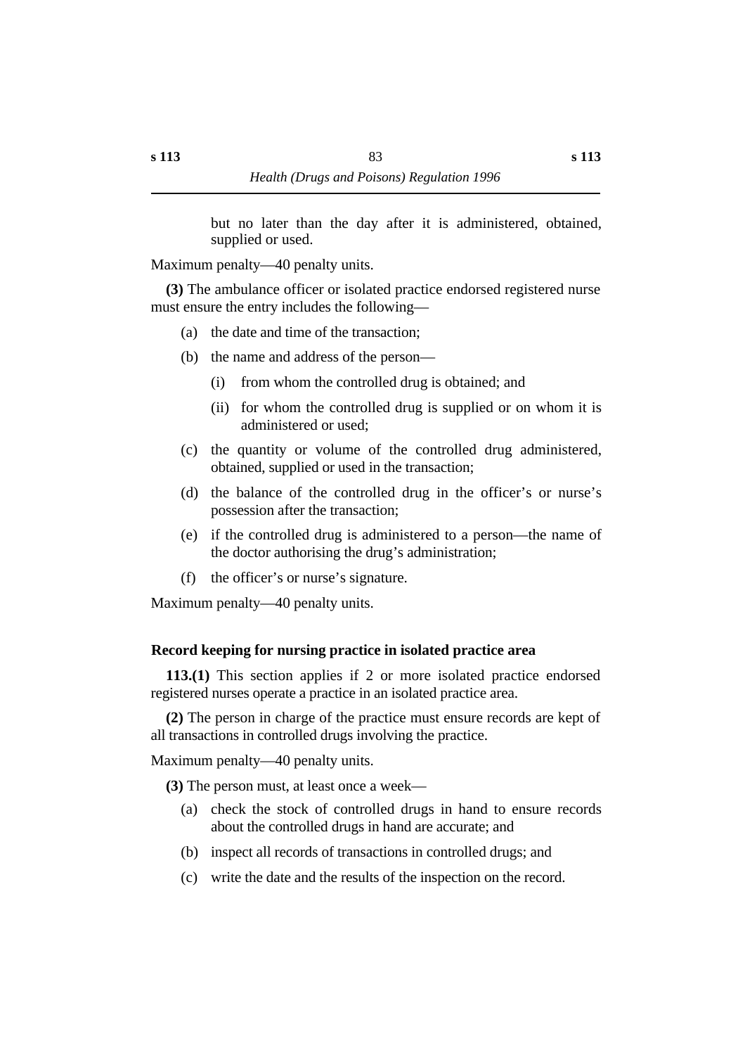but no later than the day after it is administered, obtained, supplied or used.

Maximum penalty—40 penalty units.

**(3)** The ambulance officer or isolated practice endorsed registered nurse must ensure the entry includes the following—

(a) the date and time of the transaction;

(b) the name and address of the person—

(i) from whom the controlled drug is obtained; and

(ii) for whom the controlled drug is supplied or on whom it is administered or used;

(c) the quantity or volume of the controlled drug administered, obtained, supplied or used in the transaction;

(d) the balance of the controlled drug in the officer's or nurse's possession after the transaction;

(e) if the controlled drug is administered to a person—the name of the doctor authorising the drug's administration;

(f) the officer's or nurse's signature.

Maximum penalty—40 penalty units.

### Record keeping for nursing practice in isolated practice area

**113.(1)** This section applies if 2 or more isolated practice endorsed registered nurses operate a practice in an isolated practice area.

**(2)** The person in charge of the practice must ensure records are kept of all transactions in controlled drugs involving the practice.

Maximum penalty—40 penalty units.

**(3)** The person must, at least once a week—

(a) check the stock of controlled drugs in hand to ensure records about the controlled drugs in hand are accurate; and

(b) inspect all records of transactions in controlled drugs; and

(c) write the date and the results of the inspection on the record.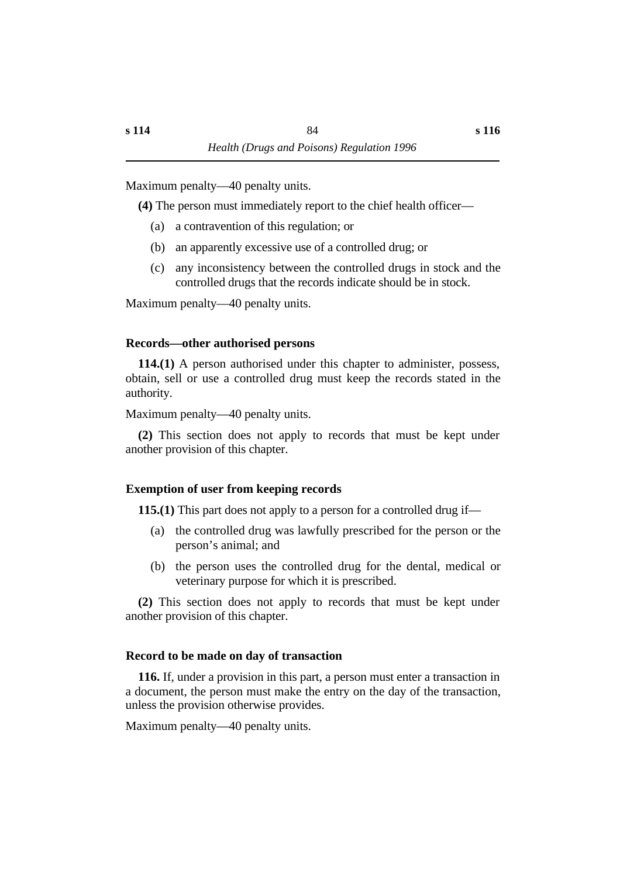Maximum penalty—40 penalty units.

**(4)** The person must immediately report to the chief health officer—

(a) a contravention of this regulation; or

(b) an apparently excessive use of a controlled drug; or

(c) any inconsistency between the controlled drugs in stock and the controlled drugs that the records indicate should be in stock.

Maximum penalty—40 penalty units.

### Records—other authorised persons

**114.(1)** A person authorised under this chapter to administer, possess, obtain, sell or use a controlled drug must keep the records stated in the authority.

Maximum penalty—40 penalty units.

**(2)** This section does not apply to records that must be kept under another provision of this chapter.

### Exemption of user from keeping records

**115.(1)** This part does not apply to a person for a controlled drug if—

(a) the controlled drug was lawfully prescribed for the person or the person's animal; and

(b) the person uses the controlled drug for the dental, medical or veterinary purpose for which it is prescribed.

**(2)** This section does not apply to records that must be kept under another provision of this chapter.

### Record to be made on day of transaction

**116.** If, under a provision in this part, a person must enter a transaction in a document, the person must make the entry on the day of the transaction, unless the provision otherwise provides.

Maximum penalty—40 penalty units.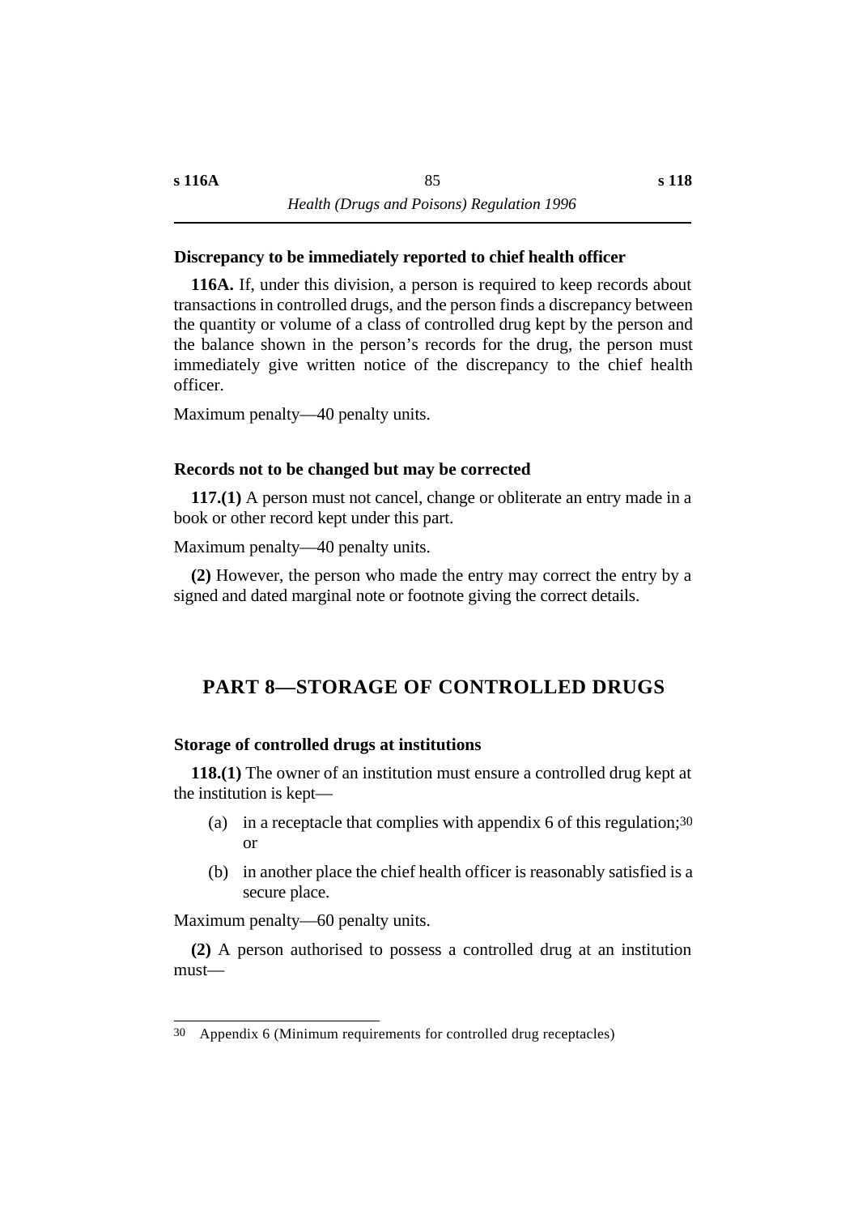**Discrepancy to be immediately reported to chief health officer**

**116A.** If, under this division, a person is required to keep records about transactions in controlled drugs, and the person finds a discrepancy between the quantity or volume of a class of controlled drug kept by the person and the balance shown in the person's records for the drug, the person must immediately give written notice of the discrepancy to the chief health officer.

Maximum penalty—40 penalty units.

**Records not to be changed but may be corrected**

**117.(1)** A person must not cancel, change or obliterate an entry made in a book or other record kept under this part.

Maximum penalty—40 penalty units.

**(2)** However, the person who made the entry may correct the entry by a signed and dated marginal note or footnote giving the correct details.

## PART 8—STORAGE OF CONTROLLED DRUGS

**Storage of controlled drugs at institutions**

**118.(1)** The owner of an institution must ensure a controlled drug kept at the institution is kept—

(a) in a receptacle that complies with appendix 6 of this regulation;[30] or

(b) in another place the chief health officer is reasonably satisfied is a secure place.

Maximum penalty—60 penalty units.

**(2)** A person authorised to possess a controlled drug at an institution must—

---

[30] Appendix 6 (Minimum requirements for controlled drug receptacles)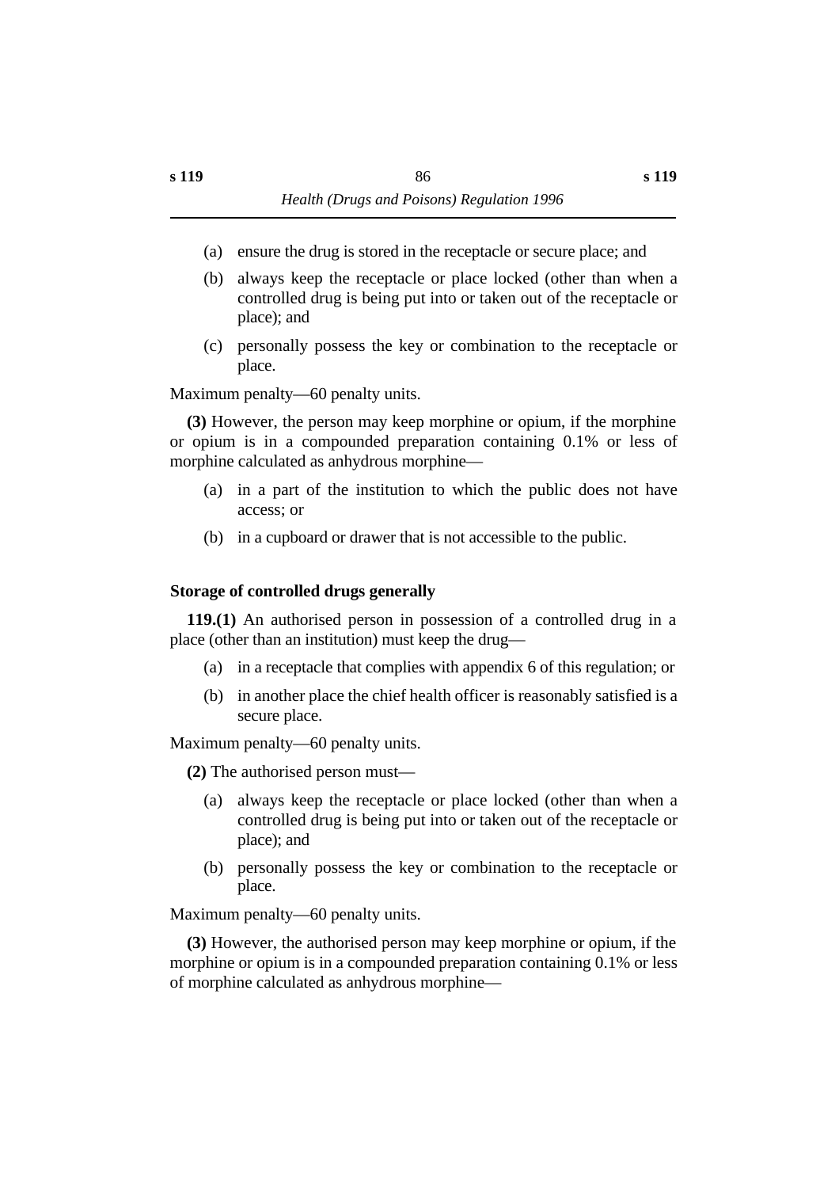(a) ensure the drug is stored in the receptacle or secure place; and

(b) always keep the receptacle or place locked (other than when a controlled drug is being put into or taken out of the receptacle or place); and

(c) personally possess the key or combination to the receptacle or place.

Maximum penalty—60 penalty units.

**(3)** However, the person may keep morphine or opium, if the morphine or opium is in a compounded preparation containing 0.1% or less of morphine calculated as anhydrous morphine—

(a) in a part of the institution to which the public does not have access; or

(b) in a cupboard or drawer that is not accessible to the public.

### Storage of controlled drugs generally

**119.(1)** An authorised person in possession of a controlled drug in a place (other than an institution) must keep the drug—

(a) in a receptacle that complies with appendix 6 of this regulation; or

(b) in another place the chief health officer is reasonably satisfied is a secure place.

Maximum penalty—60 penalty units.

**(2)** The authorised person must—

(a) always keep the receptacle or place locked (other than when a controlled drug is being put into or taken out of the receptacle or place); and

(b) personally possess the key or combination to the receptacle or place.

Maximum penalty—60 penalty units.

**(3)** However, the authorised person may keep morphine or opium, if the morphine or opium is in a compounded preparation containing 0.1% or less of morphine calculated as anhydrous morphine—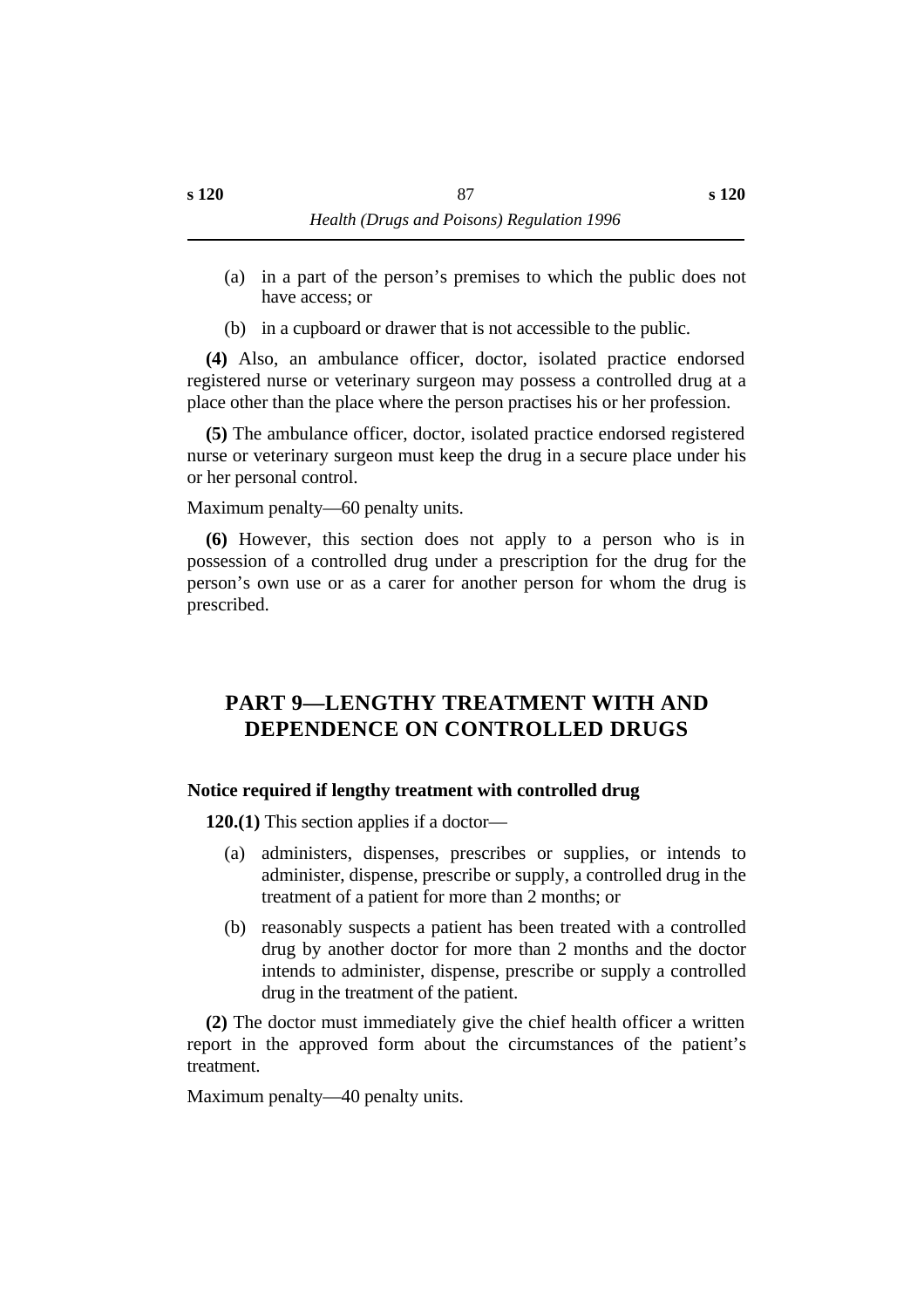(a) in a part of the person's premises to which the public does not have access; or

(b) in a cupboard or drawer that is not accessible to the public.

**(4)** Also, an ambulance officer, doctor, isolated practice endorsed registered nurse or veterinary surgeon may possess a controlled drug at a place other than the place where the person practises his or her profession.

**(5)** The ambulance officer, doctor, isolated practice endorsed registered nurse or veterinary surgeon must keep the drug in a secure place under his or her personal control.

Maximum penalty—60 penalty units.

**(6)** However, this section does not apply to a person who is in possession of a controlled drug under a prescription for the drug for the person's own use or as a carer for another person for whom the drug is prescribed.

## PART 9—LENGTHY TREATMENT WITH AND DEPENDENCE ON CONTROLLED DRUGS

### Notice required if lengthy treatment with controlled drug

**120.(1)** This section applies if a doctor—

(a) administers, dispenses, prescribes or supplies, or intends to administer, dispense, prescribe or supply, a controlled drug in the treatment of a patient for more than 2 months; or

(b) reasonably suspects a patient has been treated with a controlled drug by another doctor for more than 2 months and the doctor intends to administer, dispense, prescribe or supply a controlled drug in the treatment of the patient.

**(2)** The doctor must immediately give the chief health officer a written report in the approved form about the circumstances of the patient's treatment.

Maximum penalty—40 penalty units.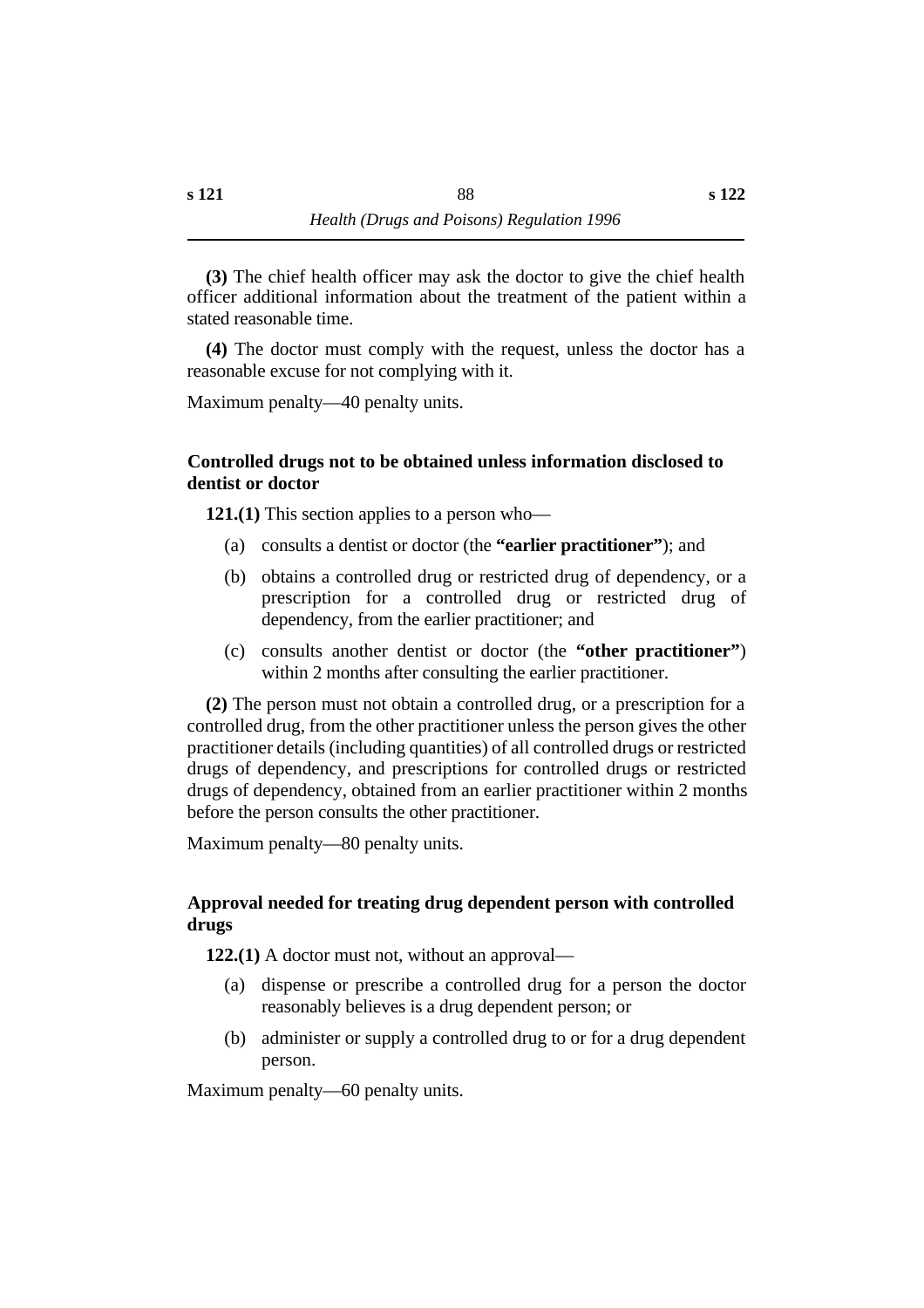**(3)** The chief health officer may ask the doctor to give the chief health officer additional information about the treatment of the patient within a stated reasonable time.

**(4)** The doctor must comply with the request, unless the doctor has a reasonable excuse for not complying with it.

Maximum penalty—40 penalty units.

### Controlled drugs not to be obtained unless information disclosed to dentist or doctor

**121.(1)** This section applies to a person who—

(a) consults a dentist or doctor (the **"earlier practitioner"**); and

(b) obtains a controlled drug or restricted drug of dependency, or a prescription for a controlled drug or restricted drug of dependency, from the earlier practitioner; and

(c) consults another dentist or doctor (the **"other practitioner"**) within 2 months after consulting the earlier practitioner.

**(2)** The person must not obtain a controlled drug, or a prescription for a controlled drug, from the other practitioner unless the person gives the other practitioner details (including quantities) of all controlled drugs or restricted drugs of dependency, and prescriptions for controlled drugs or restricted drugs of dependency, obtained from an earlier practitioner within 2 months before the person consults the other practitioner.

Maximum penalty—80 penalty units.

### Approval needed for treating drug dependent person with controlled drugs

**122.(1)** A doctor must not, without an approval—

(a) dispense or prescribe a controlled drug for a person the doctor reasonably believes is a drug dependent person; or

(b) administer or supply a controlled drug to or for a drug dependent person.

Maximum penalty—60 penalty units.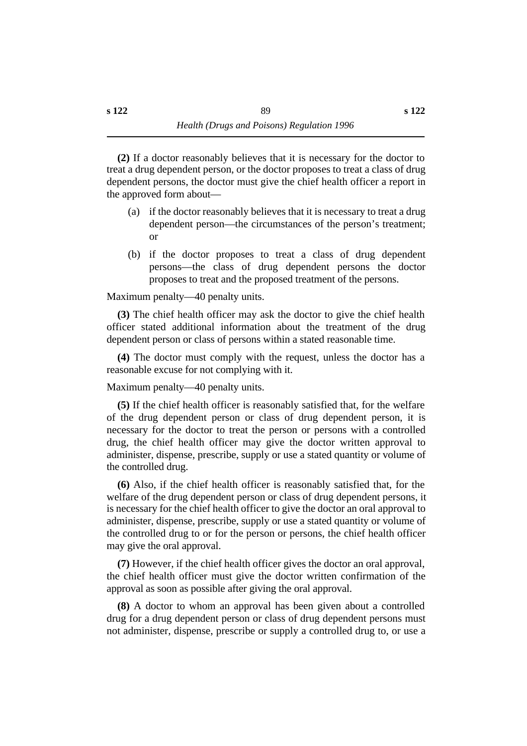**(2)** If a doctor reasonably believes that it is necessary for the doctor to treat a drug dependent person, or the doctor proposes to treat a class of drug dependent persons, the doctor must give the chief health officer a report in the approved form about—

- (a) if the doctor reasonably believes that it is necessary to treat a drug dependent person—the circumstances of the person's treatment; or
- (b) if the doctor proposes to treat a class of drug dependent persons—the class of drug dependent persons the doctor proposes to treat and the proposed treatment of the persons.

Maximum penalty—40 penalty units.

**(3)** The chief health officer may ask the doctor to give the chief health officer stated additional information about the treatment of the drug dependent person or class of persons within a stated reasonable time.

**(4)** The doctor must comply with the request, unless the doctor has a reasonable excuse for not complying with it.

Maximum penalty—40 penalty units.

**(5)** If the chief health officer is reasonably satisfied that, for the welfare of the drug dependent person or class of drug dependent person, it is necessary for the doctor to treat the person or persons with a controlled drug, the chief health officer may give the doctor written approval to administer, dispense, prescribe, supply or use a stated quantity or volume of the controlled drug.

**(6)** Also, if the chief health officer is reasonably satisfied that, for the welfare of the drug dependent person or class of drug dependent persons, it is necessary for the chief health officer to give the doctor an oral approval to administer, dispense, prescribe, supply or use a stated quantity or volume of the controlled drug to or for the person or persons, the chief health officer may give the oral approval.

**(7)** However, if the chief health officer gives the doctor an oral approval, the chief health officer must give the doctor written confirmation of the approval as soon as possible after giving the oral approval.

**(8)** A doctor to whom an approval has been given about a controlled drug for a drug dependent person or class of drug dependent persons must not administer, dispense, prescribe or supply a controlled drug to, or use a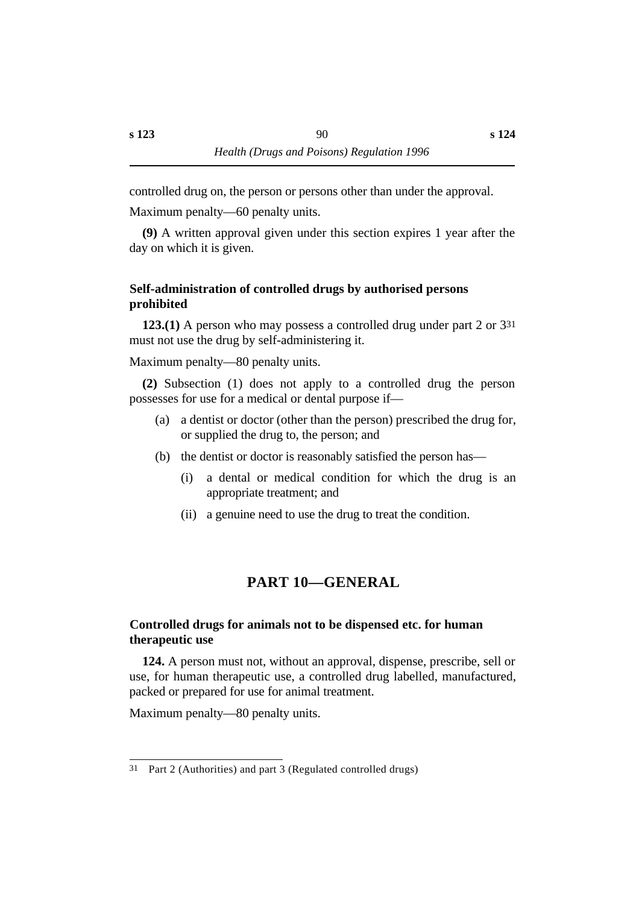controlled drug on, the person or persons other than under the approval.

Maximum penalty—60 penalty units.

**(9)** A written approval given under this section expires 1 year after the day on which it is given.

### Self-administration of controlled drugs by authorised persons prohibited

**123.(1)** A person who may possess a controlled drug under part 2 or 3[31] must not use the drug by self-administering it.

Maximum penalty—80 penalty units.

**(2)** Subsection (1) does not apply to a controlled drug the person possesses for use for a medical or dental purpose if—

- (a) a dentist or doctor (other than the person) prescribed the drug for, or supplied the drug to, the person; and
- (b) the dentist or doctor is reasonably satisfied the person has—
  - (i) a dental or medical condition for which the drug is an appropriate treatment; and
  - (ii) a genuine need to use the drug to treat the condition.

## PART 10—GENERAL

### Controlled drugs for animals not to be dispensed etc. for human therapeutic use

**124.** A person must not, without an approval, dispense, prescribe, sell or use, for human therapeutic use, a controlled drug labelled, manufactured, packed or prepared for use for animal treatment.

Maximum penalty—80 penalty units.

---

[31] Part 2 (Authorities) and part 3 (Regulated controlled drugs)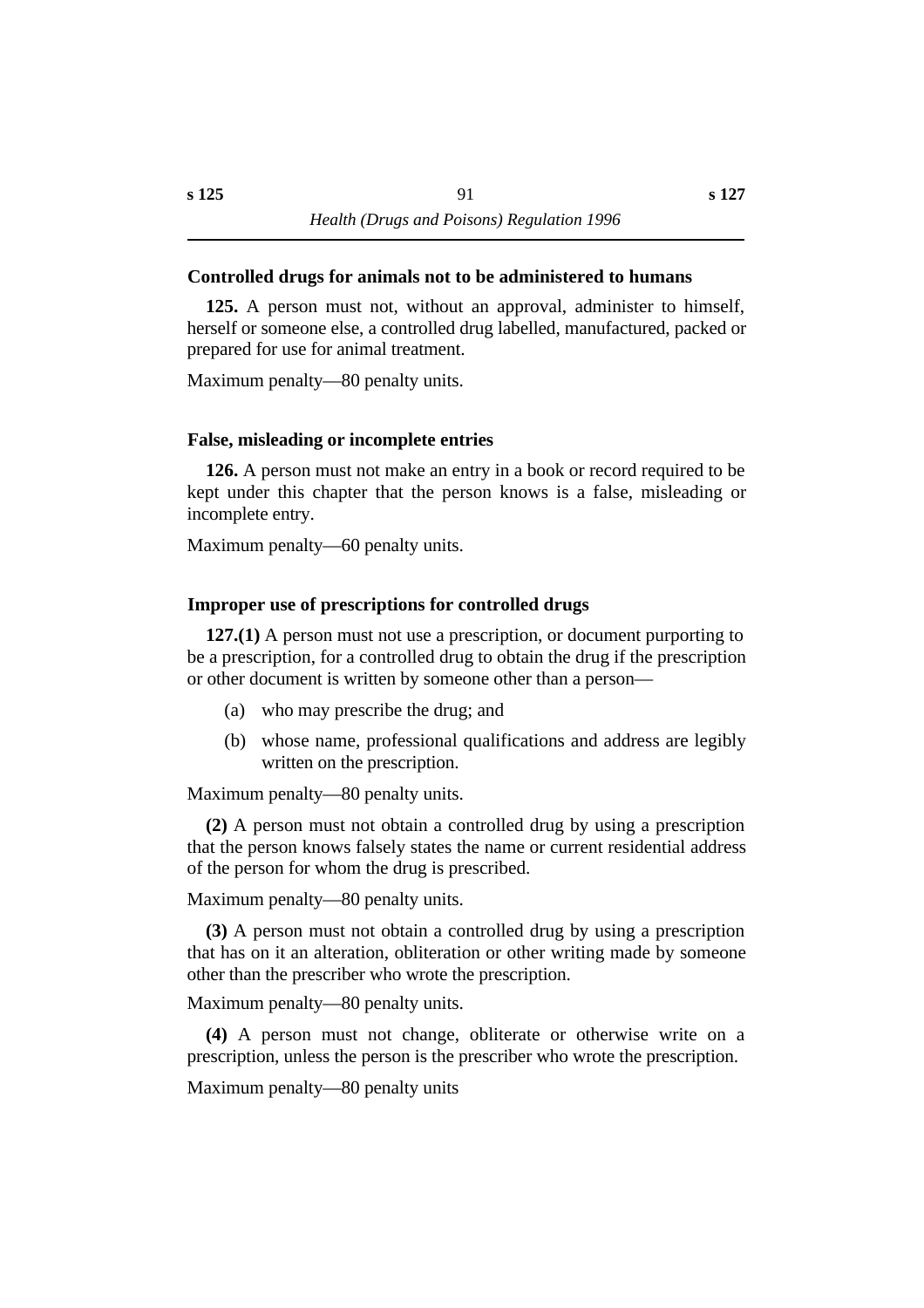### Controlled drugs for animals not to be administered to humans

**125.** A person must not, without an approval, administer to himself, herself or someone else, a controlled drug labelled, manufactured, packed or prepared for use for animal treatment.

Maximum penalty—80 penalty units.

### False, misleading or incomplete entries

**126.** A person must not make an entry in a book or record required to be kept under this chapter that the person knows is a false, misleading or incomplete entry.

Maximum penalty—60 penalty units.

### Improper use of prescriptions for controlled drugs

**127.(1)** A person must not use a prescription, or document purporting to be a prescription, for a controlled drug to obtain the drug if the prescription or other document is written by someone other than a person—

(a) who may prescribe the drug; and

(b) whose name, professional qualifications and address are legibly written on the prescription.

Maximum penalty—80 penalty units.

**(2)** A person must not obtain a controlled drug by using a prescription that the person knows falsely states the name or current residential address of the person for whom the drug is prescribed.

Maximum penalty—80 penalty units.

**(3)** A person must not obtain a controlled drug by using a prescription that has on it an alteration, obliteration or other writing made by someone other than the prescriber who wrote the prescription.

Maximum penalty—80 penalty units.

**(4)** A person must not change, obliterate or otherwise write on a prescription, unless the person is the prescriber who wrote the prescription.

Maximum penalty—80 penalty units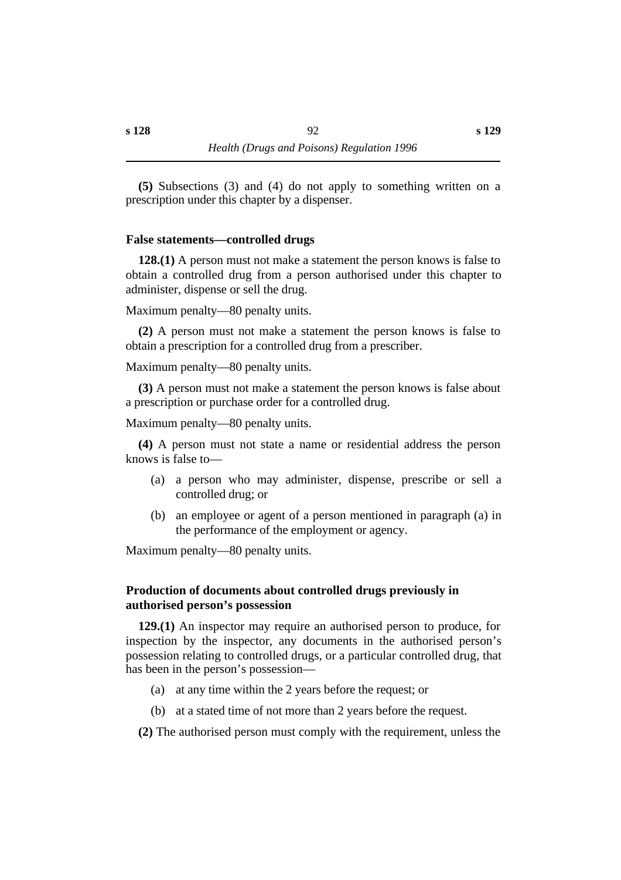**(5)** Subsections (3) and (4) do not apply to something written on a prescription under this chapter by a dispenser.

### False statements—controlled drugs

**128.(1)** A person must not make a statement the person knows is false to obtain a controlled drug from a person authorised under this chapter to administer, dispense or sell the drug.

Maximum penalty—80 penalty units.

**(2)** A person must not make a statement the person knows is false to obtain a prescription for a controlled drug from a prescriber.

Maximum penalty—80 penalty units.

**(3)** A person must not make a statement the person knows is false about a prescription or purchase order for a controlled drug.

Maximum penalty—80 penalty units.

**(4)** A person must not state a name or residential address the person knows is false to—

(a) a person who may administer, dispense, prescribe or sell a controlled drug; or

(b) an employee or agent of a person mentioned in paragraph (a) in the performance of the employment or agency.

Maximum penalty—80 penalty units.

### Production of documents about controlled drugs previously in authorised person's possession

**129.(1)** An inspector may require an authorised person to produce, for inspection by the inspector, any documents in the authorised person's possession relating to controlled drugs, or a particular controlled drug, that has been in the person's possession—

(a) at any time within the 2 years before the request; or

(b) at a stated time of not more than 2 years before the request.

**(2)** The authorised person must comply with the requirement, unless the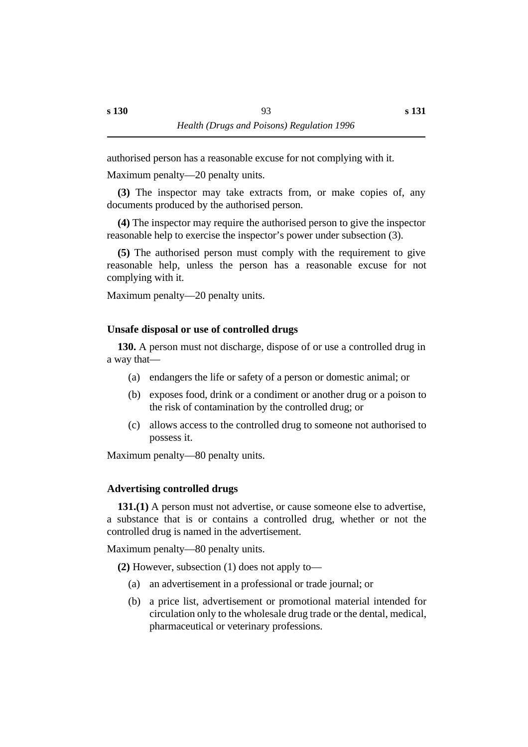authorised person has a reasonable excuse for not complying with it.

Maximum penalty—20 penalty units.

**(3)** The inspector may take extracts from, or make copies of, any documents produced by the authorised person.

**(4)** The inspector may require the authorised person to give the inspector reasonable help to exercise the inspector's power under subsection (3).

**(5)** The authorised person must comply with the requirement to give reasonable help, unless the person has a reasonable excuse for not complying with it.

Maximum penalty—20 penalty units.

### Unsafe disposal or use of controlled drugs

**130.** A person must not discharge, dispose of or use a controlled drug in a way that—

(a) endangers the life or safety of a person or domestic animal; or

(b) exposes food, drink or a condiment or another drug or a poison to the risk of contamination by the controlled drug; or

(c) allows access to the controlled drug to someone not authorised to possess it.

Maximum penalty—80 penalty units.

### Advertising controlled drugs

**131.(1)** A person must not advertise, or cause someone else to advertise, a substance that is or contains a controlled drug, whether or not the controlled drug is named in the advertisement.

Maximum penalty—80 penalty units.

**(2)** However, subsection (1) does not apply to—

(a) an advertisement in a professional or trade journal; or

(b) a price list, advertisement or promotional material intended for circulation only to the wholesale drug trade or the dental, medical, pharmaceutical or veterinary professions.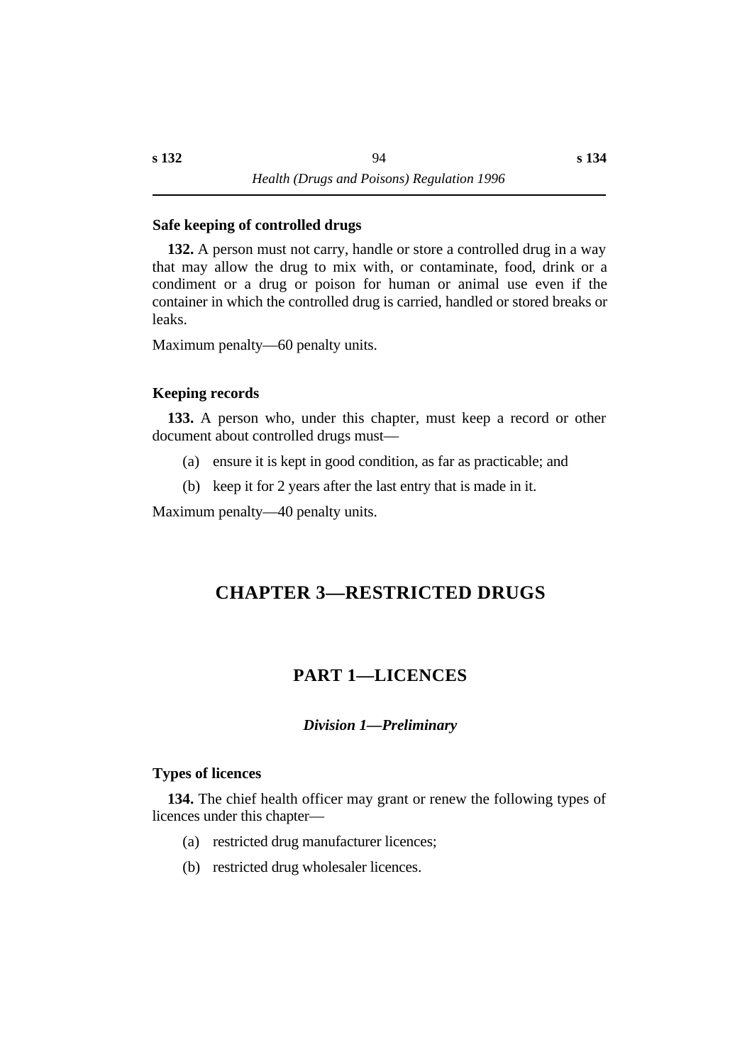### Safe keeping of controlled drugs

**132.** A person must not carry, handle or store a controlled drug in a way that may allow the drug to mix with, or contaminate, food, drink or a condiment or a drug or poison for human or animal use even if the container in which the controlled drug is carried, handled or stored breaks or leaks.

Maximum penalty—60 penalty units.

### Keeping records

**133.** A person who, under this chapter, must keep a record or other document about controlled drugs must—

(a) ensure it is kept in good condition, as far as practicable; and

(b) keep it for 2 years after the last entry that is made in it.

Maximum penalty—40 penalty units.

# CHAPTER 3—RESTRICTED DRUGS

## PART 1—LICENCES

### *Division 1—Preliminary*

### Types of licences

**134.** The chief health officer may grant or renew the following types of licences under this chapter—

(a) restricted drug manufacturer licences;

(b) restricted drug wholesaler licences.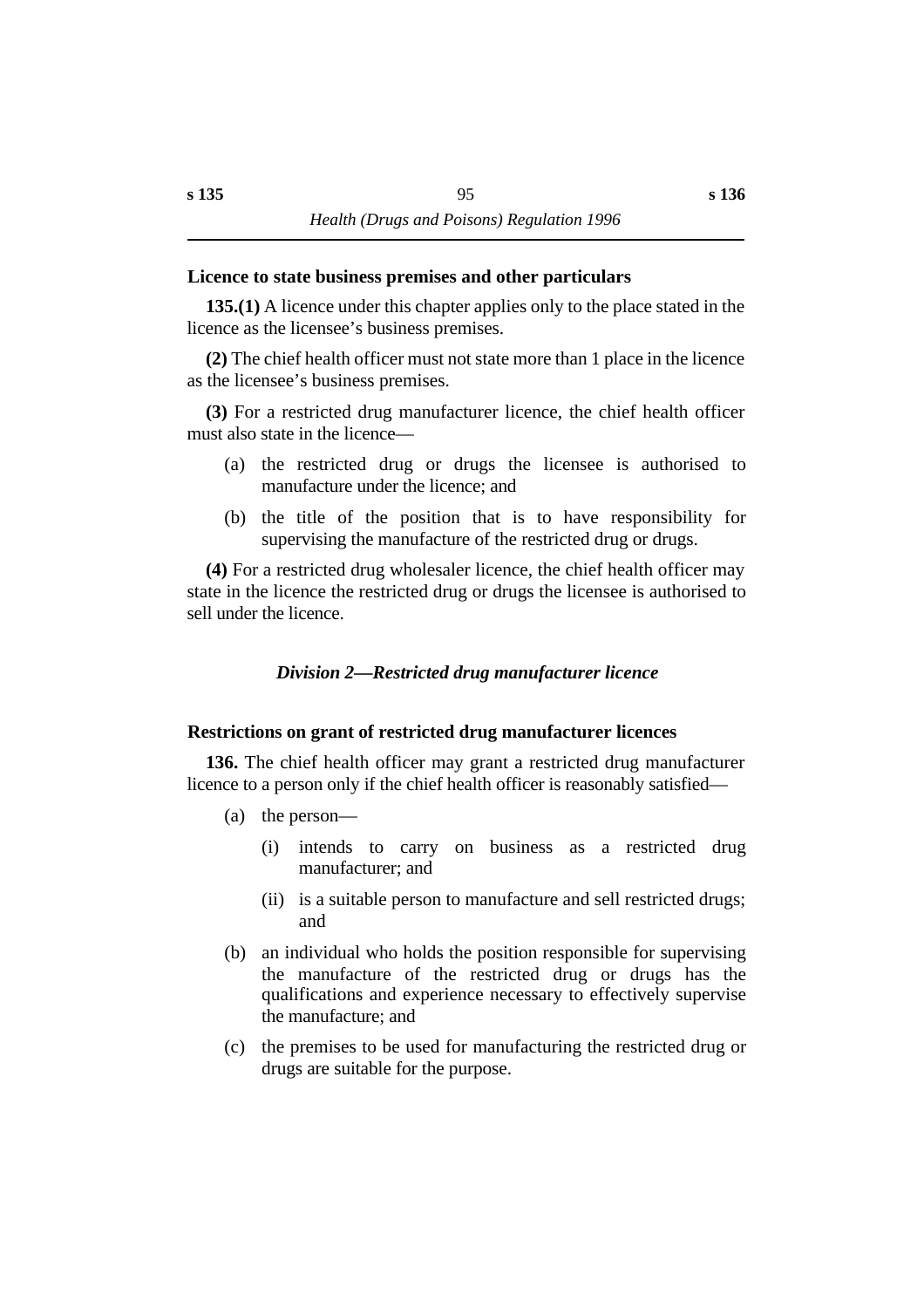### Licence to state business premises and other particulars

**135.(1)** A licence under this chapter applies only to the place stated in the licence as the licensee's business premises.

**(2)** The chief health officer must not state more than 1 place in the licence as the licensee's business premises.

**(3)** For a restricted drug manufacturer licence, the chief health officer must also state in the licence—

- (a) the restricted drug or drugs the licensee is authorised to manufacture under the licence; and
- (b) the title of the position that is to have responsibility for supervising the manufacture of the restricted drug or drugs.

**(4)** For a restricted drug wholesaler licence, the chief health officer may state in the licence the restricted drug or drugs the licensee is authorised to sell under the licence.

## *Division 2—Restricted drug manufacturer licence*

### Restrictions on grant of restricted drug manufacturer licences

**136.** The chief health officer may grant a restricted drug manufacturer licence to a person only if the chief health officer is reasonably satisfied—

- (a) the person—
  - (i) intends to carry on business as a restricted drug manufacturer; and
  - (ii) is a suitable person to manufacture and sell restricted drugs; and
- (b) an individual who holds the position responsible for supervising the manufacture of the restricted drug or drugs has the qualifications and experience necessary to effectively supervise the manufacture; and
- (c) the premises to be used for manufacturing the restricted drug or drugs are suitable for the purpose.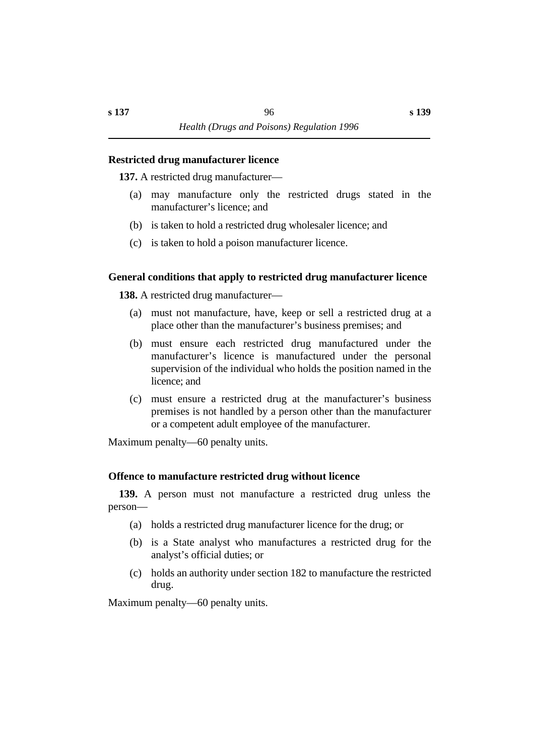### Restricted drug manufacturer licence

**137.** A restricted drug manufacturer—

(a) may manufacture only the restricted drugs stated in the manufacturer's licence; and

(b) is taken to hold a restricted drug wholesaler licence; and

(c) is taken to hold a poison manufacturer licence.

### General conditions that apply to restricted drug manufacturer licence

**138.** A restricted drug manufacturer—

(a) must not manufacture, have, keep or sell a restricted drug at a place other than the manufacturer's business premises; and

(b) must ensure each restricted drug manufactured under the manufacturer's licence is manufactured under the personal supervision of the individual who holds the position named in the licence; and

(c) must ensure a restricted drug at the manufacturer's business premises is not handled by a person other than the manufacturer or a competent adult employee of the manufacturer.

Maximum penalty—60 penalty units.

### Offence to manufacture restricted drug without licence

**139.** A person must not manufacture a restricted drug unless the person—

(a) holds a restricted drug manufacturer licence for the drug; or

(b) is a State analyst who manufactures a restricted drug for the analyst's official duties; or

(c) holds an authority under section 182 to manufacture the restricted drug.

Maximum penalty—60 penalty units.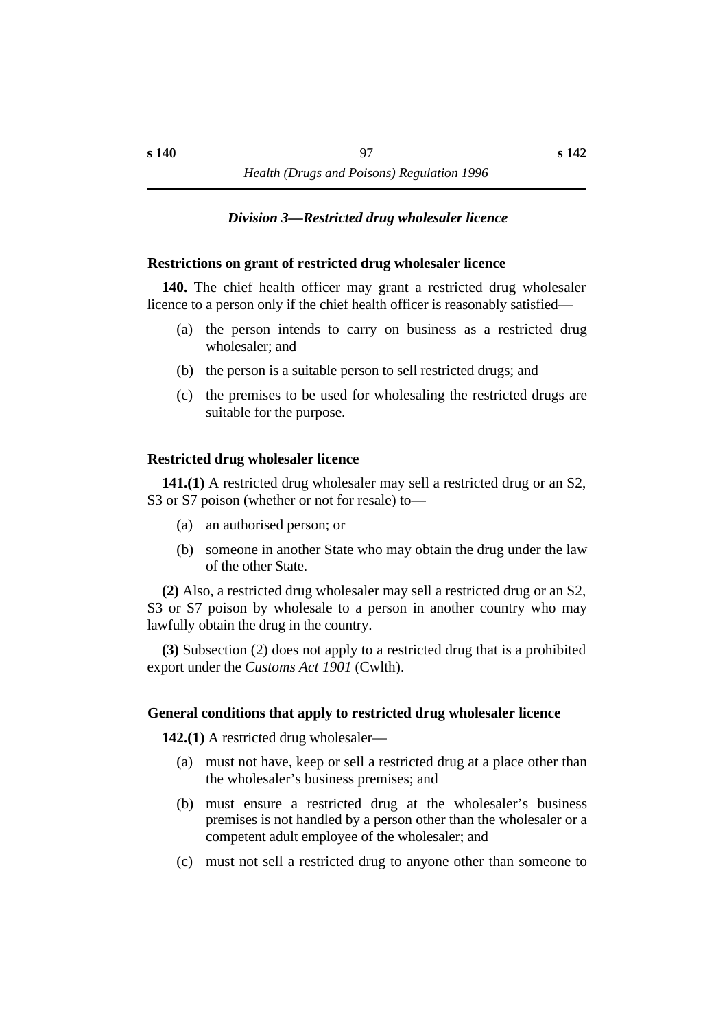### *Division 3—Restricted drug wholesaler licence*

**Restrictions on grant of restricted drug wholesaler licence**

**140.** The chief health officer may grant a restricted drug wholesaler licence to a person only if the chief health officer is reasonably satisfied—

(a) the person intends to carry on business as a restricted drug wholesaler; and

(b) the person is a suitable person to sell restricted drugs; and

(c) the premises to be used for wholesaling the restricted drugs are suitable for the purpose.

**Restricted drug wholesaler licence**

**141.(1)** A restricted drug wholesaler may sell a restricted drug or an S2, S3 or S7 poison (whether or not for resale) to—

(a) an authorised person; or

(b) someone in another State who may obtain the drug under the law of the other State.

**(2)** Also, a restricted drug wholesaler may sell a restricted drug or an S2, S3 or S7 poison by wholesale to a person in another country who may lawfully obtain the drug in the country.

**(3)** Subsection (2) does not apply to a restricted drug that is a prohibited export under the *Customs Act 1901* (Cwlth).

**General conditions that apply to restricted drug wholesaler licence**

**142.(1)** A restricted drug wholesaler—

(a) must not have, keep or sell a restricted drug at a place other than the wholesaler's business premises; and

(b) must ensure a restricted drug at the wholesaler's business premises is not handled by a person other than the wholesaler or a competent adult employee of the wholesaler; and

(c) must not sell a restricted drug to anyone other than someone to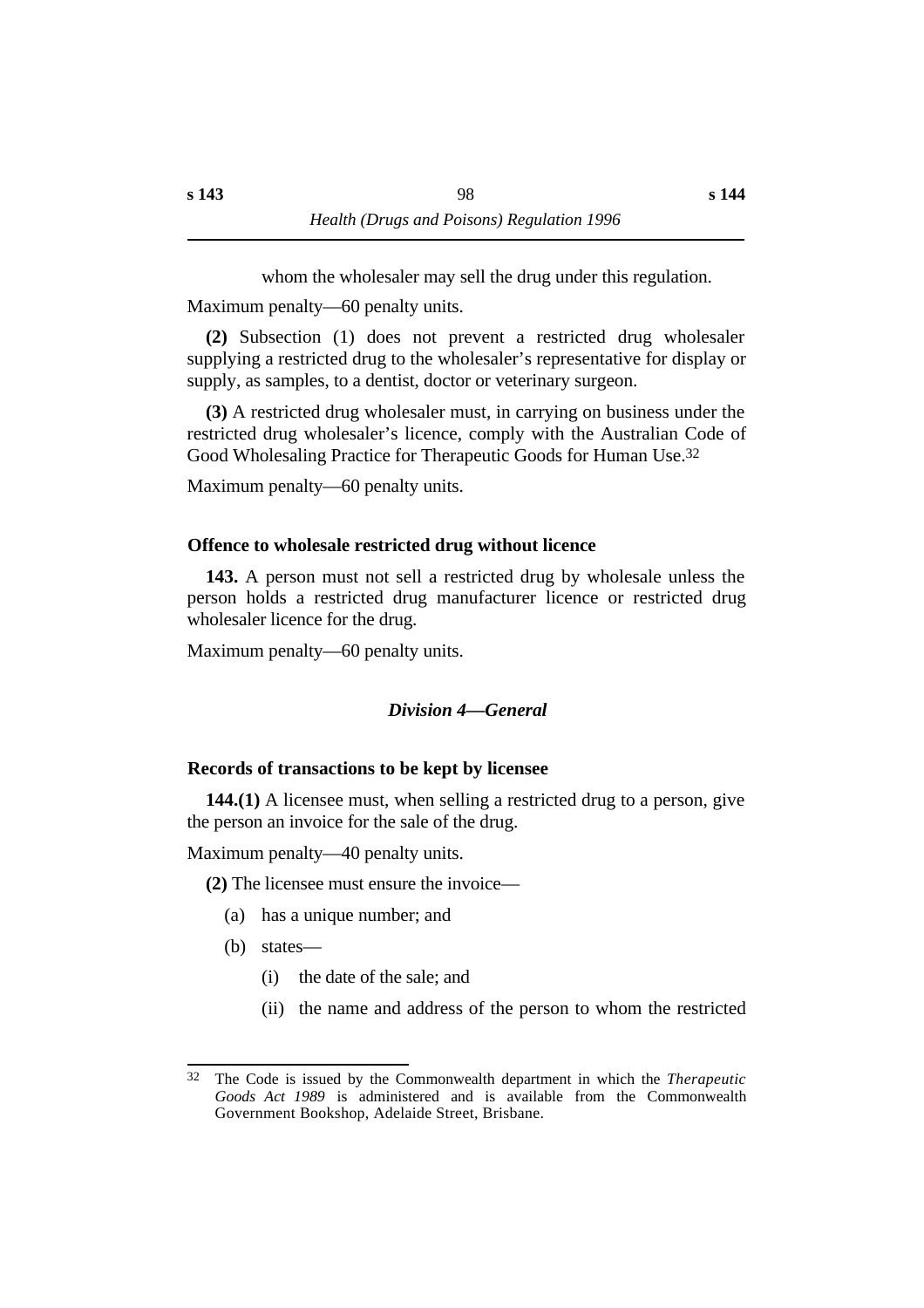whom the wholesaler may sell the drug under this regulation.

Maximum penalty—60 penalty units.

**(2)** Subsection (1) does not prevent a restricted drug wholesaler supplying a restricted drug to the wholesaler's representative for display or supply, as samples, to a dentist, doctor or veterinary surgeon.

**(3)** A restricted drug wholesaler must, in carrying on business under the restricted drug wholesaler's licence, comply with the Australian Code of Good Wholesaling Practice for Therapeutic Goods for Human Use.[32]

Maximum penalty—60 penalty units.

### Offence to wholesale restricted drug without licence

**143.** A person must not sell a restricted drug by wholesale unless the person holds a restricted drug manufacturer licence or restricted drug wholesaler licence for the drug.

Maximum penalty—60 penalty units.

## *Division 4—General*

### Records of transactions to be kept by licensee

**144.(1)** A licensee must, when selling a restricted drug to a person, give the person an invoice for the sale of the drug.

Maximum penalty—40 penalty units.

**(2)** The licensee must ensure the invoice—

(a) has a unique number; and

(b) states—

  (i) the date of the sale; and

  (ii) the name and address of the person to whom the restricted

---

[32] The Code is issued by the Commonwealth department in which the *Therapeutic Goods Act 1989* is administered and is available from the Commonwealth Government Bookshop, Adelaide Street, Brisbane.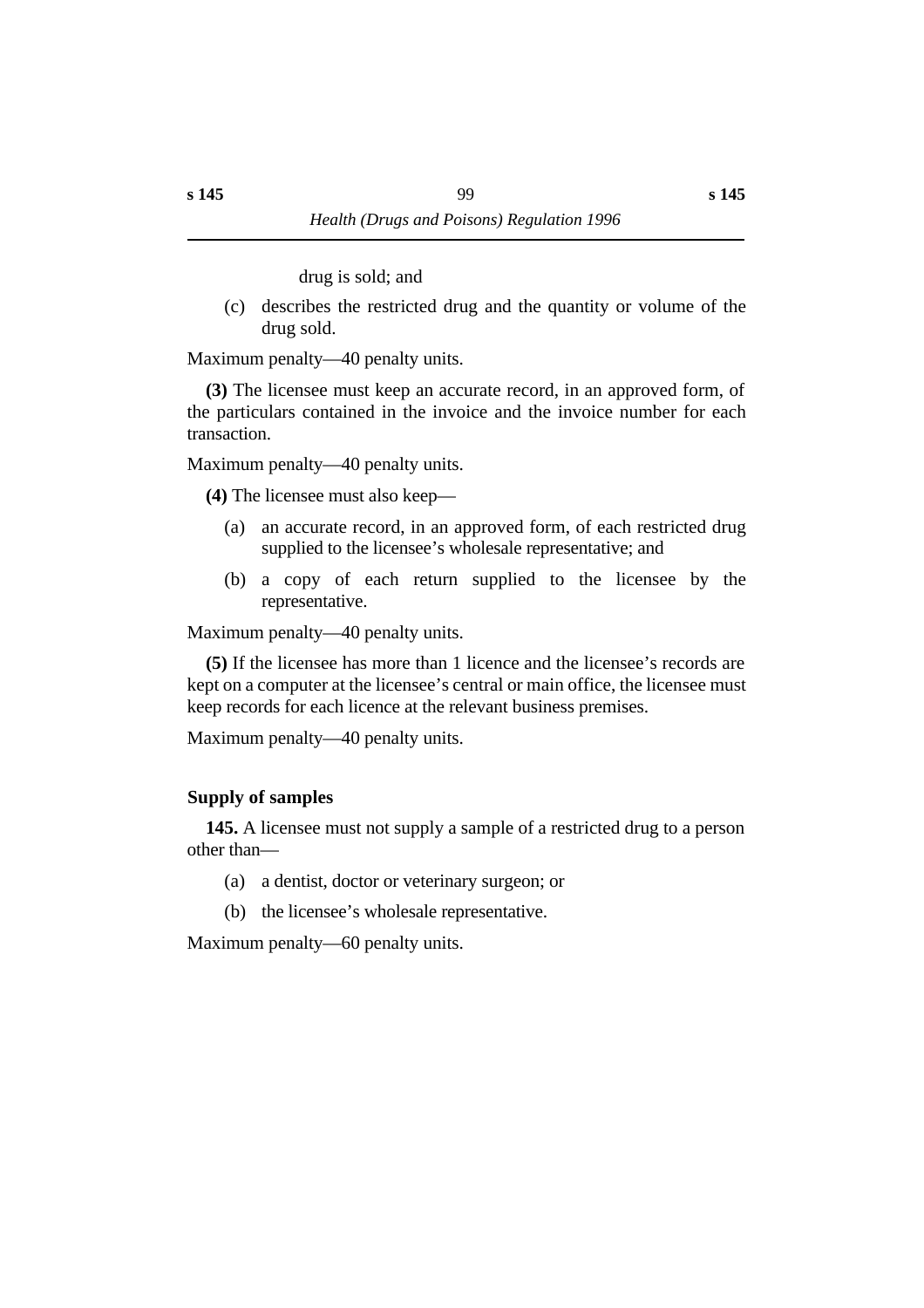drug is sold; and

(c) describes the restricted drug and the quantity or volume of the drug sold.

Maximum penalty—40 penalty units.

**(3)** The licensee must keep an accurate record, in an approved form, of the particulars contained in the invoice and the invoice number for each transaction.

Maximum penalty—40 penalty units.

**(4)** The licensee must also keep—

(a) an accurate record, in an approved form, of each restricted drug supplied to the licensee's wholesale representative; and

(b) a copy of each return supplied to the licensee by the representative.

Maximum penalty—40 penalty units.

**(5)** If the licensee has more than 1 licence and the licensee's records are kept on a computer at the licensee's central or main office, the licensee must keep records for each licence at the relevant business premises.

Maximum penalty—40 penalty units.

### Supply of samples

**145.** A licensee must not supply a sample of a restricted drug to a person other than—

(a) a dentist, doctor or veterinary surgeon; or

(b) the licensee's wholesale representative.

Maximum penalty—60 penalty units.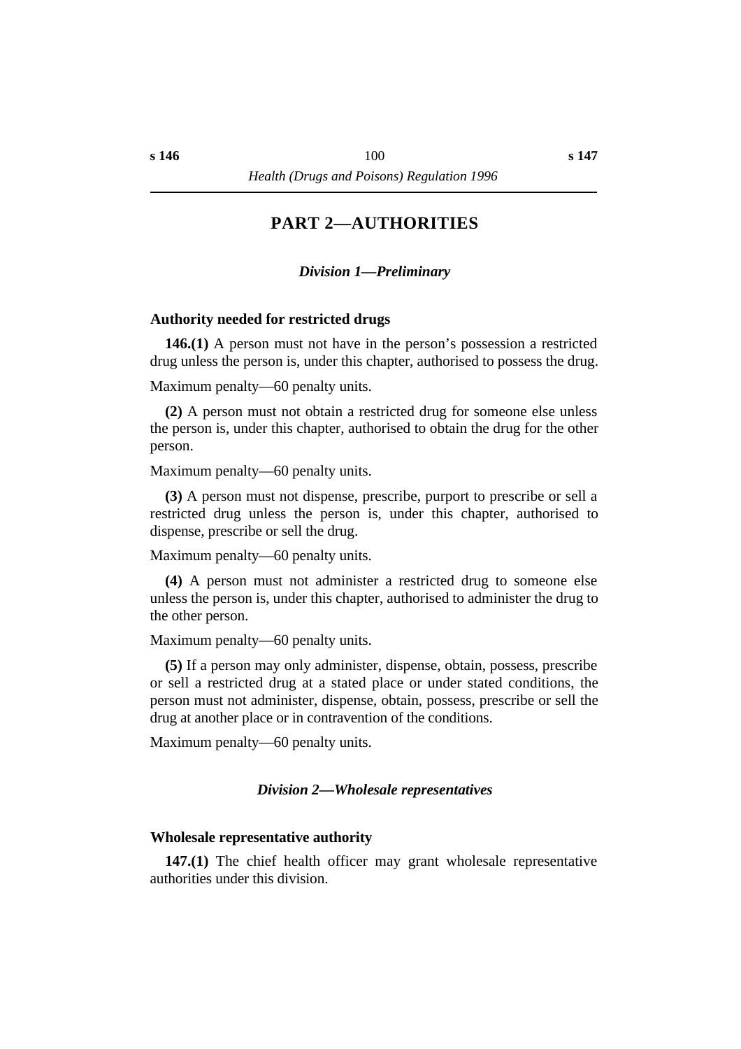# PART 2—AUTHORITIES

## *Division 1—Preliminary*

### Authority needed for restricted drugs

**146.(1)** A person must not have in the person's possession a restricted drug unless the person is, under this chapter, authorised to possess the drug.

Maximum penalty—60 penalty units.

**(2)** A person must not obtain a restricted drug for someone else unless the person is, under this chapter, authorised to obtain the drug for the other person.

Maximum penalty—60 penalty units.

**(3)** A person must not dispense, prescribe, purport to prescribe or sell a restricted drug unless the person is, under this chapter, authorised to dispense, prescribe or sell the drug.

Maximum penalty—60 penalty units.

**(4)** A person must not administer a restricted drug to someone else unless the person is, under this chapter, authorised to administer the drug to the other person.

Maximum penalty—60 penalty units.

**(5)** If a person may only administer, dispense, obtain, possess, prescribe or sell a restricted drug at a stated place or under stated conditions, the person must not administer, dispense, obtain, possess, prescribe or sell the drug at another place or in contravention of the conditions.

Maximum penalty—60 penalty units.

## *Division 2—Wholesale representatives*

### Wholesale representative authority

**147.(1)** The chief health officer may grant wholesale representative authorities under this division.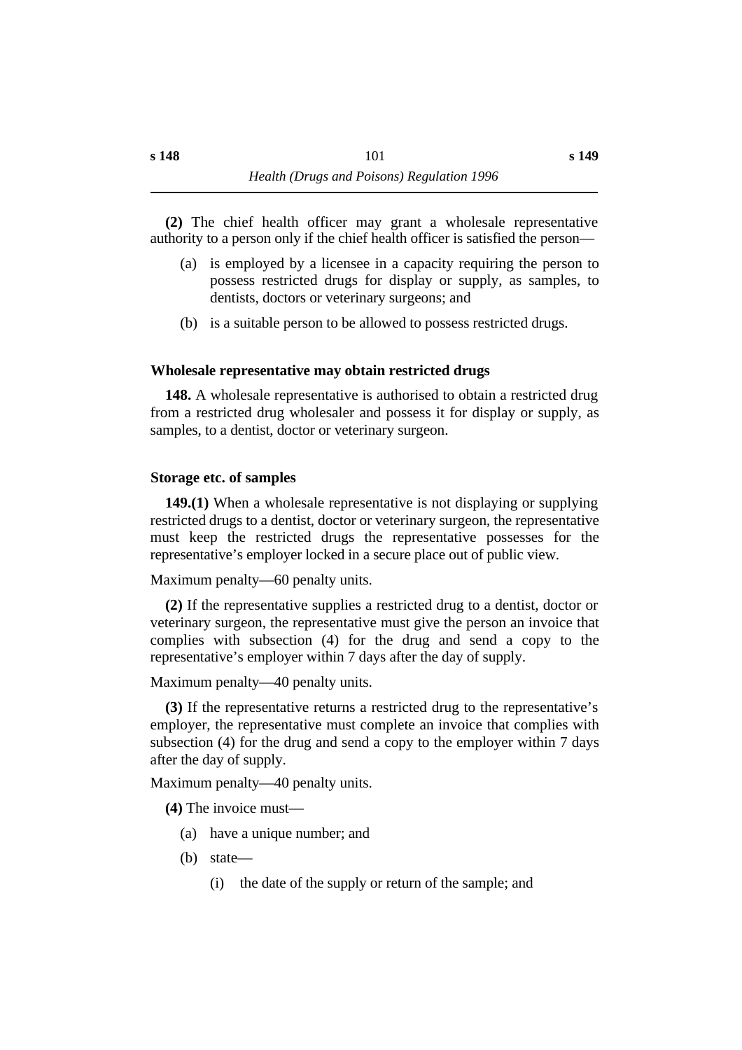**(2)** The chief health officer may grant a wholesale representative authority to a person only if the chief health officer is satisfied the person—

(a) is employed by a licensee in a capacity requiring the person to possess restricted drugs for display or supply, as samples, to dentists, doctors or veterinary surgeons; and

(b) is a suitable person to be allowed to possess restricted drugs.

### Wholesale representative may obtain restricted drugs

**148.** A wholesale representative is authorised to obtain a restricted drug from a restricted drug wholesaler and possess it for display or supply, as samples, to a dentist, doctor or veterinary surgeon.

### Storage etc. of samples

**149.(1)** When a wholesale representative is not displaying or supplying restricted drugs to a dentist, doctor or veterinary surgeon, the representative must keep the restricted drugs the representative possesses for the representative's employer locked in a secure place out of public view.

Maximum penalty—60 penalty units.

**(2)** If the representative supplies a restricted drug to a dentist, doctor or veterinary surgeon, the representative must give the person an invoice that complies with subsection (4) for the drug and send a copy to the representative's employer within 7 days after the day of supply.

Maximum penalty—40 penalty units.

**(3)** If the representative returns a restricted drug to the representative's employer, the representative must complete an invoice that complies with subsection (4) for the drug and send a copy to the employer within 7 days after the day of supply.

Maximum penalty—40 penalty units.

**(4)** The invoice must—

(a) have a unique number; and

(b) state—

(i) the date of the supply or return of the sample; and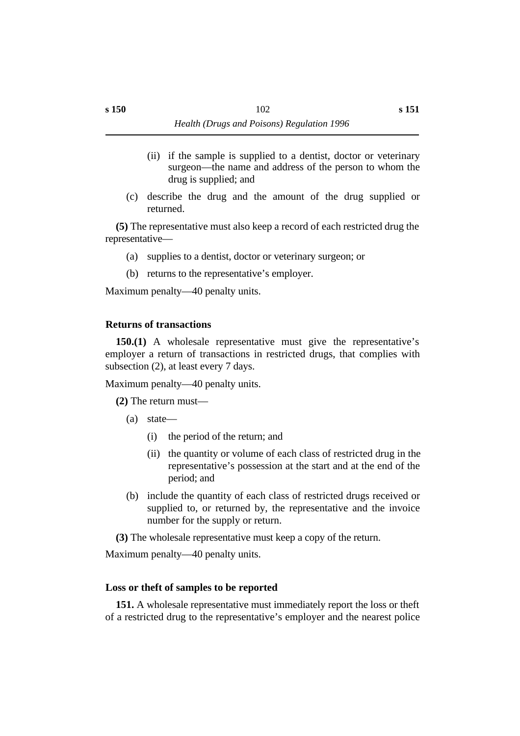(ii) if the sample is supplied to a dentist, doctor or veterinary surgeon—the name and address of the person to whom the drug is supplied; and

(c) describe the drug and the amount of the drug supplied or returned.

**(5)** The representative must also keep a record of each restricted drug the representative—

(a) supplies to a dentist, doctor or veterinary surgeon; or

(b) returns to the representative's employer.

Maximum penalty—40 penalty units.

### Returns of transactions

**150.(1)** A wholesale representative must give the representative's employer a return of transactions in restricted drugs, that complies with subsection (2), at least every 7 days.

Maximum penalty—40 penalty units.

**(2)** The return must—

(a) state—

(i) the period of the return; and

(ii) the quantity or volume of each class of restricted drug in the representative's possession at the start and at the end of the period; and

(b) include the quantity of each class of restricted drugs received or supplied to, or returned by, the representative and the invoice number for the supply or return.

**(3)** The wholesale representative must keep a copy of the return.

Maximum penalty—40 penalty units.

### Loss or theft of samples to be reported

**151.** A wholesale representative must immediately report the loss or theft of a restricted drug to the representative's employer and the nearest police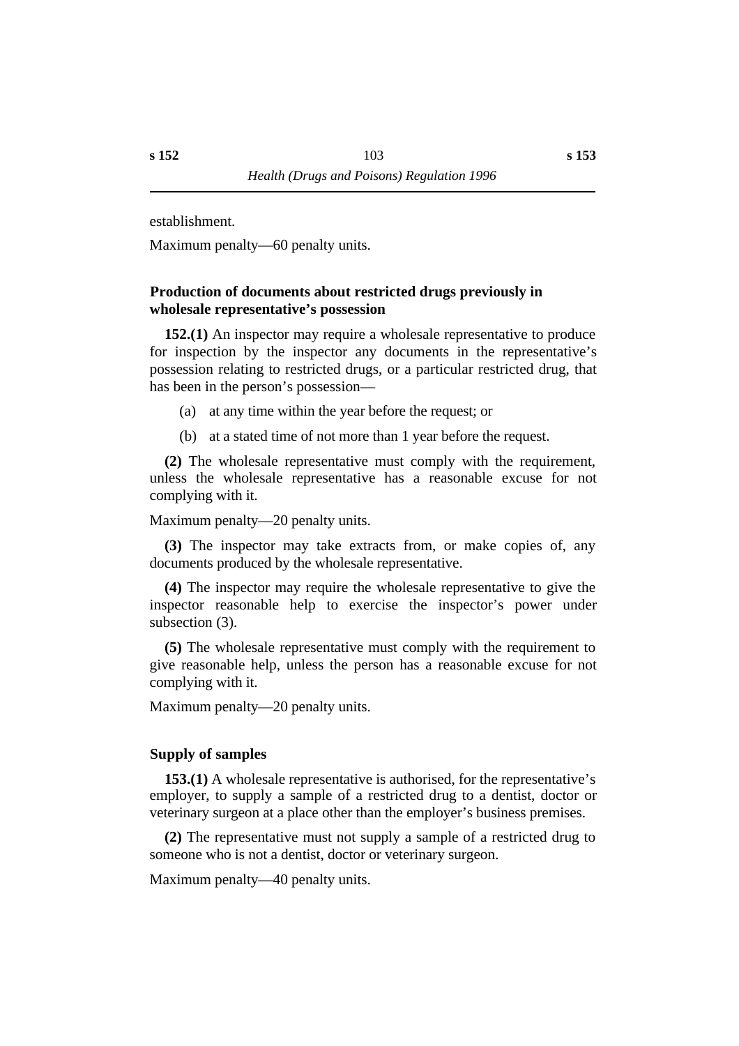establishment.

Maximum penalty—60 penalty units.

### Production of documents about restricted drugs previously in wholesale representative's possession

**152.(1)** An inspector may require a wholesale representative to produce for inspection by the inspector any documents in the representative's possession relating to restricted drugs, or a particular restricted drug, that has been in the person's possession—

(a) at any time within the year before the request; or

(b) at a stated time of not more than 1 year before the request.

**(2)** The wholesale representative must comply with the requirement, unless the wholesale representative has a reasonable excuse for not complying with it.

Maximum penalty—20 penalty units.

**(3)** The inspector may take extracts from, or make copies of, any documents produced by the wholesale representative.

**(4)** The inspector may require the wholesale representative to give the inspector reasonable help to exercise the inspector's power under subsection (3).

**(5)** The wholesale representative must comply with the requirement to give reasonable help, unless the person has a reasonable excuse for not complying with it.

Maximum penalty—20 penalty units.

### Supply of samples

**153.(1)** A wholesale representative is authorised, for the representative's employer, to supply a sample of a restricted drug to a dentist, doctor or veterinary surgeon at a place other than the employer's business premises.

**(2)** The representative must not supply a sample of a restricted drug to someone who is not a dentist, doctor or veterinary surgeon.

Maximum penalty—40 penalty units.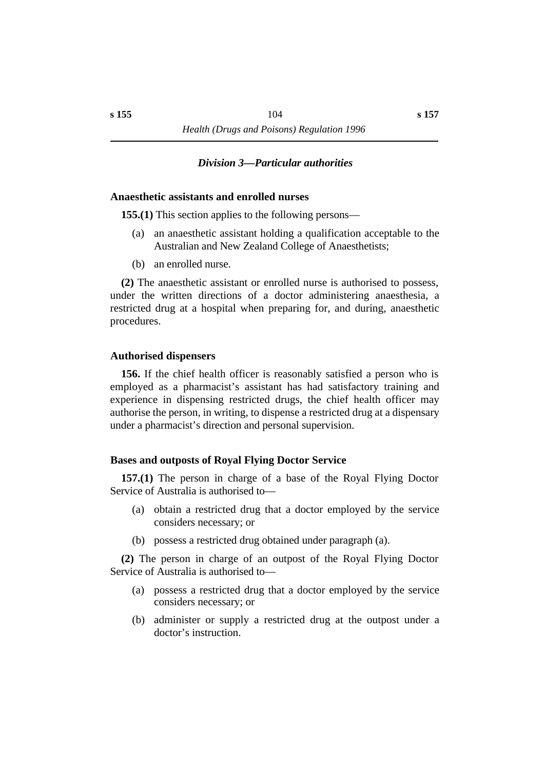### *Division 3—Particular authorities*

**Anaesthetic assistants and enrolled nurses**

**155.(1)** This section applies to the following persons—

(a) an anaesthetic assistant holding a qualification acceptable to the Australian and New Zealand College of Anaesthetists;

(b) an enrolled nurse.

**(2)** The anaesthetic assistant or enrolled nurse is authorised to possess, under the written directions of a doctor administering anaesthesia, a restricted drug at a hospital when preparing for, and during, anaesthetic procedures.

**Authorised dispensers**

**156.** If the chief health officer is reasonably satisfied a person who is employed as a pharmacist's assistant has had satisfactory training and experience in dispensing restricted drugs, the chief health officer may authorise the person, in writing, to dispense a restricted drug at a dispensary under a pharmacist's direction and personal supervision.

**Bases and outposts of Royal Flying Doctor Service**

**157.(1)** The person in charge of a base of the Royal Flying Doctor Service of Australia is authorised to—

(a) obtain a restricted drug that a doctor employed by the service considers necessary; or

(b) possess a restricted drug obtained under paragraph (a).

**(2)** The person in charge of an outpost of the Royal Flying Doctor Service of Australia is authorised to—

(a) possess a restricted drug that a doctor employed by the service considers necessary; or

(b) administer or supply a restricted drug at the outpost under a doctor's instruction.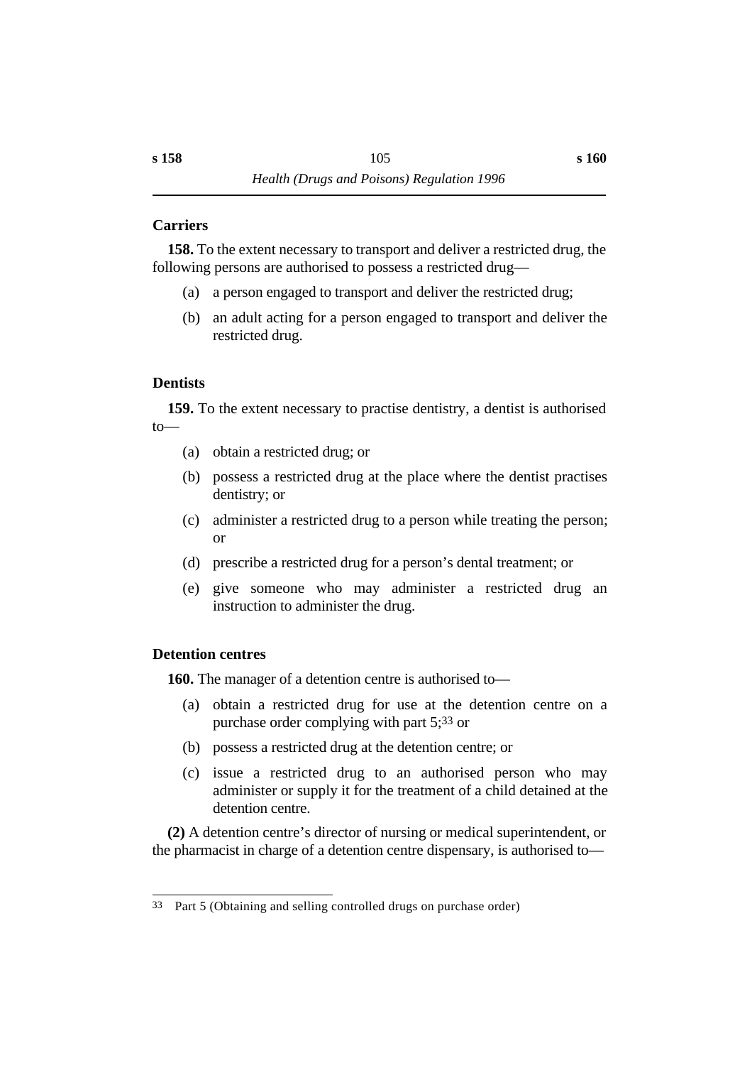### Carriers

**158.** To the extent necessary to transport and deliver a restricted drug, the following persons are authorised to possess a restricted drug—

(a) a person engaged to transport and deliver the restricted drug;

(b) an adult acting for a person engaged to transport and deliver the restricted drug.

### Dentists

**159.** To the extent necessary to practise dentistry, a dentist is authorised to—

(a) obtain a restricted drug; or

(b) possess a restricted drug at the place where the dentist practises dentistry; or

(c) administer a restricted drug to a person while treating the person; or

(d) prescribe a restricted drug for a person's dental treatment; or

(e) give someone who may administer a restricted drug an instruction to administer the drug.

### Detention centres

**160.** The manager of a detention centre is authorised to—

(a) obtain a restricted drug for use at the detention centre on a purchase order complying with part 5;[33] or

(b) possess a restricted drug at the detention centre; or

(c) issue a restricted drug to an authorised person who may administer or supply it for the treatment of a child detained at the detention centre.

**(2)** A detention centre's director of nursing or medical superintendent, or the pharmacist in charge of a detention centre dispensary, is authorised to—

---

33 Part 5 (Obtaining and selling controlled drugs on purchase order)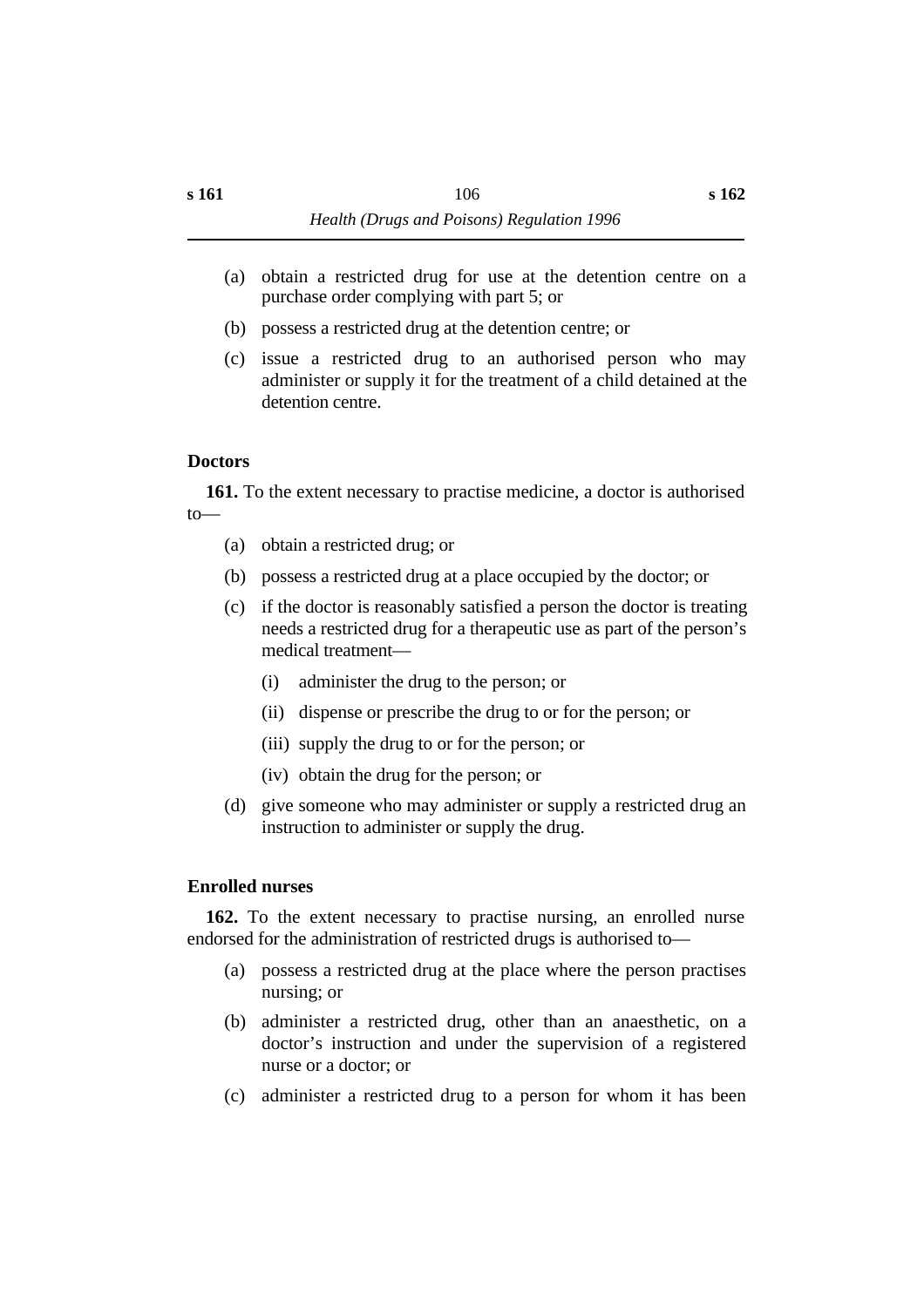(a) obtain a restricted drug for use at the detention centre on a purchase order complying with part 5; or

(b) possess a restricted drug at the detention centre; or

(c) issue a restricted drug to an authorised person who may administer or supply it for the treatment of a child detained at the detention centre.

### Doctors

**161.** To the extent necessary to practise medicine, a doctor is authorised to—

(a) obtain a restricted drug; or

(b) possess a restricted drug at a place occupied by the doctor; or

(c) if the doctor is reasonably satisfied a person the doctor is treating needs a restricted drug for a therapeutic use as part of the person's medical treatment—

  (i) administer the drug to the person; or

  (ii) dispense or prescribe the drug to or for the person; or

  (iii) supply the drug to or for the person; or

  (iv) obtain the drug for the person; or

(d) give someone who may administer or supply a restricted drug an instruction to administer or supply the drug.

### Enrolled nurses

**162.** To the extent necessary to practise nursing, an enrolled nurse endorsed for the administration of restricted drugs is authorised to—

(a) possess a restricted drug at the place where the person practises nursing; or

(b) administer a restricted drug, other than an anaesthetic, on a doctor's instruction and under the supervision of a registered nurse or a doctor; or

(c) administer a restricted drug to a person for whom it has been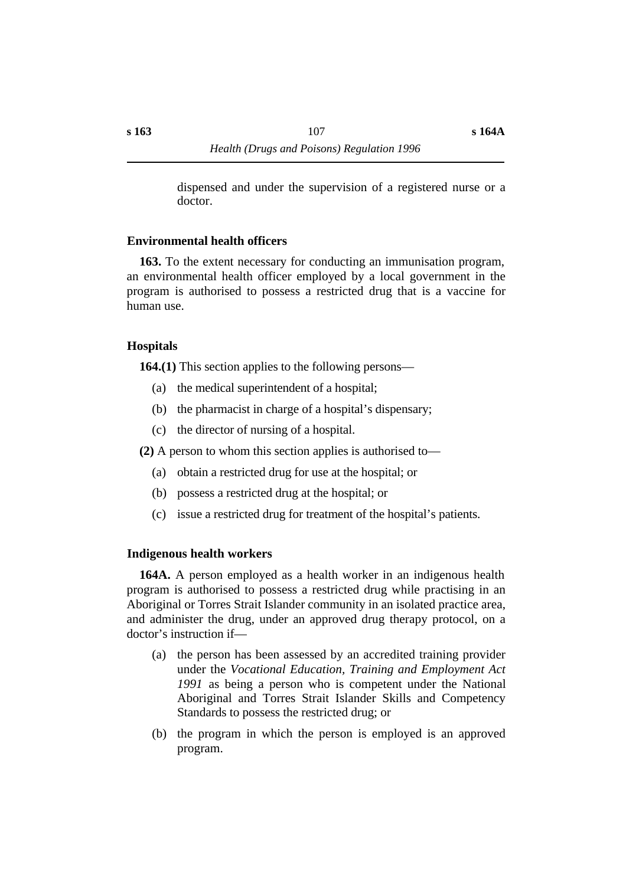dispensed and under the supervision of a registered nurse or a doctor.

### Environmental health officers

**163.** To the extent necessary for conducting an immunisation program, an environmental health officer employed by a local government in the program is authorised to possess a restricted drug that is a vaccine for human use.

### Hospitals

**164.(1)** This section applies to the following persons—

(a) the medical superintendent of a hospital;

(b) the pharmacist in charge of a hospital's dispensary;

(c) the director of nursing of a hospital.

**(2)** A person to whom this section applies is authorised to—

(a) obtain a restricted drug for use at the hospital; or

(b) possess a restricted drug at the hospital; or

(c) issue a restricted drug for treatment of the hospital's patients.

### Indigenous health workers

**164A.** A person employed as a health worker in an indigenous health program is authorised to possess a restricted drug while practising in an Aboriginal or Torres Strait Islander community in an isolated practice area, and administer the drug, under an approved drug therapy protocol, on a doctor's instruction if—

(a) the person has been assessed by an accredited training provider under the *Vocational Education, Training and Employment Act 1991* as being a person who is competent under the National Aboriginal and Torres Strait Islander Skills and Competency Standards to possess the restricted drug; or

(b) the program in which the person is employed is an approved program.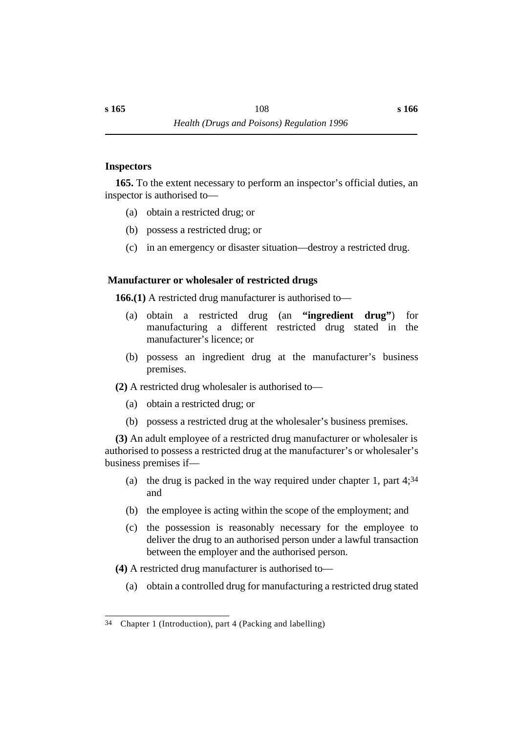### Inspectors

**165.** To the extent necessary to perform an inspector's official duties, an inspector is authorised to—

(a) obtain a restricted drug; or

(b) possess a restricted drug; or

(c) in an emergency or disaster situation—destroy a restricted drug.

### Manufacturer or wholesaler of restricted drugs

**166.(1)** A restricted drug manufacturer is authorised to—

(a) obtain a restricted drug (an **"ingredient drug"**) for manufacturing a different restricted drug stated in the manufacturer's licence; or

(b) possess an ingredient drug at the manufacturer's business premises.

**(2)** A restricted drug wholesaler is authorised to—

(a) obtain a restricted drug; or

(b) possess a restricted drug at the wholesaler's business premises.

**(3)** An adult employee of a restricted drug manufacturer or wholesaler is authorised to possess a restricted drug at the manufacturer's or wholesaler's business premises if—

(a) the drug is packed in the way required under chapter 1, part 4;[34] and

(b) the employee is acting within the scope of the employment; and

(c) the possession is reasonably necessary for the employee to deliver the drug to an authorised person under a lawful transaction between the employer and the authorised person.

**(4)** A restricted drug manufacturer is authorised to—

(a) obtain a controlled drug for manufacturing a restricted drug stated

---

34 Chapter 1 (Introduction), part 4 (Packing and labelling)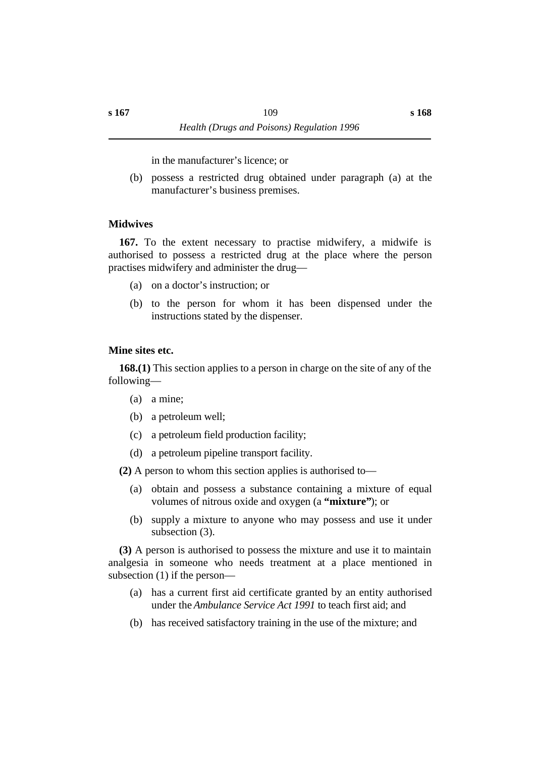in the manufacturer's licence; or

(b) possess a restricted drug obtained under paragraph (a) at the manufacturer's business premises.

### Midwives

**167.** To the extent necessary to practise midwifery, a midwife is authorised to possess a restricted drug at the place where the person practises midwifery and administer the drug—

(a) on a doctor's instruction; or

(b) to the person for whom it has been dispensed under the instructions stated by the dispenser.

### Mine sites etc.

**168.(1)** This section applies to a person in charge on the site of any of the following—

(a) a mine;

(b) a petroleum well;

(c) a petroleum field production facility;

(d) a petroleum pipeline transport facility.

**(2)** A person to whom this section applies is authorised to—

(a) obtain and possess a substance containing a mixture of equal volumes of nitrous oxide and oxygen (a **"mixture"**); or

(b) supply a mixture to anyone who may possess and use it under subsection (3).

**(3)** A person is authorised to possess the mixture and use it to maintain analgesia in someone who needs treatment at a place mentioned in subsection (1) if the person—

(a) has a current first aid certificate granted by an entity authorised under the *Ambulance Service Act 1991* to teach first aid; and

(b) has received satisfactory training in the use of the mixture; and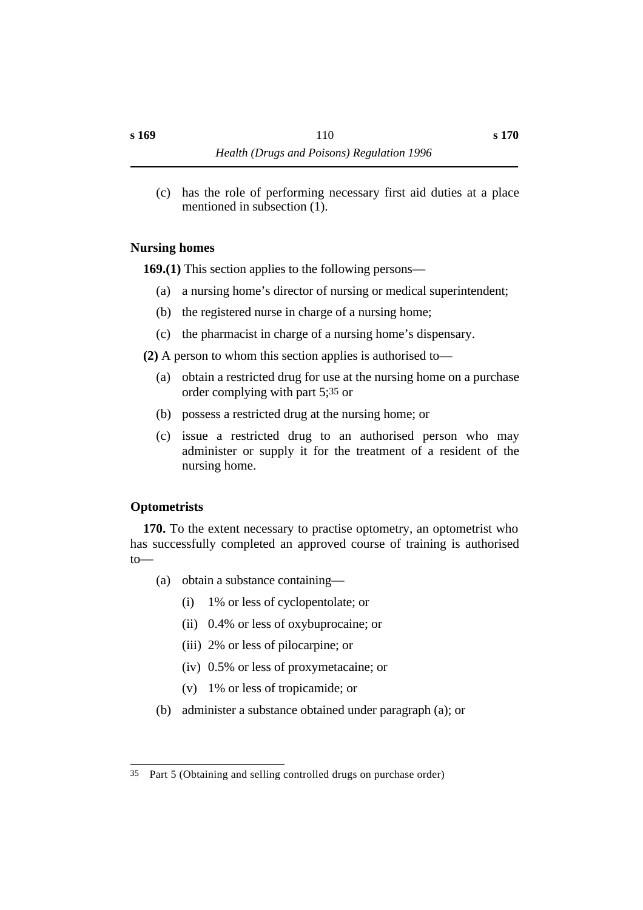(c) has the role of performing necessary first aid duties at a place mentioned in subsection (1).

### Nursing homes

**169.(1)** This section applies to the following persons—

(a) a nursing home's director of nursing or medical superintendent;

(b) the registered nurse in charge of a nursing home;

(c) the pharmacist in charge of a nursing home's dispensary.

**(2)** A person to whom this section applies is authorised to—

(a) obtain a restricted drug for use at the nursing home on a purchase order complying with part 5;[35] or

(b) possess a restricted drug at the nursing home; or

(c) issue a restricted drug to an authorised person who may administer or supply it for the treatment of a resident of the nursing home.

### Optometrists

**170.** To the extent necessary to practise optometry, an optometrist who has successfully completed an approved course of training is authorised to—

(a) obtain a substance containing—

(i) 1% or less of cyclopentolate; or

(ii) 0.4% or less of oxybuprocaine; or

(iii) 2% or less of pilocarpine; or

(iv) 0.5% or less of proxymetacaine; or

(v) 1% or less of tropicamide; or

(b) administer a substance obtained under paragraph (a); or

---

[35] Part 5 (Obtaining and selling controlled drugs on purchase order)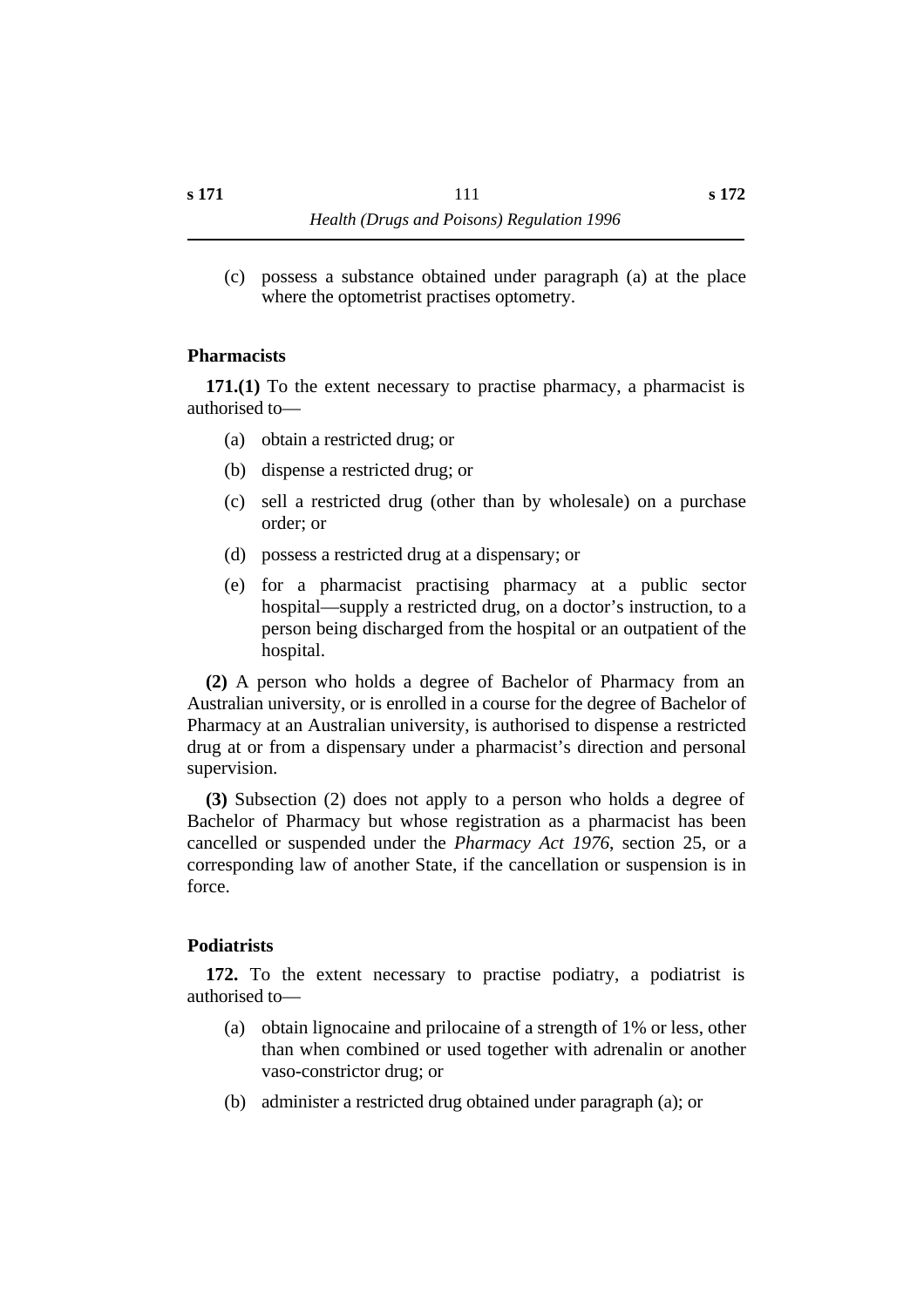(c) possess a substance obtained under paragraph (a) at the place where the optometrist practises optometry.

### Pharmacists

**171.(1)** To the extent necessary to practise pharmacy, a pharmacist is authorised to—

(a) obtain a restricted drug; or

(b) dispense a restricted drug; or

(c) sell a restricted drug (other than by wholesale) on a purchase order; or

(d) possess a restricted drug at a dispensary; or

(e) for a pharmacist practising pharmacy at a public sector hospital—supply a restricted drug, on a doctor's instruction, to a person being discharged from the hospital or an outpatient of the hospital.

**(2)** A person who holds a degree of Bachelor of Pharmacy from an Australian university, or is enrolled in a course for the degree of Bachelor of Pharmacy at an Australian university, is authorised to dispense a restricted drug at or from a dispensary under a pharmacist's direction and personal supervision.

**(3)** Subsection (2) does not apply to a person who holds a degree of Bachelor of Pharmacy but whose registration as a pharmacist has been cancelled or suspended under the *Pharmacy Act 1976*, section 25, or a corresponding law of another State, if the cancellation or suspension is in force.

### Podiatrists

**172.** To the extent necessary to practise podiatry, a podiatrist is authorised to—

(a) obtain lignocaine and prilocaine of a strength of 1% or less, other than when combined or used together with adrenalin or another vaso-constrictor drug; or

(b) administer a restricted drug obtained under paragraph (a); or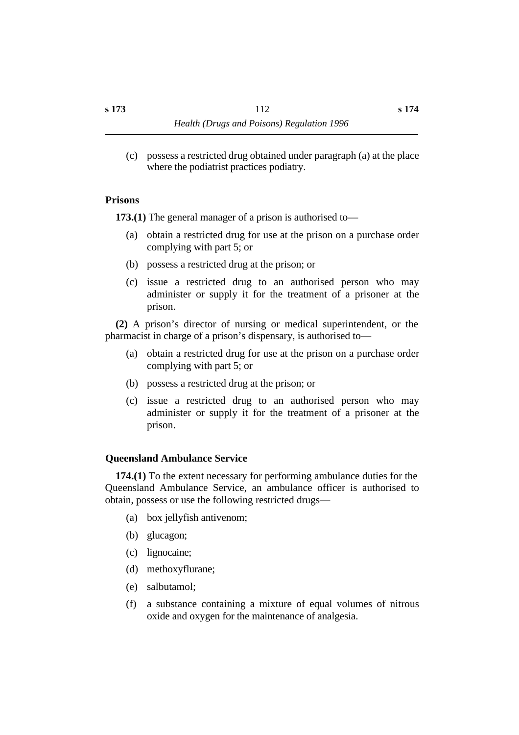(c) possess a restricted drug obtained under paragraph (a) at the place where the podiatrist practices podiatry.

### Prisons

**173.(1)** The general manager of a prison is authorised to—

(a) obtain a restricted drug for use at the prison on a purchase order complying with part 5; or

(b) possess a restricted drug at the prison; or

(c) issue a restricted drug to an authorised person who may administer or supply it for the treatment of a prisoner at the prison.

**(2)** A prison's director of nursing or medical superintendent, or the pharmacist in charge of a prison's dispensary, is authorised to—

(a) obtain a restricted drug for use at the prison on a purchase order complying with part 5; or

(b) possess a restricted drug at the prison; or

(c) issue a restricted drug to an authorised person who may administer or supply it for the treatment of a prisoner at the prison.

### Queensland Ambulance Service

**174.(1)** To the extent necessary for performing ambulance duties for the Queensland Ambulance Service, an ambulance officer is authorised to obtain, possess or use the following restricted drugs—

(a) box jellyfish antivenom;

(b) glucagon;

(c) lignocaine;

(d) methoxyflurane;

(e) salbutamol;

(f) a substance containing a mixture of equal volumes of nitrous oxide and oxygen for the maintenance of analgesia.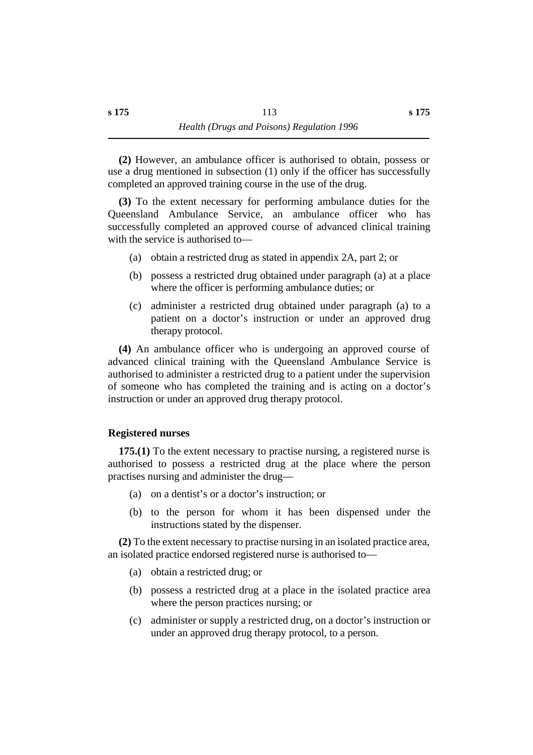**(2)** However, an ambulance officer is authorised to obtain, possess or use a drug mentioned in subsection (1) only if the officer has successfully completed an approved training course in the use of the drug.

**(3)** To the extent necessary for performing ambulance duties for the Queensland Ambulance Service, an ambulance officer who has successfully completed an approved course of advanced clinical training with the service is authorised to—

(a) obtain a restricted drug as stated in appendix 2A, part 2; or

(b) possess a restricted drug obtained under paragraph (a) at a place where the officer is performing ambulance duties; or

(c) administer a restricted drug obtained under paragraph (a) to a patient on a doctor's instruction or under an approved drug therapy protocol.

**(4)** An ambulance officer who is undergoing an approved course of advanced clinical training with the Queensland Ambulance Service is authorised to administer a restricted drug to a patient under the supervision of someone who has completed the training and is acting on a doctor's instruction or under an approved drug therapy protocol.

### Registered nurses

**175.(1)** To the extent necessary to practise nursing, a registered nurse is authorised to possess a restricted drug at the place where the person practises nursing and administer the drug—

(a) on a dentist's or a doctor's instruction; or

(b) to the person for whom it has been dispensed under the instructions stated by the dispenser.

**(2)** To the extent necessary to practise nursing in an isolated practice area, an isolated practice endorsed registered nurse is authorised to—

(a) obtain a restricted drug; or

(b) possess a restricted drug at a place in the isolated practice area where the person practices nursing; or

(c) administer or supply a restricted drug, on a doctor's instruction or under an approved drug therapy protocol, to a person.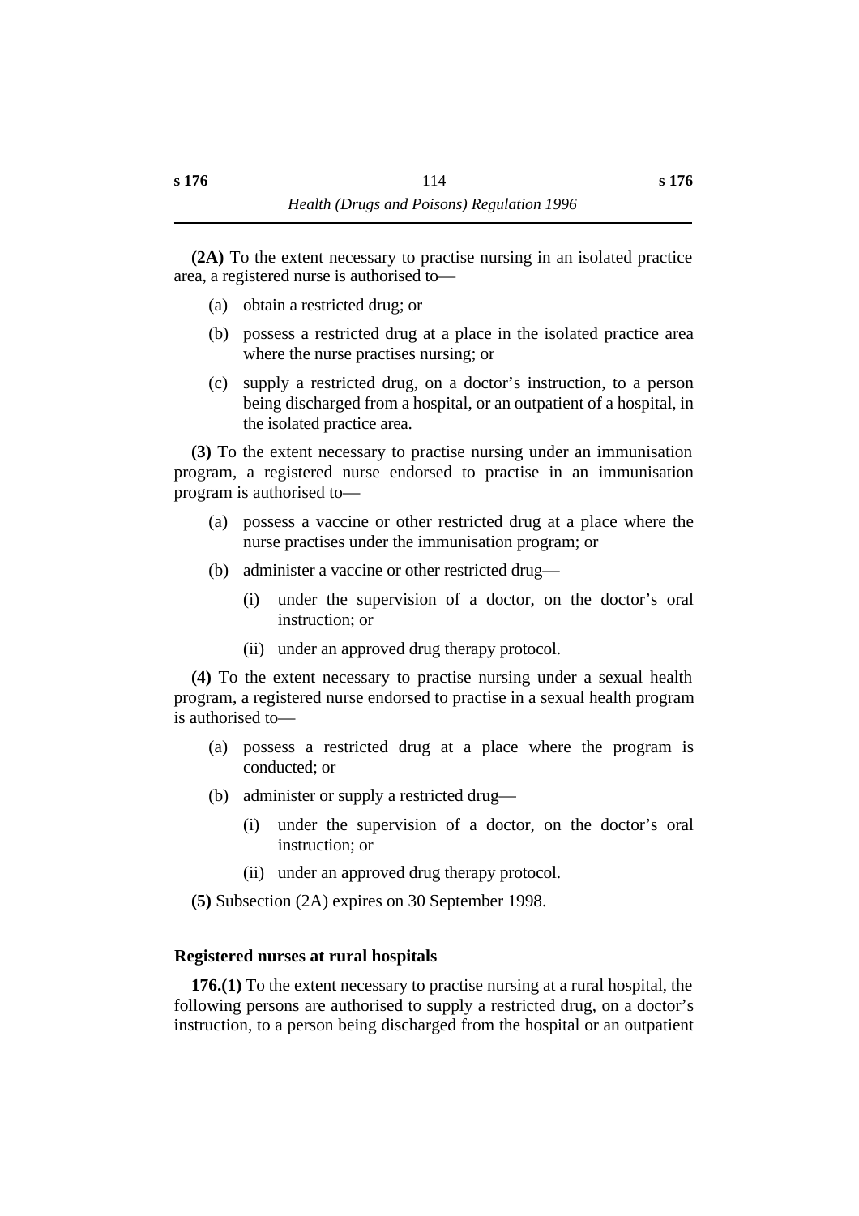**(2A)** To the extent necessary to practise nursing in an isolated practice area, a registered nurse is authorised to—

(a) obtain a restricted drug; or

(b) possess a restricted drug at a place in the isolated practice area where the nurse practises nursing; or

(c) supply a restricted drug, on a doctor's instruction, to a person being discharged from a hospital, or an outpatient of a hospital, in the isolated practice area.

**(3)** To the extent necessary to practise nursing under an immunisation program, a registered nurse endorsed to practise in an immunisation program is authorised to—

(a) possess a vaccine or other restricted drug at a place where the nurse practises under the immunisation program; or

(b) administer a vaccine or other restricted drug—

(i) under the supervision of a doctor, on the doctor's oral instruction; or

(ii) under an approved drug therapy protocol.

**(4)** To the extent necessary to practise nursing under a sexual health program, a registered nurse endorsed to practise in a sexual health program is authorised to—

(a) possess a restricted drug at a place where the program is conducted; or

(b) administer or supply a restricted drug—

(i) under the supervision of a doctor, on the doctor's oral instruction; or

(ii) under an approved drug therapy protocol.

**(5)** Subsection (2A) expires on 30 September 1998.

### Registered nurses at rural hospitals

**176.(1)** To the extent necessary to practise nursing at a rural hospital, the following persons are authorised to supply a restricted drug, on a doctor's instruction, to a person being discharged from the hospital or an outpatient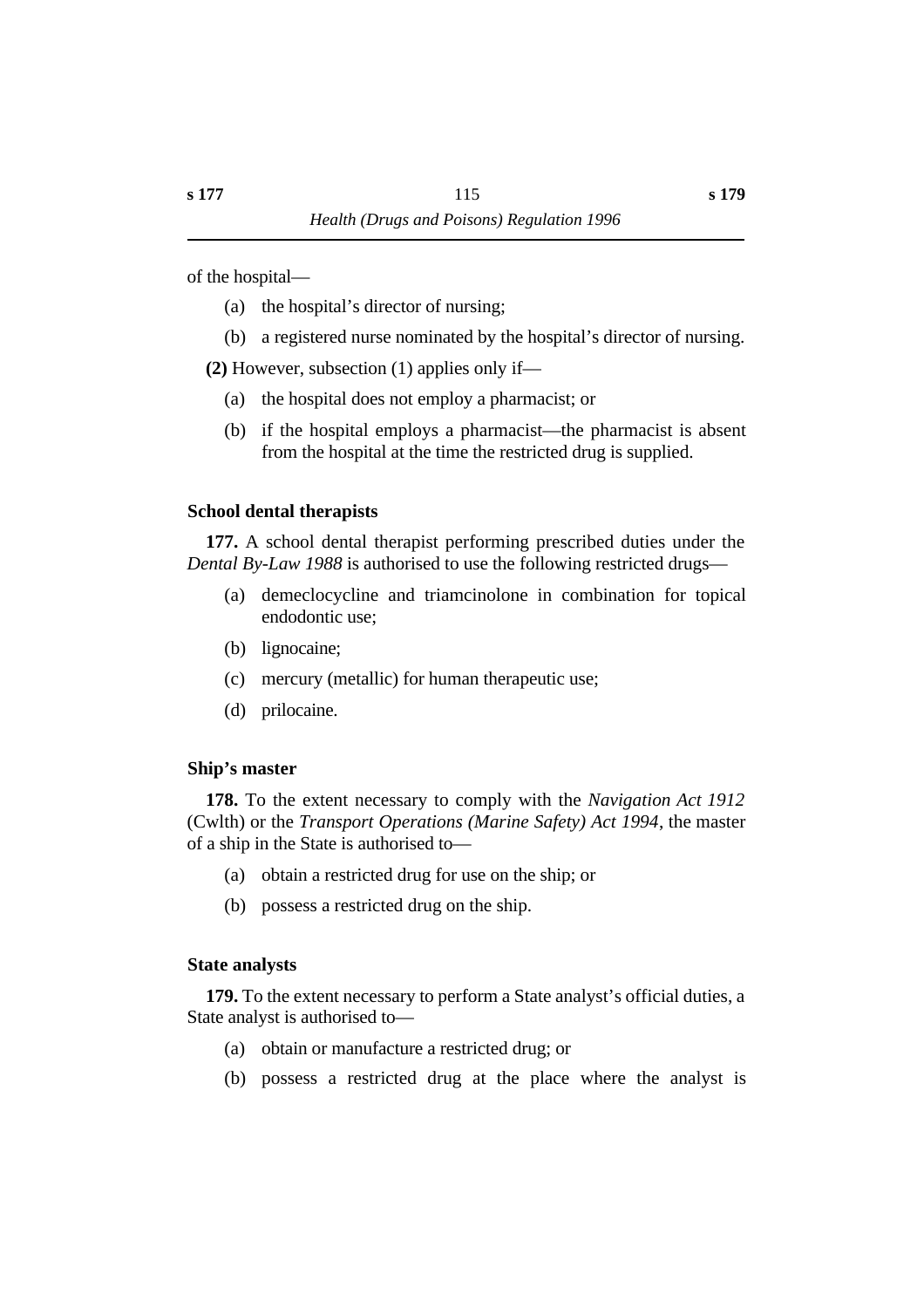of the hospital—

(a) the hospital's director of nursing;

(b) a registered nurse nominated by the hospital's director of nursing.

**(2)** However, subsection (1) applies only if—

(a) the hospital does not employ a pharmacist; or

(b) if the hospital employs a pharmacist—the pharmacist is absent from the hospital at the time the restricted drug is supplied.

### School dental therapists

**177.** A school dental therapist performing prescribed duties under the *Dental By-Law 1988* is authorised to use the following restricted drugs—

(a) demeclocycline and triamcinolone in combination for topical endodontic use;

(b) lignocaine;

(c) mercury (metallic) for human therapeutic use;

(d) prilocaine.

### Ship's master

**178.** To the extent necessary to comply with the *Navigation Act 1912* (Cwlth) or the *Transport Operations (Marine Safety) Act 1994*, the master of a ship in the State is authorised to—

(a) obtain a restricted drug for use on the ship; or

(b) possess a restricted drug on the ship.

### State analysts

**179.** To the extent necessary to perform a State analyst's official duties, a State analyst is authorised to—

(a) obtain or manufacture a restricted drug; or

(b) possess a restricted drug at the place where the analyst is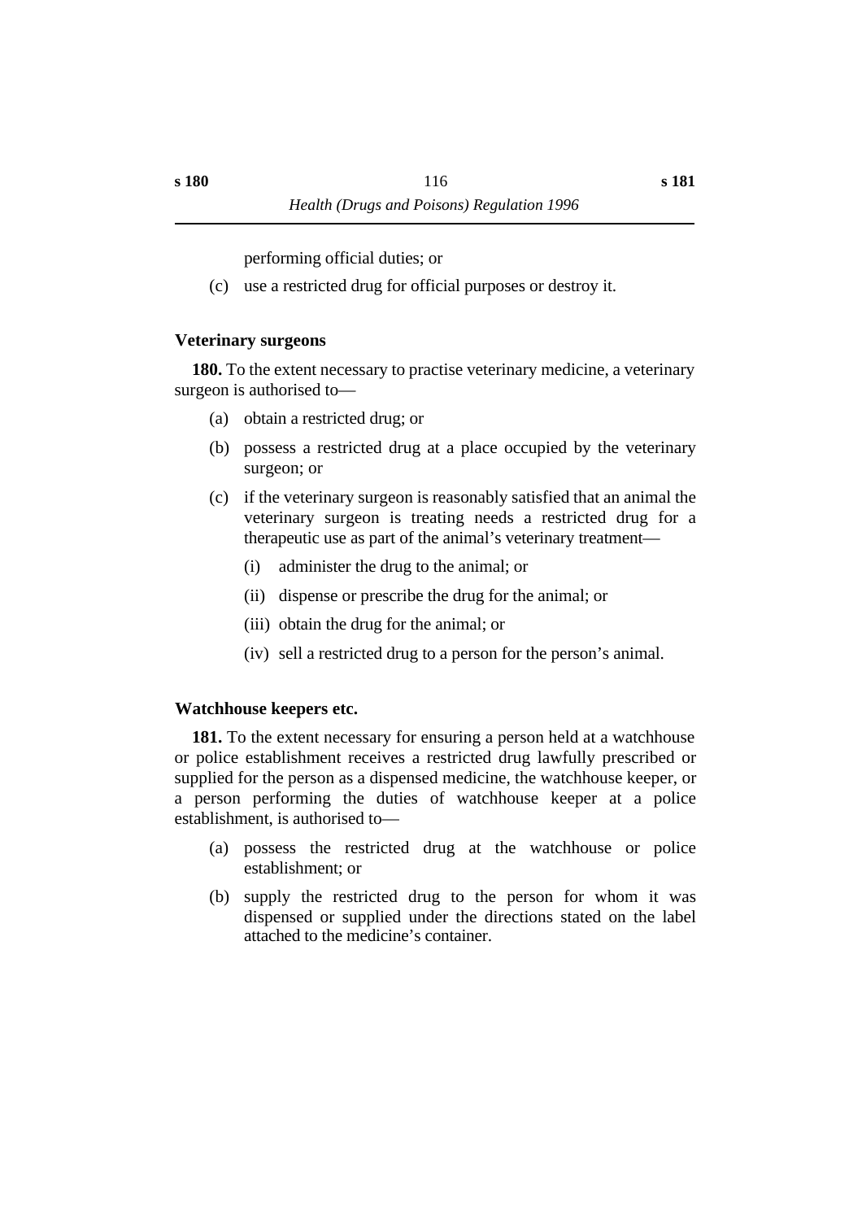performing official duties; or

(c) use a restricted drug for official purposes or destroy it.

### Veterinary surgeons

**180.** To the extent necessary to practise veterinary medicine, a veterinary surgeon is authorised to—

(a) obtain a restricted drug; or

(b) possess a restricted drug at a place occupied by the veterinary surgeon; or

(c) if the veterinary surgeon is reasonably satisfied that an animal the veterinary surgeon is treating needs a restricted drug for a therapeutic use as part of the animal's veterinary treatment—

(i) administer the drug to the animal; or

(ii) dispense or prescribe the drug for the animal; or

(iii) obtain the drug for the animal; or

(iv) sell a restricted drug to a person for the person's animal.

### Watchhouse keepers etc.

**181.** To the extent necessary for ensuring a person held at a watchhouse or police establishment receives a restricted drug lawfully prescribed or supplied for the person as a dispensed medicine, the watchhouse keeper, or a person performing the duties of watchhouse keeper at a police establishment, is authorised to—

(a) possess the restricted drug at the watchhouse or police establishment; or

(b) supply the restricted drug to the person for whom it was dispensed or supplied under the directions stated on the label attached to the medicine's container.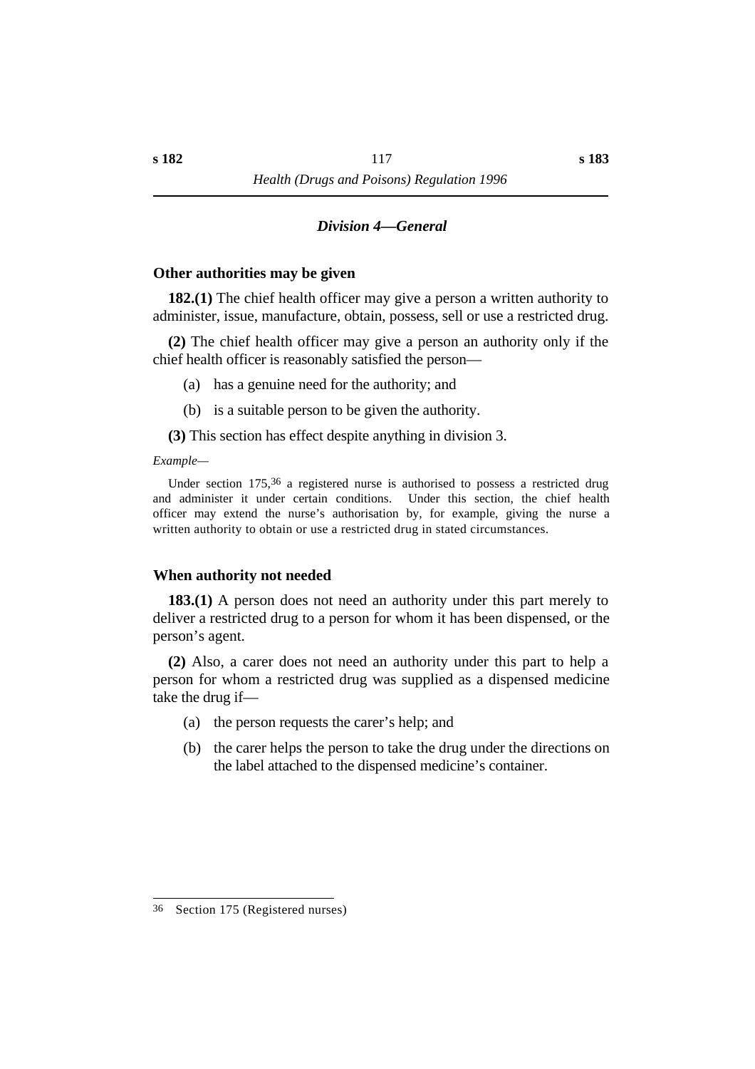### *Division 4—General*

**Other authorities may be given**

**182.(1)** The chief health officer may give a person a written authority to administer, issue, manufacture, obtain, possess, sell or use a restricted drug.

**(2)** The chief health officer may give a person an authority only if the chief health officer is reasonably satisfied the person—

(a) has a genuine need for the authority; and

(b) is a suitable person to be given the authority.

**(3)** This section has effect despite anything in division 3.

*Example—*

Under section 175,[36] a registered nurse is authorised to possess a restricted drug and administer it under certain conditions. Under this section, the chief health officer may extend the nurse's authorisation by, for example, giving the nurse a written authority to obtain or use a restricted drug in stated circumstances.

**When authority not needed**

**183.(1)** A person does not need an authority under this part merely to deliver a restricted drug to a person for whom it has been dispensed, or the person's agent.

**(2)** Also, a carer does not need an authority under this part to help a person for whom a restricted drug was supplied as a dispensed medicine take the drug if—

(a) the person requests the carer's help; and

(b) the carer helps the person to take the drug under the directions on the label attached to the dispensed medicine's container.

---

[36] Section 175 (Registered nurses)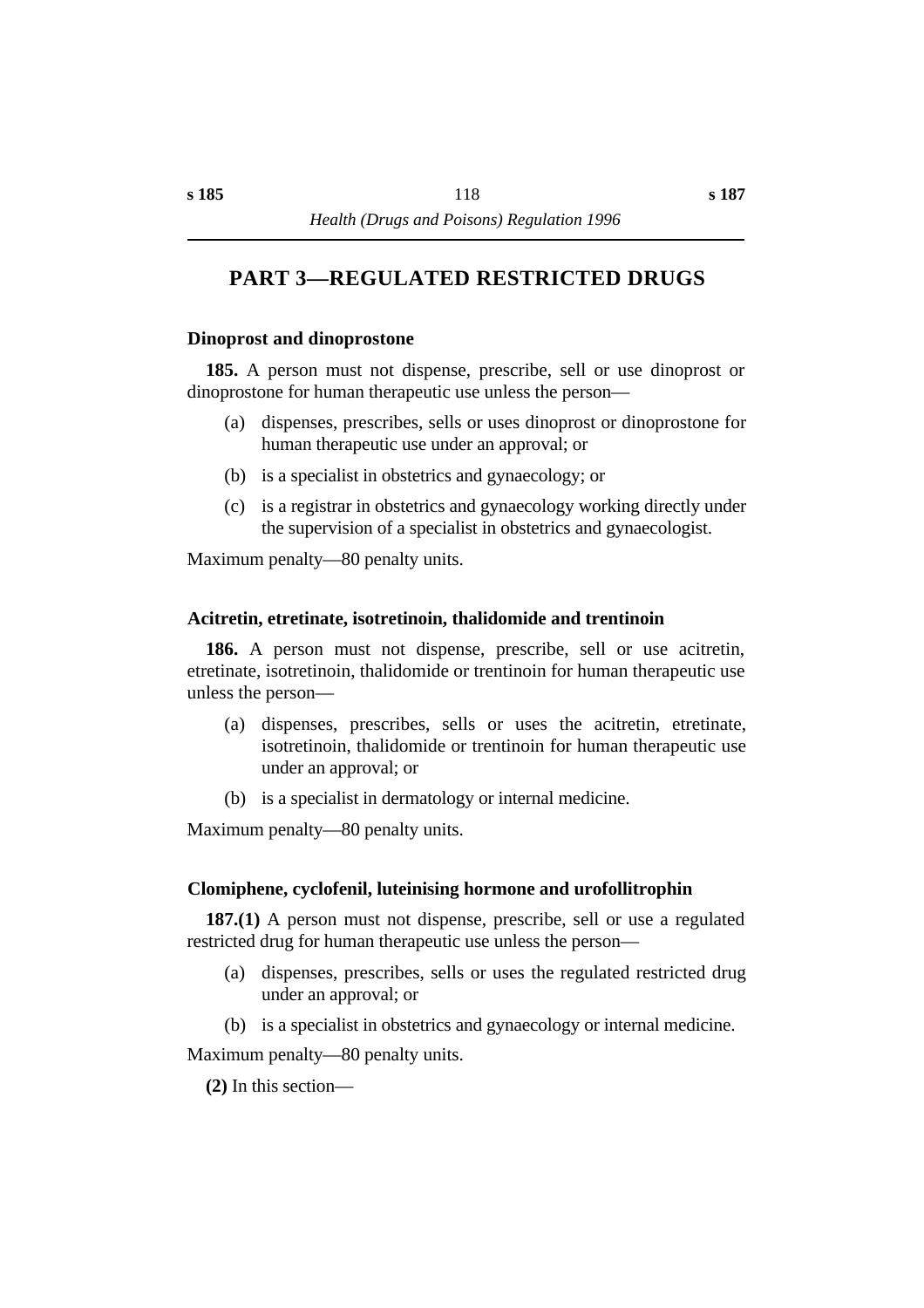# PART 3—REGULATED RESTRICTED DRUGS

### Dinoprost and dinoprostone

**185.** A person must not dispense, prescribe, sell or use dinoprost or dinoprostone for human therapeutic use unless the person—

(a) dispenses, prescribes, sells or uses dinoprost or dinoprostone for human therapeutic use under an approval; or

(b) is a specialist in obstetrics and gynaecology; or

(c) is a registrar in obstetrics and gynaecology working directly under the supervision of a specialist in obstetrics and gynaecologist.

Maximum penalty—80 penalty units.

### Acitretin, etretinate, isotretinoin, thalidomide and trentinoin

**186.** A person must not dispense, prescribe, sell or use acitretin, etretinate, isotretinoin, thalidomide or trentinoin for human therapeutic use unless the person—

(a) dispenses, prescribes, sells or uses the acitretin, etretinate, isotretinoin, thalidomide or trentinoin for human therapeutic use under an approval; or

(b) is a specialist in dermatology or internal medicine.

Maximum penalty—80 penalty units.

### Clomiphene, cyclofenil, luteinising hormone and urofollitrophin

**187.(1)** A person must not dispense, prescribe, sell or use a regulated restricted drug for human therapeutic use unless the person—

(a) dispenses, prescribes, sells or uses the regulated restricted drug under an approval; or

(b) is a specialist in obstetrics and gynaecology or internal medicine.

Maximum penalty—80 penalty units.

**(2)** In this section—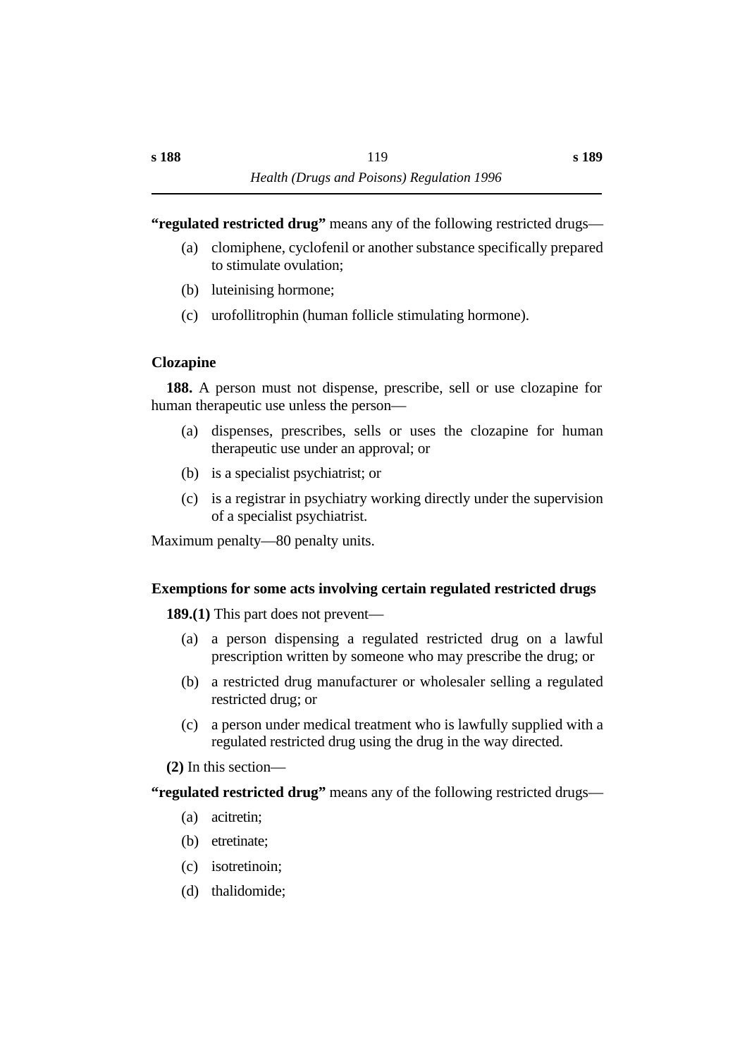**"regulated restricted drug"** means any of the following restricted drugs—

(a) clomiphene, cyclofenil or another substance specifically prepared to stimulate ovulation;

(b) luteinising hormone;

(c) urofollitrophin (human follicle stimulating hormone).

### Clozapine

**188.** A person must not dispense, prescribe, sell or use clozapine for human therapeutic use unless the person—

(a) dispenses, prescribes, sells or uses the clozapine for human therapeutic use under an approval; or

(b) is a specialist psychiatrist; or

(c) is a registrar in psychiatry working directly under the supervision of a specialist psychiatrist.

Maximum penalty—80 penalty units.

### Exemptions for some acts involving certain regulated restricted drugs

**189.(1)** This part does not prevent—

(a) a person dispensing a regulated restricted drug on a lawful prescription written by someone who may prescribe the drug; or

(b) a restricted drug manufacturer or wholesaler selling a regulated restricted drug; or

(c) a person under medical treatment who is lawfully supplied with a regulated restricted drug using the drug in the way directed.

**(2)** In this section—

**"regulated restricted drug"** means any of the following restricted drugs—

(a) acitretin;

(b) etretinate;

(c) isotretinoin;

(d) thalidomide;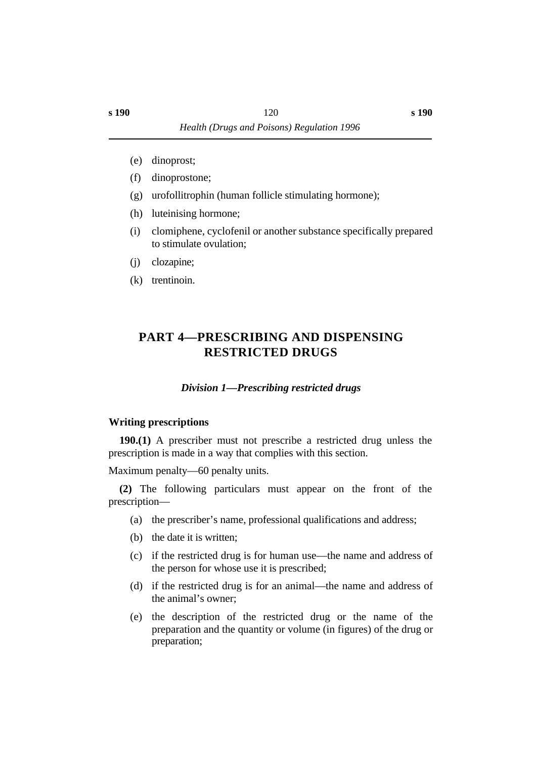(e) dinoprost;

(f) dinoprostone;

(g) urofollitrophin (human follicle stimulating hormone);

(h) luteinising hormone;

(i) clomiphene, cyclofenil or another substance specifically prepared to stimulate ovulation;

(j) clozapine;

(k) trentinoin.

# PART 4—PRESCRIBING AND DISPENSING RESTRICTED DRUGS

## *Division 1—Prescribing restricted drugs*

### Writing prescriptions

**190.(1)** A prescriber must not prescribe a restricted drug unless the prescription is made in a way that complies with this section.

Maximum penalty—60 penalty units.

**(2)** The following particulars must appear on the front of the prescription—

(a) the prescriber's name, professional qualifications and address;

(b) the date it is written;

(c) if the restricted drug is for human use—the name and address of the person for whose use it is prescribed;

(d) if the restricted drug is for an animal—the name and address of the animal's owner;

(e) the description of the restricted drug or the name of the preparation and the quantity or volume (in figures) of the drug or preparation;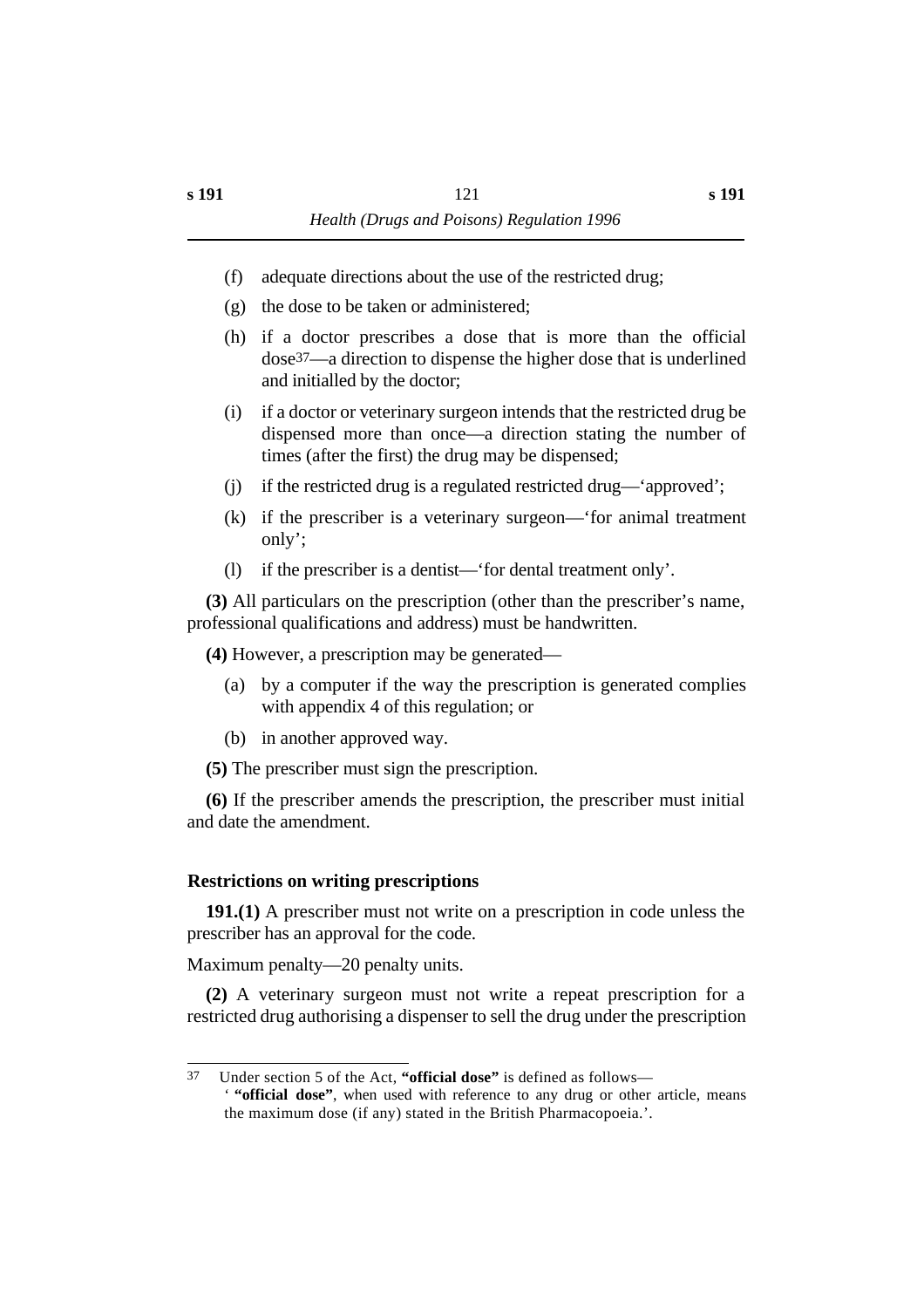(f) adequate directions about the use of the restricted drug;

(g) the dose to be taken or administered;

(h) if a doctor prescribes a dose that is more than the official dose[37]—a direction to dispense the higher dose that is underlined and initialled by the doctor;

(i) if a doctor or veterinary surgeon intends that the restricted drug be dispensed more than once—a direction stating the number of times (after the first) the drug may be dispensed;

(j) if the restricted drug is a regulated restricted drug—'approved';

(k) if the prescriber is a veterinary surgeon—'for animal treatment only';

(l) if the prescriber is a dentist—'for dental treatment only'.

**(3)** All particulars on the prescription (other than the prescriber's name, professional qualifications and address) must be handwritten.

**(4)** However, a prescription may be generated—

(a) by a computer if the way the prescription is generated complies with appendix 4 of this regulation; or

(b) in another approved way.

**(5)** The prescriber must sign the prescription.

**(6)** If the prescriber amends the prescription, the prescriber must initial and date the amendment.

### Restrictions on writing prescriptions

**191.(1)** A prescriber must not write on a prescription in code unless the prescriber has an approval for the code.

Maximum penalty—20 penalty units.

**(2)** A veterinary surgeon must not write a repeat prescription for a restricted drug authorising a dispenser to sell the drug under the prescription

---

37 Under section 5 of the Act, **"official dose"** is defined as follows—
' **"official dose"**, when used with reference to any drug or other article, means the maximum dose (if any) stated in the British Pharmacopoeia.'.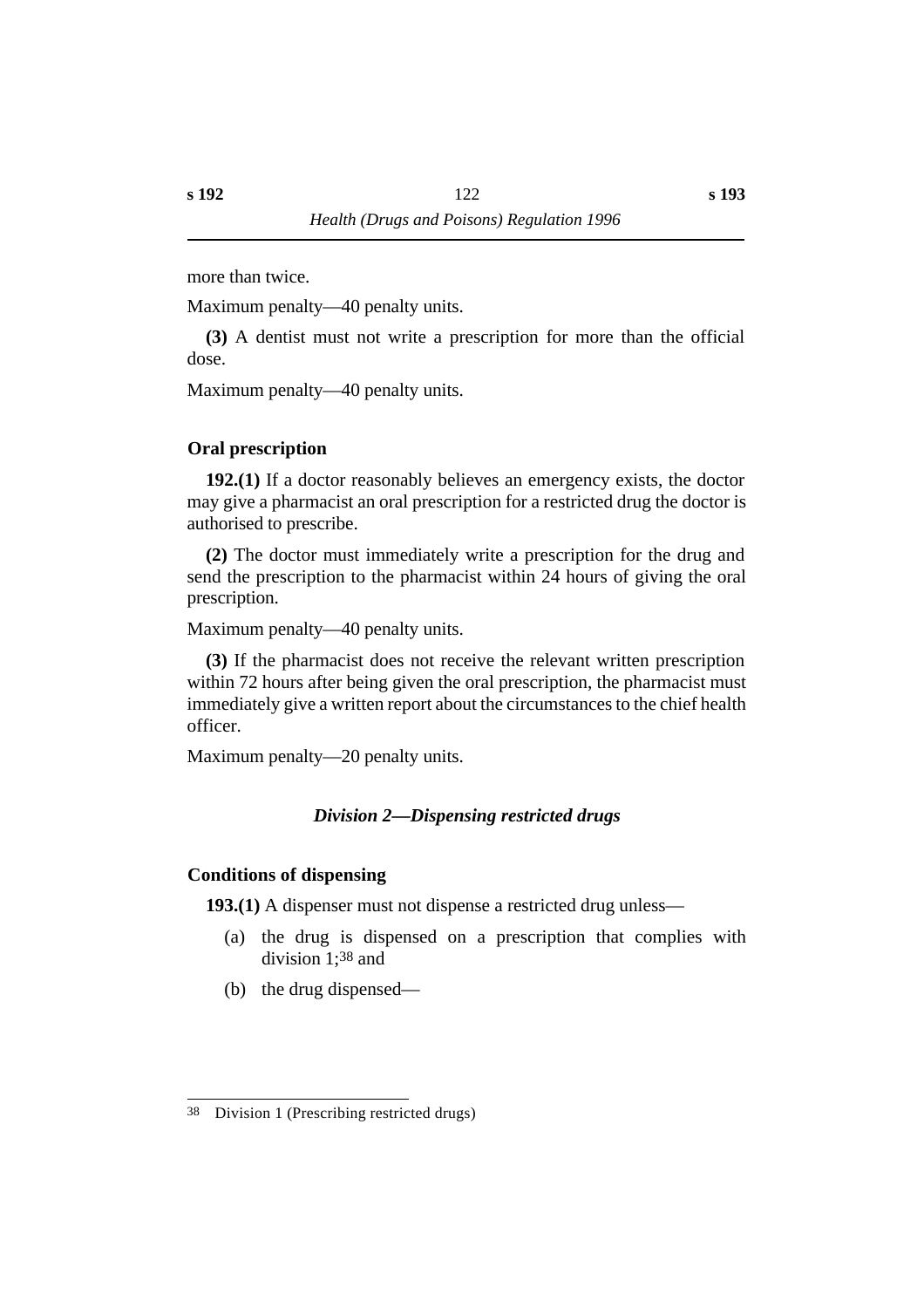more than twice.

Maximum penalty—40 penalty units.

**(3)** A dentist must not write a prescription for more than the official dose.

Maximum penalty—40 penalty units.

### Oral prescription

**192.(1)** If a doctor reasonably believes an emergency exists, the doctor may give a pharmacist an oral prescription for a restricted drug the doctor is authorised to prescribe.

**(2)** The doctor must immediately write a prescription for the drug and send the prescription to the pharmacist within 24 hours of giving the oral prescription.

Maximum penalty—40 penalty units.

**(3)** If the pharmacist does not receive the relevant written prescription within 72 hours after being given the oral prescription, the pharmacist must immediately give a written report about the circumstances to the chief health officer.

Maximum penalty—20 penalty units.

## *Division 2—Dispensing restricted drugs*

### Conditions of dispensing

**193.(1)** A dispenser must not dispense a restricted drug unless—

(a) the drug is dispensed on a prescription that complies with division 1;[38] and

(b) the drug dispensed—

---

[38] Division 1 (Prescribing restricted drugs)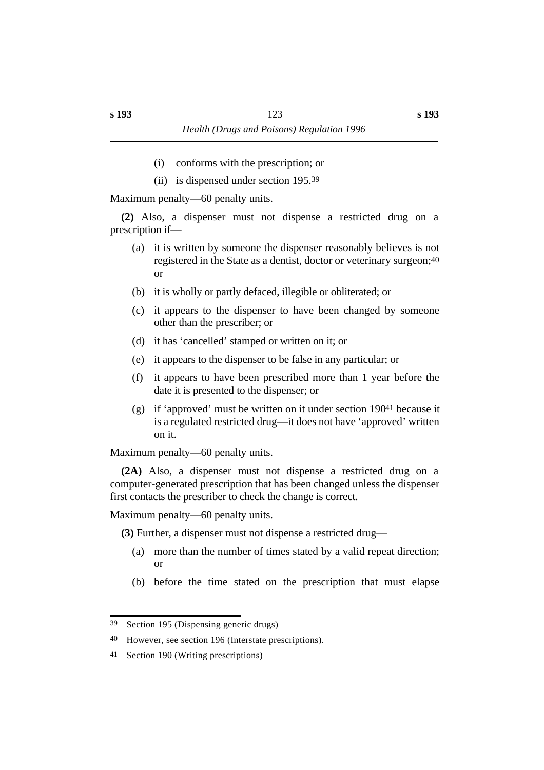(i) conforms with the prescription; or

(ii) is dispensed under section 195.[39]

Maximum penalty—60 penalty units.

**(2)** Also, a dispenser must not dispense a restricted drug on a prescription if—

(a) it is written by someone the dispenser reasonably believes is not registered in the State as a dentist, doctor or veterinary surgeon;[40] or

(b) it is wholly or partly defaced, illegible or obliterated; or

(c) it appears to the dispenser to have been changed by someone other than the prescriber; or

(d) it has 'cancelled' stamped or written on it; or

(e) it appears to the dispenser to be false in any particular; or

(f) it appears to have been prescribed more than 1 year before the date it is presented to the dispenser; or

(g) if 'approved' must be written on it under section 190[41] because it is a regulated restricted drug—it does not have 'approved' written on it.

Maximum penalty—60 penalty units.

**(2A)** Also, a dispenser must not dispense a restricted drug on a computer-generated prescription that has been changed unless the dispenser first contacts the prescriber to check the change is correct.

Maximum penalty—60 penalty units.

**(3)** Further, a dispenser must not dispense a restricted drug—

(a) more than the number of times stated by a valid repeat direction; or

(b) before the time stated on the prescription that must elapse

---

[39] Section 195 (Dispensing generic drugs)

[40] However, see section 196 (Interstate prescriptions).

[41] Section 190 (Writing prescriptions)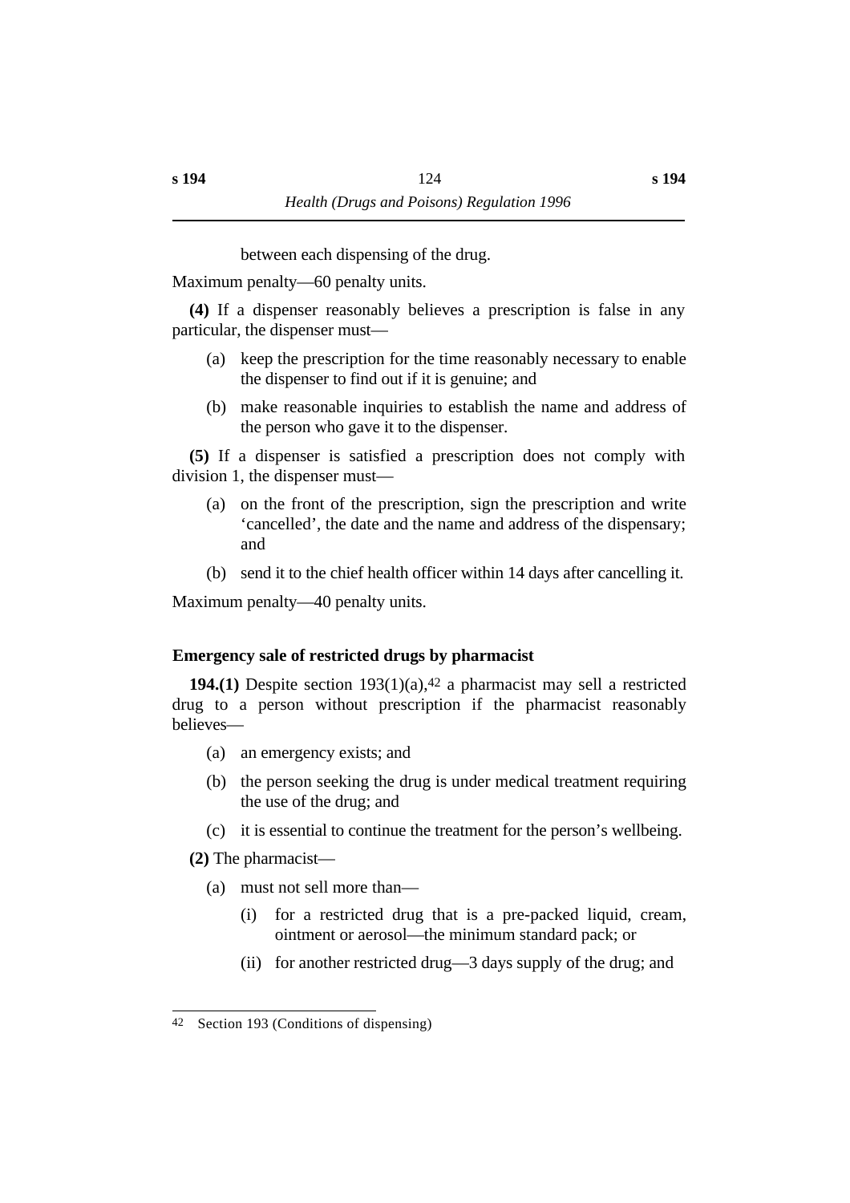between each dispensing of the drug.

Maximum penalty—60 penalty units.

**(4)** If a dispenser reasonably believes a prescription is false in any particular, the dispenser must—

(a) keep the prescription for the time reasonably necessary to enable the dispenser to find out if it is genuine; and

(b) make reasonable inquiries to establish the name and address of the person who gave it to the dispenser.

**(5)** If a dispenser is satisfied a prescription does not comply with division 1, the dispenser must—

(a) on the front of the prescription, sign the prescription and write 'cancelled', the date and the name and address of the dispensary; and

(b) send it to the chief health officer within 14 days after cancelling it.

Maximum penalty—40 penalty units.

### Emergency sale of restricted drugs by pharmacist

**194.(1)** Despite section 193(1)(a),[42] a pharmacist may sell a restricted drug to a person without prescription if the pharmacist reasonably believes—

(a) an emergency exists; and

(b) the person seeking the drug is under medical treatment requiring the use of the drug; and

(c) it is essential to continue the treatment for the person's wellbeing.

**(2)** The pharmacist—

(a) must not sell more than—

(i) for a restricted drug that is a pre-packed liquid, cream, ointment or aerosol—the minimum standard pack; or

(ii) for another restricted drug—3 days supply of the drug; and

---

42 Section 193 (Conditions of dispensing)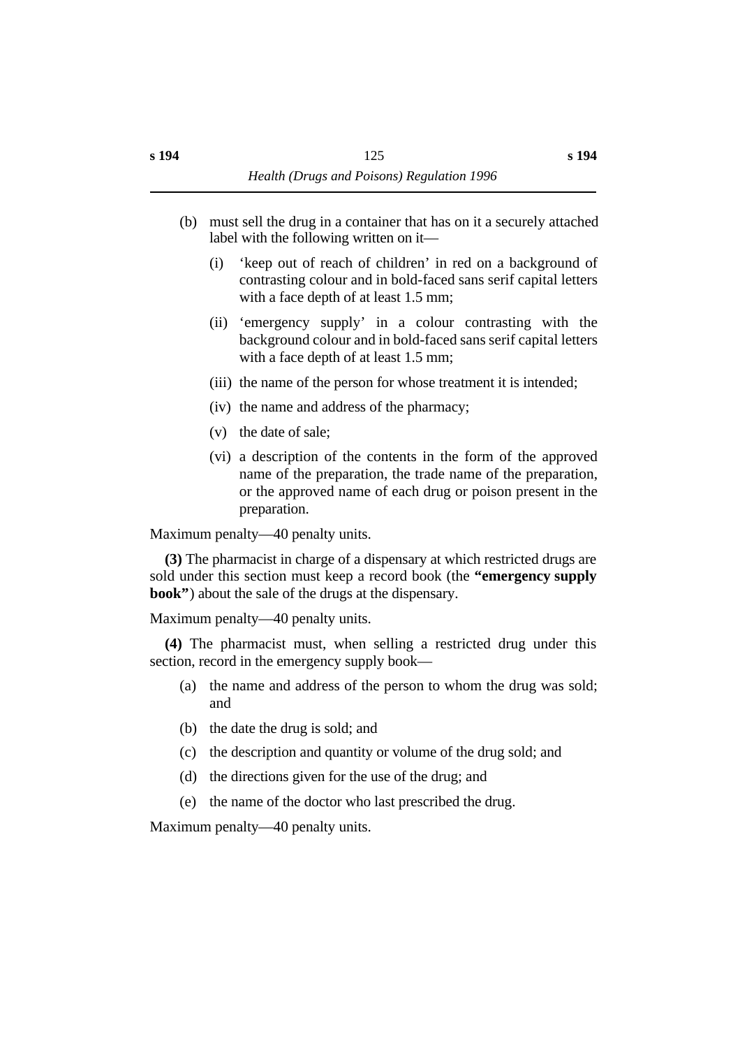(b) must sell the drug in a container that has on it a securely attached label with the following written on it—

  (i) 'keep out of reach of children' in red on a background of contrasting colour and in bold-faced sans serif capital letters with a face depth of at least 1.5 mm;

  (ii) 'emergency supply' in a colour contrasting with the background colour and in bold-faced sans serif capital letters with a face depth of at least 1.5 mm;

  (iii) the name of the person for whose treatment it is intended;

  (iv) the name and address of the pharmacy;

  (v) the date of sale;

  (vi) a description of the contents in the form of the approved name of the preparation, the trade name of the preparation, or the approved name of each drug or poison present in the preparation.

Maximum penalty—40 penalty units.

**(3)** The pharmacist in charge of a dispensary at which restricted drugs are sold under this section must keep a record book (the **"emergency supply book"**) about the sale of the drugs at the dispensary.

Maximum penalty—40 penalty units.

**(4)** The pharmacist must, when selling a restricted drug under this section, record in the emergency supply book—

(a) the name and address of the person to whom the drug was sold; and

(b) the date the drug is sold; and

(c) the description and quantity or volume of the drug sold; and

(d) the directions given for the use of the drug; and

(e) the name of the doctor who last prescribed the drug.

Maximum penalty—40 penalty units.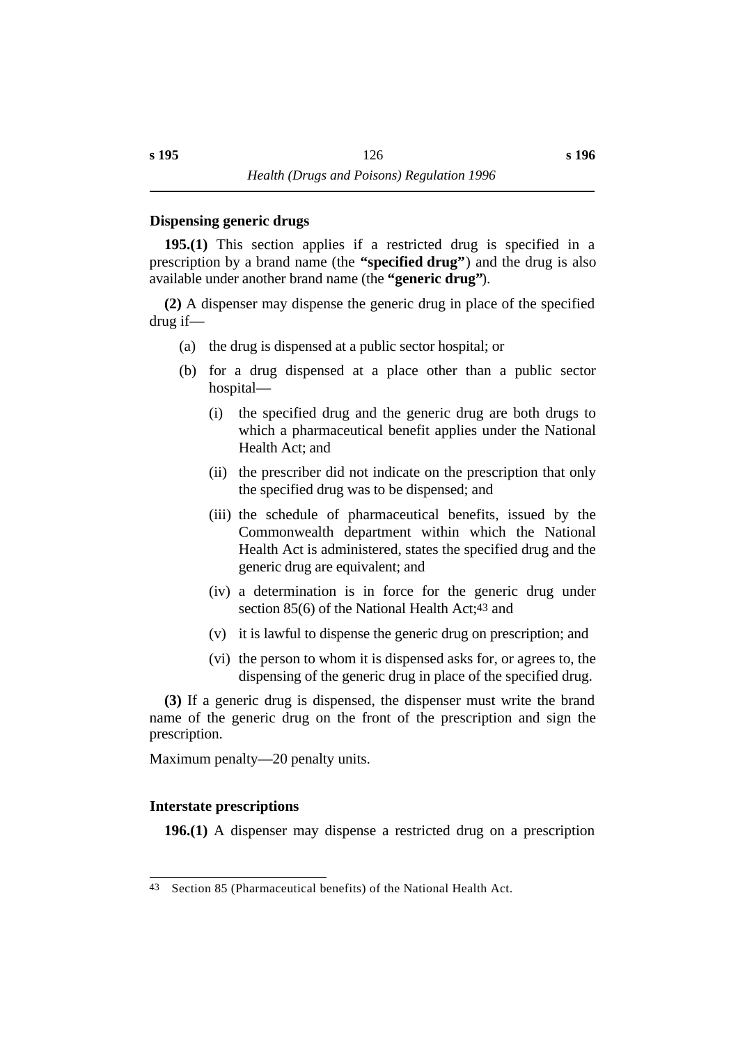### Dispensing generic drugs

**195.(1)** This section applies if a restricted drug is specified in a prescription by a brand name (the **"specified drug"**) and the drug is also available under another brand name (the **"generic drug"**).

**(2)** A dispenser may dispense the generic drug in place of the specified drug if—

(a) the drug is dispensed at a public sector hospital; or

(b) for a drug dispensed at a place other than a public sector hospital—

(i) the specified drug and the generic drug are both drugs to which a pharmaceutical benefit applies under the National Health Act; and

(ii) the prescriber did not indicate on the prescription that only the specified drug was to be dispensed; and

(iii) the schedule of pharmaceutical benefits, issued by the Commonwealth department within which the National Health Act is administered, states the specified drug and the generic drug are equivalent; and

(iv) a determination is in force for the generic drug under section 85(6) of the National Health Act;[43] and

(v) it is lawful to dispense the generic drug on prescription; and

(vi) the person to whom it is dispensed asks for, or agrees to, the dispensing of the generic drug in place of the specified drug.

**(3)** If a generic drug is dispensed, the dispenser must write the brand name of the generic drug on the front of the prescription and sign the prescription.

Maximum penalty—20 penalty units.

### Interstate prescriptions

**196.(1)** A dispenser may dispense a restricted drug on a prescription

---

43 Section 85 (Pharmaceutical benefits) of the National Health Act.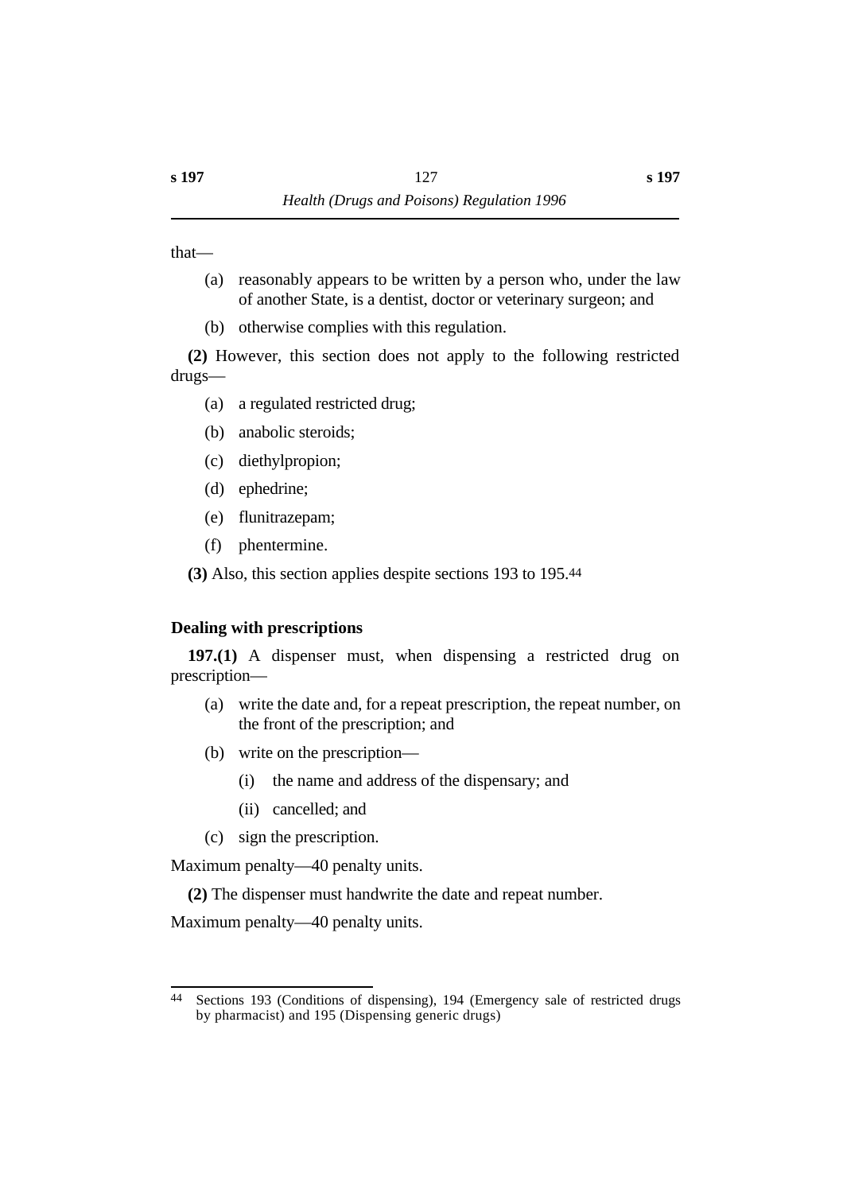that—

(a) reasonably appears to be written by a person who, under the law of another State, is a dentist, doctor or veterinary surgeon; and

(b) otherwise complies with this regulation.

**(2)** However, this section does not apply to the following restricted drugs—

(a) a regulated restricted drug;

(b) anabolic steroids;

(c) diethylpropion;

(d) ephedrine;

(e) flunitrazepam;

(f) phentermine.

**(3)** Also, this section applies despite sections 193 to 195.[44]

### Dealing with prescriptions

**197.(1)** A dispenser must, when dispensing a restricted drug on prescription—

(a) write the date and, for a repeat prescription, the repeat number, on the front of the prescription; and

(b) write on the prescription—

  (i) the name and address of the dispensary; and

  (ii) cancelled; and

(c) sign the prescription.

Maximum penalty—40 penalty units.

**(2)** The dispenser must handwrite the date and repeat number.

Maximum penalty—40 penalty units.

---

[44] Sections 193 (Conditions of dispensing), 194 (Emergency sale of restricted drugs by pharmacist) and 195 (Dispensing generic drugs)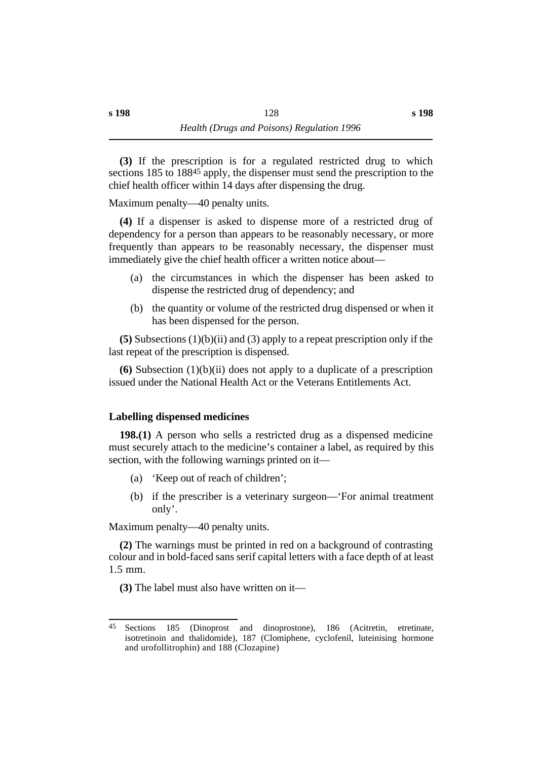**(3)** If the prescription is for a regulated restricted drug to which sections 185 to 188[45] apply, the dispenser must send the prescription to the chief health officer within 14 days after dispensing the drug.

Maximum penalty—40 penalty units.

**(4)** If a dispenser is asked to dispense more of a restricted drug of dependency for a person than appears to be reasonably necessary, or more frequently than appears to be reasonably necessary, the dispenser must immediately give the chief health officer a written notice about—

- (a) the circumstances in which the dispenser has been asked to dispense the restricted drug of dependency; and
- (b) the quantity or volume of the restricted drug dispensed or when it has been dispensed for the person.

**(5)** Subsections (1)(b)(ii) and (3) apply to a repeat prescription only if the last repeat of the prescription is dispensed.

**(6)** Subsection (1)(b)(ii) does not apply to a duplicate of a prescription issued under the National Health Act or the Veterans Entitlements Act.

### Labelling dispensed medicines

**198.(1)** A person who sells a restricted drug as a dispensed medicine must securely attach to the medicine's container a label, as required by this section, with the following warnings printed on it—

- (a) 'Keep out of reach of children';
- (b) if the prescriber is a veterinary surgeon—'For animal treatment only'.

Maximum penalty—40 penalty units.

**(2)** The warnings must be printed in red on a background of contrasting colour and in bold-faced sans serif capital letters with a face depth of at least 1.5 mm.

**(3)** The label must also have written on it—

---

[45] Sections 185 (Dinoprost and dinoprostone), 186 (Acitretin, etretinate, isotretinoin and thalidomide), 187 (Clomiphene, cyclofenil, luteinising hormone and urofollitrophin) and 188 (Clozapine)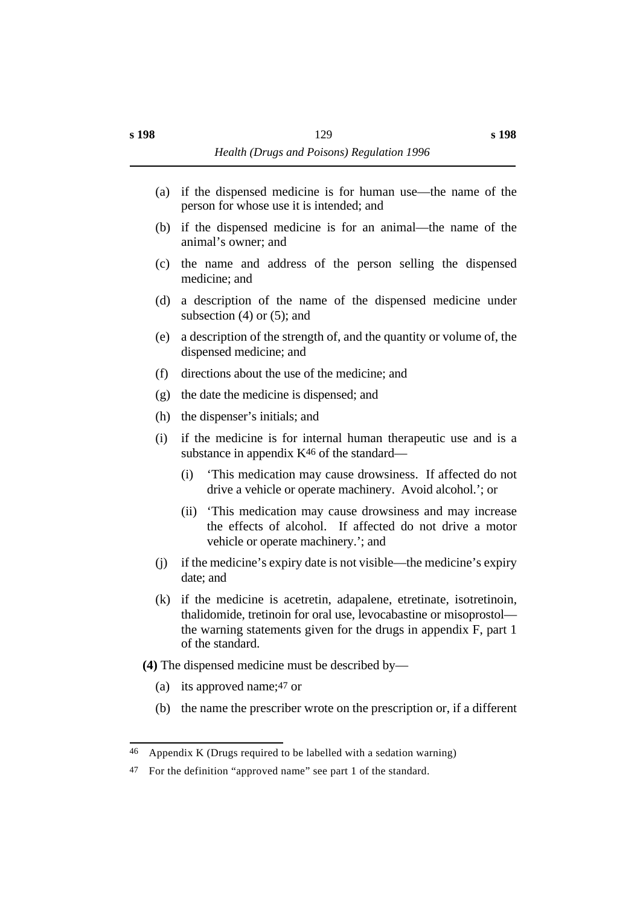(a) if the dispensed medicine is for human use—the name of the person for whose use it is intended; and

(b) if the dispensed medicine is for an animal—the name of the animal's owner; and

(c) the name and address of the person selling the dispensed medicine; and

(d) a description of the name of the dispensed medicine under subsection (4) or (5); and

(e) a description of the strength of, and the quantity or volume of, the dispensed medicine; and

(f) directions about the use of the medicine; and

(g) the date the medicine is dispensed; and

(h) the dispenser's initials; and

(i) if the medicine is for internal human therapeutic use and is a substance in appendix K[46] of the standard—

  (i) 'This medication may cause drowsiness. If affected do not drive a vehicle or operate machinery. Avoid alcohol.'; or

  (ii) 'This medication may cause drowsiness and may increase the effects of alcohol. If affected do not drive a motor vehicle or operate machinery.'; and

(j) if the medicine's expiry date is not visible—the medicine's expiry date; and

(k) if the medicine is acetretin, adapalene, etretinate, isotretinoin, thalidomide, tretinoin for oral use, levocabastine or misoprostol—the warning statements given for the drugs in appendix F, part 1 of the standard.

**(4)** The dispensed medicine must be described by—

(a) its approved name;[47] or

(b) the name the prescriber wrote on the prescription or, if a different

---

[46] Appendix K (Drugs required to be labelled with a sedation warning)

[47] For the definition "approved name" see part 1 of the standard.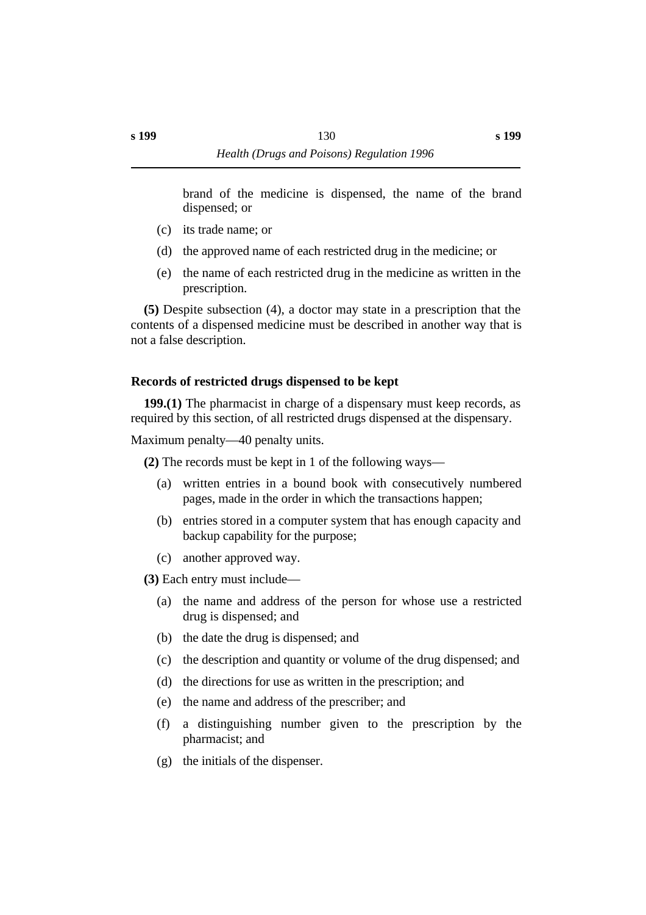brand of the medicine is dispensed, the name of the brand dispensed; or

(c) its trade name; or

(d) the approved name of each restricted drug in the medicine; or

(e) the name of each restricted drug in the medicine as written in the prescription.

**(5)** Despite subsection (4), a doctor may state in a prescription that the contents of a dispensed medicine must be described in another way that is not a false description.

### Records of restricted drugs dispensed to be kept

**199.(1)** The pharmacist in charge of a dispensary must keep records, as required by this section, of all restricted drugs dispensed at the dispensary.

Maximum penalty—40 penalty units.

**(2)** The records must be kept in 1 of the following ways—

(a) written entries in a bound book with consecutively numbered pages, made in the order in which the transactions happen;

(b) entries stored in a computer system that has enough capacity and backup capability for the purpose;

(c) another approved way.

**(3)** Each entry must include—

(a) the name and address of the person for whose use a restricted drug is dispensed; and

(b) the date the drug is dispensed; and

(c) the description and quantity or volume of the drug dispensed; and

(d) the directions for use as written in the prescription; and

(e) the name and address of the prescriber; and

(f) a distinguishing number given to the prescription by the pharmacist; and

(g) the initials of the dispenser.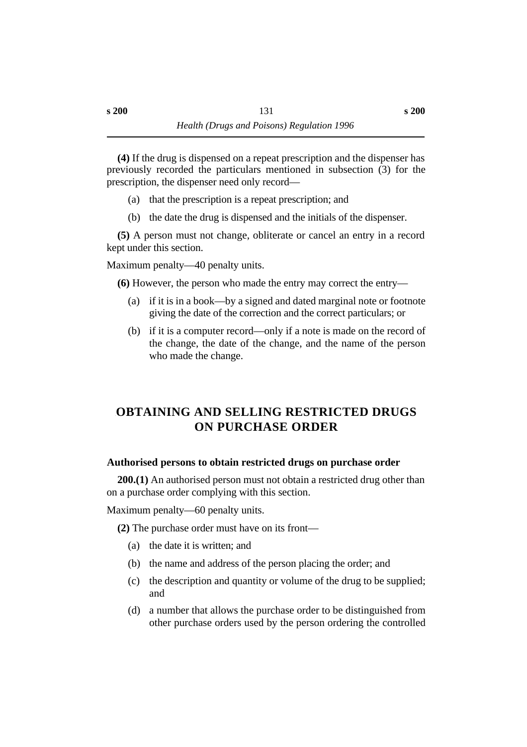**(4)** If the drug is dispensed on a repeat prescription and the dispenser has previously recorded the particulars mentioned in subsection (3) for the prescription, the dispenser need only record—

(a) that the prescription is a repeat prescription; and

(b) the date the drug is dispensed and the initials of the dispenser.

**(5)** A person must not change, obliterate or cancel an entry in a record kept under this section.

Maximum penalty—40 penalty units.

**(6)** However, the person who made the entry may correct the entry—

(a) if it is in a book—by a signed and dated marginal note or footnote giving the date of the correction and the correct particulars; or

(b) if it is a computer record—only if a note is made on the record of the change, the date of the change, and the name of the person who made the change.

## OBTAINING AND SELLING RESTRICTED DRUGS ON PURCHASE ORDER

### Authorised persons to obtain restricted drugs on purchase order

**200.(1)** An authorised person must not obtain a restricted drug other than on a purchase order complying with this section.

Maximum penalty—60 penalty units.

**(2)** The purchase order must have on its front—

(a) the date it is written; and

(b) the name and address of the person placing the order; and

(c) the description and quantity or volume of the drug to be supplied; and

(d) a number that allows the purchase order to be distinguished from other purchase orders used by the person ordering the controlled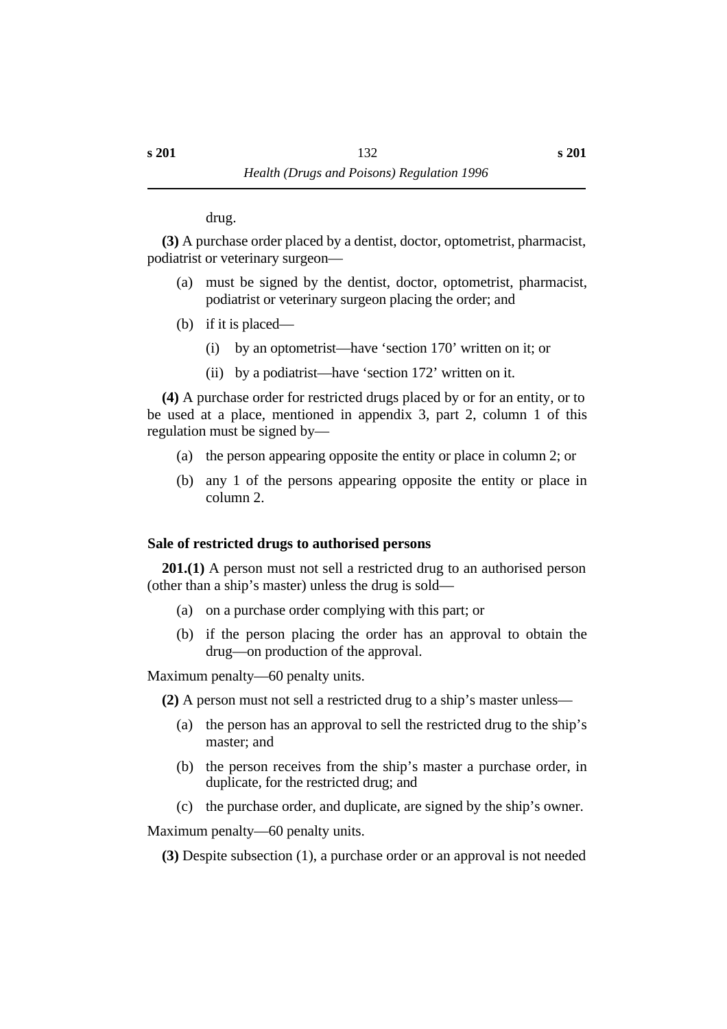drug.

**(3)** A purchase order placed by a dentist, doctor, optometrist, pharmacist, podiatrist or veterinary surgeon—

(a) must be signed by the dentist, doctor, optometrist, pharmacist, podiatrist or veterinary surgeon placing the order; and

(b) if it is placed—

(i) by an optometrist—have 'section 170' written on it; or

(ii) by a podiatrist—have 'section 172' written on it.

**(4)** A purchase order for restricted drugs placed by or for an entity, or to be used at a place, mentioned in appendix 3, part 2, column 1 of this regulation must be signed by—

(a) the person appearing opposite the entity or place in column 2; or

(b) any 1 of the persons appearing opposite the entity or place in column 2.

### Sale of restricted drugs to authorised persons

**201.(1)** A person must not sell a restricted drug to an authorised person (other than a ship's master) unless the drug is sold—

(a) on a purchase order complying with this part; or

(b) if the person placing the order has an approval to obtain the drug—on production of the approval.

Maximum penalty—60 penalty units.

**(2)** A person must not sell a restricted drug to a ship's master unless—

(a) the person has an approval to sell the restricted drug to the ship's master; and

(b) the person receives from the ship's master a purchase order, in duplicate, for the restricted drug; and

(c) the purchase order, and duplicate, are signed by the ship's owner.

Maximum penalty—60 penalty units.

**(3)** Despite subsection (1), a purchase order or an approval is not needed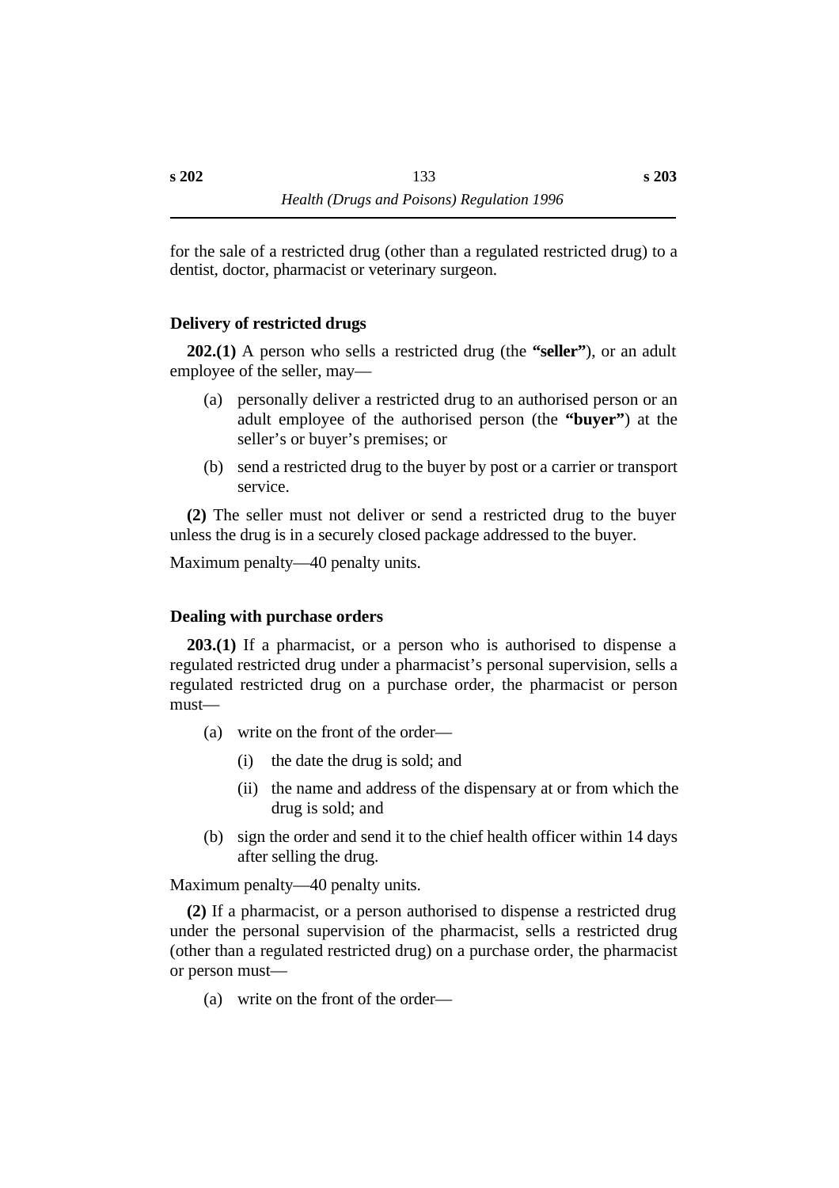for the sale of a restricted drug (other than a regulated restricted drug) to a dentist, doctor, pharmacist or veterinary surgeon.

### Delivery of restricted drugs

**202.(1)** A person who sells a restricted drug (the **"seller"**), or an adult employee of the seller, may—

- (a) personally deliver a restricted drug to an authorised person or an adult employee of the authorised person (the **"buyer"**) at the seller's or buyer's premises; or
- (b) send a restricted drug to the buyer by post or a carrier or transport service.

**(2)** The seller must not deliver or send a restricted drug to the buyer unless the drug is in a securely closed package addressed to the buyer.

Maximum penalty—40 penalty units.

### Dealing with purchase orders

**203.(1)** If a pharmacist, or a person who is authorised to dispense a regulated restricted drug under a pharmacist's personal supervision, sells a regulated restricted drug on a purchase order, the pharmacist or person must—

- (a) write on the front of the order—
  - (i) the date the drug is sold; and
  - (ii) the name and address of the dispensary at or from which the drug is sold; and
- (b) sign the order and send it to the chief health officer within 14 days after selling the drug.

Maximum penalty—40 penalty units.

**(2)** If a pharmacist, or a person authorised to dispense a restricted drug under the personal supervision of the pharmacist, sells a restricted drug (other than a regulated restricted drug) on a purchase order, the pharmacist or person must—

- (a) write on the front of the order—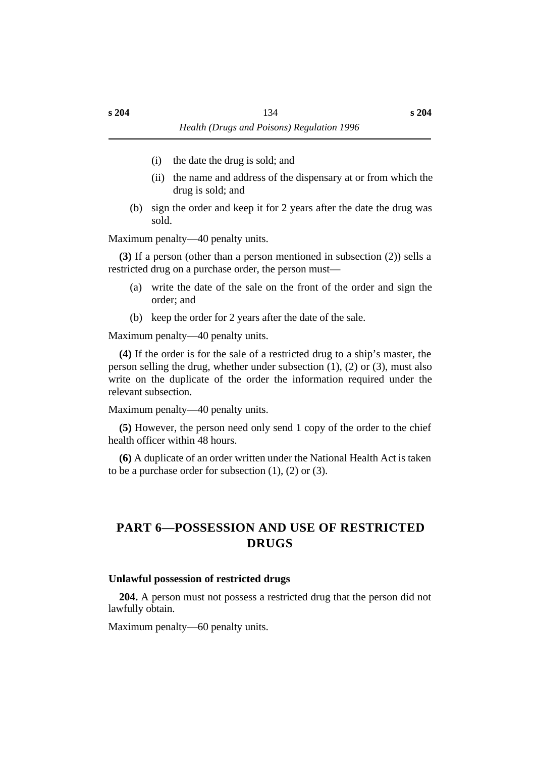(i) the date the drug is sold; and

(ii) the name and address of the dispensary at or from which the drug is sold; and

(b) sign the order and keep it for 2 years after the date the drug was sold.

Maximum penalty—40 penalty units.

**(3)** If a person (other than a person mentioned in subsection (2)) sells a restricted drug on a purchase order, the person must—

(a) write the date of the sale on the front of the order and sign the order; and

(b) keep the order for 2 years after the date of the sale.

Maximum penalty—40 penalty units.

**(4)** If the order is for the sale of a restricted drug to a ship's master, the person selling the drug, whether under subsection (1), (2) or (3), must also write on the duplicate of the order the information required under the relevant subsection.

Maximum penalty—40 penalty units.

**(5)** However, the person need only send 1 copy of the order to the chief health officer within 48 hours.

**(6)** A duplicate of an order written under the National Health Act is taken to be a purchase order for subsection (1), (2) or (3).

# PART 6—POSSESSION AND USE OF RESTRICTED DRUGS

### Unlawful possession of restricted drugs

**204.** A person must not possess a restricted drug that the person did not lawfully obtain.

Maximum penalty—60 penalty units.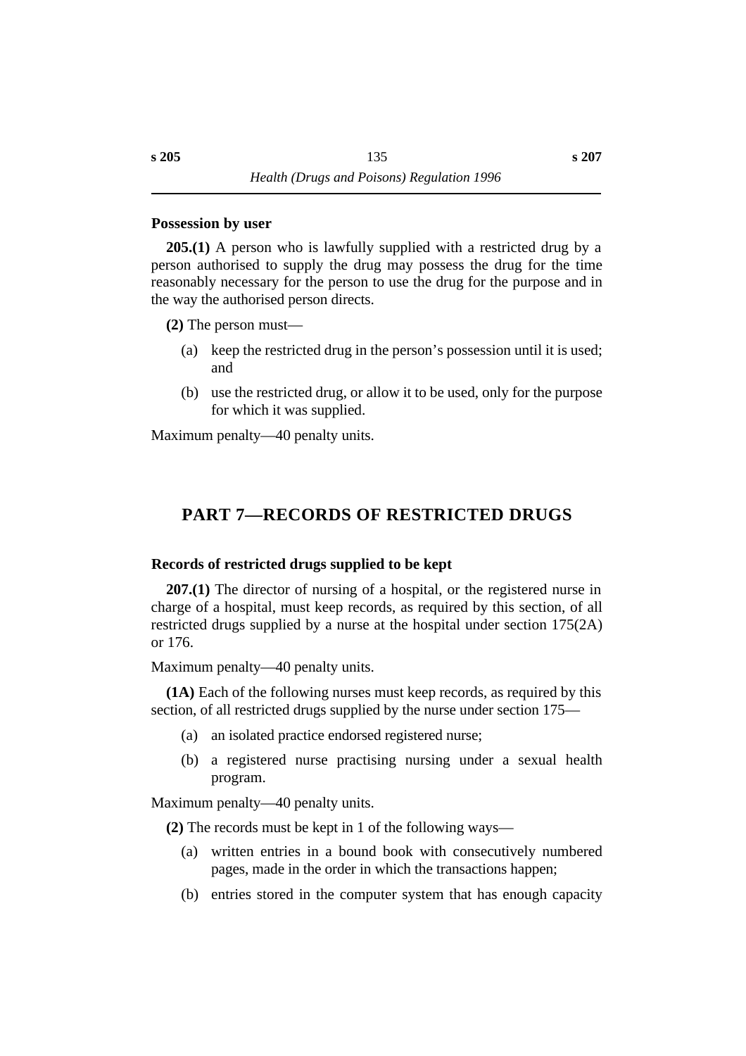### Possession by user

**205.(1)** A person who is lawfully supplied with a restricted drug by a person authorised to supply the drug may possess the drug for the time reasonably necessary for the person to use the drug for the purpose and in the way the authorised person directs.

**(2)** The person must—

(a) keep the restricted drug in the person's possession until it is used; and

(b) use the restricted drug, or allow it to be used, only for the purpose for which it was supplied.

Maximum penalty—40 penalty units.

## PART 7—RECORDS OF RESTRICTED DRUGS

### Records of restricted drugs supplied to be kept

**207.(1)** The director of nursing of a hospital, or the registered nurse in charge of a hospital, must keep records, as required by this section, of all restricted drugs supplied by a nurse at the hospital under section 175(2A) or 176.

Maximum penalty—40 penalty units.

**(1A)** Each of the following nurses must keep records, as required by this section, of all restricted drugs supplied by the nurse under section 175—

(a) an isolated practice endorsed registered nurse;

(b) a registered nurse practising nursing under a sexual health program.

Maximum penalty—40 penalty units.

**(2)** The records must be kept in 1 of the following ways—

(a) written entries in a bound book with consecutively numbered pages, made in the order in which the transactions happen;

(b) entries stored in the computer system that has enough capacity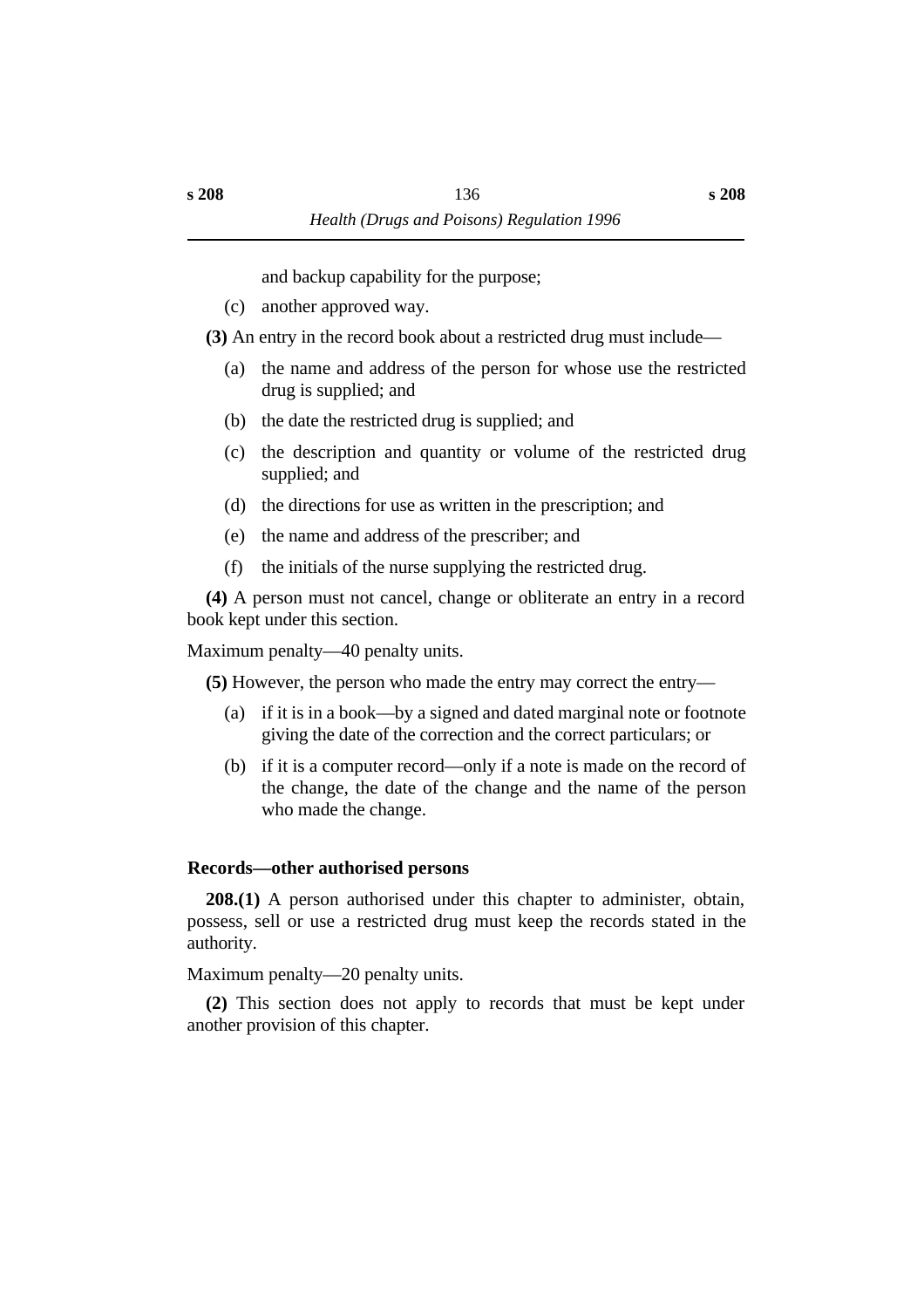and backup capability for the purpose;

(c) another approved way.

**(3)** An entry in the record book about a restricted drug must include—

(a) the name and address of the person for whose use the restricted drug is supplied; and

(b) the date the restricted drug is supplied; and

(c) the description and quantity or volume of the restricted drug supplied; and

(d) the directions for use as written in the prescription; and

(e) the name and address of the prescriber; and

(f) the initials of the nurse supplying the restricted drug.

**(4)** A person must not cancel, change or obliterate an entry in a record book kept under this section.

Maximum penalty—40 penalty units.

**(5)** However, the person who made the entry may correct the entry—

(a) if it is in a book—by a signed and dated marginal note or footnote giving the date of the correction and the correct particulars; or

(b) if it is a computer record—only if a note is made on the record of the change, the date of the change and the name of the person who made the change.

### Records—other authorised persons

**208.(1)** A person authorised under this chapter to administer, obtain, possess, sell or use a restricted drug must keep the records stated in the authority.

Maximum penalty—20 penalty units.

**(2)** This section does not apply to records that must be kept under another provision of this chapter.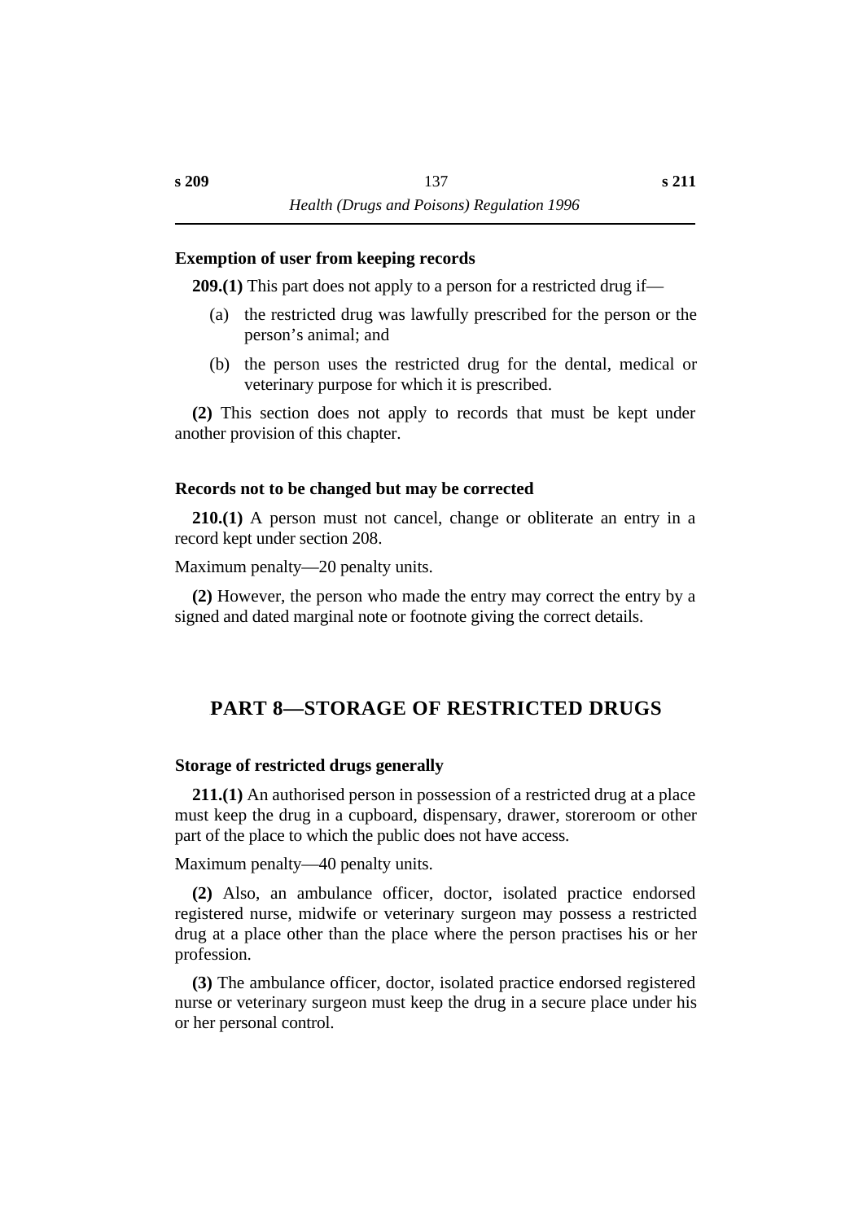### Exemption of user from keeping records

**209.(1)** This part does not apply to a person for a restricted drug if—

(a) the restricted drug was lawfully prescribed for the person or the person's animal; and

(b) the person uses the restricted drug for the dental, medical or veterinary purpose for which it is prescribed.

**(2)** This section does not apply to records that must be kept under another provision of this chapter.

### Records not to be changed but may be corrected

**210.(1)** A person must not cancel, change or obliterate an entry in a record kept under section 208.

Maximum penalty—20 penalty units.

**(2)** However, the person who made the entry may correct the entry by a signed and dated marginal note or footnote giving the correct details.

## PART 8—STORAGE OF RESTRICTED DRUGS

### Storage of restricted drugs generally

**211.(1)** An authorised person in possession of a restricted drug at a place must keep the drug in a cupboard, dispensary, drawer, storeroom or other part of the place to which the public does not have access.

Maximum penalty—40 penalty units.

**(2)** Also, an ambulance officer, doctor, isolated practice endorsed registered nurse, midwife or veterinary surgeon may possess a restricted drug at a place other than the place where the person practises his or her profession.

**(3)** The ambulance officer, doctor, isolated practice endorsed registered nurse or veterinary surgeon must keep the drug in a secure place under his or her personal control.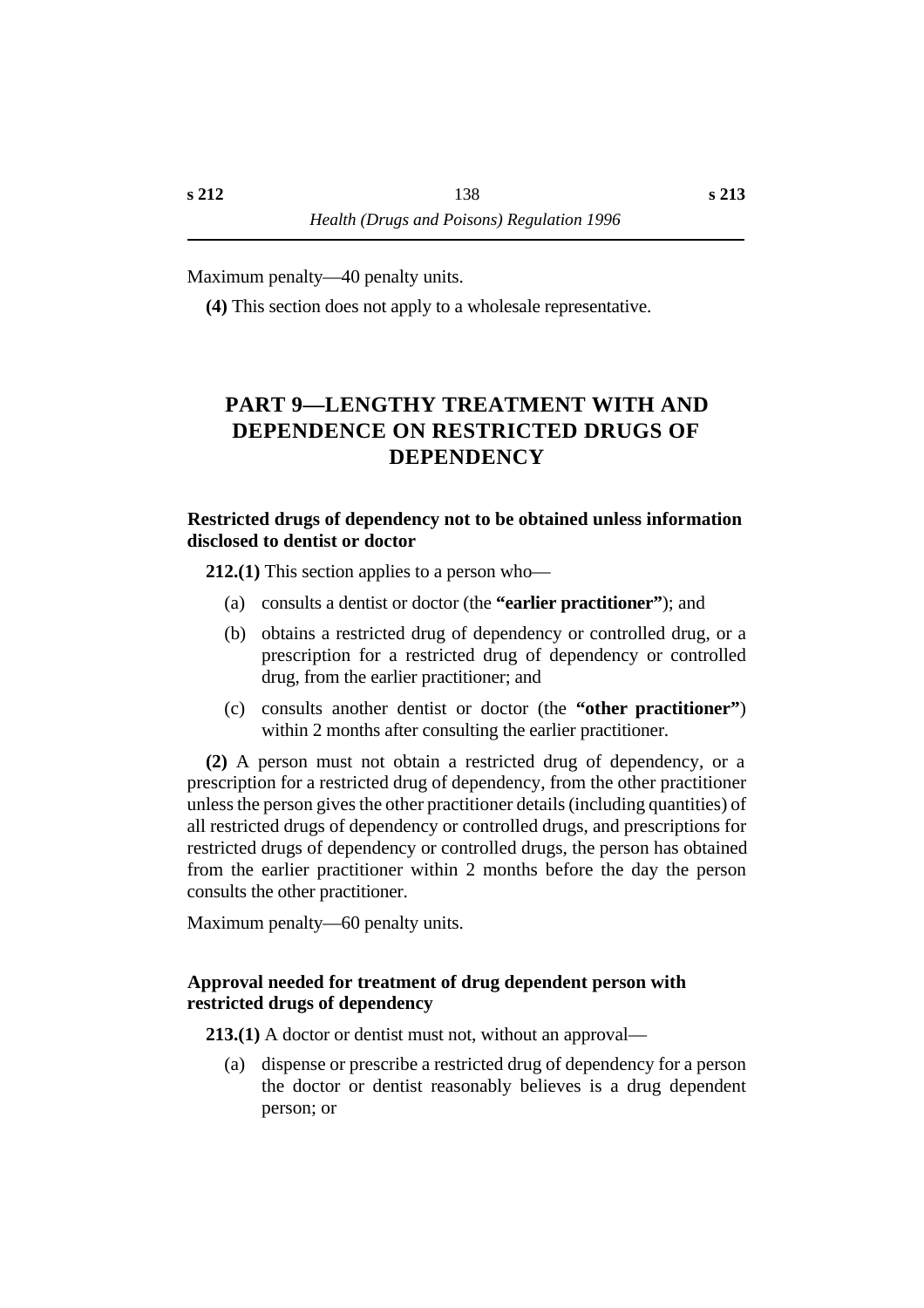Maximum penalty—40 penalty units.

**(4)** This section does not apply to a wholesale representative.

# PART 9—LENGTHY TREATMENT WITH AND DEPENDENCE ON RESTRICTED DRUGS OF DEPENDENCY

### Restricted drugs of dependency not to be obtained unless information disclosed to dentist or doctor

**212.(1)** This section applies to a person who—

(a) consults a dentist or doctor (the **"earlier practitioner"**); and

(b) obtains a restricted drug of dependency or controlled drug, or a prescription for a restricted drug of dependency or controlled drug, from the earlier practitioner; and

(c) consults another dentist or doctor (the **"other practitioner"**) within 2 months after consulting the earlier practitioner.

**(2)** A person must not obtain a restricted drug of dependency, or a prescription for a restricted drug of dependency, from the other practitioner unless the person gives the other practitioner details (including quantities) of all restricted drugs of dependency or controlled drugs, and prescriptions for restricted drugs of dependency or controlled drugs, the person has obtained from the earlier practitioner within 2 months before the day the person consults the other practitioner.

Maximum penalty—60 penalty units.

### Approval needed for treatment of drug dependent person with restricted drugs of dependency

**213.(1)** A doctor or dentist must not, without an approval—

(a) dispense or prescribe a restricted drug of dependency for a person the doctor or dentist reasonably believes is a drug dependent person; or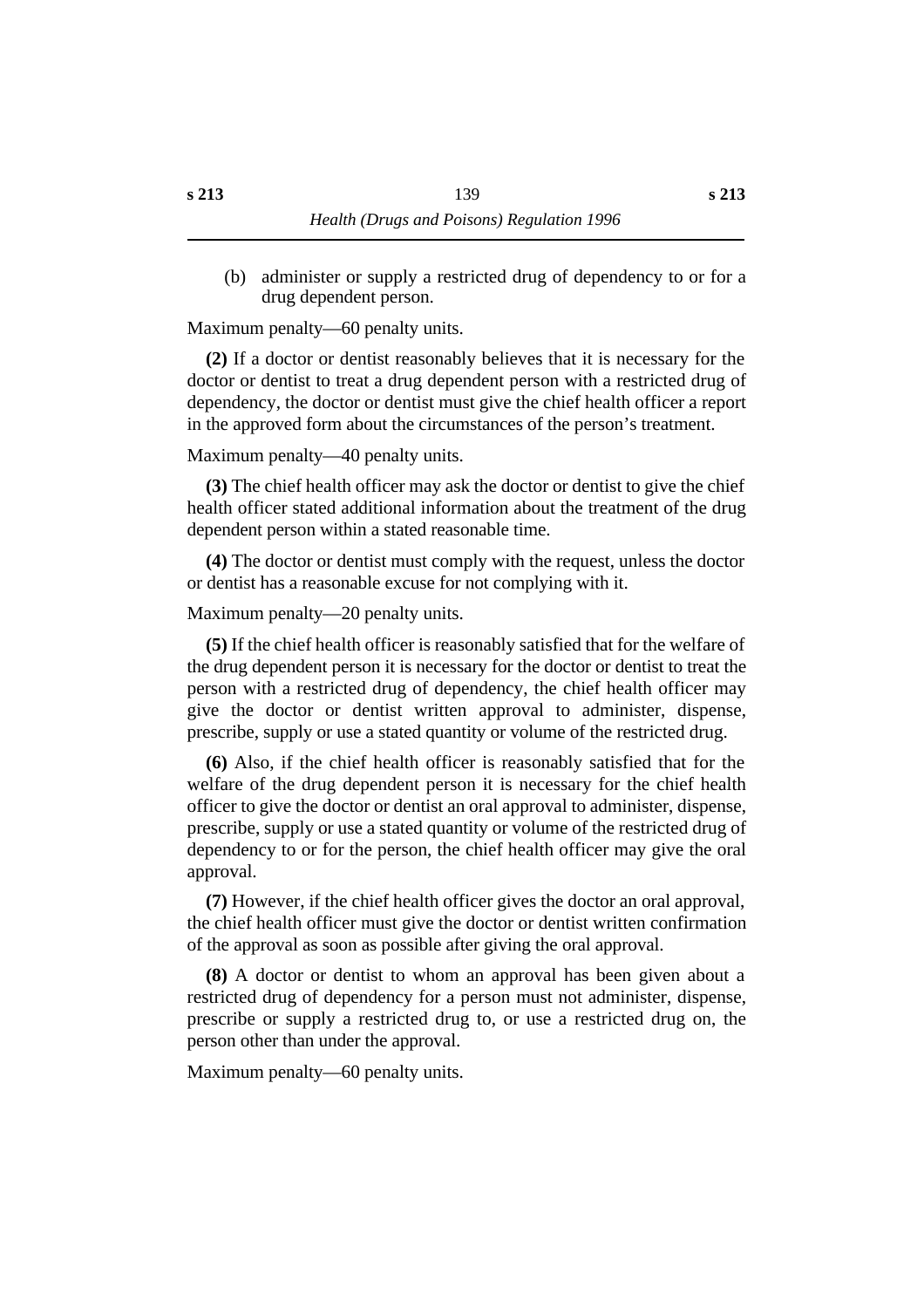(b) administer or supply a restricted drug of dependency to or for a drug dependent person.

Maximum penalty—60 penalty units.

**(2)** If a doctor or dentist reasonably believes that it is necessary for the doctor or dentist to treat a drug dependent person with a restricted drug of dependency, the doctor or dentist must give the chief health officer a report in the approved form about the circumstances of the person's treatment.

Maximum penalty—40 penalty units.

**(3)** The chief health officer may ask the doctor or dentist to give the chief health officer stated additional information about the treatment of the drug dependent person within a stated reasonable time.

**(4)** The doctor or dentist must comply with the request, unless the doctor or dentist has a reasonable excuse for not complying with it.

Maximum penalty—20 penalty units.

**(5)** If the chief health officer is reasonably satisfied that for the welfare of the drug dependent person it is necessary for the doctor or dentist to treat the person with a restricted drug of dependency, the chief health officer may give the doctor or dentist written approval to administer, dispense, prescribe, supply or use a stated quantity or volume of the restricted drug.

**(6)** Also, if the chief health officer is reasonably satisfied that for the welfare of the drug dependent person it is necessary for the chief health officer to give the doctor or dentist an oral approval to administer, dispense, prescribe, supply or use a stated quantity or volume of the restricted drug of dependency to or for the person, the chief health officer may give the oral approval.

**(7)** However, if the chief health officer gives the doctor an oral approval, the chief health officer must give the doctor or dentist written confirmation of the approval as soon as possible after giving the oral approval.

**(8)** A doctor or dentist to whom an approval has been given about a restricted drug of dependency for a person must not administer, dispense, prescribe or supply a restricted drug to, or use a restricted drug on, the person other than under the approval.

Maximum penalty—60 penalty units.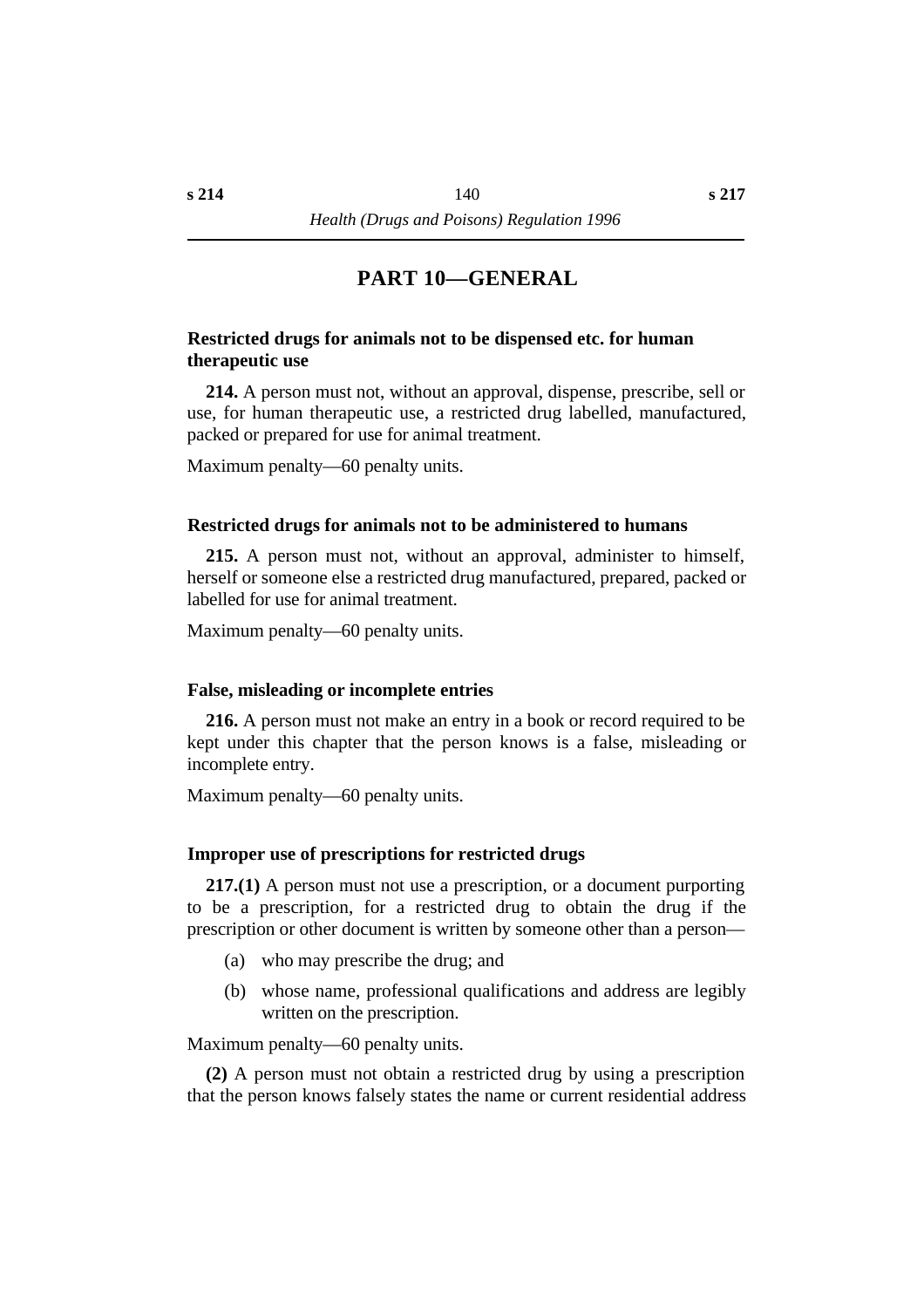# PART 10—GENERAL

### Restricted drugs for animals not to be dispensed etc. for human therapeutic use

**214.** A person must not, without an approval, dispense, prescribe, sell or use, for human therapeutic use, a restricted drug labelled, manufactured, packed or prepared for use for animal treatment.

Maximum penalty—60 penalty units.

### Restricted drugs for animals not to be administered to humans

**215.** A person must not, without an approval, administer to himself, herself or someone else a restricted drug manufactured, prepared, packed or labelled for use for animal treatment.

Maximum penalty—60 penalty units.

### False, misleading or incomplete entries

**216.** A person must not make an entry in a book or record required to be kept under this chapter that the person knows is a false, misleading or incomplete entry.

Maximum penalty—60 penalty units.

### Improper use of prescriptions for restricted drugs

**217.(1)** A person must not use a prescription, or a document purporting to be a prescription, for a restricted drug to obtain the drug if the prescription or other document is written by someone other than a person—

(a) who may prescribe the drug; and

(b) whose name, professional qualifications and address are legibly written on the prescription.

Maximum penalty—60 penalty units.

**(2)** A person must not obtain a restricted drug by using a prescription that the person knows falsely states the name or current residential address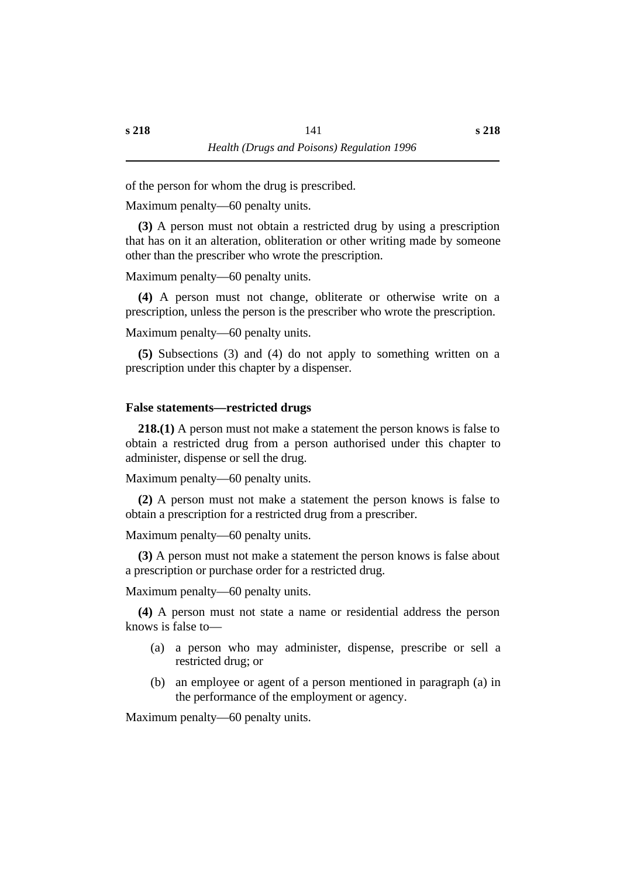of the person for whom the drug is prescribed.

Maximum penalty—60 penalty units.

**(3)** A person must not obtain a restricted drug by using a prescription that has on it an alteration, obliteration or other writing made by someone other than the prescriber who wrote the prescription.

Maximum penalty—60 penalty units.

**(4)** A person must not change, obliterate or otherwise write on a prescription, unless the person is the prescriber who wrote the prescription.

Maximum penalty—60 penalty units.

**(5)** Subsections (3) and (4) do not apply to something written on a prescription under this chapter by a dispenser.

### False statements—restricted drugs

**218.(1)** A person must not make a statement the person knows is false to obtain a restricted drug from a person authorised under this chapter to administer, dispense or sell the drug.

Maximum penalty—60 penalty units.

**(2)** A person must not make a statement the person knows is false to obtain a prescription for a restricted drug from a prescriber.

Maximum penalty—60 penalty units.

**(3)** A person must not make a statement the person knows is false about a prescription or purchase order for a restricted drug.

Maximum penalty—60 penalty units.

**(4)** A person must not state a name or residential address the person knows is false to—

(a) a person who may administer, dispense, prescribe or sell a restricted drug; or

(b) an employee or agent of a person mentioned in paragraph (a) in the performance of the employment or agency.

Maximum penalty—60 penalty units.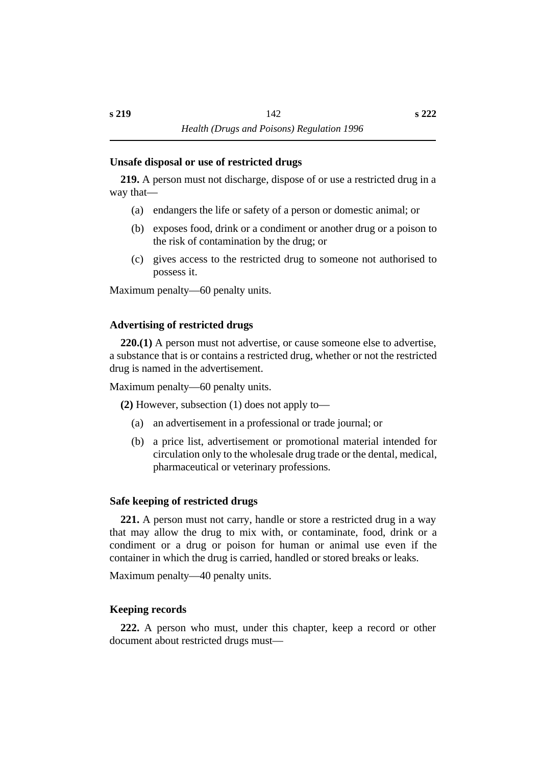### Unsafe disposal or use of restricted drugs

**219.** A person must not discharge, dispose of or use a restricted drug in a way that—

(a) endangers the life or safety of a person or domestic animal; or

(b) exposes food, drink or a condiment or another drug or a poison to the risk of contamination by the drug; or

(c) gives access to the restricted drug to someone not authorised to possess it.

Maximum penalty—60 penalty units.

### Advertising of restricted drugs

**220.(1)** A person must not advertise, or cause someone else to advertise, a substance that is or contains a restricted drug, whether or not the restricted drug is named in the advertisement.

Maximum penalty—60 penalty units.

**(2)** However, subsection (1) does not apply to—

(a) an advertisement in a professional or trade journal; or

(b) a price list, advertisement or promotional material intended for circulation only to the wholesale drug trade or the dental, medical, pharmaceutical or veterinary professions.

### Safe keeping of restricted drugs

**221.** A person must not carry, handle or store a restricted drug in a way that may allow the drug to mix with, or contaminate, food, drink or a condiment or a drug or poison for human or animal use even if the container in which the drug is carried, handled or stored breaks or leaks.

Maximum penalty—40 penalty units.

### Keeping records

**222.** A person who must, under this chapter, keep a record or other document about restricted drugs must—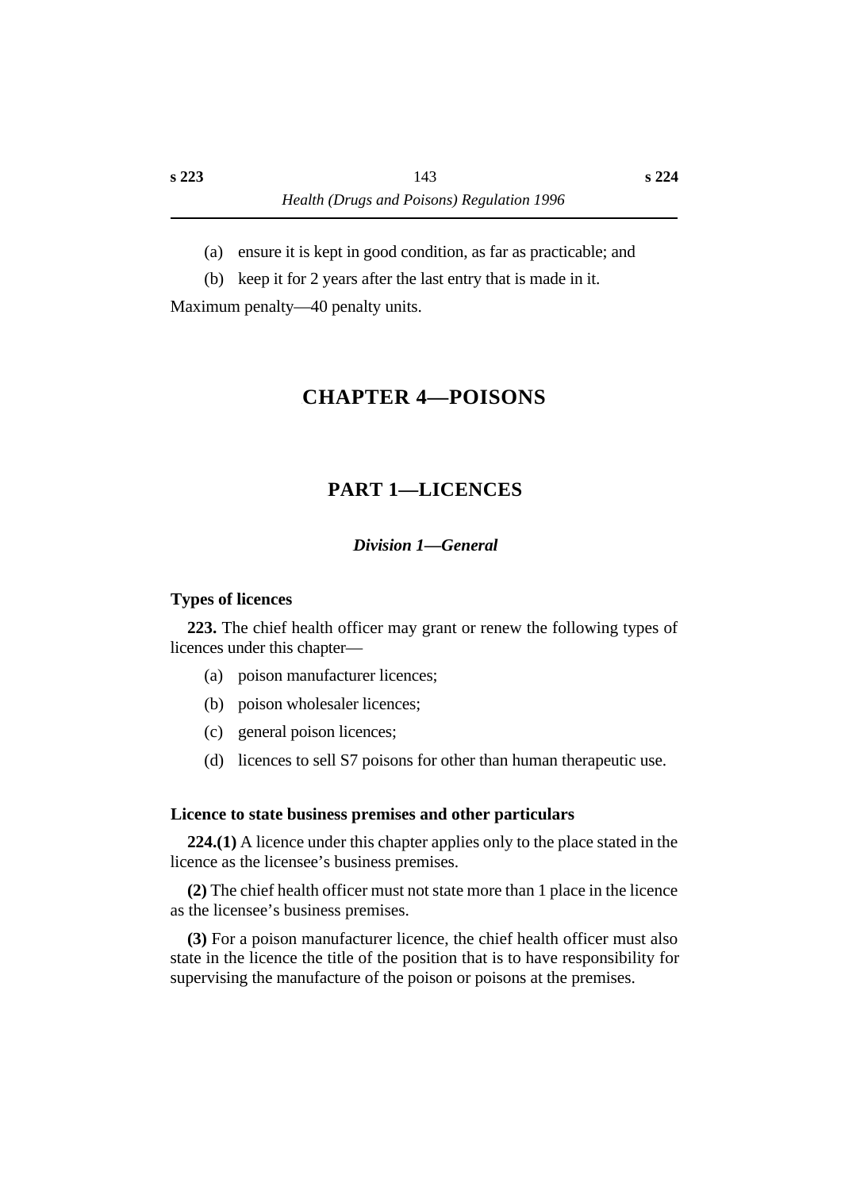(a) ensure it is kept in good condition, as far as practicable; and

(b) keep it for 2 years after the last entry that is made in it.

Maximum penalty—40 penalty units.

# CHAPTER 4—POISONS

## PART 1—LICENCES

### *Division 1—General*

#### Types of licences

**223.** The chief health officer may grant or renew the following types of licences under this chapter—

(a) poison manufacturer licences;

(b) poison wholesaler licences;

(c) general poison licences;

(d) licences to sell S7 poisons for other than human therapeutic use.

#### Licence to state business premises and other particulars

**224.(1)** A licence under this chapter applies only to the place stated in the licence as the licensee's business premises.

**(2)** The chief health officer must not state more than 1 place in the licence as the licensee's business premises.

**(3)** For a poison manufacturer licence, the chief health officer must also state in the licence the title of the position that is to have responsibility for supervising the manufacture of the poison or poisons at the premises.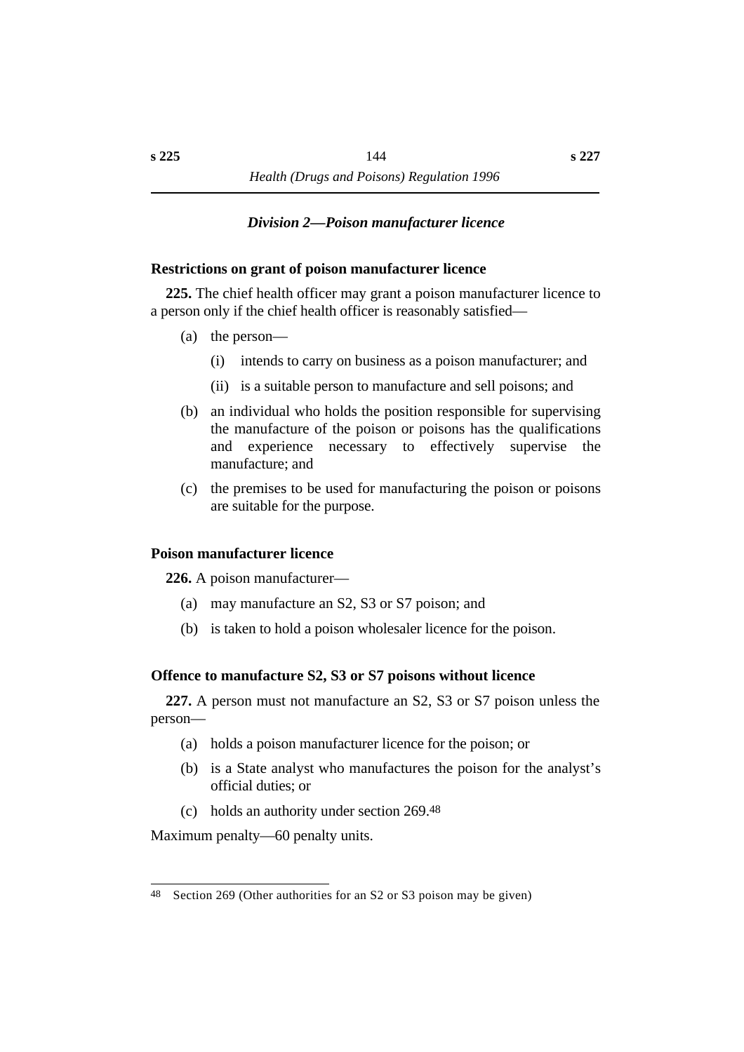### *Division 2—Poison manufacturer licence*

**Restrictions on grant of poison manufacturer licence**

**225.** The chief health officer may grant a poison manufacturer licence to a person only if the chief health officer is reasonably satisfied—

(a) the person—

(i) intends to carry on business as a poison manufacturer; and

(ii) is a suitable person to manufacture and sell poisons; and

(b) an individual who holds the position responsible for supervising the manufacture of the poison or poisons has the qualifications and experience necessary to effectively supervise the manufacture; and

(c) the premises to be used for manufacturing the poison or poisons are suitable for the purpose.

**Poison manufacturer licence**

**226.** A poison manufacturer—

(a) may manufacture an S2, S3 or S7 poison; and

(b) is taken to hold a poison wholesaler licence for the poison.

**Offence to manufacture S2, S3 or S7 poisons without licence**

**227.** A person must not manufacture an S2, S3 or S7 poison unless the person—

(a) holds a poison manufacturer licence for the poison; or

(b) is a State analyst who manufactures the poison for the analyst's official duties; or

(c) holds an authority under section 269.[48]

Maximum penalty—60 penalty units.

---

[48] Section 269 (Other authorities for an S2 or S3 poison may be given)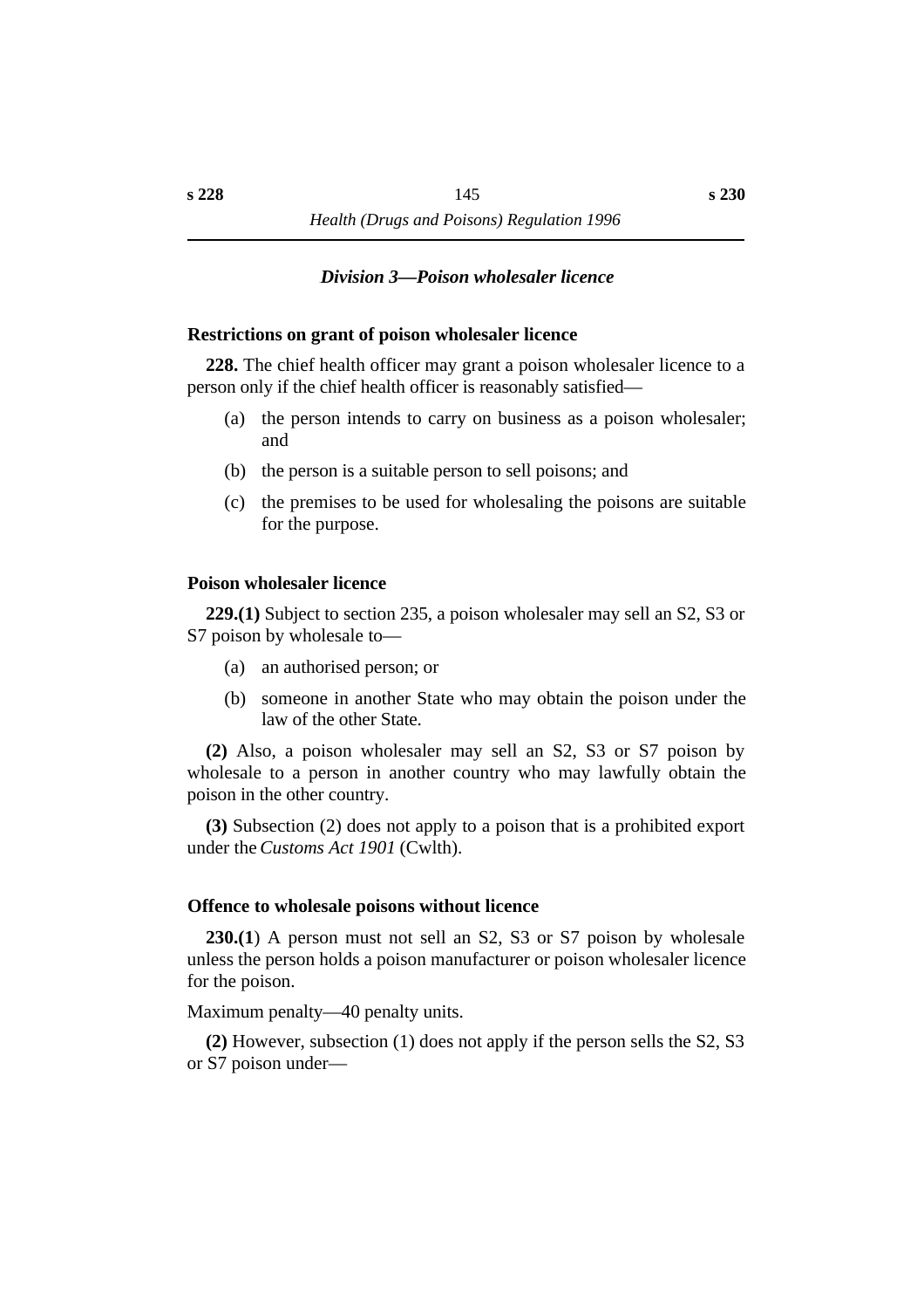### *Division 3—Poison wholesaler licence*

**Restrictions on grant of poison wholesaler licence**

**228.** The chief health officer may grant a poison wholesaler licence to a person only if the chief health officer is reasonably satisfied—

(a) the person intends to carry on business as a poison wholesaler; and

(b) the person is a suitable person to sell poisons; and

(c) the premises to be used for wholesaling the poisons are suitable for the purpose.

**Poison wholesaler licence**

**229.(1)** Subject to section 235, a poison wholesaler may sell an S2, S3 or S7 poison by wholesale to—

(a) an authorised person; or

(b) someone in another State who may obtain the poison under the law of the other State.

**(2)** Also, a poison wholesaler may sell an S2, S3 or S7 poison by wholesale to a person in another country who may lawfully obtain the poison in the other country.

**(3)** Subsection (2) does not apply to a poison that is a prohibited export under the *Customs Act 1901* (Cwlth).

**Offence to wholesale poisons without licence**

**230.(1**) A person must not sell an S2, S3 or S7 poison by wholesale unless the person holds a poison manufacturer or poison wholesaler licence for the poison.

Maximum penalty—40 penalty units.

**(2)** However, subsection (1) does not apply if the person sells the S2, S3 or S7 poison under—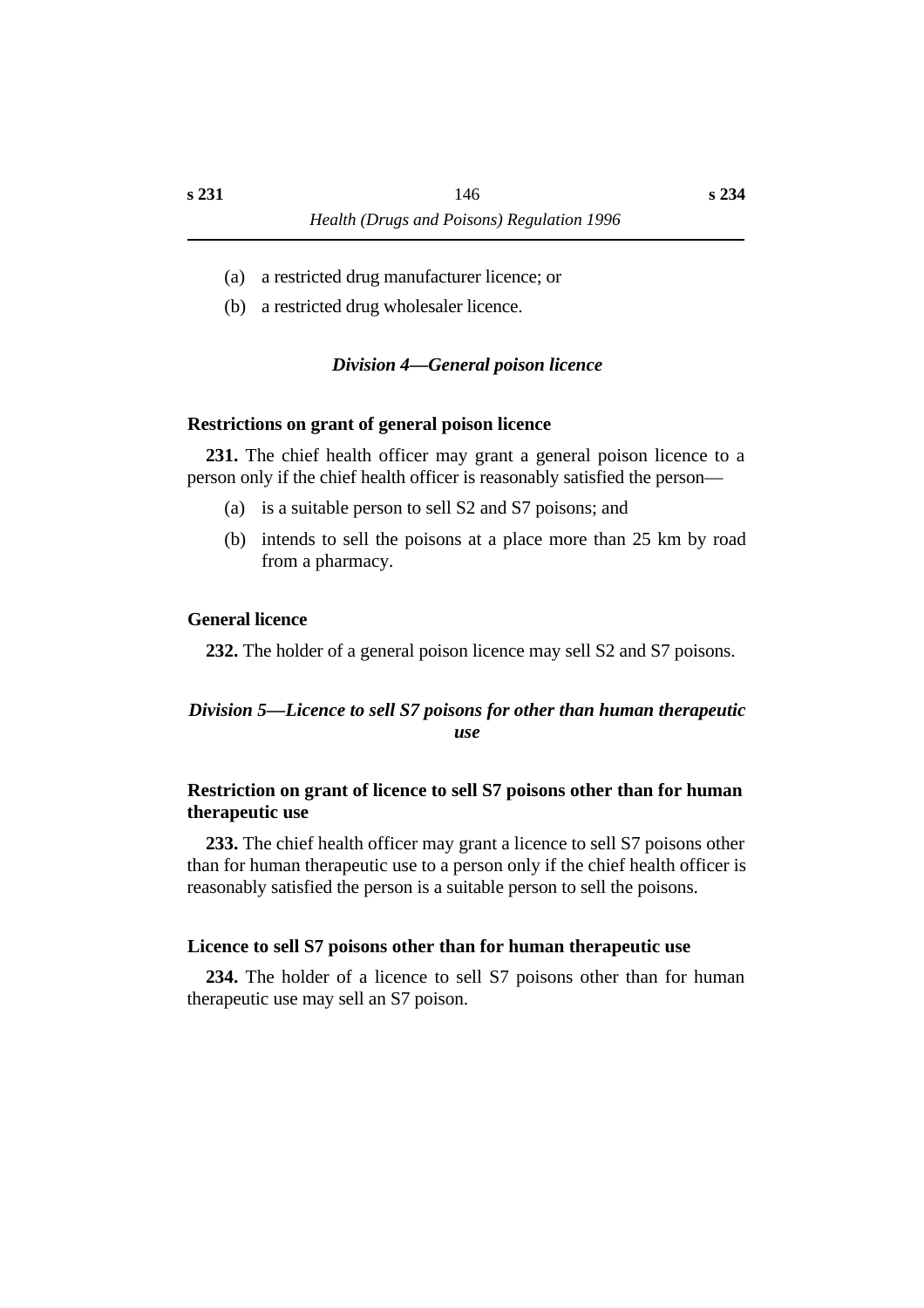(a) a restricted drug manufacturer licence; or

(b) a restricted drug wholesaler licence.

### *Division 4—General poison licence*

**Restrictions on grant of general poison licence**

**231.** The chief health officer may grant a general poison licence to a person only if the chief health officer is reasonably satisfied the person—

(a) is a suitable person to sell S2 and S7 poisons; and

(b) intends to sell the poisons at a place more than 25 km by road from a pharmacy.

**General licence**

**232.** The holder of a general poison licence may sell S2 and S7 poisons.

### *Division 5—Licence to sell S7 poisons for other than human therapeutic use*

**Restriction on grant of licence to sell S7 poisons other than for human therapeutic use**

**233.** The chief health officer may grant a licence to sell S7 poisons other than for human therapeutic use to a person only if the chief health officer is reasonably satisfied the person is a suitable person to sell the poisons.

**Licence to sell S7 poisons other than for human therapeutic use**

**234.** The holder of a licence to sell S7 poisons other than for human therapeutic use may sell an S7 poison.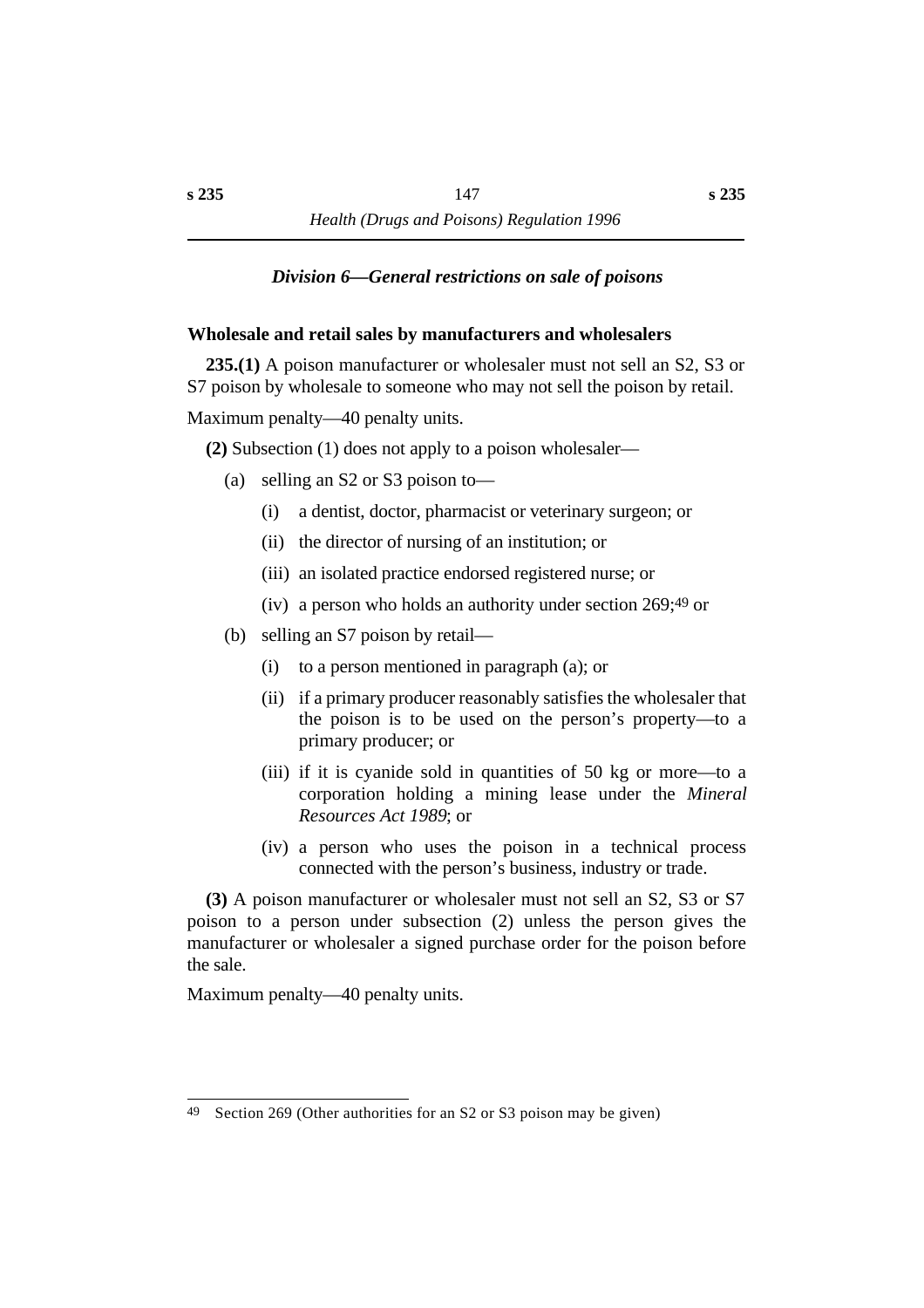### *Division 6—General restrictions on sale of poisons*

#### Wholesale and retail sales by manufacturers and wholesalers

**235.(1)** A poison manufacturer or wholesaler must not sell an S2, S3 or S7 poison by wholesale to someone who may not sell the poison by retail.

Maximum penalty—40 penalty units.

**(2)** Subsection (1) does not apply to a poison wholesaler—

(a) selling an S2 or S3 poison to—

(i) a dentist, doctor, pharmacist or veterinary surgeon; or

(ii) the director of nursing of an institution; or

(iii) an isolated practice endorsed registered nurse; or

(iv) a person who holds an authority under section 269;[49] or

(b) selling an S7 poison by retail—

(i) to a person mentioned in paragraph (a); or

(ii) if a primary producer reasonably satisfies the wholesaler that the poison is to be used on the person's property—to a primary producer; or

(iii) if it is cyanide sold in quantities of 50 kg or more—to a corporation holding a mining lease under the *Mineral Resources Act 1989*; or

(iv) a person who uses the poison in a technical process connected with the person's business, industry or trade.

**(3)** A poison manufacturer or wholesaler must not sell an S2, S3 or S7 poison to a person under subsection (2) unless the person gives the manufacturer or wholesaler a signed purchase order for the poison before the sale.

Maximum penalty—40 penalty units.

---

[49] Section 269 (Other authorities for an S2 or S3 poison may be given)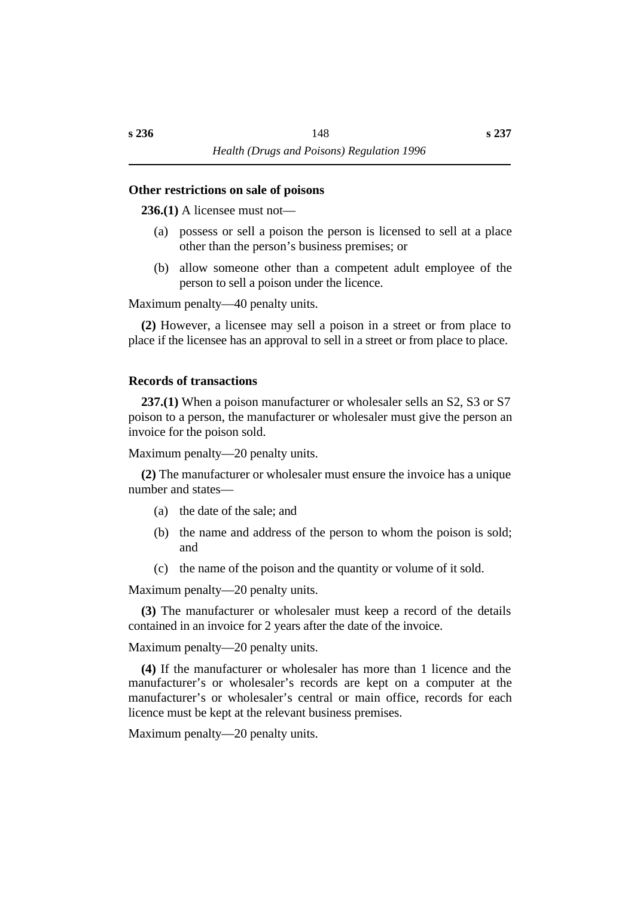### Other restrictions on sale of poisons

**236.(1)** A licensee must not—

(a) possess or sell a poison the person is licensed to sell at a place other than the person's business premises; or

(b) allow someone other than a competent adult employee of the person to sell a poison under the licence.

Maximum penalty—40 penalty units.

**(2)** However, a licensee may sell a poison in a street or from place to place if the licensee has an approval to sell in a street or from place to place.

### Records of transactions

**237.(1)** When a poison manufacturer or wholesaler sells an S2, S3 or S7 poison to a person, the manufacturer or wholesaler must give the person an invoice for the poison sold.

Maximum penalty—20 penalty units.

**(2)** The manufacturer or wholesaler must ensure the invoice has a unique number and states—

(a) the date of the sale; and

(b) the name and address of the person to whom the poison is sold; and

(c) the name of the poison and the quantity or volume of it sold.

Maximum penalty—20 penalty units.

**(3)** The manufacturer or wholesaler must keep a record of the details contained in an invoice for 2 years after the date of the invoice.

Maximum penalty—20 penalty units.

**(4)** If the manufacturer or wholesaler has more than 1 licence and the manufacturer's or wholesaler's records are kept on a computer at the manufacturer's or wholesaler's central or main office, records for each licence must be kept at the relevant business premises.

Maximum penalty—20 penalty units.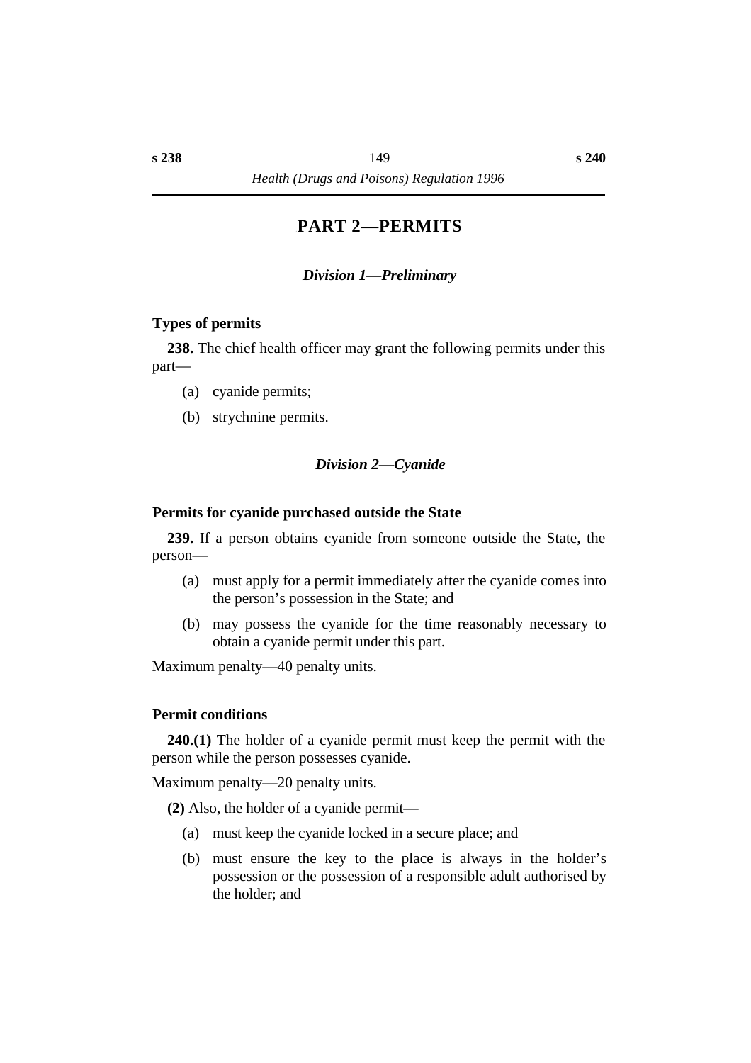# PART 2—PERMITS

## *Division 1—Preliminary*

### Types of permits

**238.** The chief health officer may grant the following permits under this part—

(a) cyanide permits;

(b) strychnine permits.

## *Division 2—Cyanide*

### Permits for cyanide purchased outside the State

**239.** If a person obtains cyanide from someone outside the State, the person—

(a) must apply for a permit immediately after the cyanide comes into the person's possession in the State; and

(b) may possess the cyanide for the time reasonably necessary to obtain a cyanide permit under this part.

Maximum penalty—40 penalty units.

### Permit conditions

**240.(1)** The holder of a cyanide permit must keep the permit with the person while the person possesses cyanide.

Maximum penalty—20 penalty units.

**(2)** Also, the holder of a cyanide permit—

(a) must keep the cyanide locked in a secure place; and

(b) must ensure the key to the place is always in the holder's possession or the possession of a responsible adult authorised by the holder; and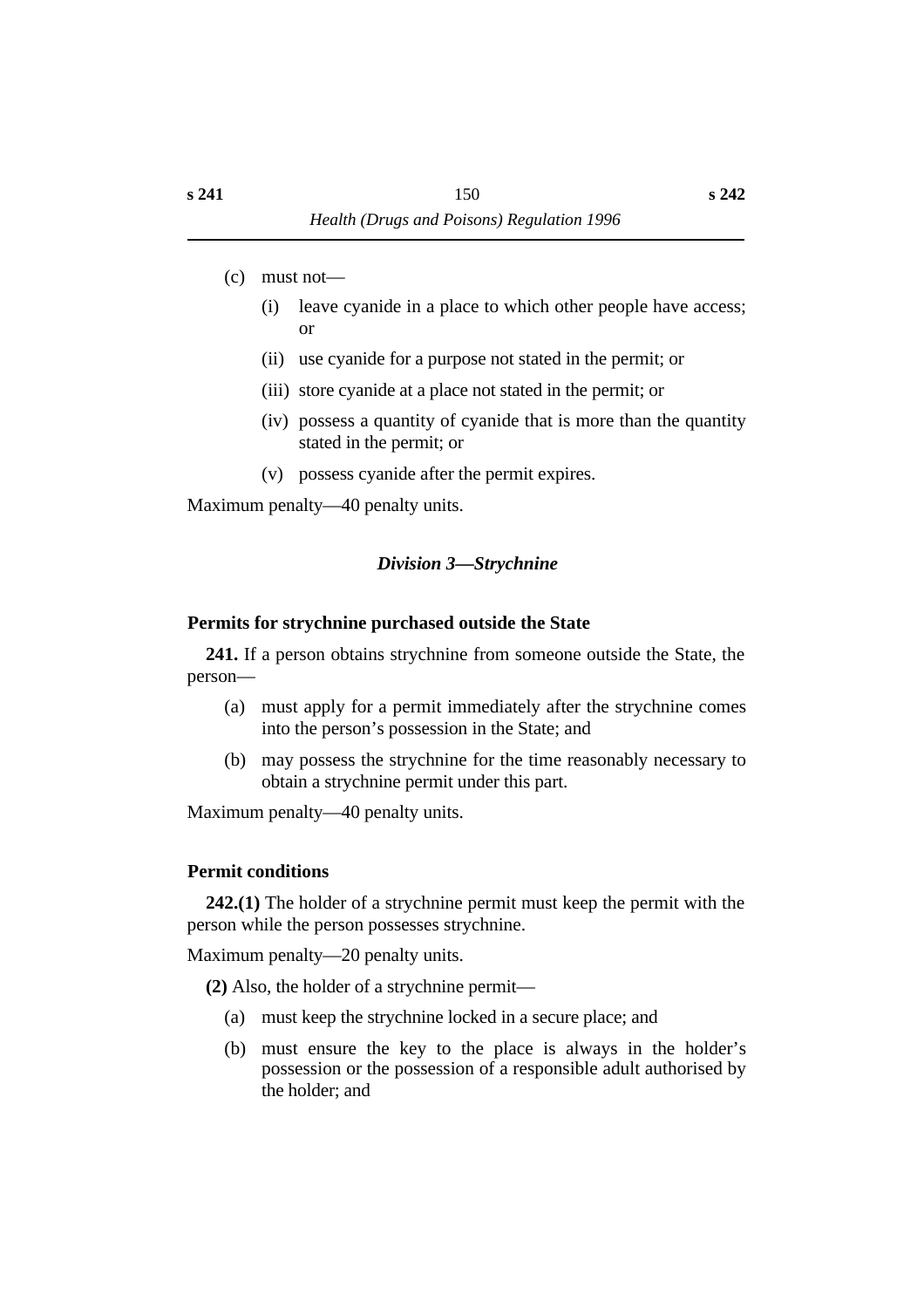(c) must not—

  (i) leave cyanide in a place to which other people have access; or

  (ii) use cyanide for a purpose not stated in the permit; or

  (iii) store cyanide at a place not stated in the permit; or

  (iv) possess a quantity of cyanide that is more than the quantity stated in the permit; or

  (v) possess cyanide after the permit expires.

Maximum penalty—40 penalty units.

### *Division 3—Strychnine*

#### Permits for strychnine purchased outside the State

**241.** If a person obtains strychnine from someone outside the State, the person—

(a) must apply for a permit immediately after the strychnine comes into the person's possession in the State; and

(b) may possess the strychnine for the time reasonably necessary to obtain a strychnine permit under this part.

Maximum penalty—40 penalty units.

#### Permit conditions

**242.(1)** The holder of a strychnine permit must keep the permit with the person while the person possesses strychnine.

Maximum penalty—20 penalty units.

**(2)** Also, the holder of a strychnine permit—

(a) must keep the strychnine locked in a secure place; and

(b) must ensure the key to the place is always in the holder's possession or the possession of a responsible adult authorised by the holder; and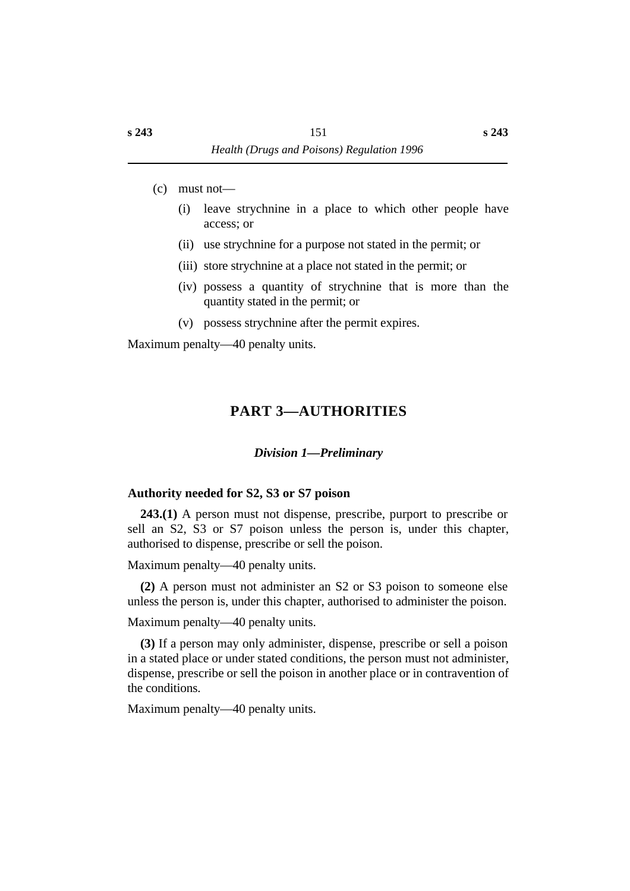(c) must not—

(i) leave strychnine in a place to which other people have access; or

(ii) use strychnine for a purpose not stated in the permit; or

(iii) store strychnine at a place not stated in the permit; or

(iv) possess a quantity of strychnine that is more than the quantity stated in the permit; or

(v) possess strychnine after the permit expires.

Maximum penalty—40 penalty units.

## PART 3—AUTHORITIES

### *Division 1—Preliminary*

#### Authority needed for S2, S3 or S7 poison

**243.(1)** A person must not dispense, prescribe, purport to prescribe or sell an S2, S3 or S7 poison unless the person is, under this chapter, authorised to dispense, prescribe or sell the poison.

Maximum penalty—40 penalty units.

**(2)** A person must not administer an S2 or S3 poison to someone else unless the person is, under this chapter, authorised to administer the poison.

Maximum penalty—40 penalty units.

**(3)** If a person may only administer, dispense, prescribe or sell a poison in a stated place or under stated conditions, the person must not administer, dispense, prescribe or sell the poison in another place or in contravention of the conditions.

Maximum penalty—40 penalty units.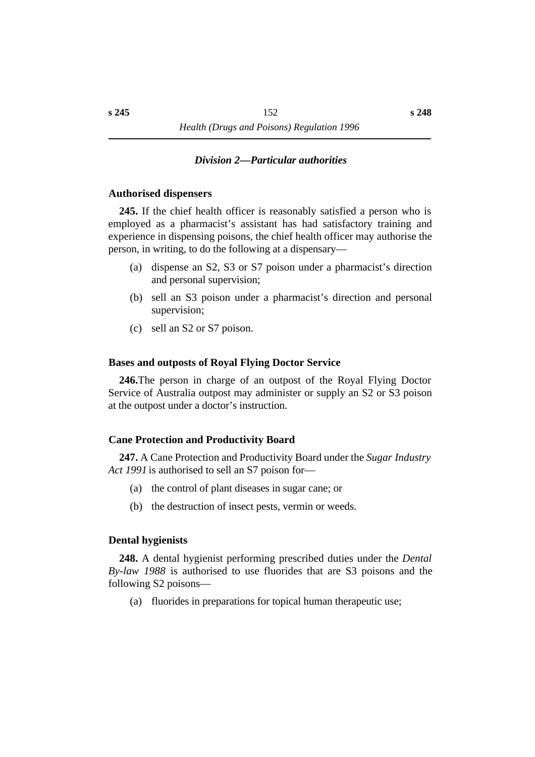### *Division 2—Particular authorities*

#### Authorised dispensers

**245.** If the chief health officer is reasonably satisfied a person who is employed as a pharmacist's assistant has had satisfactory training and experience in dispensing poisons, the chief health officer may authorise the person, in writing, to do the following at a dispensary—

(a) dispense an S2, S3 or S7 poison under a pharmacist's direction and personal supervision;

(b) sell an S3 poison under a pharmacist's direction and personal supervision;

(c) sell an S2 or S7 poison.

#### Bases and outposts of Royal Flying Doctor Service

**246.**The person in charge of an outpost of the Royal Flying Doctor Service of Australia outpost may administer or supply an S2 or S3 poison at the outpost under a doctor's instruction.

#### Cane Protection and Productivity Board

**247.** A Cane Protection and Productivity Board under the *Sugar Industry Act 1991* is authorised to sell an S7 poison for—

(a) the control of plant diseases in sugar cane; or

(b) the destruction of insect pests, vermin or weeds.

#### Dental hygienists

**248.** A dental hygienist performing prescribed duties under the *Dental By-law 1988* is authorised to use fluorides that are S3 poisons and the following S2 poisons—

(a) fluorides in preparations for topical human therapeutic use;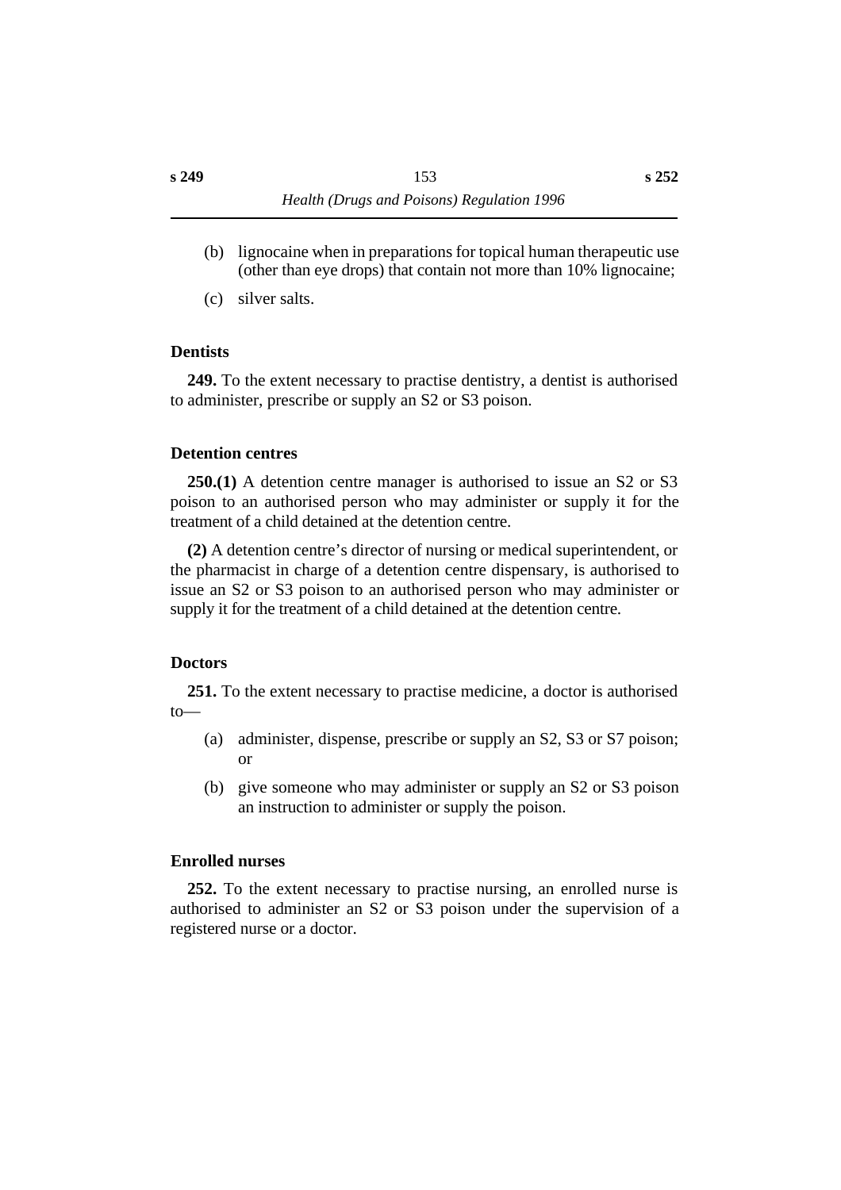(b) lignocaine when in preparations for topical human therapeutic use (other than eye drops) that contain not more than 10% lignocaine;

(c) silver salts.

**Dentists**

**249.** To the extent necessary to practise dentistry, a dentist is authorised to administer, prescribe or supply an S2 or S3 poison.

**Detention centres**

**250.(1)** A detention centre manager is authorised to issue an S2 or S3 poison to an authorised person who may administer or supply it for the treatment of a child detained at the detention centre.

**(2)** A detention centre's director of nursing or medical superintendent, or the pharmacist in charge of a detention centre dispensary, is authorised to issue an S2 or S3 poison to an authorised person who may administer or supply it for the treatment of a child detained at the detention centre.

**Doctors**

**251.** To the extent necessary to practise medicine, a doctor is authorised to—

(a) administer, dispense, prescribe or supply an S2, S3 or S7 poison; or

(b) give someone who may administer or supply an S2 or S3 poison an instruction to administer or supply the poison.

**Enrolled nurses**

**252.** To the extent necessary to practise nursing, an enrolled nurse is authorised to administer an S2 or S3 poison under the supervision of a registered nurse or a doctor.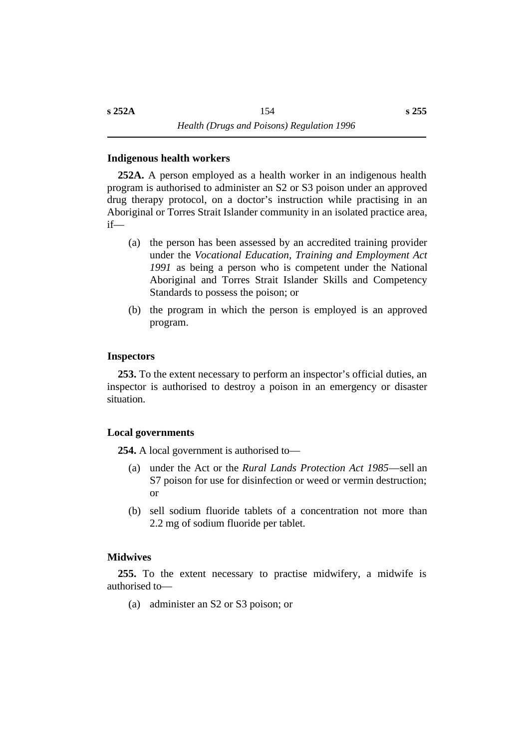### Indigenous health workers

**252A.** A person employed as a health worker in an indigenous health program is authorised to administer an S2 or S3 poison under an approved drug therapy protocol, on a doctor's instruction while practising in an Aboriginal or Torres Strait Islander community in an isolated practice area, if—

(a) the person has been assessed by an accredited training provider under the *Vocational Education, Training and Employment Act 1991* as being a person who is competent under the National Aboriginal and Torres Strait Islander Skills and Competency Standards to possess the poison; or

(b) the program in which the person is employed is an approved program.

### Inspectors

**253.** To the extent necessary to perform an inspector's official duties, an inspector is authorised to destroy a poison in an emergency or disaster situation.

### Local governments

**254.** A local government is authorised to—

(a) under the Act or the *Rural Lands Protection Act 1985*—sell an S7 poison for use for disinfection or weed or vermin destruction; or

(b) sell sodium fluoride tablets of a concentration not more than 2.2 mg of sodium fluoride per tablet.

### Midwives

**255.** To the extent necessary to practise midwifery, a midwife is authorised to—

(a) administer an S2 or S3 poison; or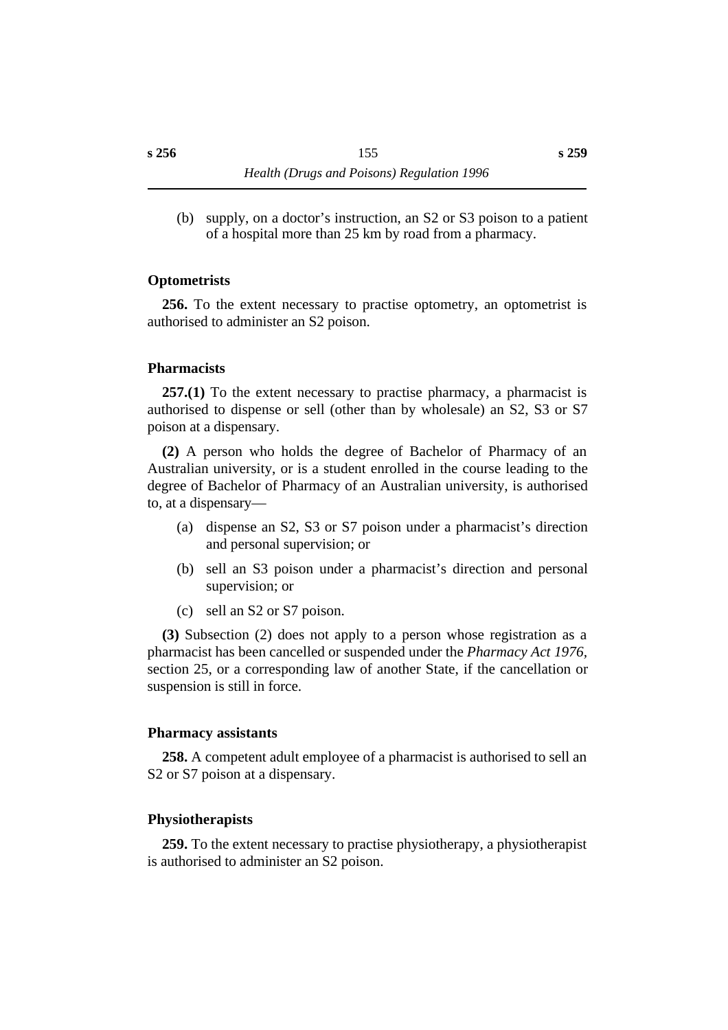(b) supply, on a doctor's instruction, an S2 or S3 poison to a patient of a hospital more than 25 km by road from a pharmacy.

### Optometrists

**256.** To the extent necessary to practise optometry, an optometrist is authorised to administer an S2 poison.

### Pharmacists

**257.(1)** To the extent necessary to practise pharmacy, a pharmacist is authorised to dispense or sell (other than by wholesale) an S2, S3 or S7 poison at a dispensary.

**(2)** A person who holds the degree of Bachelor of Pharmacy of an Australian university, or is a student enrolled in the course leading to the degree of Bachelor of Pharmacy of an Australian university, is authorised to, at a dispensary—

(a) dispense an S2, S3 or S7 poison under a pharmacist's direction and personal supervision; or

(b) sell an S3 poison under a pharmacist's direction and personal supervision; or

(c) sell an S2 or S7 poison.

**(3)** Subsection (2) does not apply to a person whose registration as a pharmacist has been cancelled or suspended under the *Pharmacy Act 1976*, section 25, or a corresponding law of another State, if the cancellation or suspension is still in force.

### Pharmacy assistants

**258.** A competent adult employee of a pharmacist is authorised to sell an S2 or S7 poison at a dispensary.

### Physiotherapists

**259.** To the extent necessary to practise physiotherapy, a physiotherapist is authorised to administer an S2 poison.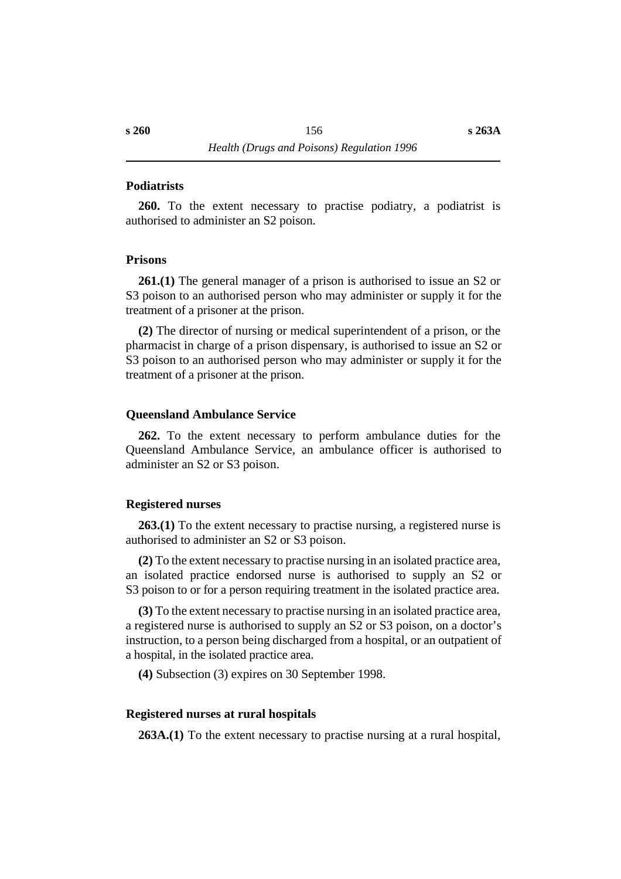### Podiatrists

**260.** To the extent necessary to practise podiatry, a podiatrist is authorised to administer an S2 poison.

### Prisons

**261.(1)** The general manager of a prison is authorised to issue an S2 or S3 poison to an authorised person who may administer or supply it for the treatment of a prisoner at the prison.

**(2)** The director of nursing or medical superintendent of a prison, or the pharmacist in charge of a prison dispensary, is authorised to issue an S2 or S3 poison to an authorised person who may administer or supply it for the treatment of a prisoner at the prison.

### Queensland Ambulance Service

**262.** To the extent necessary to perform ambulance duties for the Queensland Ambulance Service, an ambulance officer is authorised to administer an S2 or S3 poison.

### Registered nurses

**263.(1)** To the extent necessary to practise nursing, a registered nurse is authorised to administer an S2 or S3 poison.

**(2)** To the extent necessary to practise nursing in an isolated practice area, an isolated practice endorsed nurse is authorised to supply an S2 or S3 poison to or for a person requiring treatment in the isolated practice area.

**(3)** To the extent necessary to practise nursing in an isolated practice area, a registered nurse is authorised to supply an S2 or S3 poison, on a doctor's instruction, to a person being discharged from a hospital, or an outpatient of a hospital, in the isolated practice area.

**(4)** Subsection (3) expires on 30 September 1998.

### Registered nurses at rural hospitals

**263A.(1)** To the extent necessary to practise nursing at a rural hospital,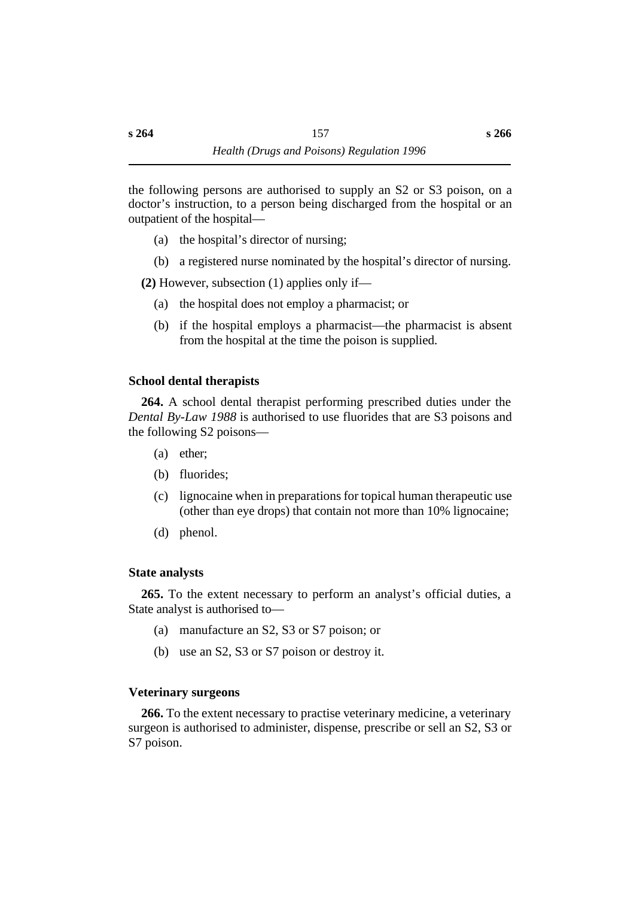the following persons are authorised to supply an S2 or S3 poison, on a doctor's instruction, to a person being discharged from the hospital or an outpatient of the hospital—

(a) the hospital's director of nursing;

(b) a registered nurse nominated by the hospital's director of nursing.

**(2)** However, subsection (1) applies only if—

(a) the hospital does not employ a pharmacist; or

(b) if the hospital employs a pharmacist—the pharmacist is absent from the hospital at the time the poison is supplied.

### School dental therapists

**264.** A school dental therapist performing prescribed duties under the *Dental By-Law 1988* is authorised to use fluorides that are S3 poisons and the following S2 poisons—

(a) ether;

(b) fluorides;

(c) lignocaine when in preparations for topical human therapeutic use (other than eye drops) that contain not more than 10% lignocaine;

(d) phenol.

### State analysts

**265.** To the extent necessary to perform an analyst's official duties, a State analyst is authorised to—

(a) manufacture an S2, S3 or S7 poison; or

(b) use an S2, S3 or S7 poison or destroy it.

### Veterinary surgeons

**266.** To the extent necessary to practise veterinary medicine, a veterinary surgeon is authorised to administer, dispense, prescribe or sell an S2, S3 or S7 poison.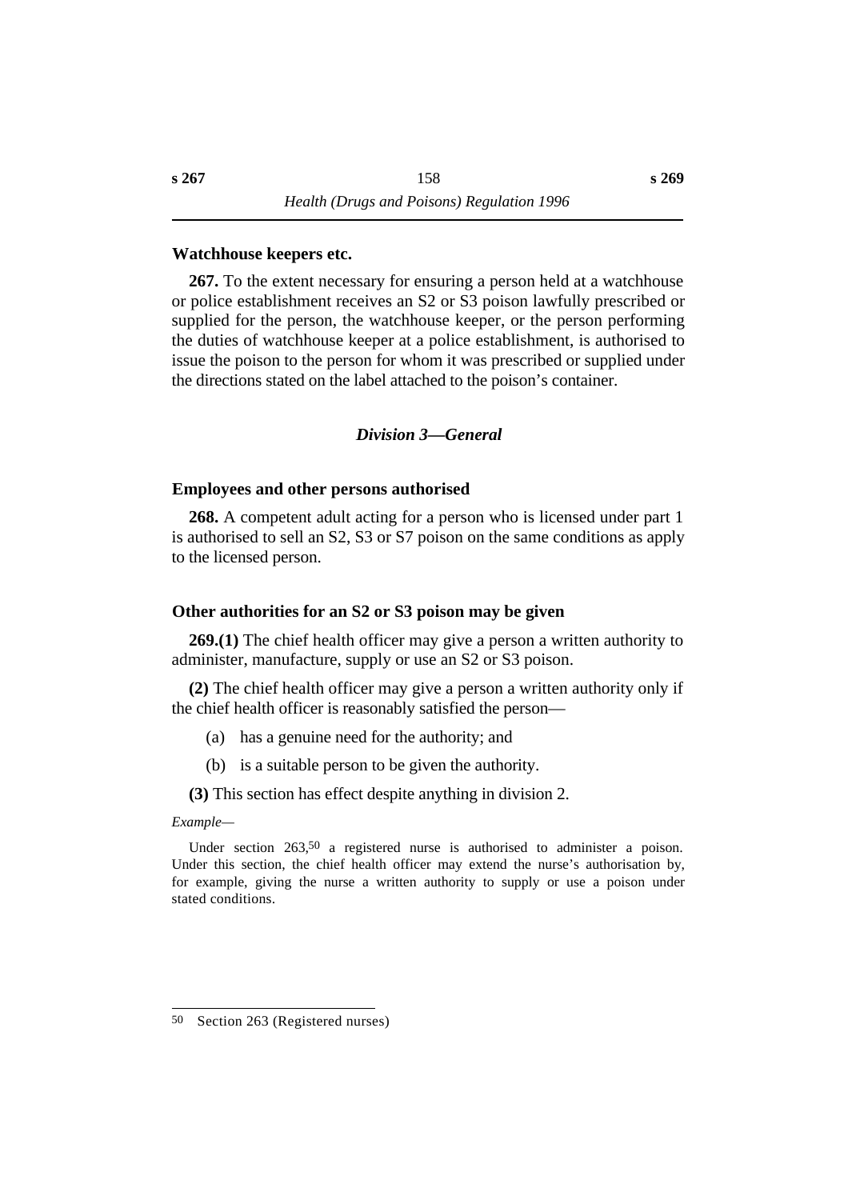**Watchhouse keepers etc.**

**267.** To the extent necessary for ensuring a person held at a watchhouse or police establishment receives an S2 or S3 poison lawfully prescribed or supplied for the person, the watchhouse keeper, or the person performing the duties of watchhouse keeper at a police establishment, is authorised to issue the poison to the person for whom it was prescribed or supplied under the directions stated on the label attached to the poison's container.

### *Division 3—General*

**Employees and other persons authorised**

**268.** A competent adult acting for a person who is licensed under part 1 is authorised to sell an S2, S3 or S7 poison on the same conditions as apply to the licensed person.

**Other authorities for an S2 or S3 poison may be given**

**269.(1)** The chief health officer may give a person a written authority to administer, manufacture, supply or use an S2 or S3 poison.

**(2)** The chief health officer may give a person a written authority only if the chief health officer is reasonably satisfied the person—

(a) has a genuine need for the authority; and

(b) is a suitable person to be given the authority.

**(3)** This section has effect despite anything in division 2.

*Example—*

Under section 263,[50] a registered nurse is authorised to administer a poison. Under this section, the chief health officer may extend the nurse's authorisation by, for example, giving the nurse a written authority to supply or use a poison under stated conditions.

---

[50] Section 263 (Registered nurses)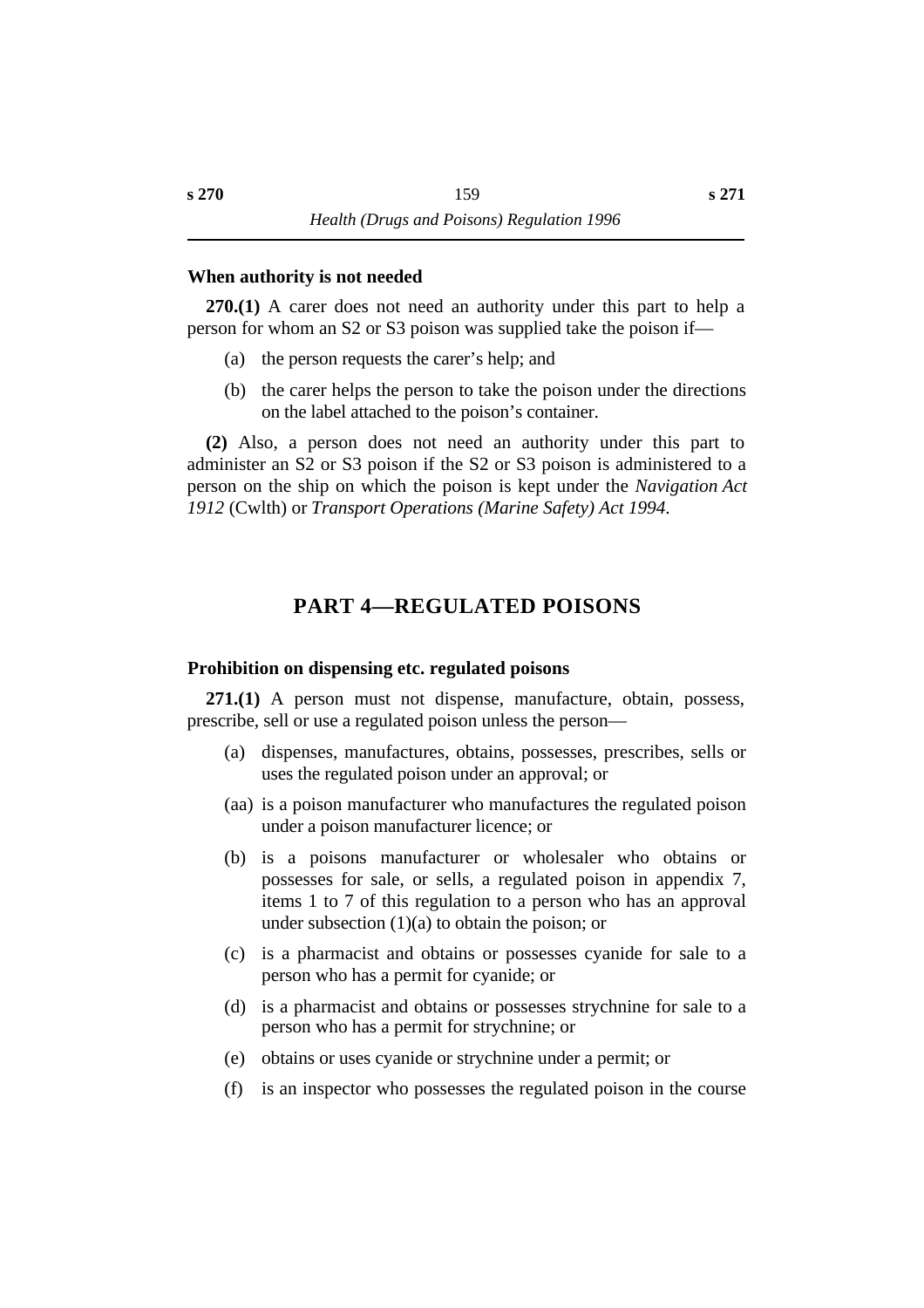### When authority is not needed

**270.(1)** A carer does not need an authority under this part to help a person for whom an S2 or S3 poison was supplied take the poison if—

(a) the person requests the carer's help; and

(b) the carer helps the person to take the poison under the directions on the label attached to the poison's container.

**(2)** Also, a person does not need an authority under this part to administer an S2 or S3 poison if the S2 or S3 poison is administered to a person on the ship on which the poison is kept under the *Navigation Act 1912* (Cwlth) or *Transport Operations (Marine Safety) Act 1994*.

## PART 4—REGULATED POISONS

### Prohibition on dispensing etc. regulated poisons

**271.(1)** A person must not dispense, manufacture, obtain, possess, prescribe, sell or use a regulated poison unless the person—

(a) dispenses, manufactures, obtains, possesses, prescribes, sells or uses the regulated poison under an approval; or

(aa) is a poison manufacturer who manufactures the regulated poison under a poison manufacturer licence; or

(b) is a poisons manufacturer or wholesaler who obtains or possesses for sale, or sells, a regulated poison in appendix 7, items 1 to 7 of this regulation to a person who has an approval under subsection (1)(a) to obtain the poison; or

(c) is a pharmacist and obtains or possesses cyanide for sale to a person who has a permit for cyanide; or

(d) is a pharmacist and obtains or possesses strychnine for sale to a person who has a permit for strychnine; or

(e) obtains or uses cyanide or strychnine under a permit; or

(f) is an inspector who possesses the regulated poison in the course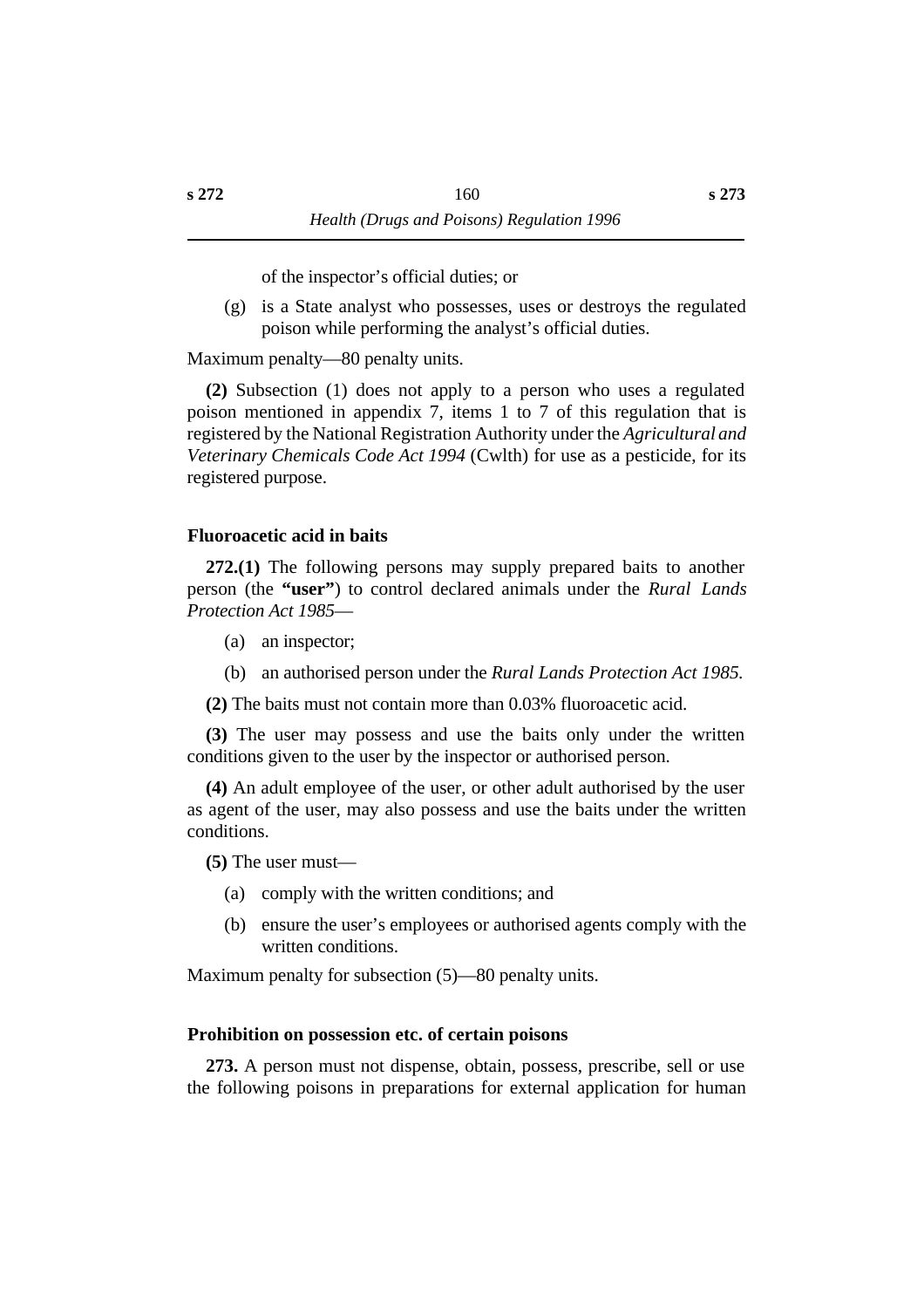of the inspector's official duties; or

(g) is a State analyst who possesses, uses or destroys the regulated poison while performing the analyst's official duties.

Maximum penalty—80 penalty units.

**(2)** Subsection (1) does not apply to a person who uses a regulated poison mentioned in appendix 7, items 1 to 7 of this regulation that is registered by the National Registration Authority under the *Agricultural and Veterinary Chemicals Code Act 1994* (Cwlth) for use as a pesticide, for its registered purpose.

### Fluoroacetic acid in baits

**272.(1)** The following persons may supply prepared baits to another person (the **"user"**) to control declared animals under the *Rural Lands Protection Act 1985*—

(a) an inspector;

(b) an authorised person under the *Rural Lands Protection Act 1985.*

**(2)** The baits must not contain more than 0.03% fluoroacetic acid.

**(3)** The user may possess and use the baits only under the written conditions given to the user by the inspector or authorised person.

**(4)** An adult employee of the user, or other adult authorised by the user as agent of the user, may also possess and use the baits under the written conditions.

**(5)** The user must—

(a) comply with the written conditions; and

(b) ensure the user's employees or authorised agents comply with the written conditions.

Maximum penalty for subsection (5)—80 penalty units.

### Prohibition on possession etc. of certain poisons

**273.** A person must not dispense, obtain, possess, prescribe, sell or use the following poisons in preparations for external application for human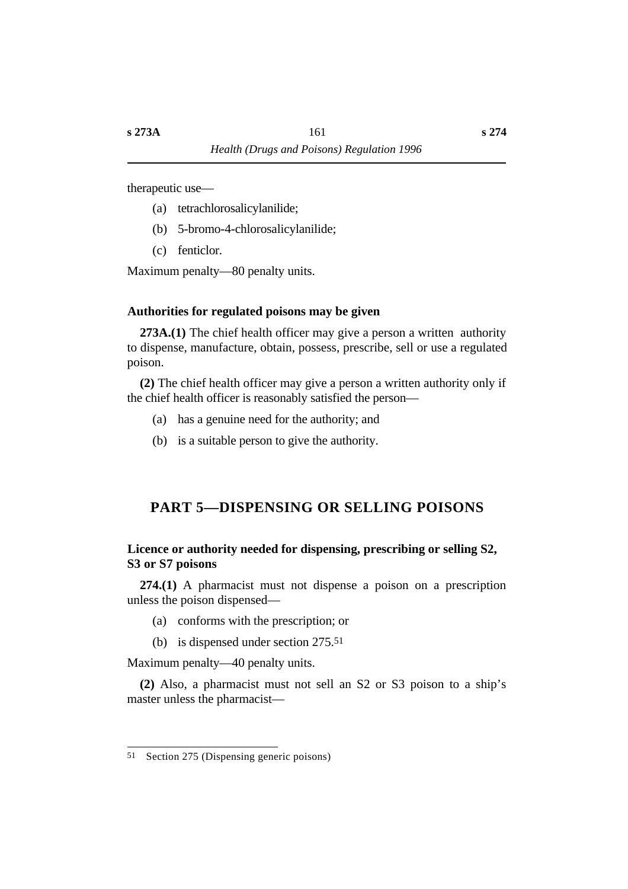therapeutic use—

(a) tetrachlorosalicylanilide;

(b) 5-bromo-4-chlorosalicylanilide;

(c) fenticlor.

Maximum penalty—80 penalty units.

**Authorities for regulated poisons may be given**

**273A.(1)** The chief health officer may give a person a written authority to dispense, manufacture, obtain, possess, prescribe, sell or use a regulated poison.

**(2)** The chief health officer may give a person a written authority only if the chief health officer is reasonably satisfied the person—

(a) has a genuine need for the authority; and

(b) is a suitable person to give the authority.

## PART 5—DISPENSING OR SELLING POISONS

**Licence or authority needed for dispensing, prescribing or selling S2, S3 or S7 poisons**

**274.(1)** A pharmacist must not dispense a poison on a prescription unless the poison dispensed—

(a) conforms with the prescription; or

(b) is dispensed under section 275.[51]

Maximum penalty—40 penalty units.

**(2)** Also, a pharmacist must not sell an S2 or S3 poison to a ship's master unless the pharmacist—

---

51 Section 275 (Dispensing generic poisons)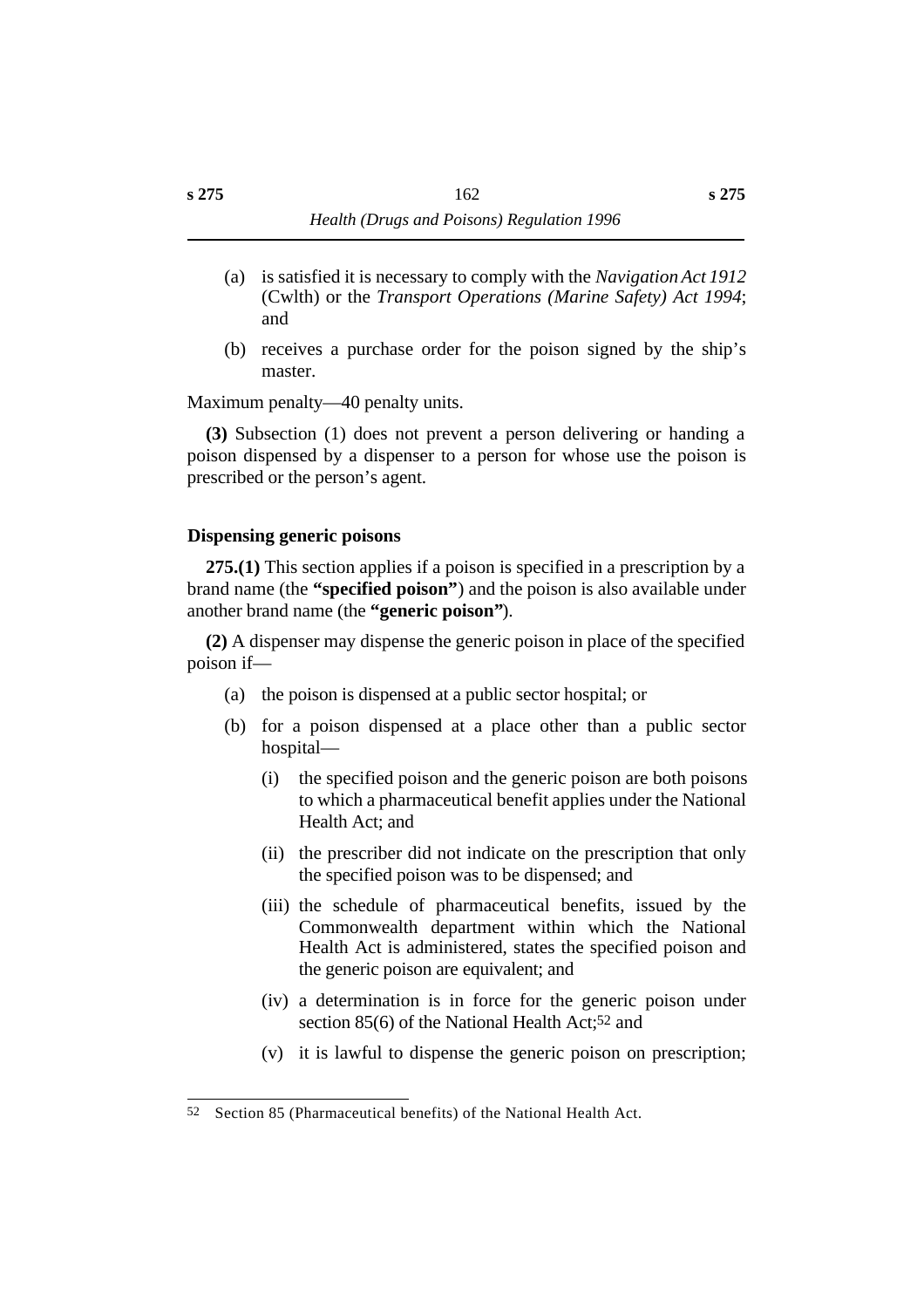(a) is satisfied it is necessary to comply with the *Navigation Act 1912* (Cwlth) or the *Transport Operations (Marine Safety) Act 1994*; and

(b) receives a purchase order for the poison signed by the ship's master.

Maximum penalty—40 penalty units.

**(3)** Subsection (1) does not prevent a person delivering or handing a poison dispensed by a dispenser to a person for whose use the poison is prescribed or the person's agent.

### Dispensing generic poisons

**275.(1)** This section applies if a poison is specified in a prescription by a brand name (the **"specified poison"**) and the poison is also available under another brand name (the **"generic poison"**).

**(2)** A dispenser may dispense the generic poison in place of the specified poison if—

(a) the poison is dispensed at a public sector hospital; or

(b) for a poison dispensed at a place other than a public sector hospital—

(i) the specified poison and the generic poison are both poisons to which a pharmaceutical benefit applies under the National Health Act; and

(ii) the prescriber did not indicate on the prescription that only the specified poison was to be dispensed; and

(iii) the schedule of pharmaceutical benefits, issued by the Commonwealth department within which the National Health Act is administered, states the specified poison and the generic poison are equivalent; and

(iv) a determination is in force for the generic poison under section 85(6) of the National Health Act;[52] and

(v) it is lawful to dispense the generic poison on prescription;

---

52 Section 85 (Pharmaceutical benefits) of the National Health Act.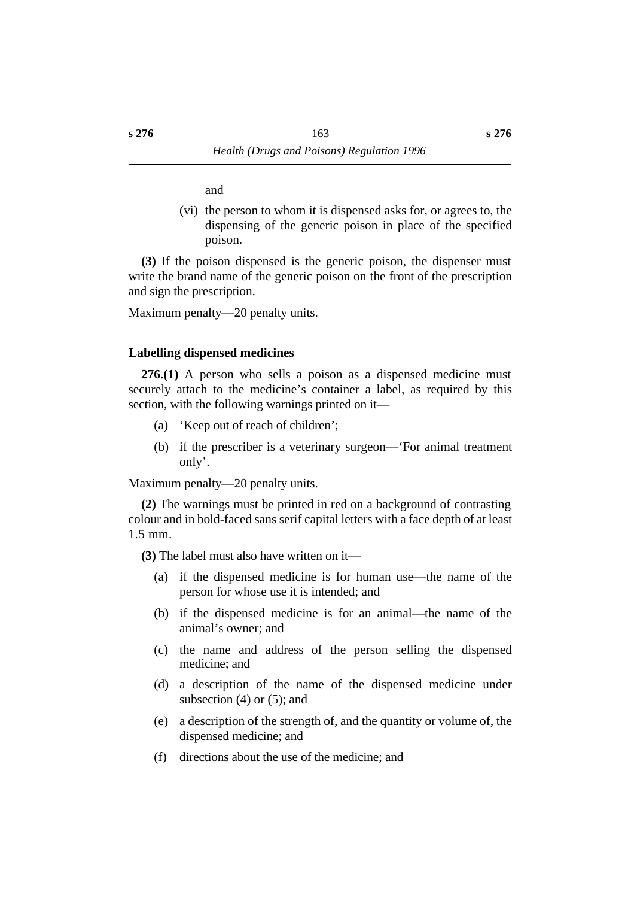and

(vi) the person to whom it is dispensed asks for, or agrees to, the dispensing of the generic poison in place of the specified poison.

**(3)** If the poison dispensed is the generic poison, the dispenser must write the brand name of the generic poison on the front of the prescription and sign the prescription.

Maximum penalty—20 penalty units.

### Labelling dispensed medicines

**276.(1)** A person who sells a poison as a dispensed medicine must securely attach to the medicine's container a label, as required by this section, with the following warnings printed on it—

(a) 'Keep out of reach of children';

(b) if the prescriber is a veterinary surgeon—'For animal treatment only'.

Maximum penalty—20 penalty units.

**(2)** The warnings must be printed in red on a background of contrasting colour and in bold-faced sans serif capital letters with a face depth of at least 1.5 mm.

**(3)** The label must also have written on it—

(a) if the dispensed medicine is for human use—the name of the person for whose use it is intended; and

(b) if the dispensed medicine is for an animal—the name of the animal's owner; and

(c) the name and address of the person selling the dispensed medicine; and

(d) a description of the name of the dispensed medicine under subsection (4) or (5); and

(e) a description of the strength of, and the quantity or volume of, the dispensed medicine; and

(f) directions about the use of the medicine; and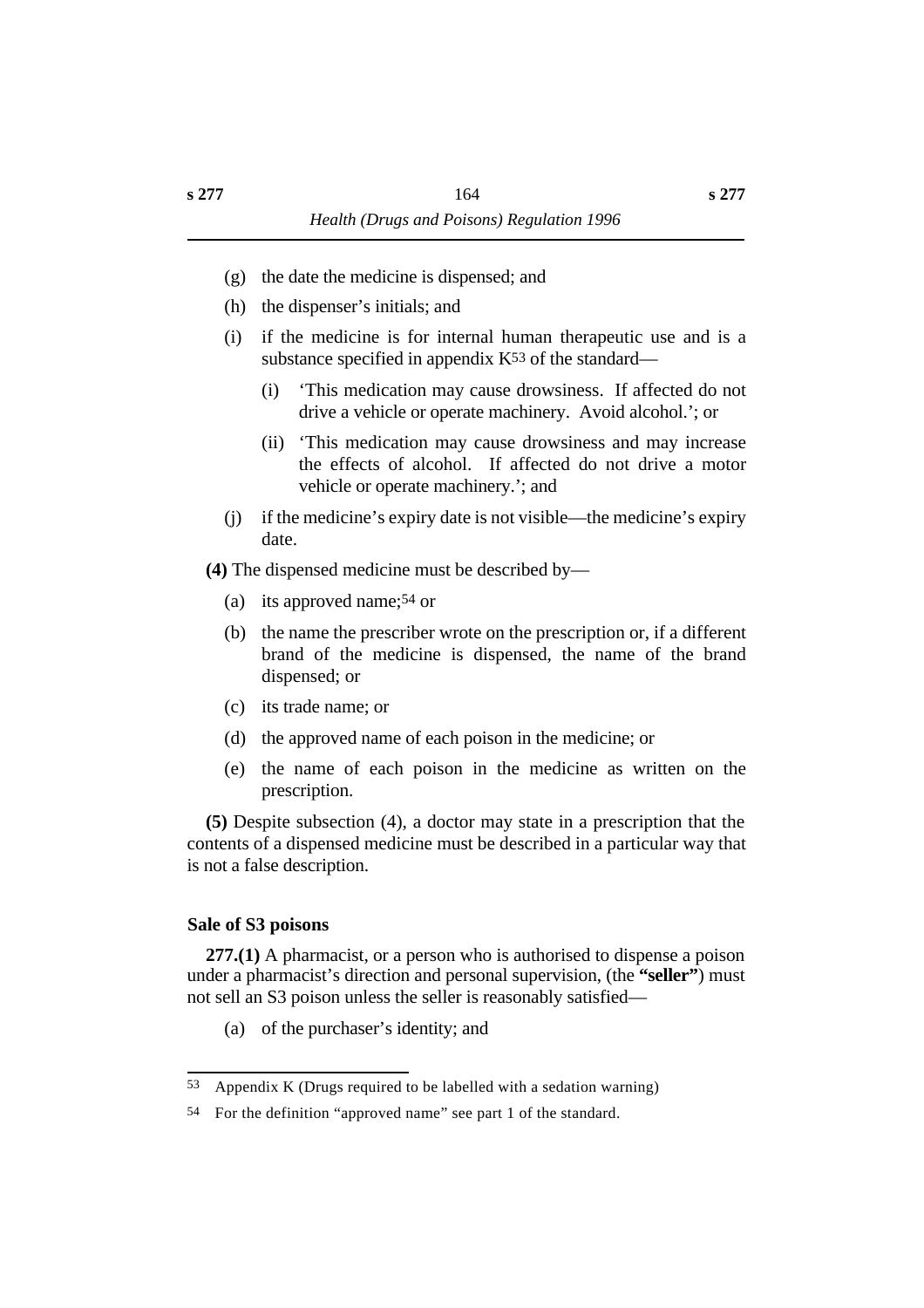(g) the date the medicine is dispensed; and

(h) the dispenser's initials; and

(i) if the medicine is for internal human therapeutic use and is a substance specified in appendix K[53] of the standard—

  (i) 'This medication may cause drowsiness. If affected do not drive a vehicle or operate machinery. Avoid alcohol.'; or

  (ii) 'This medication may cause drowsiness and may increase the effects of alcohol. If affected do not drive a motor vehicle or operate machinery.'; and

(j) if the medicine's expiry date is not visible—the medicine's expiry date.

**(4)** The dispensed medicine must be described by—

(a) its approved name;[54] or

(b) the name the prescriber wrote on the prescription or, if a different brand of the medicine is dispensed, the name of the brand dispensed; or

(c) its trade name; or

(d) the approved name of each poison in the medicine; or

(e) the name of each poison in the medicine as written on the prescription.

**(5)** Despite subsection (4), a doctor may state in a prescription that the contents of a dispensed medicine must be described in a particular way that is not a false description.

### Sale of S3 poisons

**277.(1)** A pharmacist, or a person who is authorised to dispense a poison under a pharmacist's direction and personal supervision, (the **"seller"**) must not sell an S3 poison unless the seller is reasonably satisfied—

(a) of the purchaser's identity; and

---

53 Appendix K (Drugs required to be labelled with a sedation warning)

54 For the definition "approved name" see part 1 of the standard.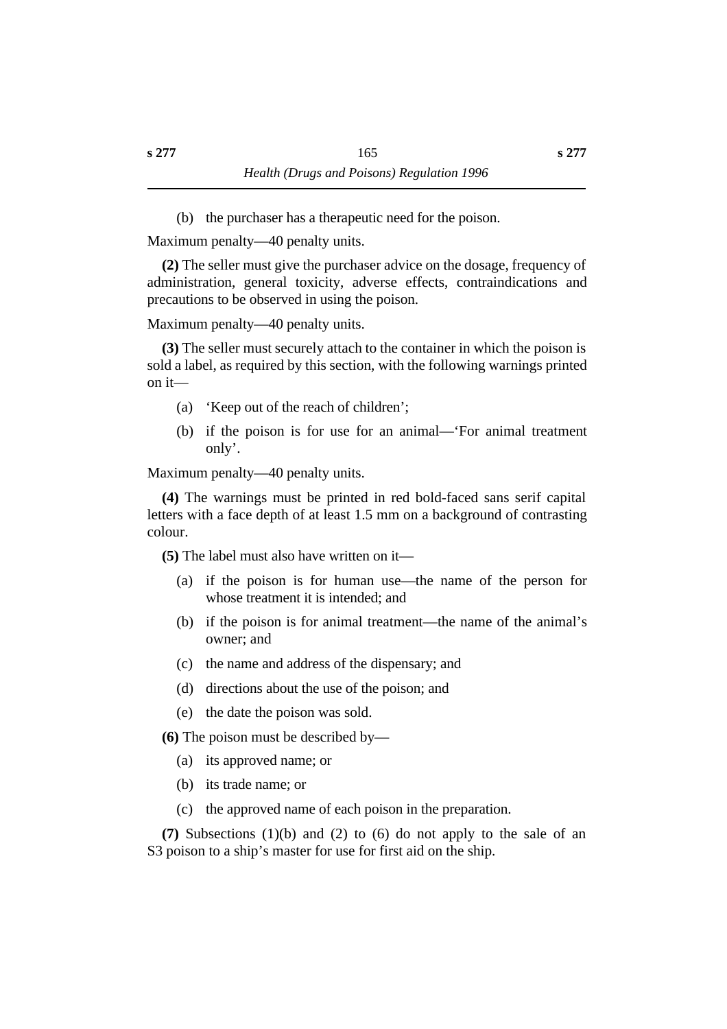(b) the purchaser has a therapeutic need for the poison.

Maximum penalty—40 penalty units.

**(2)** The seller must give the purchaser advice on the dosage, frequency of administration, general toxicity, adverse effects, contraindications and precautions to be observed in using the poison.

Maximum penalty—40 penalty units.

**(3)** The seller must securely attach to the container in which the poison is sold a label, as required by this section, with the following warnings printed on it—

(a) 'Keep out of the reach of children';

(b) if the poison is for use for an animal—'For animal treatment only'.

Maximum penalty—40 penalty units.

**(4)** The warnings must be printed in red bold-faced sans serif capital letters with a face depth of at least 1.5 mm on a background of contrasting colour.

**(5)** The label must also have written on it—

(a) if the poison is for human use—the name of the person for whose treatment it is intended; and

(b) if the poison is for animal treatment—the name of the animal's owner; and

(c) the name and address of the dispensary; and

(d) directions about the use of the poison; and

(e) the date the poison was sold.

**(6)** The poison must be described by—

(a) its approved name; or

(b) its trade name; or

(c) the approved name of each poison in the preparation.

**(7)** Subsections (1)(b) and (2) to (6) do not apply to the sale of an S3 poison to a ship's master for use for first aid on the ship.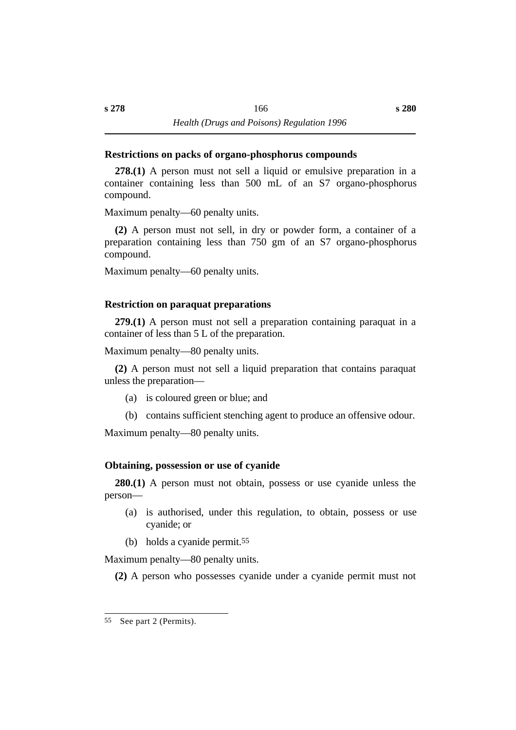### Restrictions on packs of organo-phosphorus compounds

**278.(1)** A person must not sell a liquid or emulsive preparation in a container containing less than 500 mL of an S7 organo-phosphorus compound.

Maximum penalty—60 penalty units.

**(2)** A person must not sell, in dry or powder form, a container of a preparation containing less than 750 gm of an S7 organo-phosphorus compound.

Maximum penalty—60 penalty units.

### Restriction on paraquat preparations

**279.(1)** A person must not sell a preparation containing paraquat in a container of less than 5 L of the preparation.

Maximum penalty—80 penalty units.

**(2)** A person must not sell a liquid preparation that contains paraquat unless the preparation—

- (a) is coloured green or blue; and
- (b) contains sufficient stenching agent to produce an offensive odour.

Maximum penalty—80 penalty units.

### Obtaining, possession or use of cyanide

**280.(1)** A person must not obtain, possess or use cyanide unless the person—

- (a) is authorised, under this regulation, to obtain, possess or use cyanide; or
- (b) holds a cyanide permit.[55]

Maximum penalty—80 penalty units.

**(2)** A person who possesses cyanide under a cyanide permit must not

---

55 See part 2 (Permits).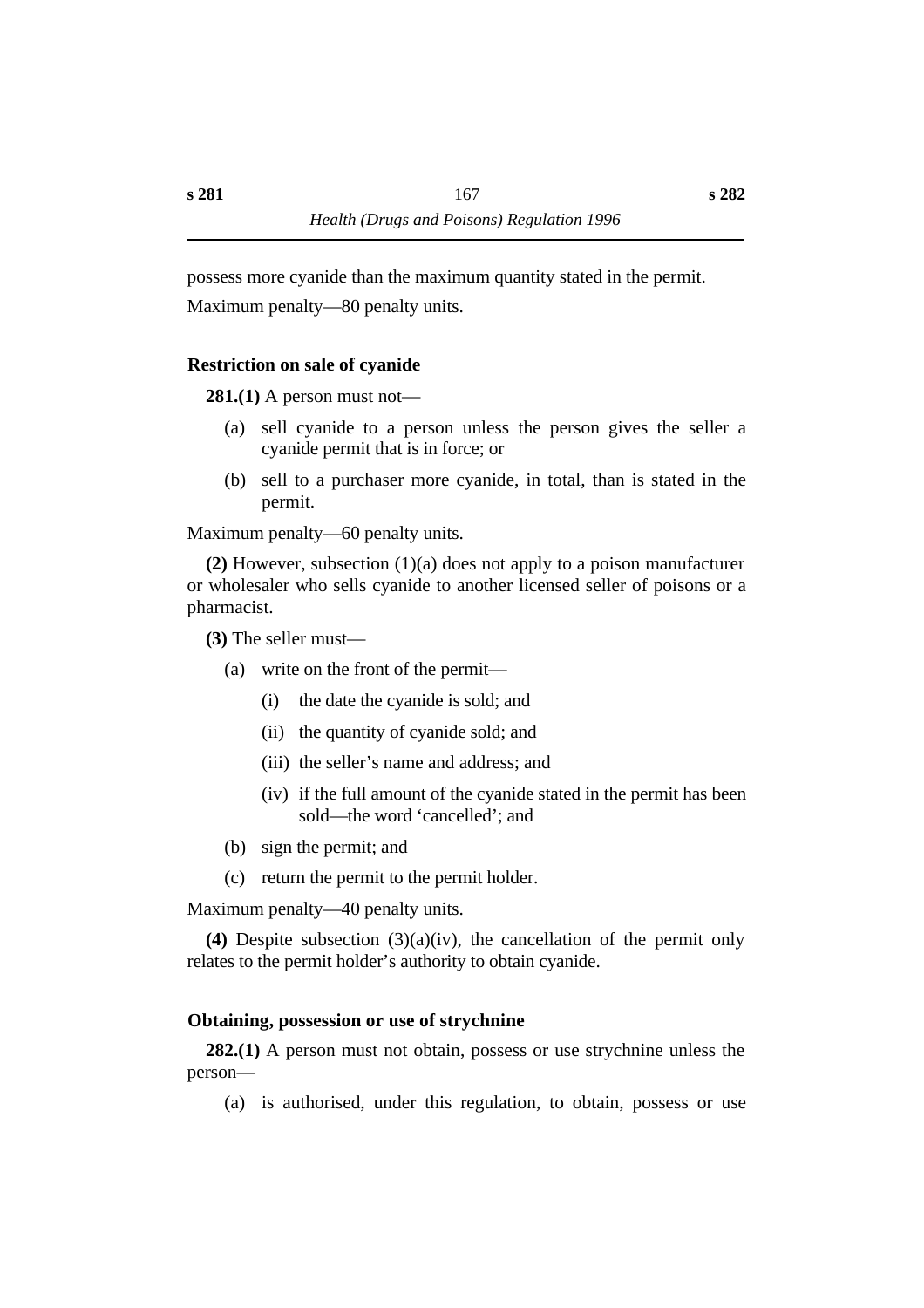possess more cyanide than the maximum quantity stated in the permit.

Maximum penalty—80 penalty units.

### Restriction on sale of cyanide

**281.(1)** A person must not—

(a) sell cyanide to a person unless the person gives the seller a cyanide permit that is in force; or

(b) sell to a purchaser more cyanide, in total, than is stated in the permit.

Maximum penalty—60 penalty units.

**(2)** However, subsection (1)(a) does not apply to a poison manufacturer or wholesaler who sells cyanide to another licensed seller of poisons or a pharmacist.

**(3)** The seller must—

(a) write on the front of the permit—

(i) the date the cyanide is sold; and

(ii) the quantity of cyanide sold; and

(iii) the seller's name and address; and

(iv) if the full amount of the cyanide stated in the permit has been sold—the word 'cancelled'; and

(b) sign the permit; and

(c) return the permit to the permit holder.

Maximum penalty—40 penalty units.

**(4)** Despite subsection (3)(a)(iv), the cancellation of the permit only relates to the permit holder's authority to obtain cyanide.

### Obtaining, possession or use of strychnine

**282.(1)** A person must not obtain, possess or use strychnine unless the person—

(a) is authorised, under this regulation, to obtain, possess or use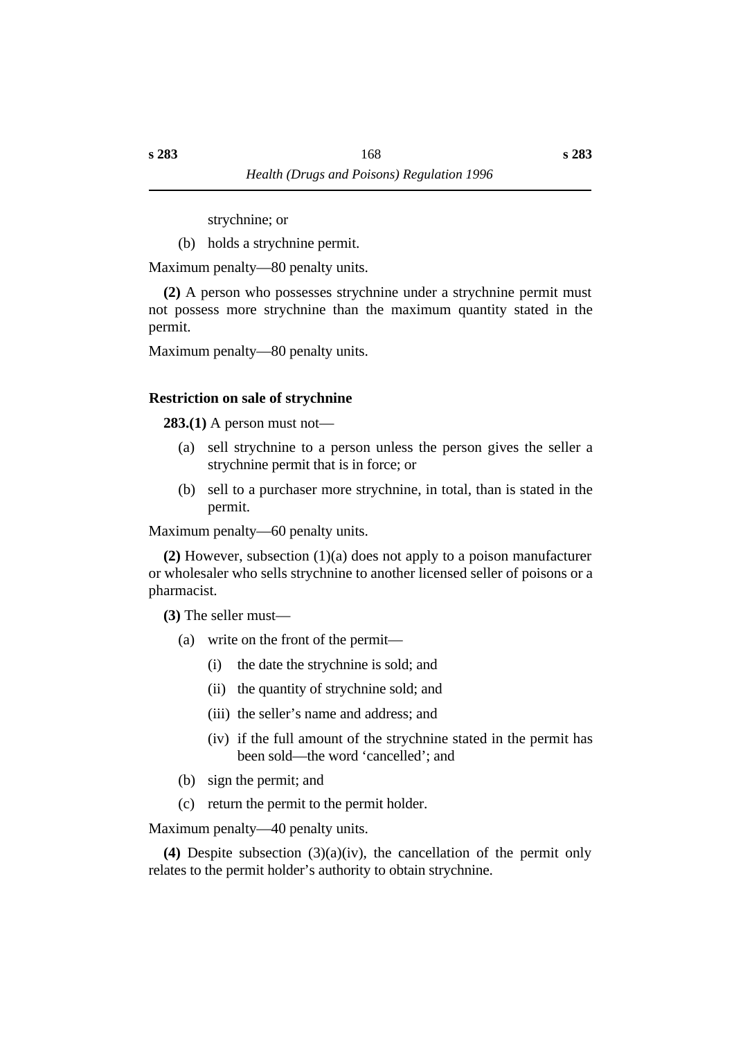strychnine; or

(b) holds a strychnine permit.

Maximum penalty—80 penalty units.

**(2)** A person who possesses strychnine under a strychnine permit must not possess more strychnine than the maximum quantity stated in the permit.

Maximum penalty—80 penalty units.

### Restriction on sale of strychnine

**283.(1)** A person must not—

(a) sell strychnine to a person unless the person gives the seller a strychnine permit that is in force; or

(b) sell to a purchaser more strychnine, in total, than is stated in the permit.

Maximum penalty—60 penalty units.

**(2)** However, subsection (1)(a) does not apply to a poison manufacturer or wholesaler who sells strychnine to another licensed seller of poisons or a pharmacist.

**(3)** The seller must—

(a) write on the front of the permit—

(i) the date the strychnine is sold; and

(ii) the quantity of strychnine sold; and

(iii) the seller's name and address; and

(iv) if the full amount of the strychnine stated in the permit has been sold—the word 'cancelled'; and

(b) sign the permit; and

(c) return the permit to the permit holder.

Maximum penalty—40 penalty units.

**(4)** Despite subsection (3)(a)(iv), the cancellation of the permit only relates to the permit holder's authority to obtain strychnine.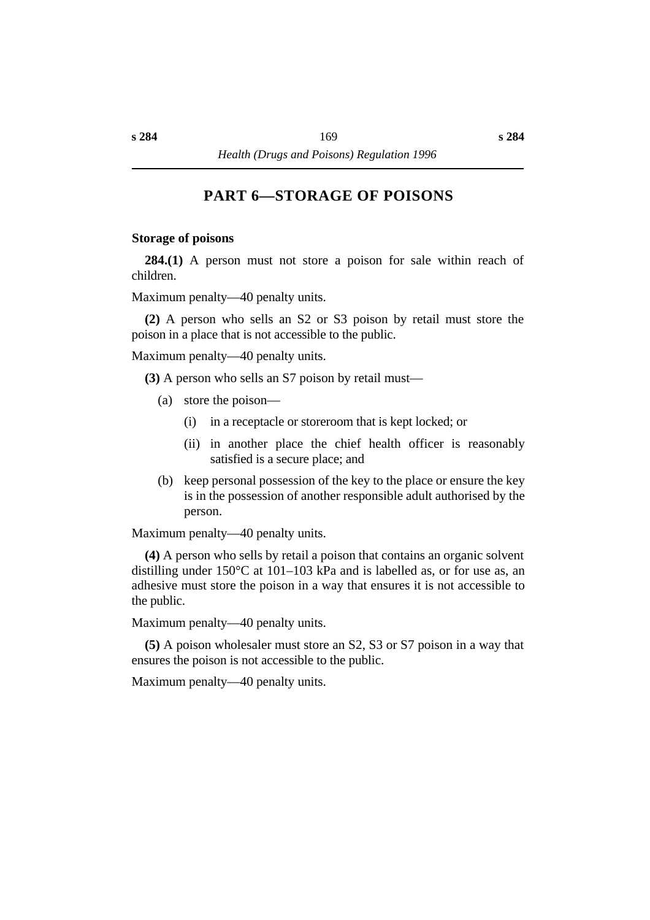# PART 6—STORAGE OF POISONS

### Storage of poisons

**284.(1)** A person must not store a poison for sale within reach of children.

Maximum penalty—40 penalty units.

**(2)** A person who sells an S2 or S3 poison by retail must store the poison in a place that is not accessible to the public.

Maximum penalty—40 penalty units.

**(3)** A person who sells an S7 poison by retail must—

- (a) store the poison—
  - (i) in a receptacle or storeroom that is kept locked; or
  - (ii) in another place the chief health officer is reasonably satisfied is a secure place; and
- (b) keep personal possession of the key to the place or ensure the key is in the possession of another responsible adult authorised by the person.

Maximum penalty—40 penalty units.

**(4)** A person who sells by retail a poison that contains an organic solvent distilling under 150°C at 101–103 kPa and is labelled as, or for use as, an adhesive must store the poison in a way that ensures it is not accessible to the public.

Maximum penalty—40 penalty units.

**(5)** A poison wholesaler must store an S2, S3 or S7 poison in a way that ensures the poison is not accessible to the public.

Maximum penalty—40 penalty units.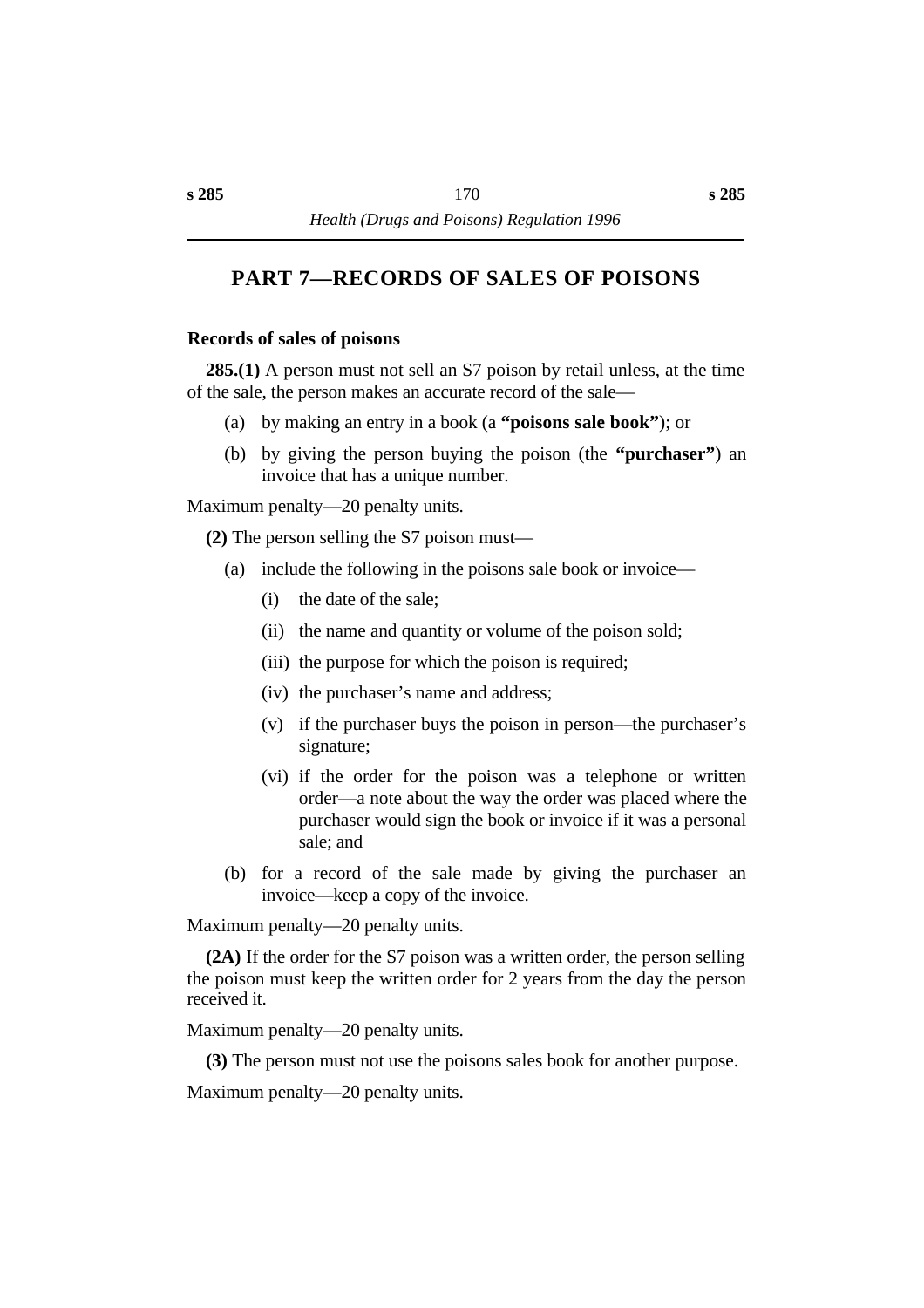# PART 7—RECORDS OF SALES OF POISONS

### Records of sales of poisons

**285.(1)** A person must not sell an S7 poison by retail unless, at the time of the sale, the person makes an accurate record of the sale—

(a) by making an entry in a book (a **"poisons sale book"**); or

(b) by giving the person buying the poison (the **"purchaser"**) an invoice that has a unique number.

Maximum penalty—20 penalty units.

**(2)** The person selling the S7 poison must—

(a) include the following in the poisons sale book or invoice—

(i) the date of the sale;

(ii) the name and quantity or volume of the poison sold;

(iii) the purpose for which the poison is required;

(iv) the purchaser's name and address;

(v) if the purchaser buys the poison in person—the purchaser's signature;

(vi) if the order for the poison was a telephone or written order—a note about the way the order was placed where the purchaser would sign the book or invoice if it was a personal sale; and

(b) for a record of the sale made by giving the purchaser an invoice—keep a copy of the invoice.

Maximum penalty—20 penalty units.

**(2A)** If the order for the S7 poison was a written order, the person selling the poison must keep the written order for 2 years from the day the person received it.

Maximum penalty—20 penalty units.

**(3)** The person must not use the poisons sales book for another purpose.

Maximum penalty—20 penalty units.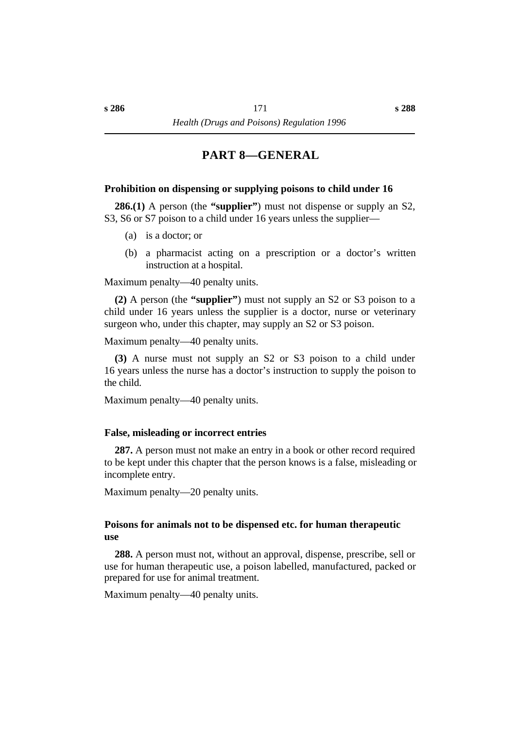## PART 8—GENERAL

### Prohibition on dispensing or supplying poisons to child under 16

**286.(1)** A person (the **"supplier"**) must not dispense or supply an S2, S3, S6 or S7 poison to a child under 16 years unless the supplier—

- (a) is a doctor; or
- (b) a pharmacist acting on a prescription or a doctor's written instruction at a hospital.

Maximum penalty—40 penalty units.

**(2)** A person (the **"supplier"**) must not supply an S2 or S3 poison to a child under 16 years unless the supplier is a doctor, nurse or veterinary surgeon who, under this chapter, may supply an S2 or S3 poison.

Maximum penalty—40 penalty units.

**(3)** A nurse must not supply an S2 or S3 poison to a child under 16 years unless the nurse has a doctor's instruction to supply the poison to the child.

Maximum penalty—40 penalty units.

### False, misleading or incorrect entries

**287.** A person must not make an entry in a book or other record required to be kept under this chapter that the person knows is a false, misleading or incomplete entry.

Maximum penalty—20 penalty units.

### Poisons for animals not to be dispensed etc. for human therapeutic use

**288.** A person must not, without an approval, dispense, prescribe, sell or use for human therapeutic use, a poison labelled, manufactured, packed or prepared for use for animal treatment.

Maximum penalty—40 penalty units.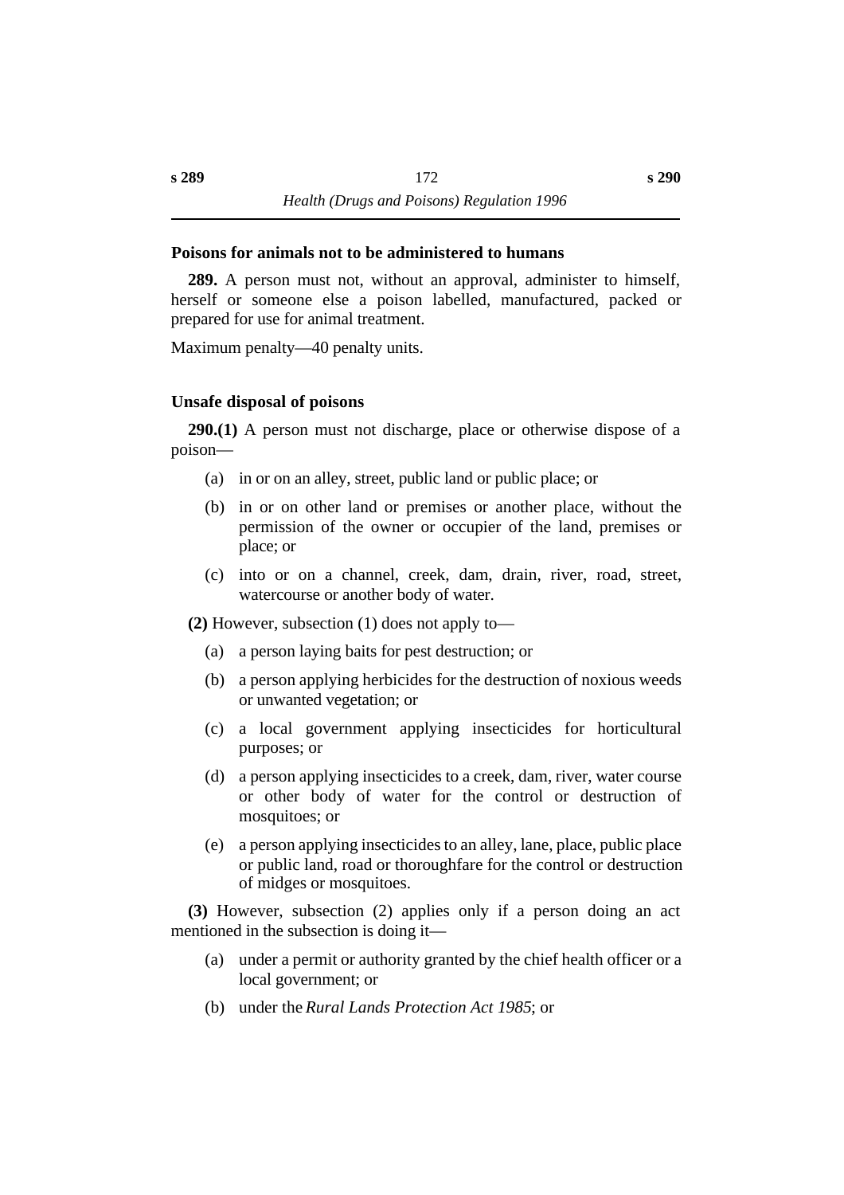### Poisons for animals not to be administered to humans

**289.** A person must not, without an approval, administer to himself, herself or someone else a poison labelled, manufactured, packed or prepared for use for animal treatment.

Maximum penalty—40 penalty units.

### Unsafe disposal of poisons

**290.(1)** A person must not discharge, place or otherwise dispose of a poison—

- (a) in or on an alley, street, public land or public place; or
- (b) in or on other land or premises or another place, without the permission of the owner or occupier of the land, premises or place; or
- (c) into or on a channel, creek, dam, drain, river, road, street, watercourse or another body of water.

**(2)** However, subsection (1) does not apply to—

- (a) a person laying baits for pest destruction; or
- (b) a person applying herbicides for the destruction of noxious weeds or unwanted vegetation; or
- (c) a local government applying insecticides for horticultural purposes; or
- (d) a person applying insecticides to a creek, dam, river, water course or other body of water for the control or destruction of mosquitoes; or
- (e) a person applying insecticides to an alley, lane, place, public place or public land, road or thoroughfare for the control or destruction of midges or mosquitoes.

**(3)** However, subsection (2) applies only if a person doing an act mentioned in the subsection is doing it—

- (a) under a permit or authority granted by the chief health officer or a local government; or
- (b) under the *Rural Lands Protection Act 1985*; or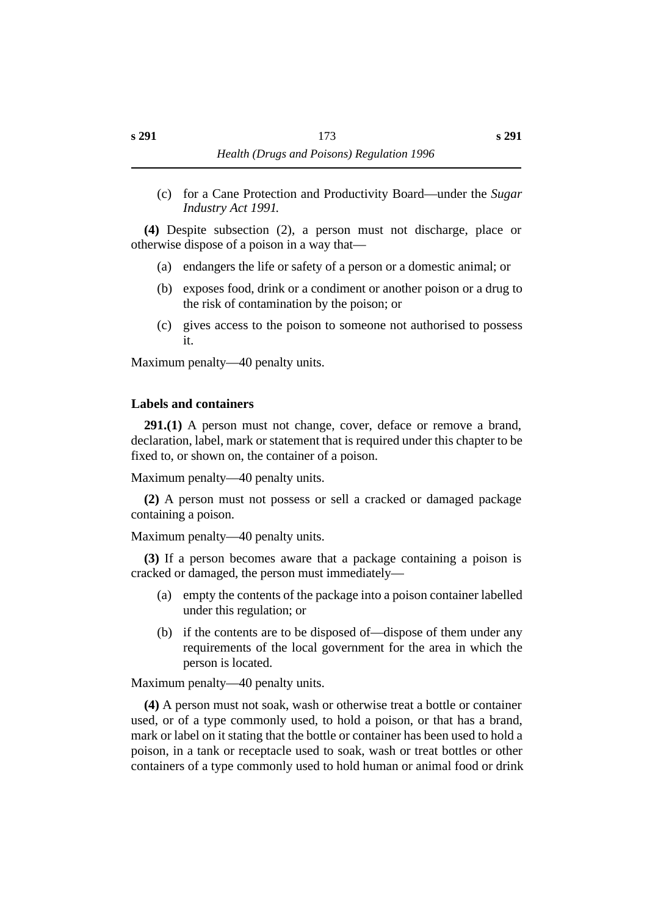(c) for a Cane Protection and Productivity Board—under the *Sugar Industry Act 1991.*

**(4)** Despite subsection (2), a person must not discharge, place or otherwise dispose of a poison in a way that—

(a) endangers the life or safety of a person or a domestic animal; or

(b) exposes food, drink or a condiment or another poison or a drug to the risk of contamination by the poison; or

(c) gives access to the poison to someone not authorised to possess it.

Maximum penalty—40 penalty units.

### Labels and containers

**291.(1)** A person must not change, cover, deface or remove a brand, declaration, label, mark or statement that is required under this chapter to be fixed to, or shown on, the container of a poison.

Maximum penalty—40 penalty units.

**(2)** A person must not possess or sell a cracked or damaged package containing a poison.

Maximum penalty—40 penalty units.

**(3)** If a person becomes aware that a package containing a poison is cracked or damaged, the person must immediately—

(a) empty the contents of the package into a poison container labelled under this regulation; or

(b) if the contents are to be disposed of—dispose of them under any requirements of the local government for the area in which the person is located.

Maximum penalty—40 penalty units.

**(4)** A person must not soak, wash or otherwise treat a bottle or container used, or of a type commonly used, to hold a poison, or that has a brand, mark or label on it stating that the bottle or container has been used to hold a poison, in a tank or receptacle used to soak, wash or treat bottles or other containers of a type commonly used to hold human or animal food or drink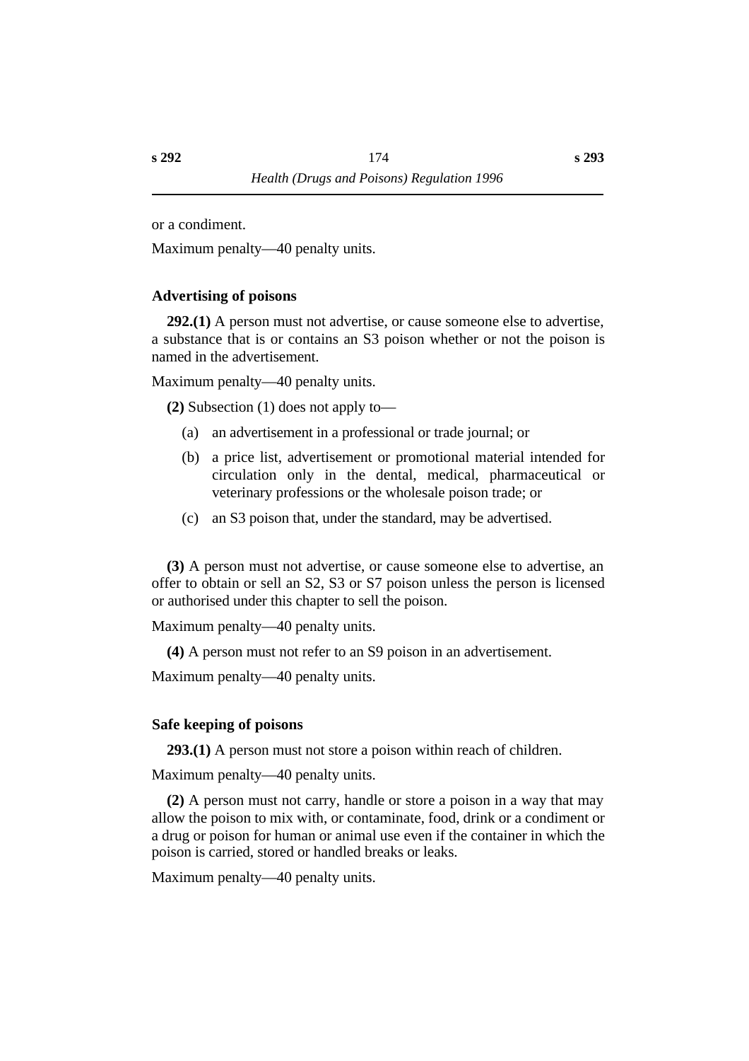or a condiment.

Maximum penalty—40 penalty units.

### Advertising of poisons

**292.(1)** A person must not advertise, or cause someone else to advertise, a substance that is or contains an S3 poison whether or not the poison is named in the advertisement.

Maximum penalty—40 penalty units.

**(2)** Subsection (1) does not apply to—

(a) an advertisement in a professional or trade journal; or

(b) a price list, advertisement or promotional material intended for circulation only in the dental, medical, pharmaceutical or veterinary professions or the wholesale poison trade; or

(c) an S3 poison that, under the standard, may be advertised.

**(3)** A person must not advertise, or cause someone else to advertise, an offer to obtain or sell an S2, S3 or S7 poison unless the person is licensed or authorised under this chapter to sell the poison.

Maximum penalty—40 penalty units.

**(4)** A person must not refer to an S9 poison in an advertisement.

Maximum penalty—40 penalty units.

### Safe keeping of poisons

**293.(1)** A person must not store a poison within reach of children.

Maximum penalty—40 penalty units.

**(2)** A person must not carry, handle or store a poison in a way that may allow the poison to mix with, or contaminate, food, drink or a condiment or a drug or poison for human or animal use even if the container in which the poison is carried, stored or handled breaks or leaks.

Maximum penalty—40 penalty units.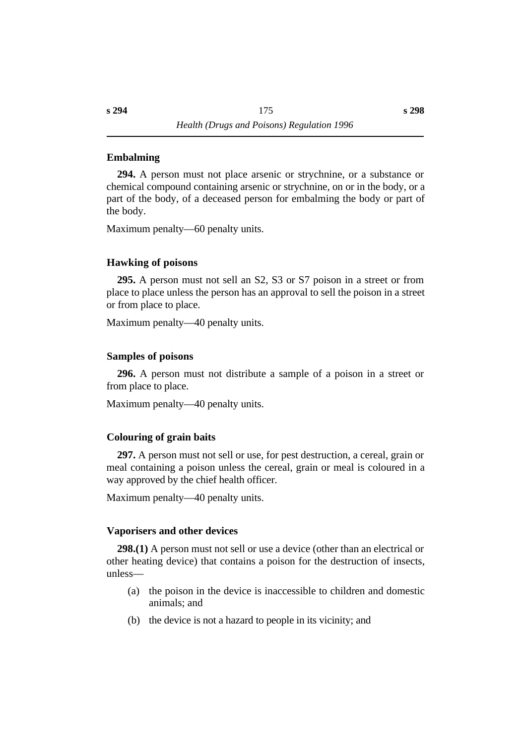### Embalming

**294.** A person must not place arsenic or strychnine, or a substance or chemical compound containing arsenic or strychnine, on or in the body, or a part of the body, of a deceased person for embalming the body or part of the body.

Maximum penalty—60 penalty units.

### Hawking of poisons

**295.** A person must not sell an S2, S3 or S7 poison in a street or from place to place unless the person has an approval to sell the poison in a street or from place to place.

Maximum penalty—40 penalty units.

### Samples of poisons

**296.** A person must not distribute a sample of a poison in a street or from place to place.

Maximum penalty—40 penalty units.

### Colouring of grain baits

**297.** A person must not sell or use, for pest destruction, a cereal, grain or meal containing a poison unless the cereal, grain or meal is coloured in a way approved by the chief health officer.

Maximum penalty—40 penalty units.

### Vaporisers and other devices

**298.(1)** A person must not sell or use a device (other than an electrical or other heating device) that contains a poison for the destruction of insects, unless—

(a) the poison in the device is inaccessible to children and domestic animals; and

(b) the device is not a hazard to people in its vicinity; and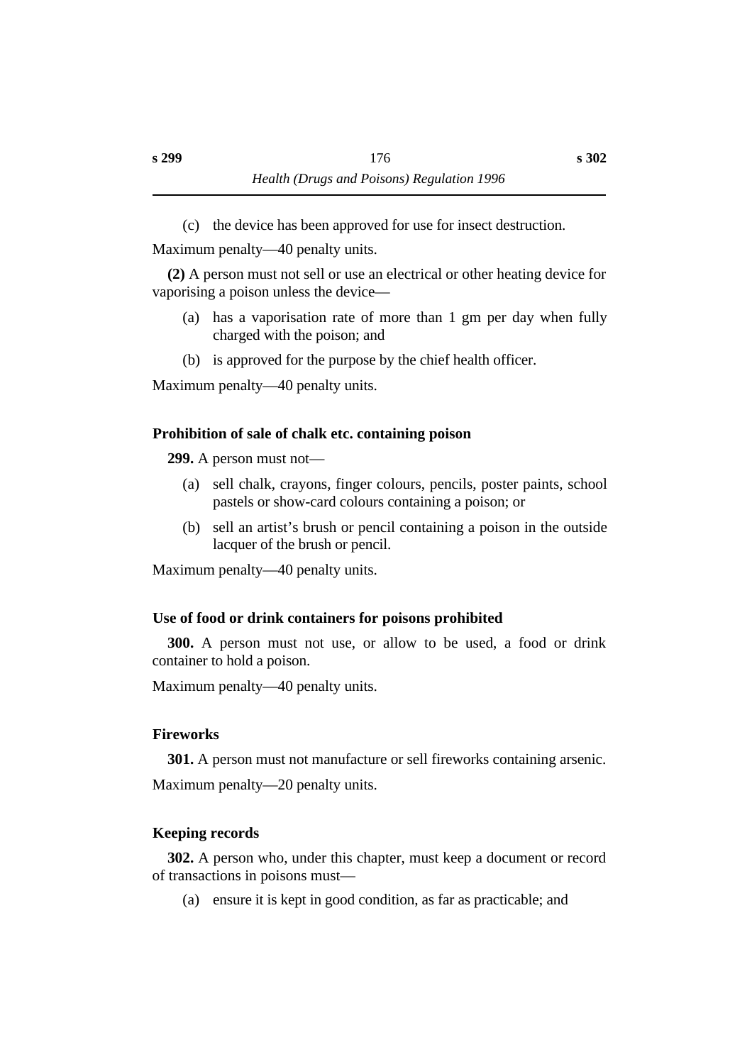(c) the device has been approved for use for insect destruction.

Maximum penalty—40 penalty units.

**(2)** A person must not sell or use an electrical or other heating device for vaporising a poison unless the device—

(a) has a vaporisation rate of more than 1 gm per day when fully charged with the poison; and

(b) is approved for the purpose by the chief health officer.

Maximum penalty—40 penalty units.

**Prohibition of sale of chalk etc. containing poison**

**299.** A person must not—

(a) sell chalk, crayons, finger colours, pencils, poster paints, school pastels or show-card colours containing a poison; or

(b) sell an artist's brush or pencil containing a poison in the outside lacquer of the brush or pencil.

Maximum penalty—40 penalty units.

**Use of food or drink containers for poisons prohibited**

**300.** A person must not use, or allow to be used, a food or drink container to hold a poison.

Maximum penalty—40 penalty units.

**Fireworks**

**301.** A person must not manufacture or sell fireworks containing arsenic.

Maximum penalty—20 penalty units.

**Keeping records**

**302.** A person who, under this chapter, must keep a document or record of transactions in poisons must—

(a) ensure it is kept in good condition, as far as practicable; and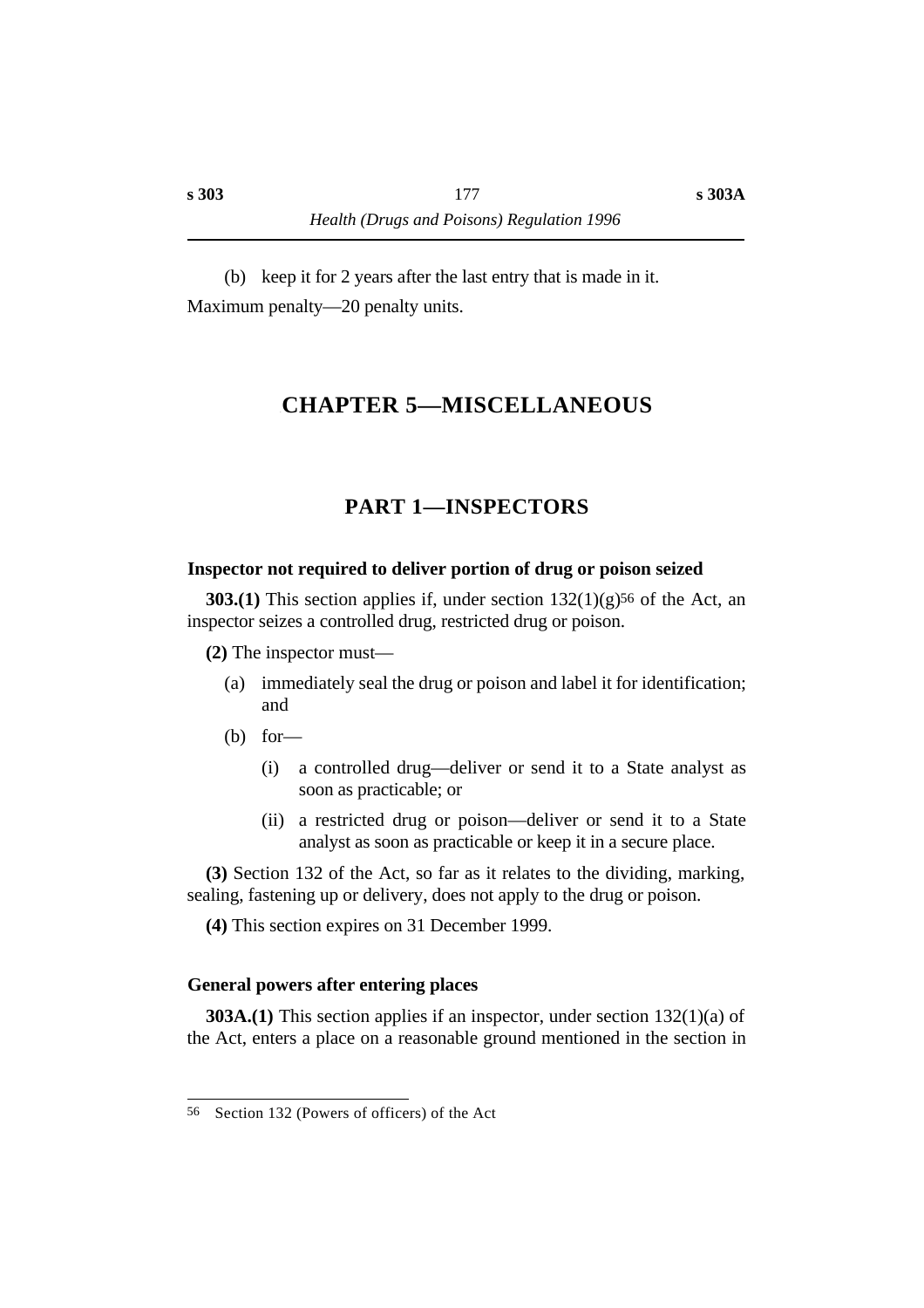(b) keep it for 2 years after the last entry that is made in it.

Maximum penalty—20 penalty units.

# CHAPTER 5—MISCELLANEOUS

## PART 1—INSPECTORS

### Inspector not required to deliver portion of drug or poison seized

**303.(1)** This section applies if, under section 132(1)(g)[56] of the Act, an inspector seizes a controlled drug, restricted drug or poison.

**(2)** The inspector must—

(a) immediately seal the drug or poison and label it for identification; and

(b) for—

(i) a controlled drug—deliver or send it to a State analyst as soon as practicable; or

(ii) a restricted drug or poison—deliver or send it to a State analyst as soon as practicable or keep it in a secure place.

**(3)** Section 132 of the Act, so far as it relates to the dividing, marking, sealing, fastening up or delivery, does not apply to the drug or poison.

**(4)** This section expires on 31 December 1999.

### General powers after entering places

**303A.(1)** This section applies if an inspector, under section 132(1)(a) of the Act, enters a place on a reasonable ground mentioned in the section in

---

[56] Section 132 (Powers of officers) of the Act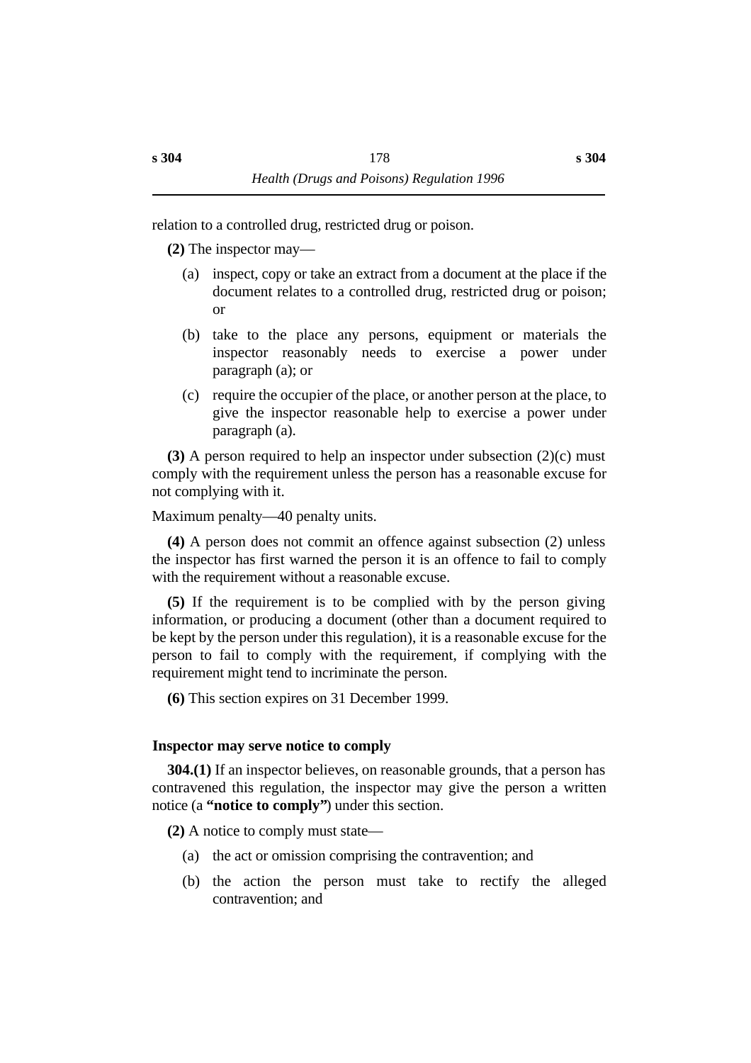relation to a controlled drug, restricted drug or poison.

**(2)** The inspector may—

(a) inspect, copy or take an extract from a document at the place if the document relates to a controlled drug, restricted drug or poison; or

(b) take to the place any persons, equipment or materials the inspector reasonably needs to exercise a power under paragraph (a); or

(c) require the occupier of the place, or another person at the place, to give the inspector reasonable help to exercise a power under paragraph (a).

**(3)** A person required to help an inspector under subsection (2)(c) must comply with the requirement unless the person has a reasonable excuse for not complying with it.

Maximum penalty—40 penalty units.

**(4)** A person does not commit an offence against subsection (2) unless the inspector has first warned the person it is an offence to fail to comply with the requirement without a reasonable excuse.

**(5)** If the requirement is to be complied with by the person giving information, or producing a document (other than a document required to be kept by the person under this regulation), it is a reasonable excuse for the person to fail to comply with the requirement, if complying with the requirement might tend to incriminate the person.

**(6)** This section expires on 31 December 1999.

### Inspector may serve notice to comply

**304.(1)** If an inspector believes, on reasonable grounds, that a person has contravened this regulation, the inspector may give the person a written notice (a **"notice to comply"**) under this section.

**(2)** A notice to comply must state—

(a) the act or omission comprising the contravention; and

(b) the action the person must take to rectify the alleged contravention; and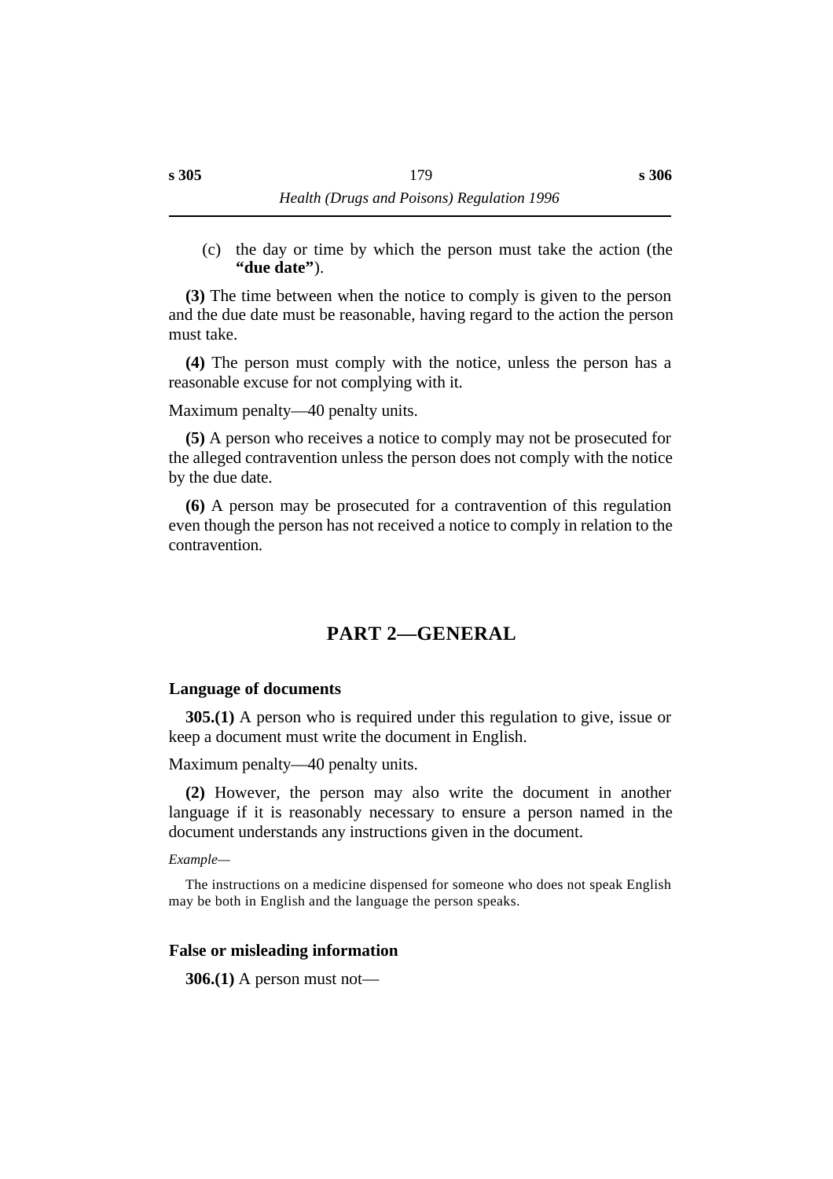(c) the day or time by which the person must take the action (the **"due date"**).

**(3)** The time between when the notice to comply is given to the person and the due date must be reasonable, having regard to the action the person must take.

**(4)** The person must comply with the notice, unless the person has a reasonable excuse for not complying with it.

Maximum penalty—40 penalty units.

**(5)** A person who receives a notice to comply may not be prosecuted for the alleged contravention unless the person does not comply with the notice by the due date.

**(6)** A person may be prosecuted for a contravention of this regulation even though the person has not received a notice to comply in relation to the contravention.

## PART 2—GENERAL

### Language of documents

**305.(1)** A person who is required under this regulation to give, issue or keep a document must write the document in English.

Maximum penalty—40 penalty units.

**(2)** However, the person may also write the document in another language if it is reasonably necessary to ensure a person named in the document understands any instructions given in the document.

*Example—*

The instructions on a medicine dispensed for someone who does not speak English may be both in English and the language the person speaks.

### False or misleading information

**306.(1)** A person must not—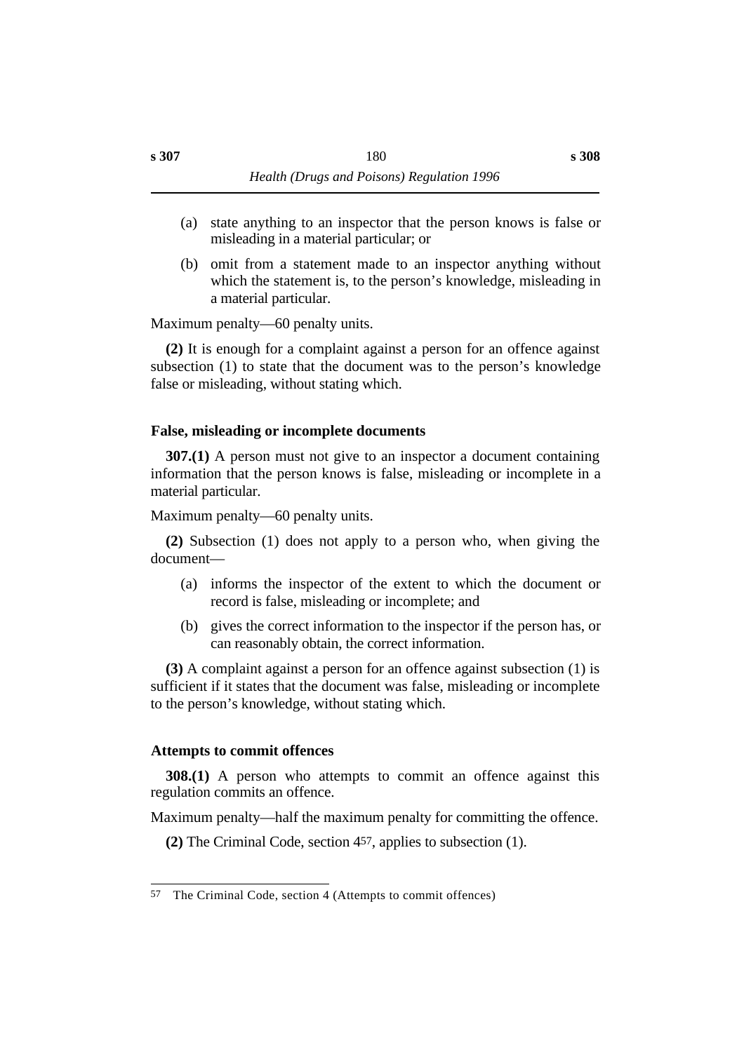(a) state anything to an inspector that the person knows is false or misleading in a material particular; or

(b) omit from a statement made to an inspector anything without which the statement is, to the person's knowledge, misleading in a material particular.

Maximum penalty—60 penalty units.

**(2)** It is enough for a complaint against a person for an offence against subsection (1) to state that the document was to the person's knowledge false or misleading, without stating which.

### False, misleading or incomplete documents

**307.(1)** A person must not give to an inspector a document containing information that the person knows is false, misleading or incomplete in a material particular.

Maximum penalty—60 penalty units.

**(2)** Subsection (1) does not apply to a person who, when giving the document—

(a) informs the inspector of the extent to which the document or record is false, misleading or incomplete; and

(b) gives the correct information to the inspector if the person has, or can reasonably obtain, the correct information.

**(3)** A complaint against a person for an offence against subsection (1) is sufficient if it states that the document was false, misleading or incomplete to the person's knowledge, without stating which.

### Attempts to commit offences

**308.(1)** A person who attempts to commit an offence against this regulation commits an offence.

Maximum penalty—half the maximum penalty for committing the offence.

**(2)** The Criminal Code, section 4[57], applies to subsection (1).

---

57 The Criminal Code, section 4 (Attempts to commit offences)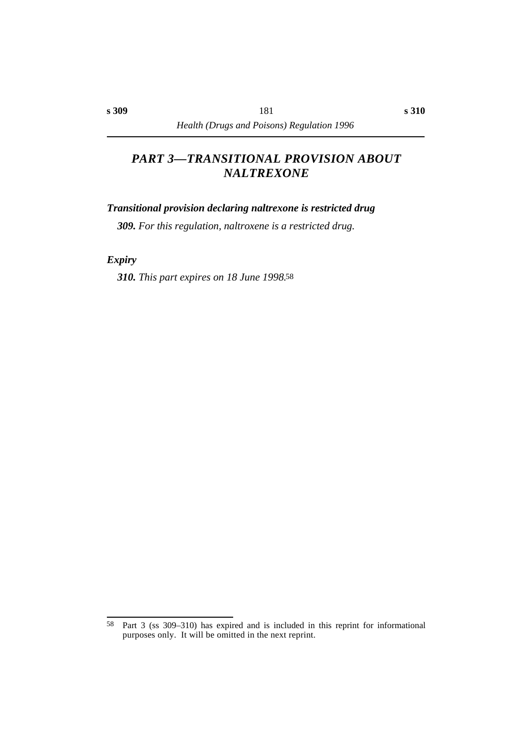## *PART 3—TRANSITIONAL PROVISION ABOUT NALTREXONE*

***Transitional provision declaring naltrexone is restricted drug***

***309.*** *For this regulation, naltroxene is a restricted drug.*

***Expiry***

***310.*** *This part expires on 18 June 1998.*[58]

---

[58] Part 3 (ss 309–310) has expired and is included in this reprint for informational purposes only. It will be omitted in the next reprint.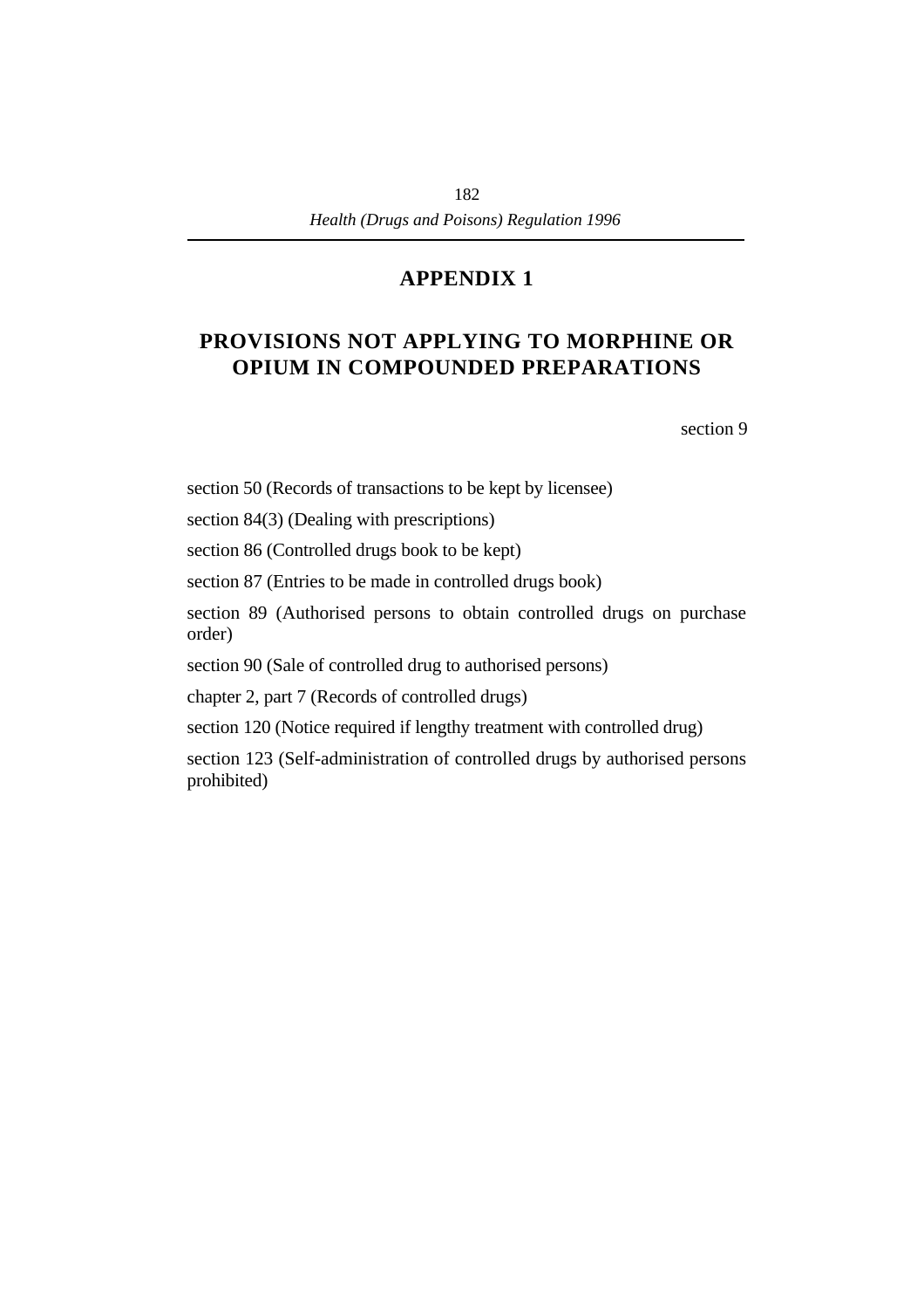# APPENDIX 1

## PROVISIONS NOT APPLYING TO MORPHINE OR OPIUM IN COMPOUNDED PREPARATIONS

section 9

section 50 (Records of transactions to be kept by licensee)

section 84(3) (Dealing with prescriptions)

section 86 (Controlled drugs book to be kept)

section 87 (Entries to be made in controlled drugs book)

section 89 (Authorised persons to obtain controlled drugs on purchase order)

section 90 (Sale of controlled drug to authorised persons)

chapter 2, part 7 (Records of controlled drugs)

section 120 (Notice required if lengthy treatment with controlled drug)

section 123 (Self-administration of controlled drugs by authorised persons prohibited)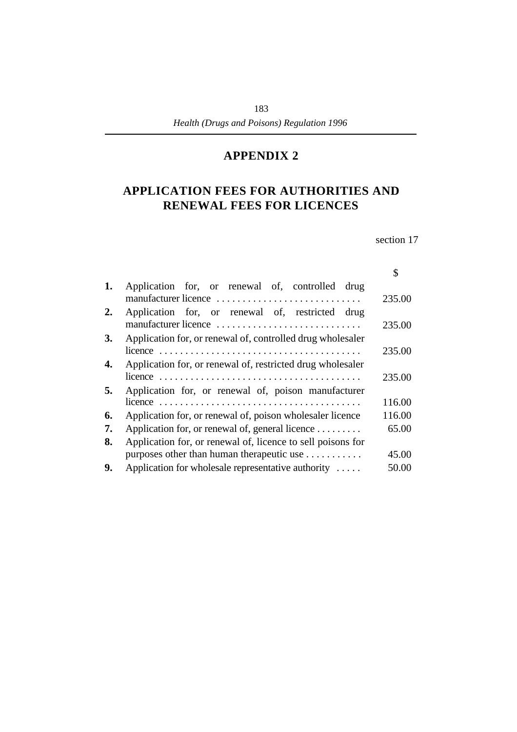# APPENDIX 2

## APPLICATION FEES FOR AUTHORITIES AND RENEWAL FEES FOR LICENCES

section 17

| | | $ |
|---|---|---|
| **1.** | Application for, or renewal of, controlled drug manufacturer licence | 235.00 |
| **2.** | Application for, or renewal of, restricted drug manufacturer licence | 235.00 |
| **3.** | Application for, or renewal of, controlled drug wholesaler licence | 235.00 |
| **4.** | Application for, or renewal of, restricted drug wholesaler licence | 235.00 |
| **5.** | Application for, or renewal of, poison manufacturer licence | 116.00 |
| **6.** | Application for, or renewal of, poison wholesaler licence | 116.00 |
| **7.** | Application for, or renewal of, general licence | 65.00 |
| **8.** | Application for, or renewal of, licence to sell poisons for purposes other than human therapeutic use | 45.00 |
| **9.** | Application for wholesale representative authority | 50.00 |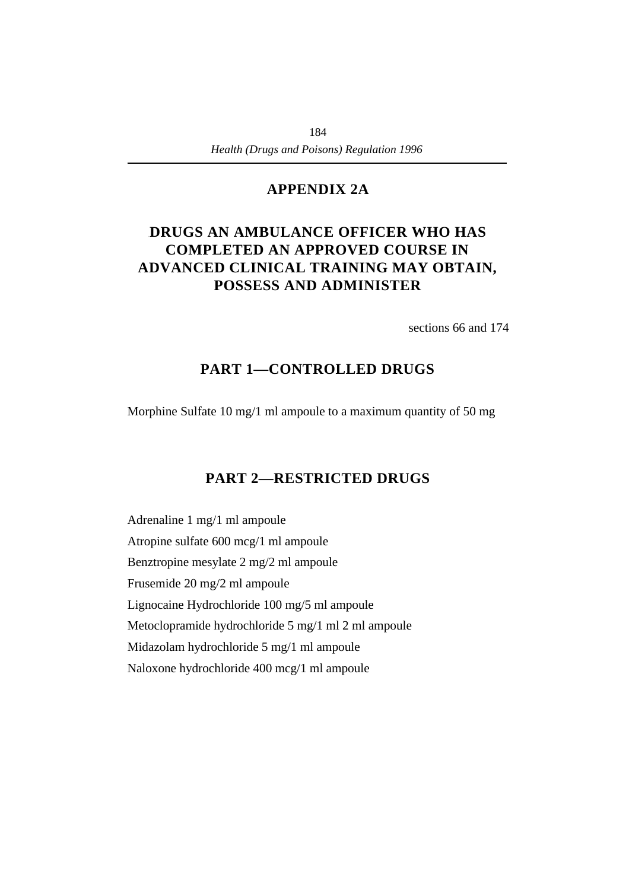# APPENDIX 2A

## DRUGS AN AMBULANCE OFFICER WHO HAS COMPLETED AN APPROVED COURSE IN ADVANCED CLINICAL TRAINING MAY OBTAIN, POSSESS AND ADMINISTER

sections 66 and 174

## PART 1—CONTROLLED DRUGS

Morphine Sulfate 10 mg/1 ml ampoule to a maximum quantity of 50 mg

## PART 2—RESTRICTED DRUGS

Adrenaline 1 mg/1 ml ampoule

Atropine sulfate 600 mcg/1 ml ampoule

Benztropine mesylate 2 mg/2 ml ampoule

Frusemide 20 mg/2 ml ampoule

Lignocaine Hydrochloride 100 mg/5 ml ampoule

Metoclopramide hydrochloride 5 mg/1 ml 2 ml ampoule

Midazolam hydrochloride 5 mg/1 ml ampoule

Naloxone hydrochloride 400 mcg/1 ml ampoule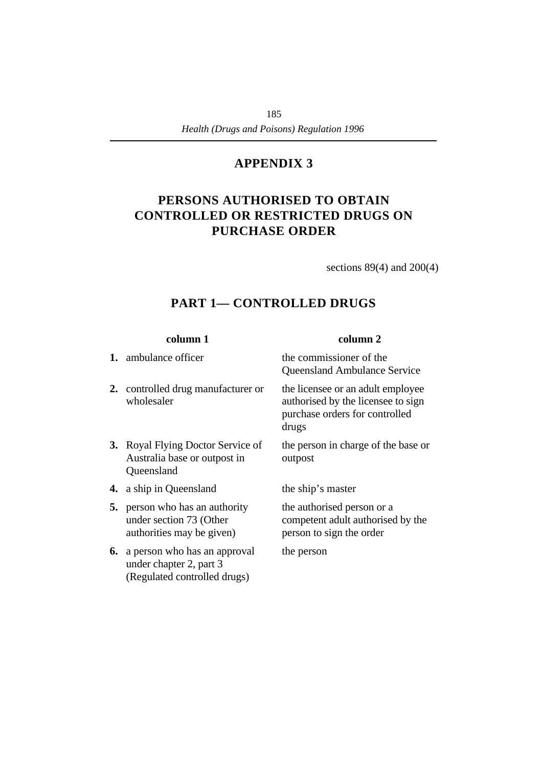# APPENDIX 3

## PERSONS AUTHORISED TO OBTAIN CONTROLLED OR RESTRICTED DRUGS ON PURCHASE ORDER

sections 89(4) and 200(4)

### PART 1— CONTROLLED DRUGS

| | column 1 | column 2 |
|---|---|---|
| **1.** | ambulance officer | the commissioner of the Queensland Ambulance Service |
| **2.** | controlled drug manufacturer or wholesaler | the licensee or an adult employee authorised by the licensee to sign purchase orders for controlled drugs |
| **3.** | Royal Flying Doctor Service of Australia base or outpost in Queensland | the person in charge of the base or outpost |
| **4.** | a ship in Queensland | the ship's master |
| **5.** | person who has an authority under section 73 (Other authorities may be given) | the authorised person or a competent adult authorised by the person to sign the order |
| **6.** | a person who has an approval under chapter 2, part 3 (Regulated controlled drugs) | the person |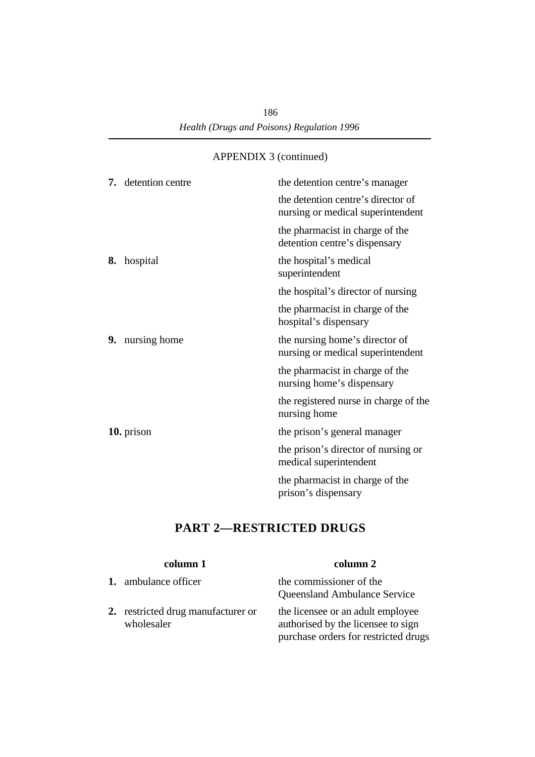APPENDIX 3 (continued)

| | |
|---|---|
| **7.** detention centre | the detention centre's manager |
| | the detention centre's director of nursing or medical superintendent |
| | the pharmacist in charge of the detention centre's dispensary |
| **8.** hospital | the hospital's medical superintendent |
| | the hospital's director of nursing |
| | the pharmacist in charge of the hospital's dispensary |
| **9.** nursing home | the nursing home's director of nursing or medical superintendent |
| | the pharmacist in charge of the nursing home's dispensary |
| | the registered nurse in charge of the nursing home |
| **10.** prison | the prison's general manager |
| | the prison's director of nursing or medical superintendent |
| | the pharmacist in charge of the prison's dispensary |

## PART 2—RESTRICTED DRUGS

| column 1 | column 2 |
|---|---|
| **1.** ambulance officer | the commissioner of the Queensland Ambulance Service |
| **2.** restricted drug manufacturer or wholesaler | the licensee or an adult employee authorised by the licensee to sign purchase orders for restricted drugs |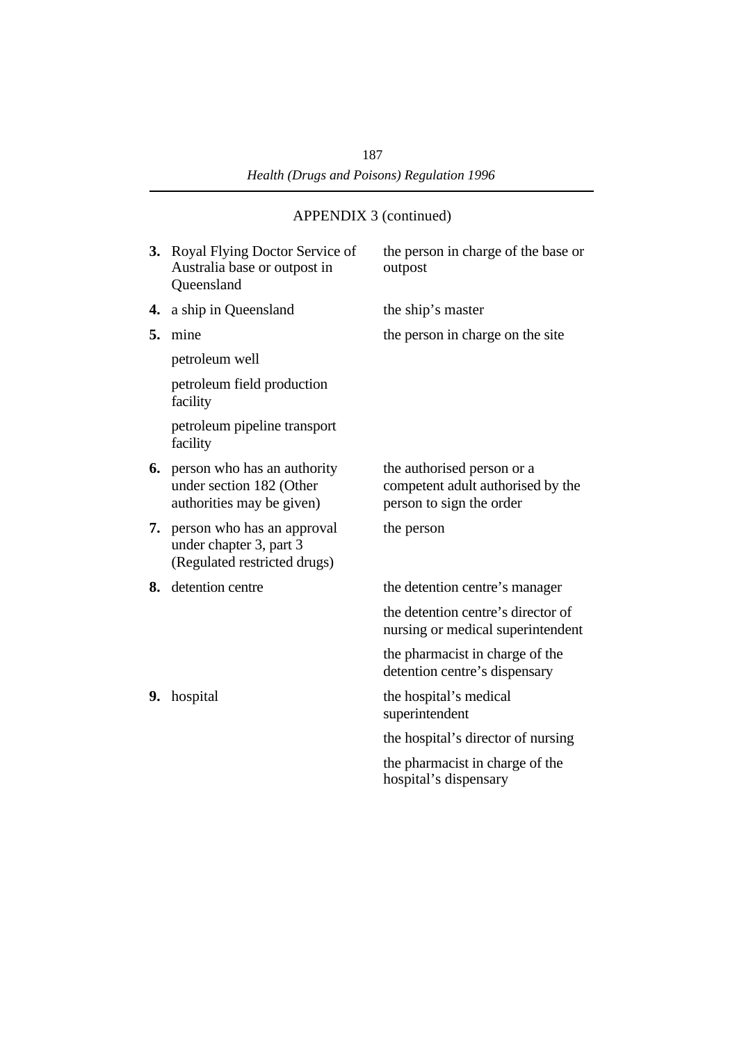APPENDIX 3 (continued)

| | | |
|---|---|---|
| **3.** | Royal Flying Doctor Service of Australia base or outpost in Queensland | the person in charge of the base or outpost |
| **4.** | a ship in Queensland | the ship’s master |
| **5.** | mine | the person in charge on the site |
| | petroleum well | |
| | petroleum field production facility | |
| | petroleum pipeline transport facility | |
| **6.** | person who has an authority under section 182 (Other authorities may be given) | the authorised person or a competent adult authorised by the person to sign the order |
| **7.** | person who has an approval under chapter 3, part 3 (Regulated restricted drugs) | the person |
| **8.** | detention centre | the detention centre’s manager |
| | | the detention centre’s director of nursing or medical superintendent |
| | | the pharmacist in charge of the detention centre’s dispensary |
| **9.** | hospital | the hospital’s medical superintendent |
| | | the hospital’s director of nursing |
| | | the pharmacist in charge of the hospital’s dispensary |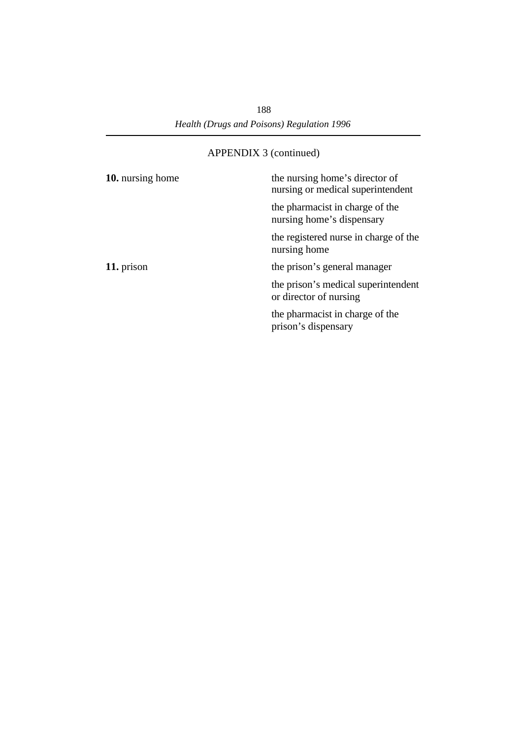APPENDIX 3 (continued)

| | |
|---|---|
| **10.** nursing home | the nursing home's director of nursing or medical superintendent |
| | the pharmacist in charge of the nursing home's dispensary |
| | the registered nurse in charge of the nursing home |
| **11.** prison | the prison's general manager |
| | the prison's medical superintendent or director of nursing |
| | the pharmacist in charge of the prison's dispensary |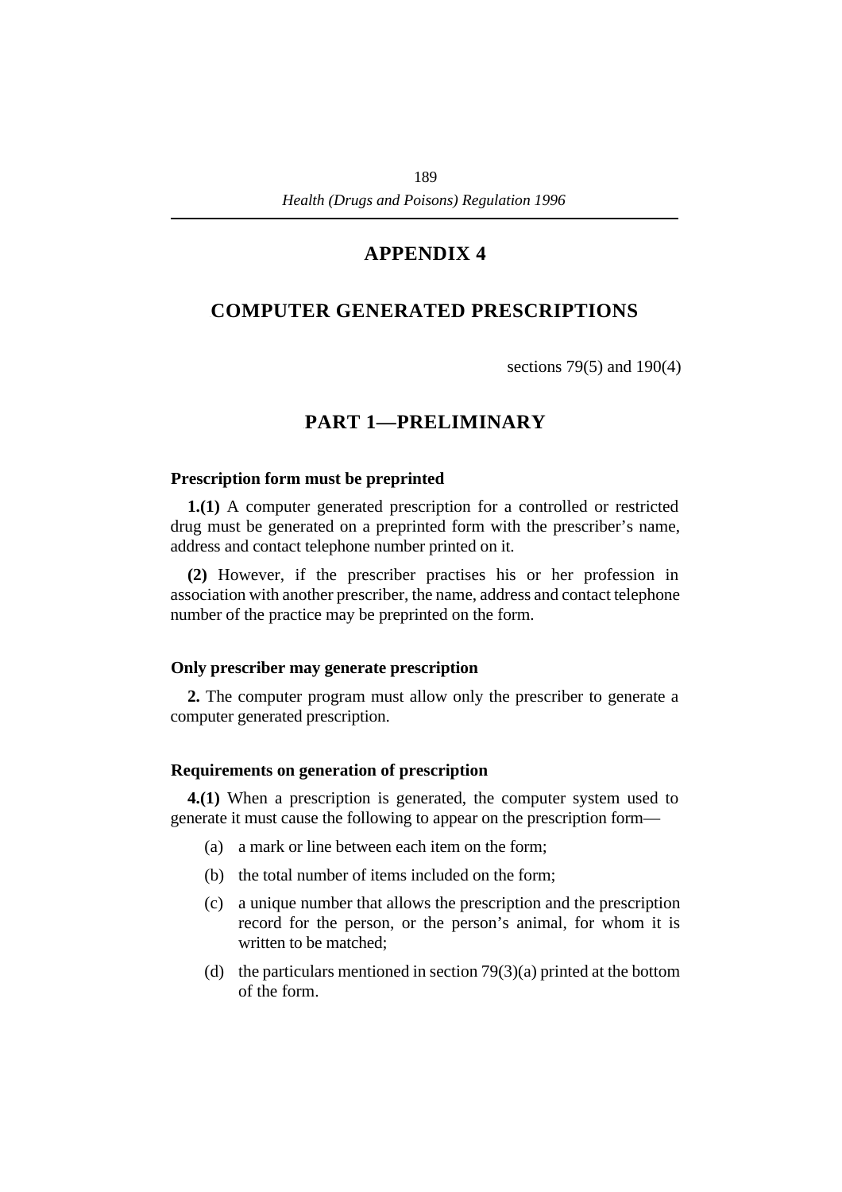# APPENDIX 4

# COMPUTER GENERATED PRESCRIPTIONS

sections 79(5) and 190(4)

## PART 1—PRELIMINARY

### Prescription form must be preprinted

**1.(1)** A computer generated prescription for a controlled or restricted drug must be generated on a preprinted form with the prescriber's name, address and contact telephone number printed on it.

**(2)** However, if the prescriber practises his or her profession in association with another prescriber, the name, address and contact telephone number of the practice may be preprinted on the form.

### Only prescriber may generate prescription

**2.** The computer program must allow only the prescriber to generate a computer generated prescription.

### Requirements on generation of prescription

**4.(1)** When a prescription is generated, the computer system used to generate it must cause the following to appear on the prescription form—

(a) a mark or line between each item on the form;

(b) the total number of items included on the form;

(c) a unique number that allows the prescription and the prescription record for the person, or the person's animal, for whom it is written to be matched;

(d) the particulars mentioned in section 79(3)(a) printed at the bottom of the form.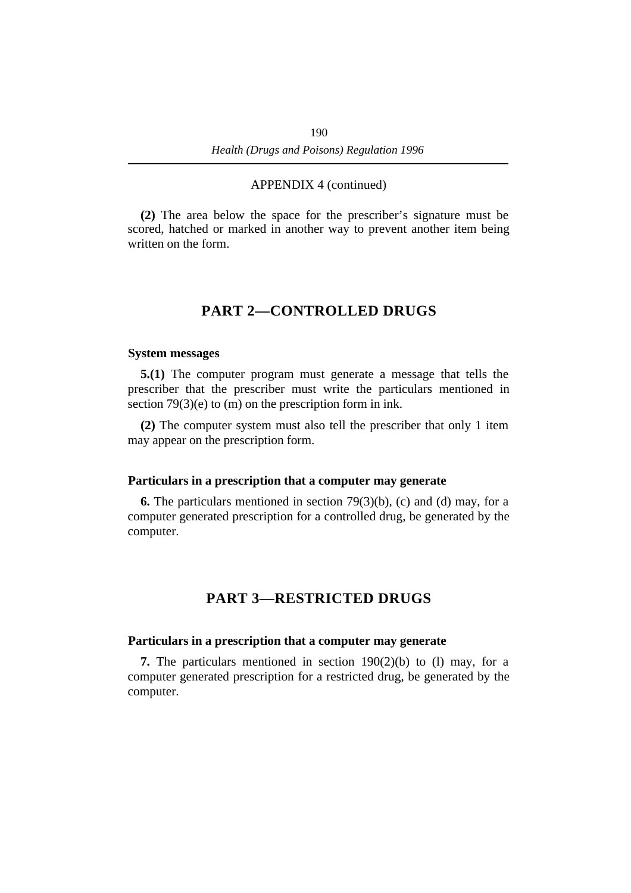APPENDIX 4 (continued)

**(2)** The area below the space for the prescriber's signature must be scored, hatched or marked in another way to prevent another item being written on the form.

## PART 2—CONTROLLED DRUGS

### System messages

**5.(1)** The computer program must generate a message that tells the prescriber that the prescriber must write the particulars mentioned in section 79(3)(e) to (m) on the prescription form in ink.

**(2)** The computer system must also tell the prescriber that only 1 item may appear on the prescription form.

### Particulars in a prescription that a computer may generate

**6.** The particulars mentioned in section 79(3)(b), (c) and (d) may, for a computer generated prescription for a controlled drug, be generated by the computer.

## PART 3—RESTRICTED DRUGS

### Particulars in a prescription that a computer may generate

**7.** The particulars mentioned in section 190(2)(b) to (l) may, for a computer generated prescription for a restricted drug, be generated by the computer.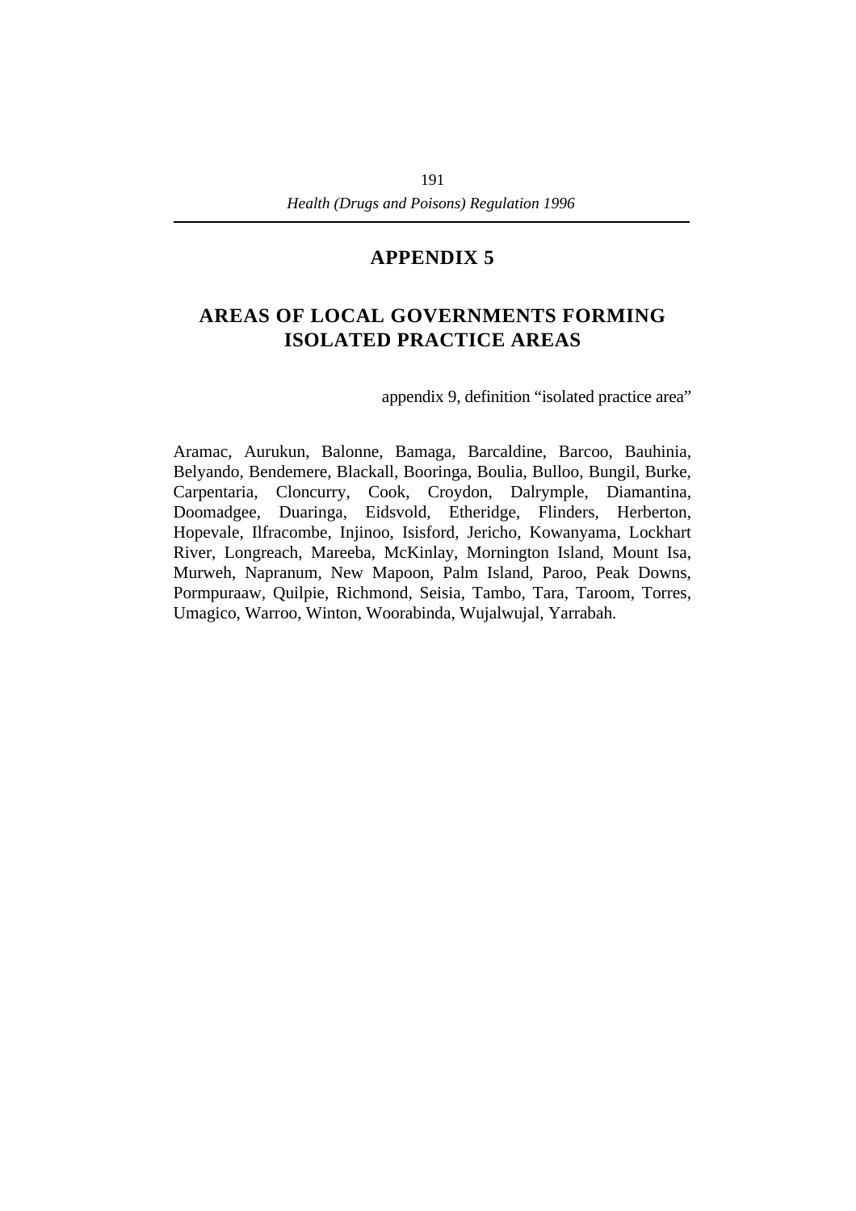# APPENDIX 5

## AREAS OF LOCAL GOVERNMENTS FORMING ISOLATED PRACTICE AREAS

appendix 9, definition "isolated practice area"

Aramac, Aurukun, Balonne, Bamaga, Barcaldine, Barcoo, Bauhinia, Belyando, Bendemere, Blackall, Booringa, Boulia, Bulloo, Bungil, Burke, Carpentaria, Cloncurry, Cook, Croydon, Dalrymple, Diamantina, Doomadgee, Duaringa, Eidsvold, Etheridge, Flinders, Herberton, Hopevale, Ilfracombe, Injinoo, Isisford, Jericho, Kowanyama, Lockhart River, Longreach, Mareeba, McKinlay, Mornington Island, Mount Isa, Murweh, Napranum, New Mapoon, Palm Island, Paroo, Peak Downs, Pormpuraaw, Quilpie, Richmond, Seisia, Tambo, Tara, Taroom, Torres, Umagico, Warroo, Winton, Woorabinda, Wujalwujal, Yarrabah.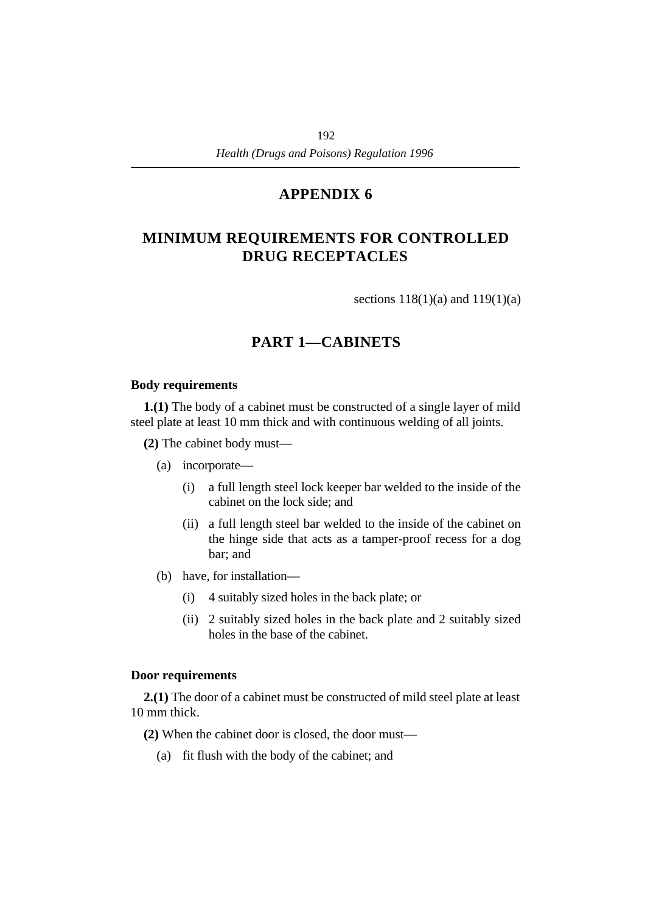# APPENDIX 6

# MINIMUM REQUIREMENTS FOR CONTROLLED DRUG RECEPTACLES

sections 118(1)(a) and 119(1)(a)

## PART 1—CABINETS

### Body requirements

**1.(1)** The body of a cabinet must be constructed of a single layer of mild steel plate at least 10 mm thick and with continuous welding of all joints.

**(2)** The cabinet body must—

- (a) incorporate—
  - (i) a full length steel lock keeper bar welded to the inside of the cabinet on the lock side; and
  - (ii) a full length steel bar welded to the inside of the cabinet on the hinge side that acts as a tamper-proof recess for a dog bar; and
- (b) have, for installation—
  - (i) 4 suitably sized holes in the back plate; or
  - (ii) 2 suitably sized holes in the back plate and 2 suitably sized holes in the base of the cabinet.

### Door requirements

**2.(1)** The door of a cabinet must be constructed of mild steel plate at least 10 mm thick.

**(2)** When the cabinet door is closed, the door must—

- (a) fit flush with the body of the cabinet; and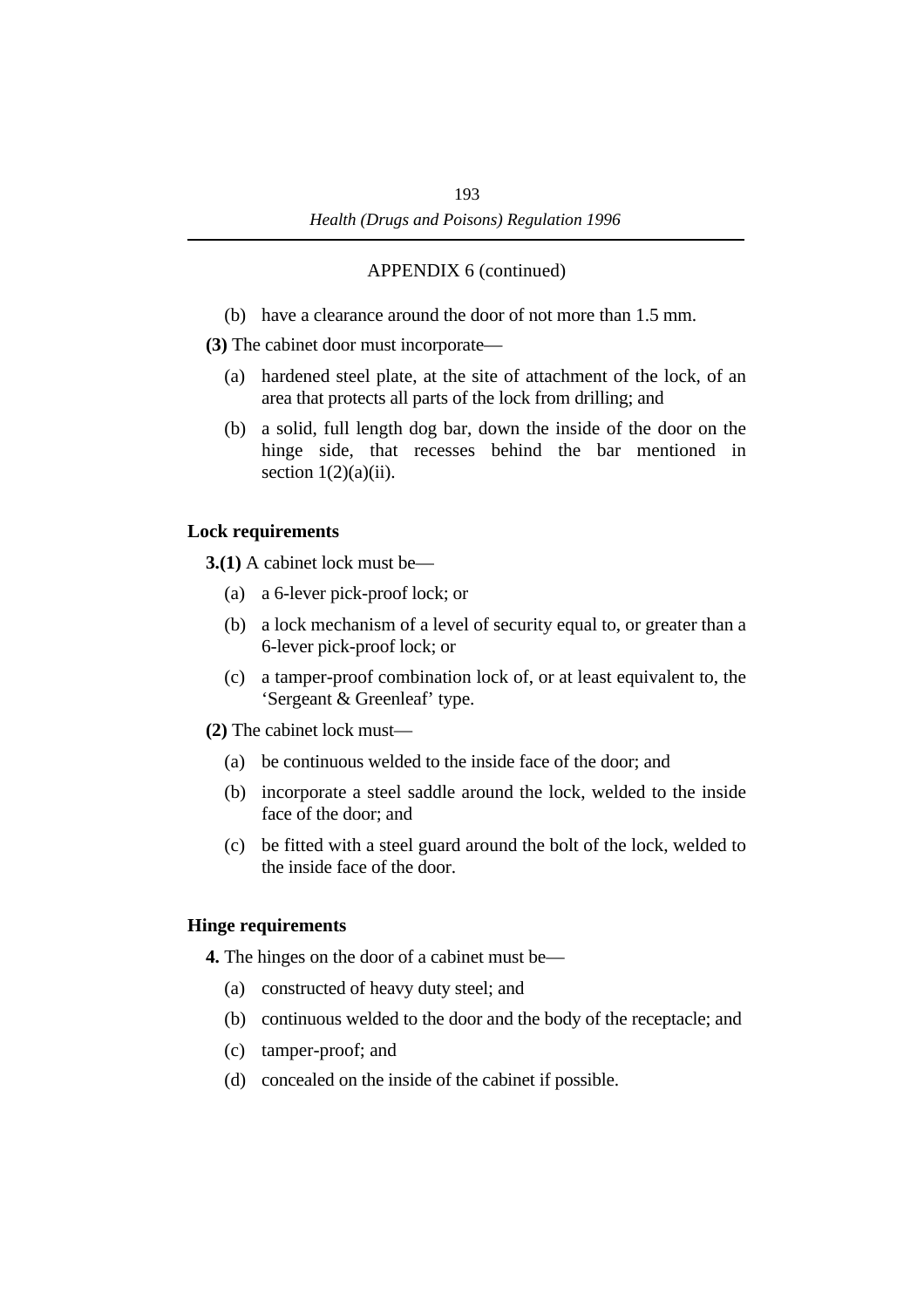APPENDIX 6 (continued)

(b) have a clearance around the door of not more than 1.5 mm.

**(3)** The cabinet door must incorporate—

(a) hardened steel plate, at the site of attachment of the lock, of an area that protects all parts of the lock from drilling; and

(b) a solid, full length dog bar, down the inside of the door on the hinge side, that recesses behind the bar mentioned in section 1(2)(a)(ii).

### Lock requirements

**3.(1)** A cabinet lock must be—

(a) a 6-lever pick-proof lock; or

(b) a lock mechanism of a level of security equal to, or greater than a 6-lever pick-proof lock; or

(c) a tamper-proof combination lock of, or at least equivalent to, the 'Sergeant & Greenleaf' type.

**(2)** The cabinet lock must—

(a) be continuous welded to the inside face of the door; and

(b) incorporate a steel saddle around the lock, welded to the inside face of the door; and

(c) be fitted with a steel guard around the bolt of the lock, welded to the inside face of the door.

### Hinge requirements

**4.** The hinges on the door of a cabinet must be—

(a) constructed of heavy duty steel; and

(b) continuous welded to the door and the body of the receptacle; and

(c) tamper-proof; and

(d) concealed on the inside of the cabinet if possible.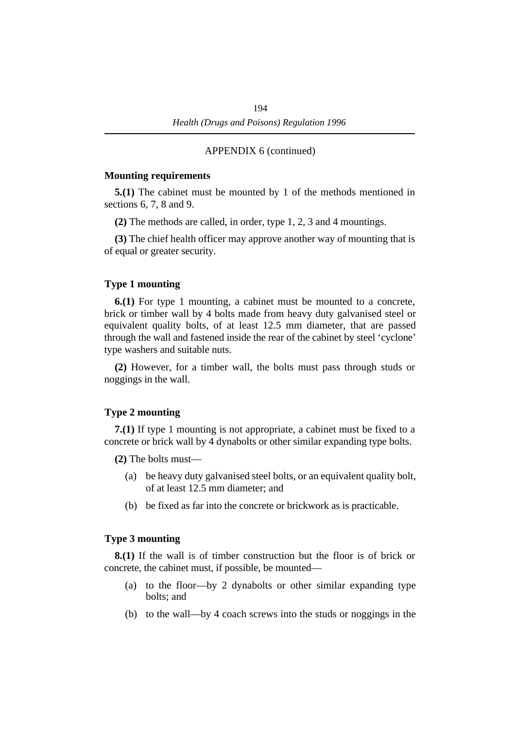APPENDIX 6 (continued)

### Mounting requirements

**5.(1)** The cabinet must be mounted by 1 of the methods mentioned in sections 6, 7, 8 and 9.

**(2)** The methods are called, in order, type 1, 2, 3 and 4 mountings.

**(3)** The chief health officer may approve another way of mounting that is of equal or greater security.

### Type 1 mounting

**6.(1)** For type 1 mounting, a cabinet must be mounted to a concrete, brick or timber wall by 4 bolts made from heavy duty galvanised steel or equivalent quality bolts, of at least 12.5 mm diameter, that are passed through the wall and fastened inside the rear of the cabinet by steel 'cyclone' type washers and suitable nuts.

**(2)** However, for a timber wall, the bolts must pass through studs or noggings in the wall.

### Type 2 mounting

**7.(1)** If type 1 mounting is not appropriate, a cabinet must be fixed to a concrete or brick wall by 4 dynabolts or other similar expanding type bolts.

**(2)** The bolts must—

(a) be heavy duty galvanised steel bolts, or an equivalent quality bolt, of at least 12.5 mm diameter; and

(b) be fixed as far into the concrete or brickwork as is practicable.

### Type 3 mounting

**8.(1)** If the wall is of timber construction but the floor is of brick or concrete, the cabinet must, if possible, be mounted—

(a) to the floor—by 2 dynabolts or other similar expanding type bolts; and

(b) to the wall—by 4 coach screws into the studs or noggings in the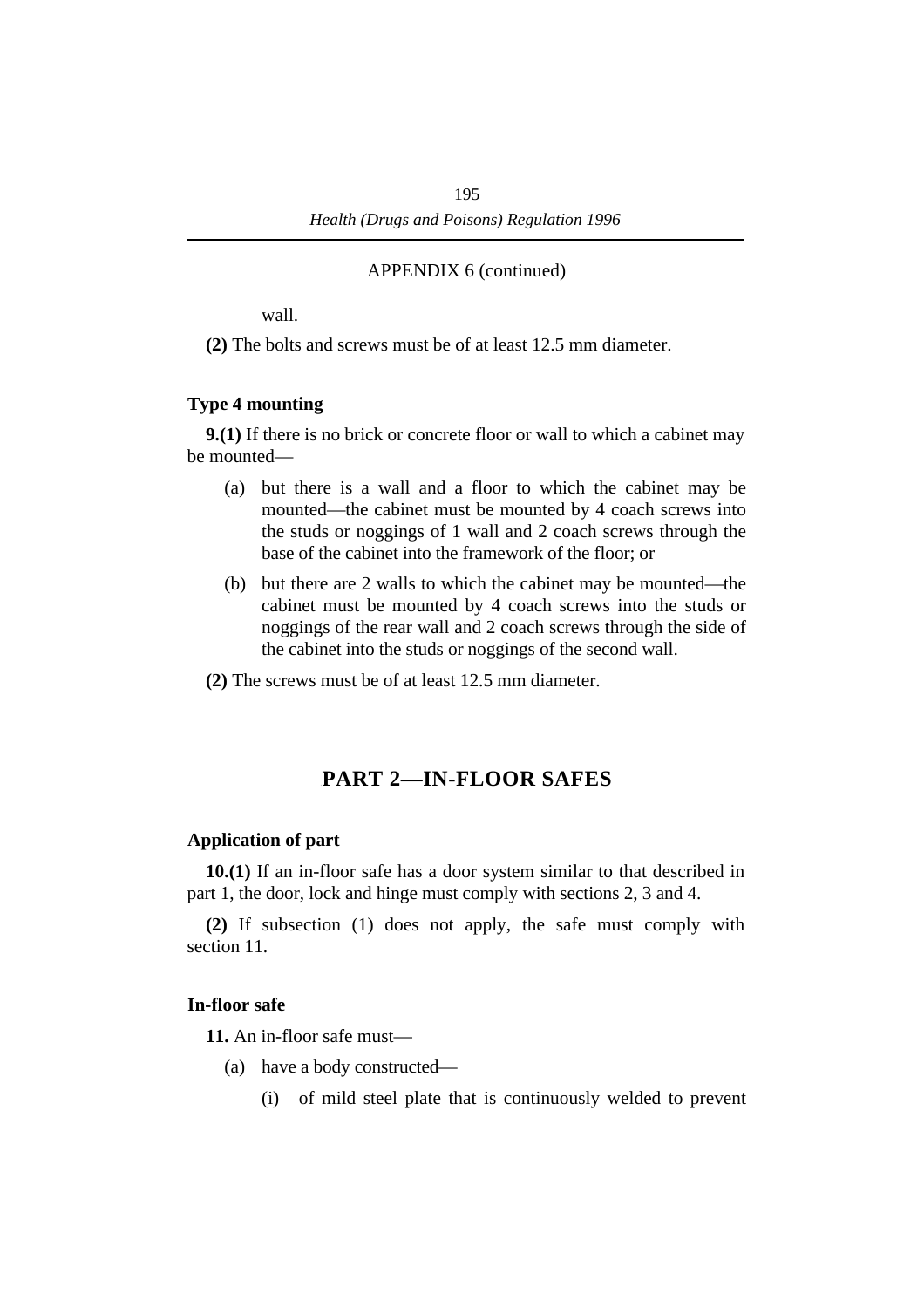APPENDIX 6 (continued)

wall.

**(2)** The bolts and screws must be of at least 12.5 mm diameter.

### Type 4 mounting

**9.(1)** If there is no brick or concrete floor or wall to which a cabinet may be mounted—

(a) but there is a wall and a floor to which the cabinet may be mounted—the cabinet must be mounted by 4 coach screws into the studs or noggings of 1 wall and 2 coach screws through the base of the cabinet into the framework of the floor; or

(b) but there are 2 walls to which the cabinet may be mounted—the cabinet must be mounted by 4 coach screws into the studs or noggings of the rear wall and 2 coach screws through the side of the cabinet into the studs or noggings of the second wall.

**(2)** The screws must be of at least 12.5 mm diameter.

## PART 2—IN-FLOOR SAFES

### Application of part

**10.(1)** If an in-floor safe has a door system similar to that described in part 1, the door, lock and hinge must comply with sections 2, 3 and 4.

**(2)** If subsection (1) does not apply, the safe must comply with section 11.

### In-floor safe

**11.** An in-floor safe must—

(a) have a body constructed—

(i) of mild steel plate that is continuously welded to prevent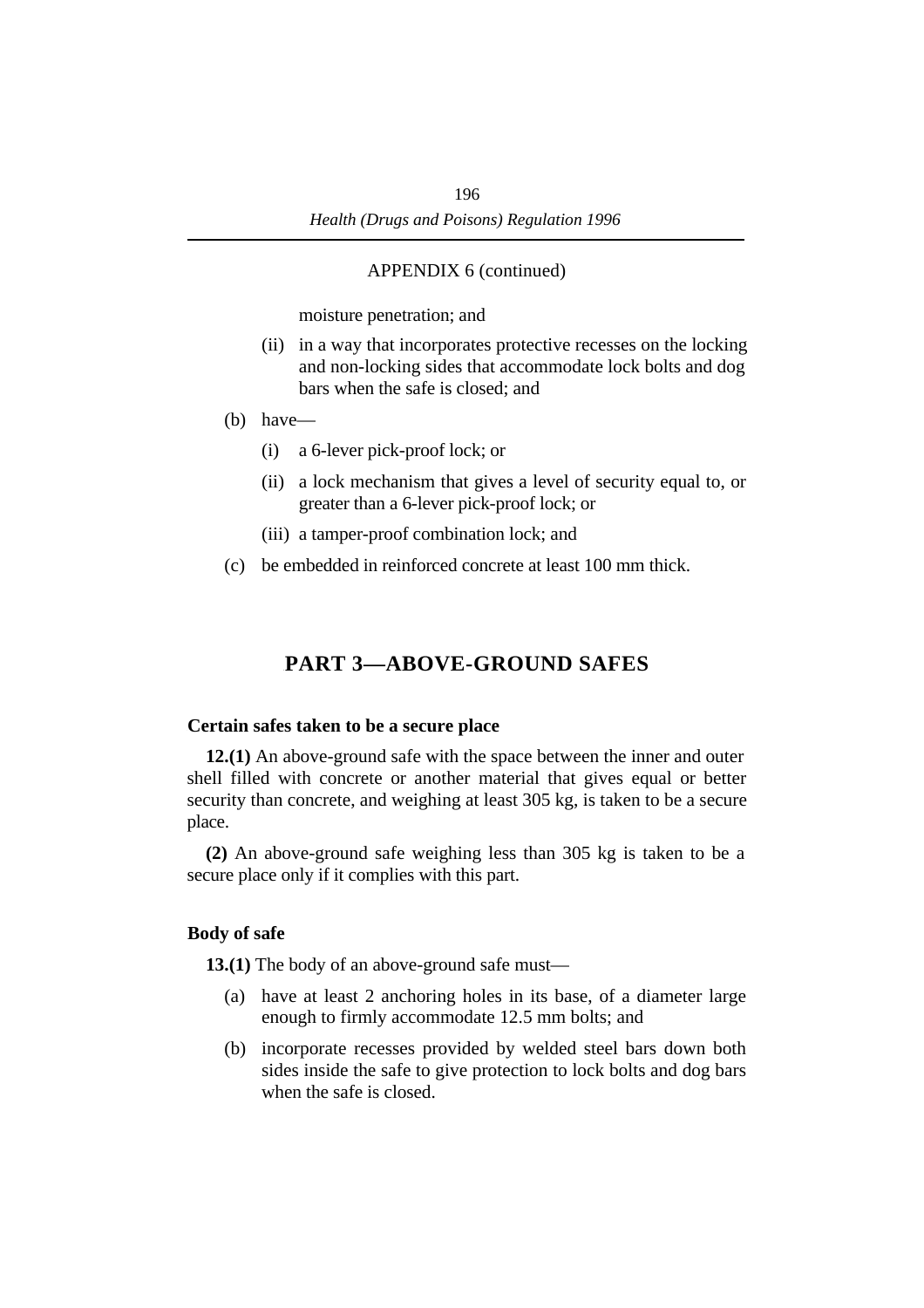APPENDIX 6 (continued)

moisture penetration; and

(ii) in a way that incorporates protective recesses on the locking and non-locking sides that accommodate lock bolts and dog bars when the safe is closed; and

(b) have—

(i) a 6-lever pick-proof lock; or

(ii) a lock mechanism that gives a level of security equal to, or greater than a 6-lever pick-proof lock; or

(iii) a tamper-proof combination lock; and

(c) be embedded in reinforced concrete at least 100 mm thick.

## PART 3—ABOVE-GROUND SAFES

### Certain safes taken to be a secure place

**12.(1)** An above-ground safe with the space between the inner and outer shell filled with concrete or another material that gives equal or better security than concrete, and weighing at least 305 kg, is taken to be a secure place.

**(2)** An above-ground safe weighing less than 305 kg is taken to be a secure place only if it complies with this part.

### Body of safe

**13.(1)** The body of an above-ground safe must—

(a) have at least 2 anchoring holes in its base, of a diameter large enough to firmly accommodate 12.5 mm bolts; and

(b) incorporate recesses provided by welded steel bars down both sides inside the safe to give protection to lock bolts and dog bars when the safe is closed.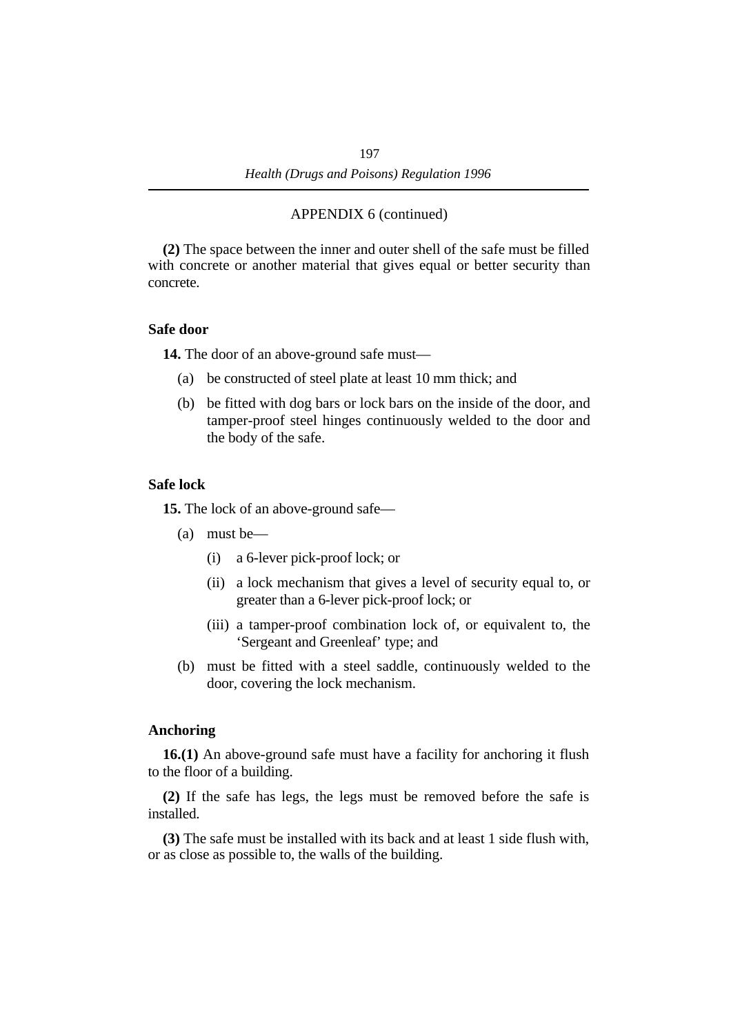APPENDIX 6 (continued)

**(2)** The space between the inner and outer shell of the safe must be filled with concrete or another material that gives equal or better security than concrete.

**Safe door**

**14.** The door of an above-ground safe must—

(a) be constructed of steel plate at least 10 mm thick; and

(b) be fitted with dog bars or lock bars on the inside of the door, and tamper-proof steel hinges continuously welded to the door and the body of the safe.

**Safe lock**

**15.** The lock of an above-ground safe—

(a) must be—

(i) a 6-lever pick-proof lock; or

(ii) a lock mechanism that gives a level of security equal to, or greater than a 6-lever pick-proof lock; or

(iii) a tamper-proof combination lock of, or equivalent to, the 'Sergeant and Greenleaf' type; and

(b) must be fitted with a steel saddle, continuously welded to the door, covering the lock mechanism.

**Anchoring**

**16.(1)** An above-ground safe must have a facility for anchoring it flush to the floor of a building.

**(2)** If the safe has legs, the legs must be removed before the safe is installed.

**(3)** The safe must be installed with its back and at least 1 side flush with, or as close as possible to, the walls of the building.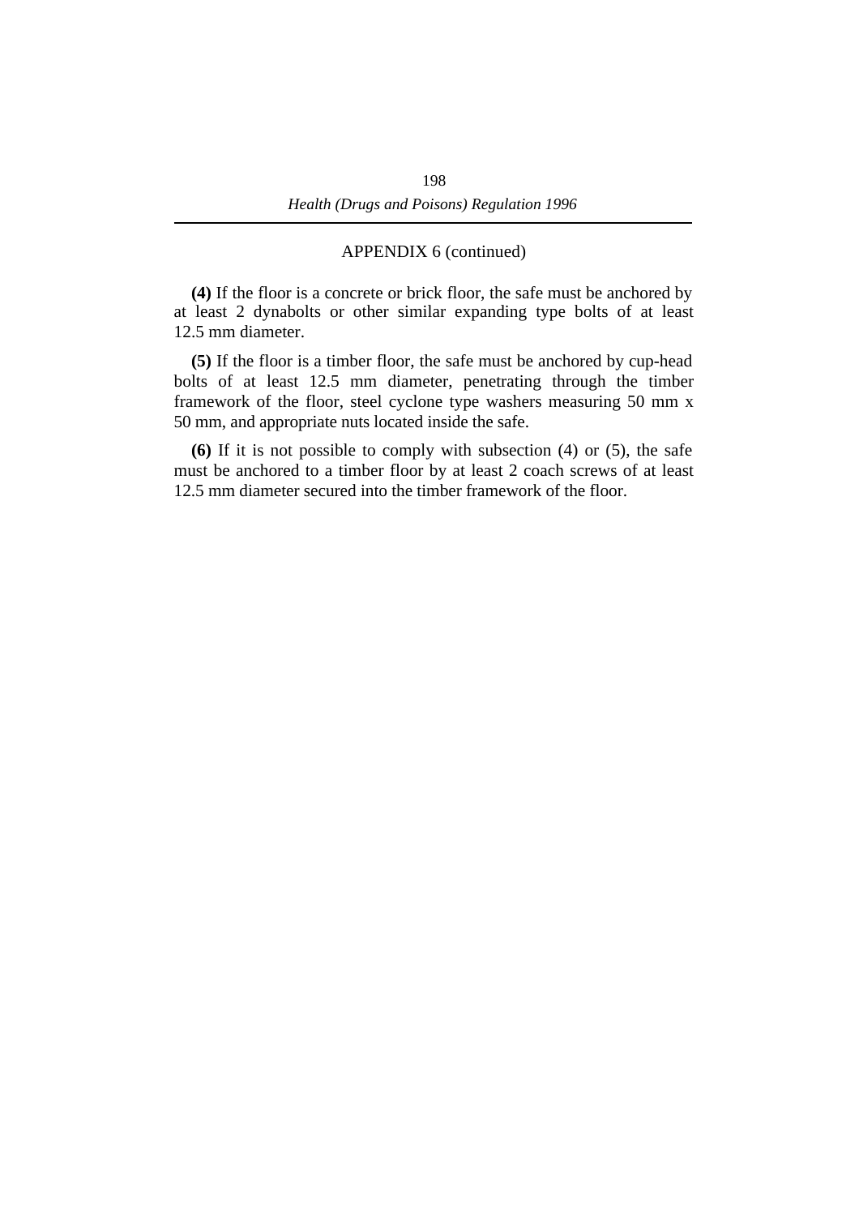APPENDIX 6 (continued)

**(4)** If the floor is a concrete or brick floor, the safe must be anchored by at least 2 dynabolts or other similar expanding type bolts of at least 12.5 mm diameter.

**(5)** If the floor is a timber floor, the safe must be anchored by cup-head bolts of at least 12.5 mm diameter, penetrating through the timber framework of the floor, steel cyclone type washers measuring 50 mm x 50 mm, and appropriate nuts located inside the safe.

**(6)** If it is not possible to comply with subsection (4) or (5), the safe must be anchored to a timber floor by at least 2 coach screws of at least 12.5 mm diameter secured into the timber framework of the floor.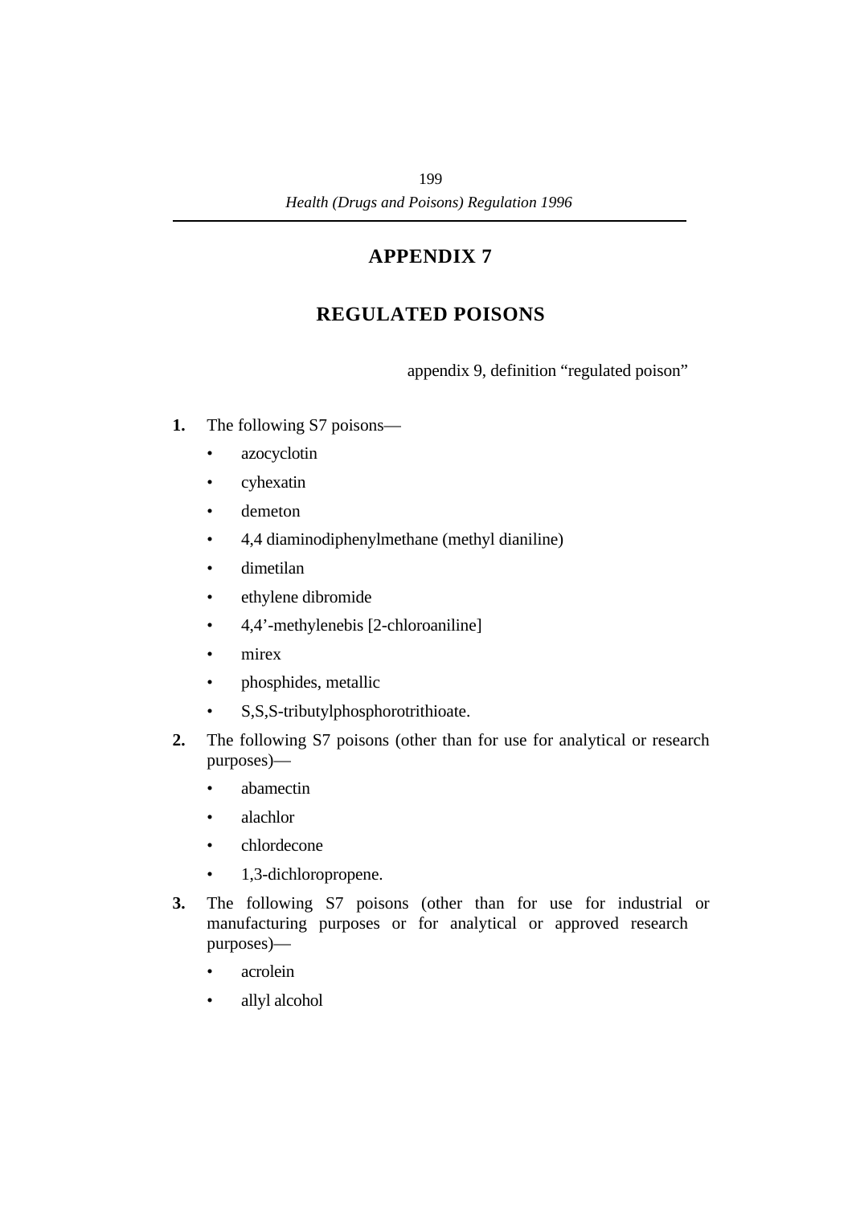# APPENDIX 7

## REGULATED POISONS

appendix 9, definition "regulated poison"

**1.** The following S7 poisons—

- azocyclotin
- cyhexatin
- demeton
- 4,4 diaminodiphenylmethane (methyl dianiline)
- dimetilan
- ethylene dibromide
- 4,4'-methylenebis [2-chloroaniline]
- mirex
- phosphides, metallic
- S,S,S-tributylphosphorotrithioate.

**2.** The following S7 poisons (other than for use for analytical or research purposes)—

- abamectin
- alachlor
- chlordecone
- 1,3-dichloropropene.

**3.** The following S7 poisons (other than for use for industrial or manufacturing purposes or for analytical or approved research purposes)—

- acrolein
- allyl alcohol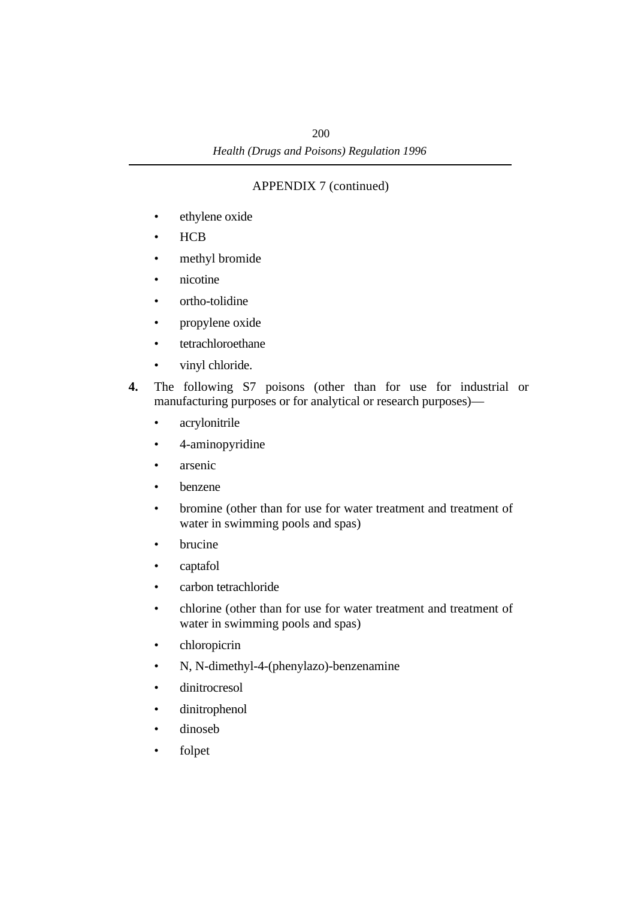APPENDIX 7 (continued)

- ethylene oxide
- HCB
- methyl bromide
- nicotine
- ortho-tolidine
- propylene oxide
- tetrachloroethane
- vinyl chloride.

**4.** The following S7 poisons (other than for use for industrial or manufacturing purposes or for analytical or research purposes)—

- acrylonitrile
- 4-aminopyridine
- arsenic
- benzene
- bromine (other than for use for water treatment and treatment of water in swimming pools and spas)
- brucine
- captafol
- carbon tetrachloride
- chlorine (other than for use for water treatment and treatment of water in swimming pools and spas)
- chloropicrin
- N, N-dimethyl-4-(phenylazo)-benzenamine
- dinitrocresol
- dinitrophenol
- dinoseb
- folpet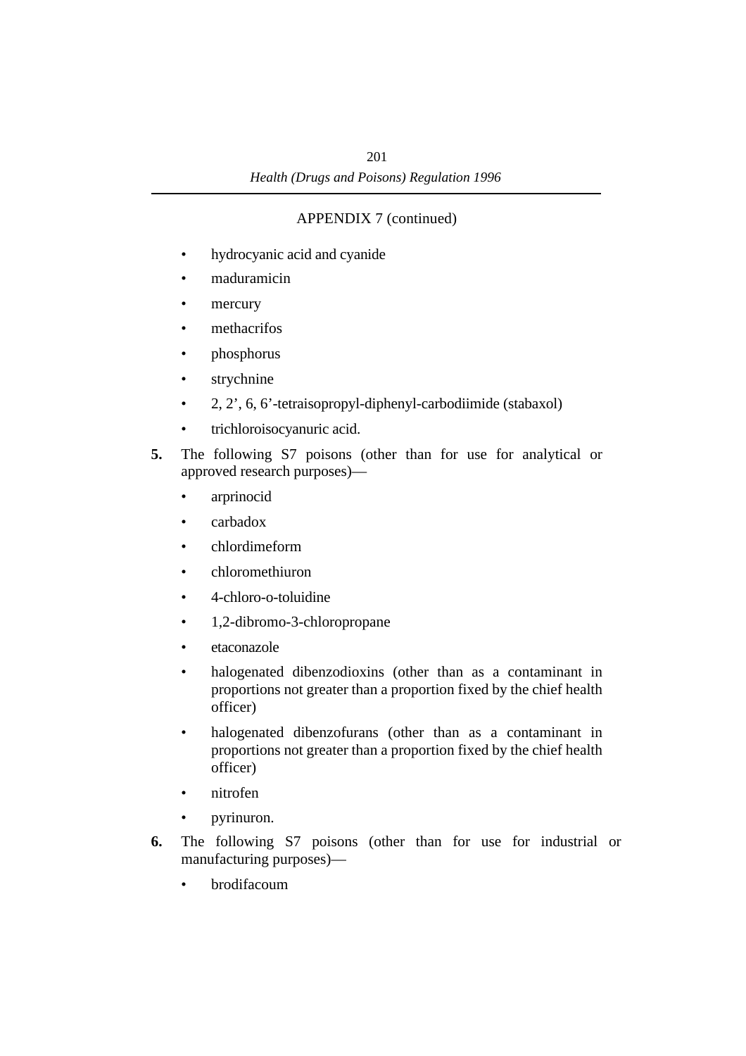APPENDIX 7 (continued)

- hydrocyanic acid and cyanide
- maduramicin
- mercury
- methacrifos
- phosphorus
- strychnine
- 2, 2’, 6, 6’-tetraisopropyl-diphenyl-carbodiimide (stabaxol)
- trichloroisocyanuric acid.

**5.** The following S7 poisons (other than for use for analytical or approved research purposes)—

- arprinocid
- carbadox
- chlordimeform
- chloromethiuron
- 4-chloro-o-toluidine
- 1,2-dibromo-3-chloropropane
- etaconazole
- halogenated dibenzodioxins (other than as a contaminant in proportions not greater than a proportion fixed by the chief health officer)
- halogenated dibenzofurans (other than as a contaminant in proportions not greater than a proportion fixed by the chief health officer)
- nitrofen
- pyrinuron.

**6.** The following S7 poisons (other than for use for industrial or manufacturing purposes)—

- brodifacoum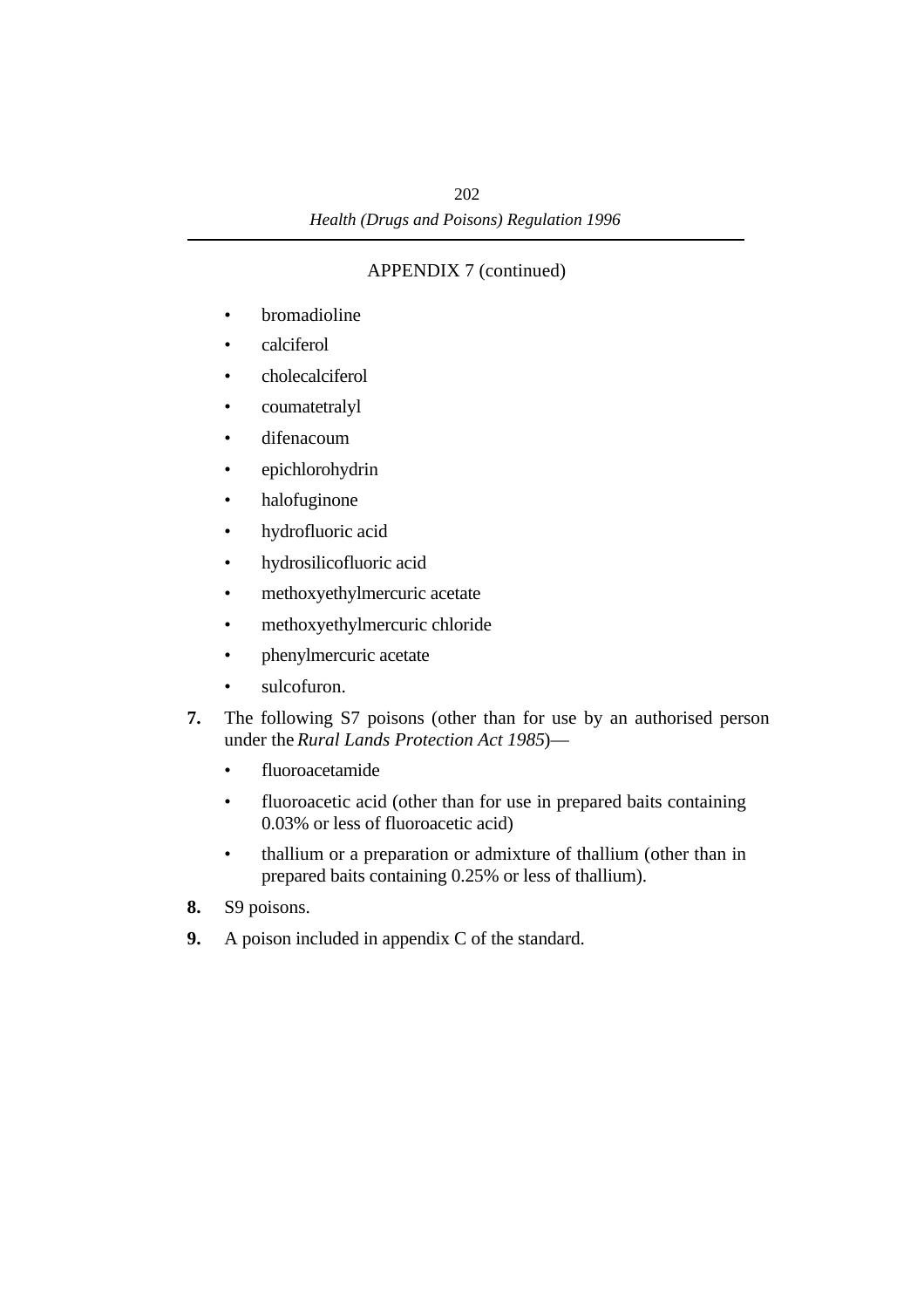APPENDIX 7 (continued)

- bromadioline
- calciferol
- cholecalciferol
- coumatetralyl
- difenacoum
- epichlorohydrin
- halofuginone
- hydrofluoric acid
- hydrosilicofluoric acid
- methoxyethylmercuric acetate
- methoxyethylmercuric chloride
- phenylmercuric acetate
- sulcofuron.

**7.** The following S7 poisons (other than for use by an authorised person under the *Rural Lands Protection Act 1985*)—

- fluoroacetamide
- fluoroacetic acid (other than for use in prepared baits containing 0.03% or less of fluoroacetic acid)
- thallium or a preparation or admixture of thallium (other than in prepared baits containing 0.25% or less of thallium).

**8.** S9 poisons.

**9.** A poison included in appendix C of the standard.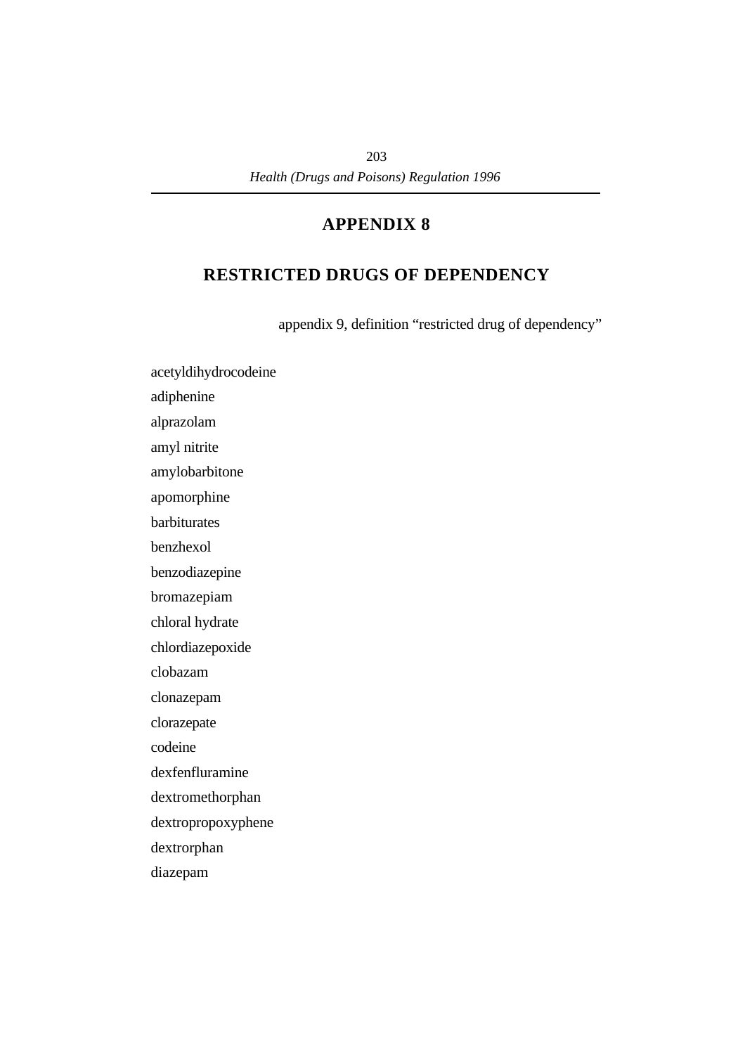# APPENDIX 8

## RESTRICTED DRUGS OF DEPENDENCY

appendix 9, definition "restricted drug of dependency"

acetyldihydrocodeine

adiphenine

alprazolam

amyl nitrite

amylobarbitone

apomorphine

barbiturates

benzhexol

benzodiazepine

bromazepiam

chloral hydrate

chlordiazepoxide

clobazam

clonazepam

clorazepate

codeine

dexfenfluramine

dextromethorphan

dextropropoxyphene

dextrorphan

diazepam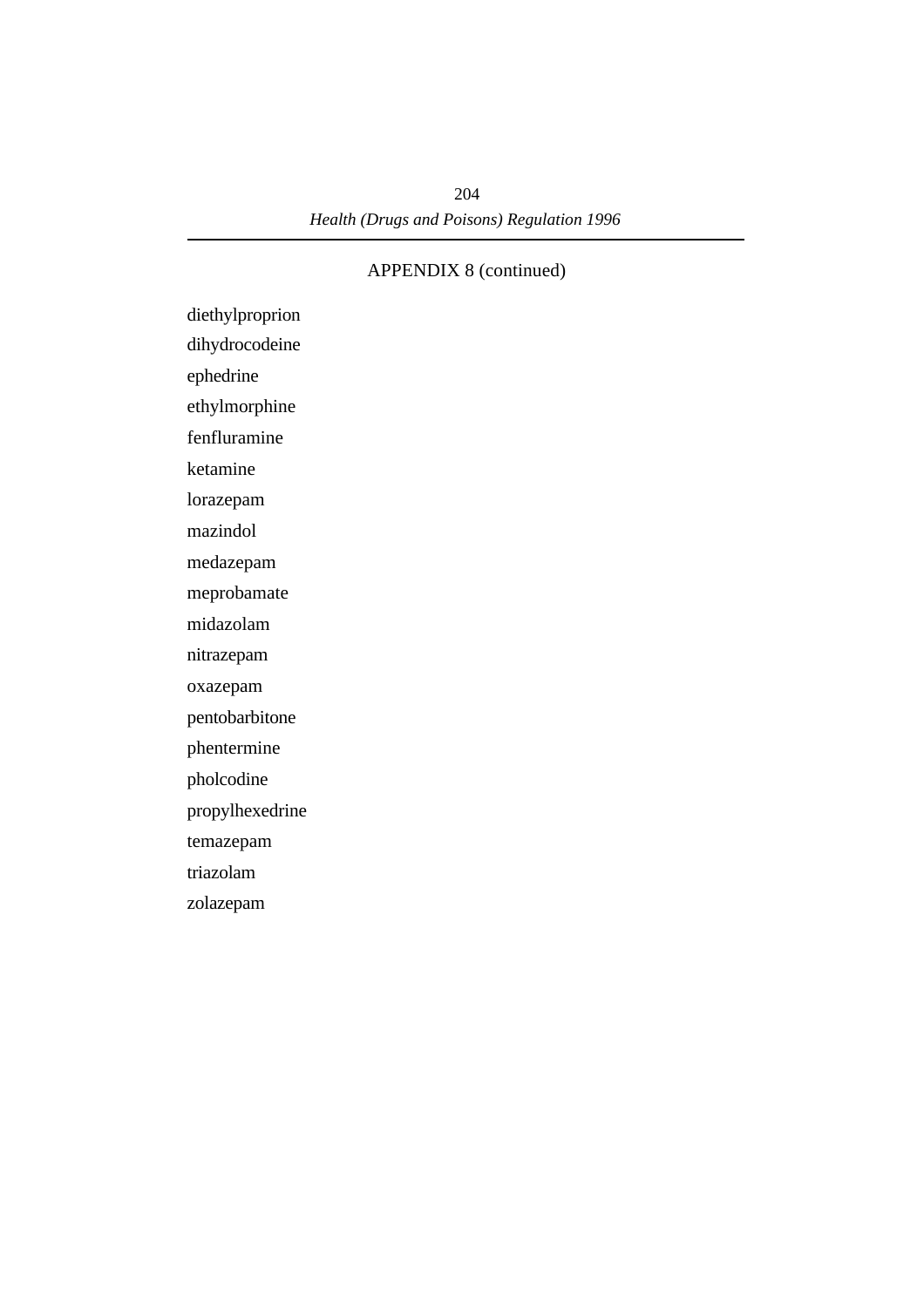APPENDIX 8 (continued)

diethylproprion

dihydrocodeine

ephedrine

ethylmorphine

fenfluramine

ketamine

lorazepam

mazindol

medazepam

meprobamate

midazolam

nitrazepam

oxazepam

pentobarbitone

phentermine

pholcodine

propylhexedrine

temazepam

triazolam

zolazepam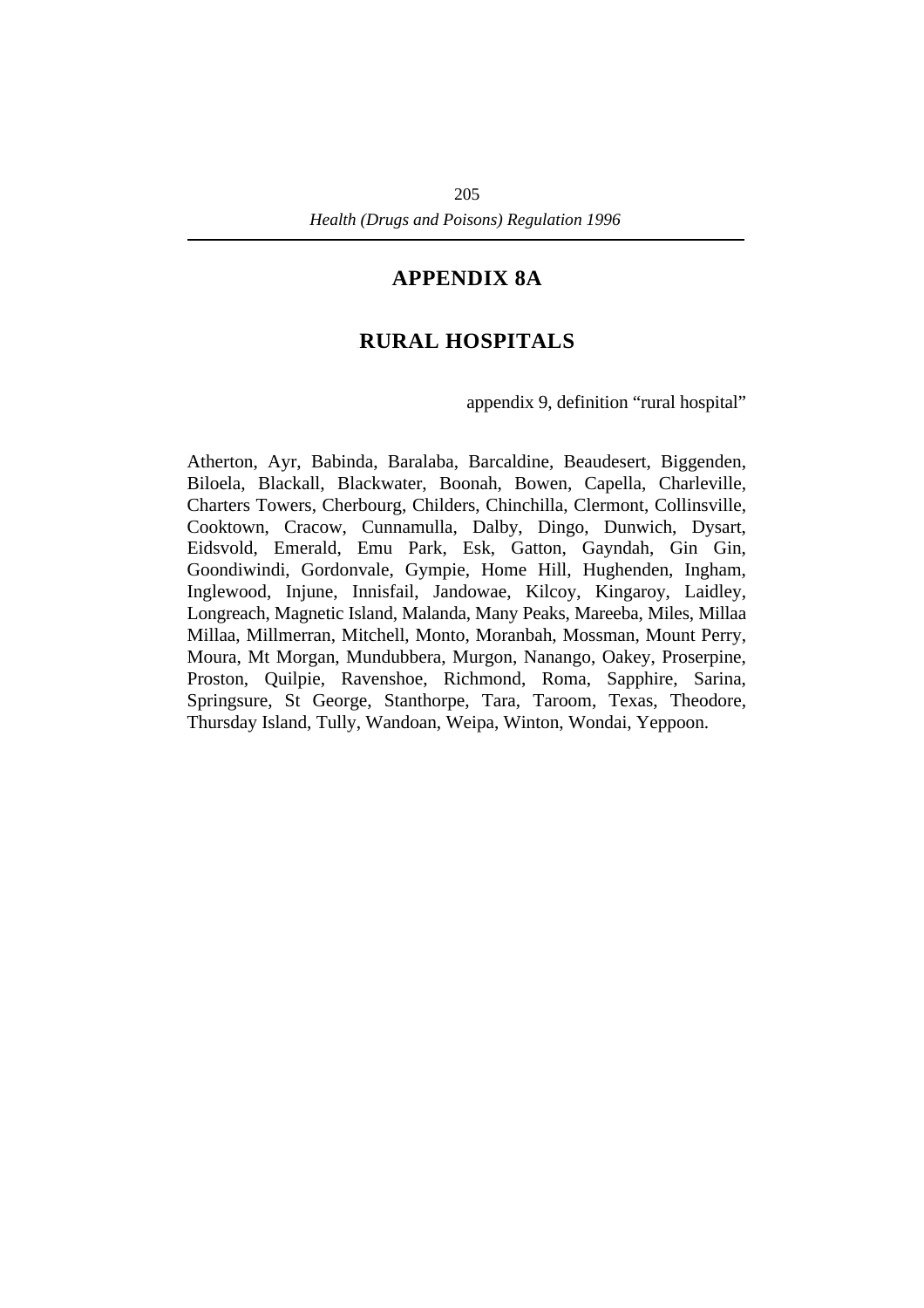# APPENDIX 8A

## RURAL HOSPITALS

appendix 9, definition "rural hospital"

Atherton, Ayr, Babinda, Baralaba, Barcaldine, Beaudesert, Biggenden, Biloela, Blackall, Blackwater, Boonah, Bowen, Capella, Charleville, Charters Towers, Cherbourg, Childers, Chinchilla, Clermont, Collinsville, Cooktown, Cracow, Cunnamulla, Dalby, Dingo, Dunwich, Dysart, Eidsvold, Emerald, Emu Park, Esk, Gatton, Gayndah, Gin Gin, Goondiwindi, Gordonvale, Gympie, Home Hill, Hughenden, Ingham, Inglewood, Injune, Innisfail, Jandowae, Kilcoy, Kingaroy, Laidley, Longreach, Magnetic Island, Malanda, Many Peaks, Mareeba, Miles, Millaa Millaa, Millmerran, Mitchell, Monto, Moranbah, Mossman, Mount Perry, Moura, Mt Morgan, Mundubbera, Murgon, Nanango, Oakey, Proserpine, Proston, Quilpie, Ravenshoe, Richmond, Roma, Sapphire, Sarina, Springsure, St George, Stanthorpe, Tara, Taroom, Texas, Theodore, Thursday Island, Tully, Wandoan, Weipa, Winton, Wondai, Yeppoon.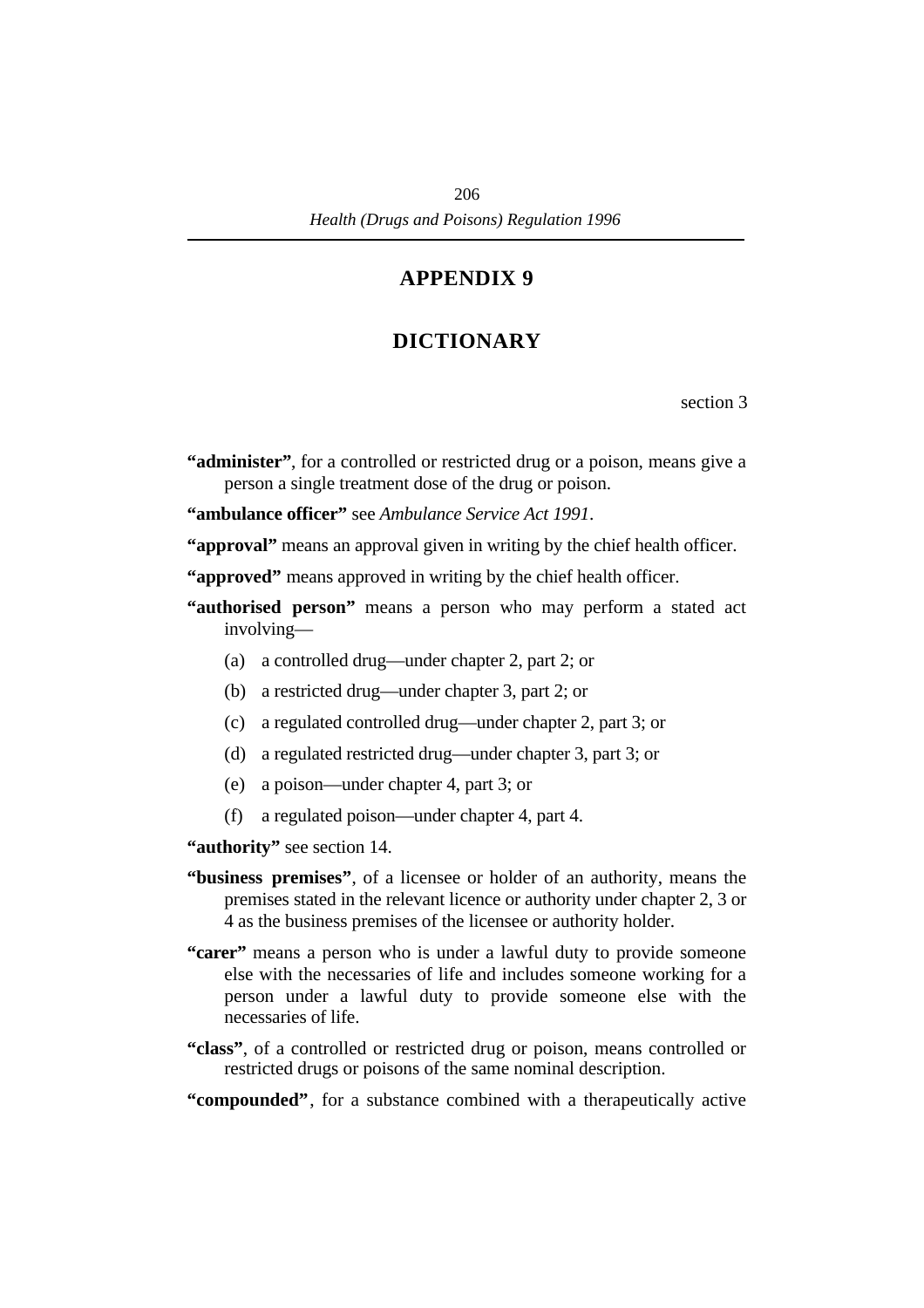# APPENDIX 9

## DICTIONARY

section 3

**"administer"**, for a controlled or restricted drug or a poison, means give a person a single treatment dose of the drug or poison.

**"ambulance officer"** see *Ambulance Service Act 1991*.

**"approval"** means an approval given in writing by the chief health officer.

**"approved"** means approved in writing by the chief health officer.

**"authorised person"** means a person who may perform a stated act involving—

(a) a controlled drug—under chapter 2, part 2; or

(b) a restricted drug—under chapter 3, part 2; or

(c) a regulated controlled drug—under chapter 2, part 3; or

(d) a regulated restricted drug—under chapter 3, part 3; or

(e) a poison—under chapter 4, part 3; or

(f) a regulated poison—under chapter 4, part 4.

**"authority"** see section 14.

**"business premises"**, of a licensee or holder of an authority, means the premises stated in the relevant licence or authority under chapter 2, 3 or 4 as the business premises of the licensee or authority holder.

**"carer"** means a person who is under a lawful duty to provide someone else with the necessaries of life and includes someone working for a person under a lawful duty to provide someone else with the necessaries of life.

**"class"**, of a controlled or restricted drug or poison, means controlled or restricted drugs or poisons of the same nominal description.

**"compounded"**, for a substance combined with a therapeutically active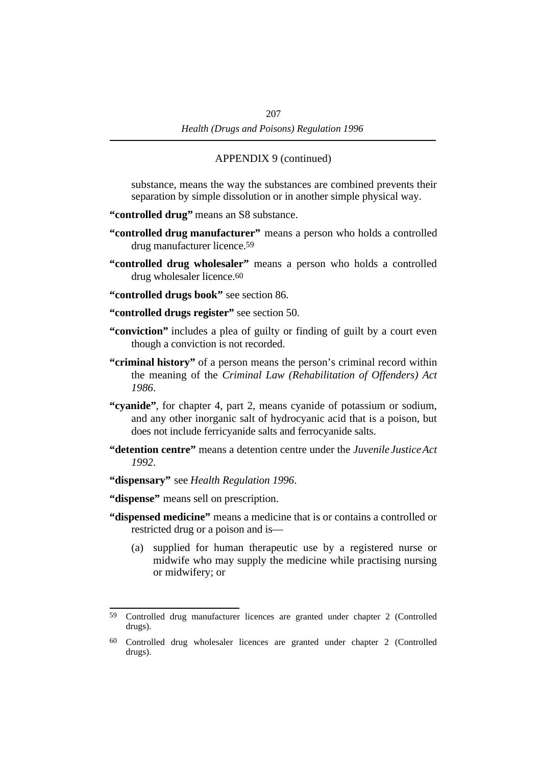APPENDIX 9 (continued)

substance, means the way the substances are combined prevents their separation by simple dissolution or in another simple physical way.

**"controlled drug"** means an S8 substance.

**"controlled drug manufacturer"** means a person who holds a controlled drug manufacturer licence.[59]

**"controlled drug wholesaler"** means a person who holds a controlled drug wholesaler licence.[60]

**"controlled drugs book"** see section 86.

**"controlled drugs register"** see section 50.

**"conviction"** includes a plea of guilty or finding of guilt by a court even though a conviction is not recorded.

**"criminal history"** of a person means the person's criminal record within the meaning of the *Criminal Law (Rehabilitation of Offenders) Act 1986*.

**"cyanide"**, for chapter 4, part 2, means cyanide of potassium or sodium, and any other inorganic salt of hydrocyanic acid that is a poison, but does not include ferricyanide salts and ferrocyanide salts.

**"detention centre"** means a detention centre under the *Juvenile Justice Act 1992*.

**"dispensary"** see *Health Regulation 1996*.

**"dispense"** means sell on prescription.

**"dispensed medicine"** means a medicine that is or contains a controlled or restricted drug or a poison and is—

(a) supplied for human therapeutic use by a registered nurse or midwife who may supply the medicine while practising nursing or midwifery; or

---

[59] Controlled drug manufacturer licences are granted under chapter 2 (Controlled drugs).

[60] Controlled drug wholesaler licences are granted under chapter 2 (Controlled drugs).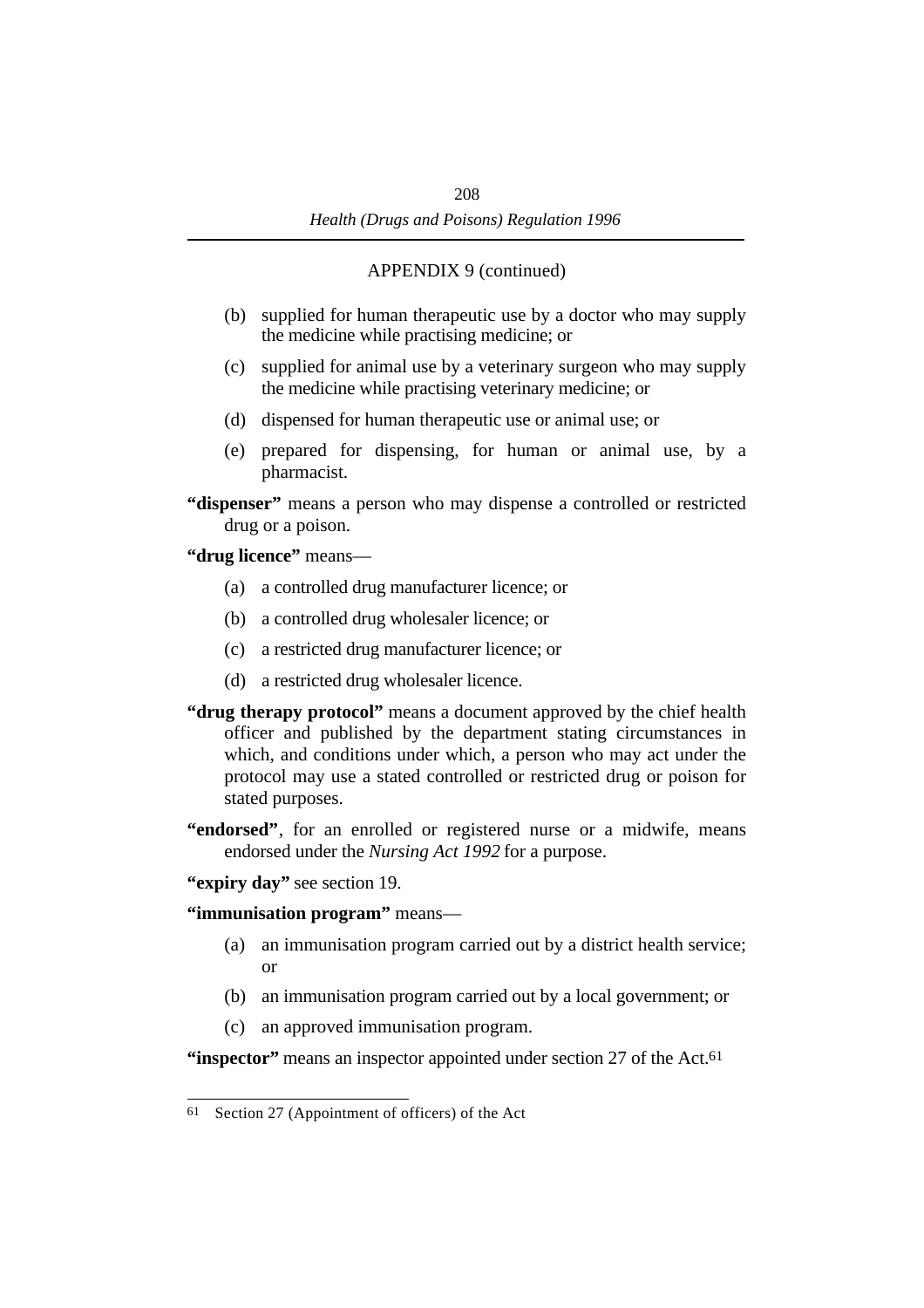APPENDIX 9 (continued)

(b) supplied for human therapeutic use by a doctor who may supply the medicine while practising medicine; or

(c) supplied for animal use by a veterinary surgeon who may supply the medicine while practising veterinary medicine; or

(d) dispensed for human therapeutic use or animal use; or

(e) prepared for dispensing, for human or animal use, by a pharmacist.

**“dispenser”** means a person who may dispense a controlled or restricted drug or a poison.

**“drug licence”** means—

(a) a controlled drug manufacturer licence; or

(b) a controlled drug wholesaler licence; or

(c) a restricted drug manufacturer licence; or

(d) a restricted drug wholesaler licence.

**“drug therapy protocol”** means a document approved by the chief health officer and published by the department stating circumstances in which, and conditions under which, a person who may act under the protocol may use a stated controlled or restricted drug or poison for stated purposes.

**“endorsed”**, for an enrolled or registered nurse or a midwife, means endorsed under the *Nursing Act 1992* for a purpose.

**“expiry day”** see section 19.

**“immunisation program”** means—

(a) an immunisation program carried out by a district health service; or

(b) an immunisation program carried out by a local government; or

(c) an approved immunisation program.

**“inspector”** means an inspector appointed under section 27 of the Act.[61]

---

[61] Section 27 (Appointment of officers) of the Act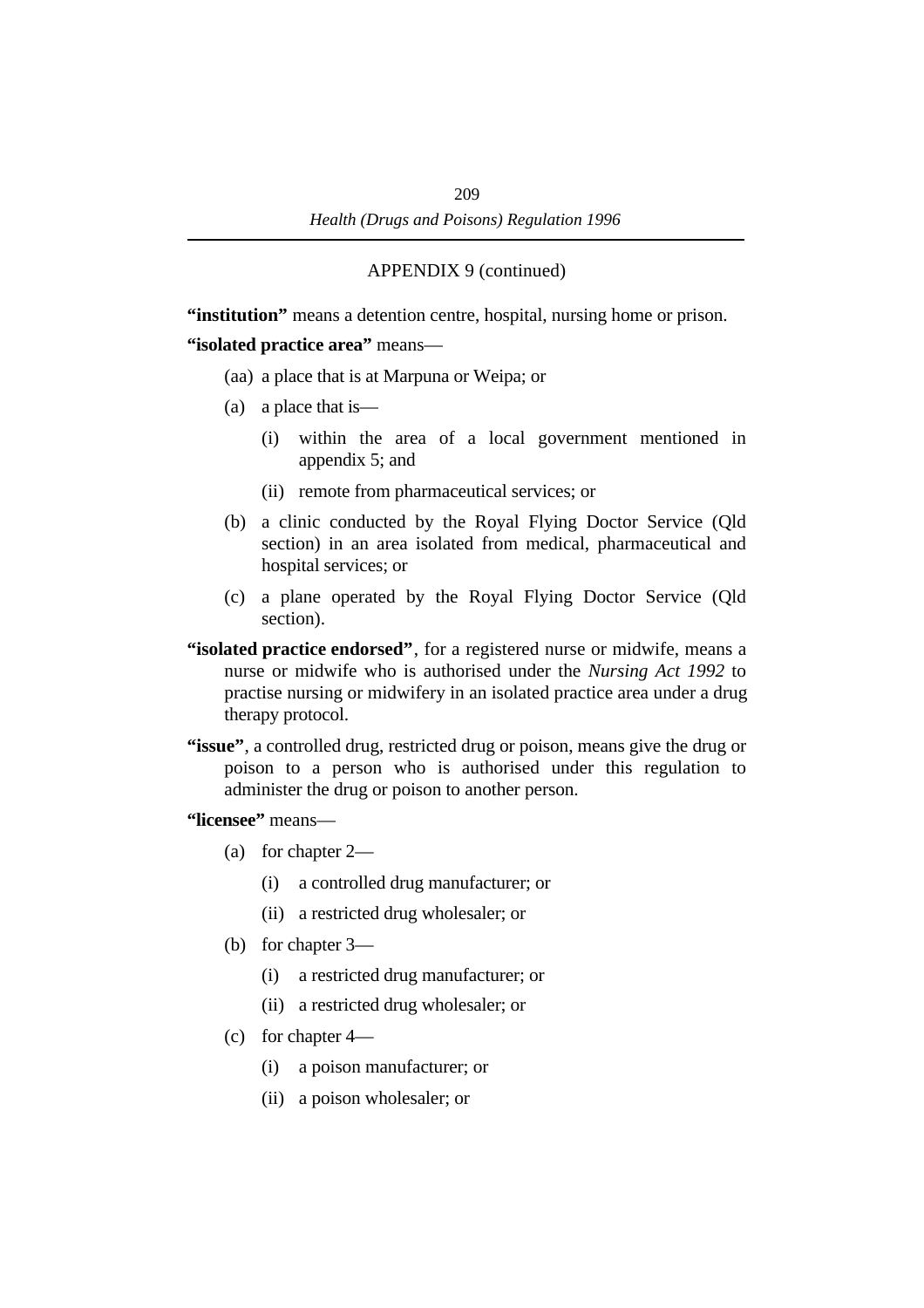APPENDIX 9 (continued)

**"institution"** means a detention centre, hospital, nursing home or prison.

**"isolated practice area"** means—

(aa) a place that is at Marpuna or Weipa; or

(a) a place that is—

(i) within the area of a local government mentioned in appendix 5; and

(ii) remote from pharmaceutical services; or

(b) a clinic conducted by the Royal Flying Doctor Service (Qld section) in an area isolated from medical, pharmaceutical and hospital services; or

(c) a plane operated by the Royal Flying Doctor Service (Qld section).

**"isolated practice endorsed"**, for a registered nurse or midwife, means a nurse or midwife who is authorised under the *Nursing Act 1992* to practise nursing or midwifery in an isolated practice area under a drug therapy protocol.

**"issue"**, a controlled drug, restricted drug or poison, means give the drug or poison to a person who is authorised under this regulation to administer the drug or poison to another person.

**"licensee"** means—

(a) for chapter 2—

(i) a controlled drug manufacturer; or

(ii) a restricted drug wholesaler; or

(b) for chapter 3—

(i) a restricted drug manufacturer; or

(ii) a restricted drug wholesaler; or

(c) for chapter 4—

(i) a poison manufacturer; or

(ii) a poison wholesaler; or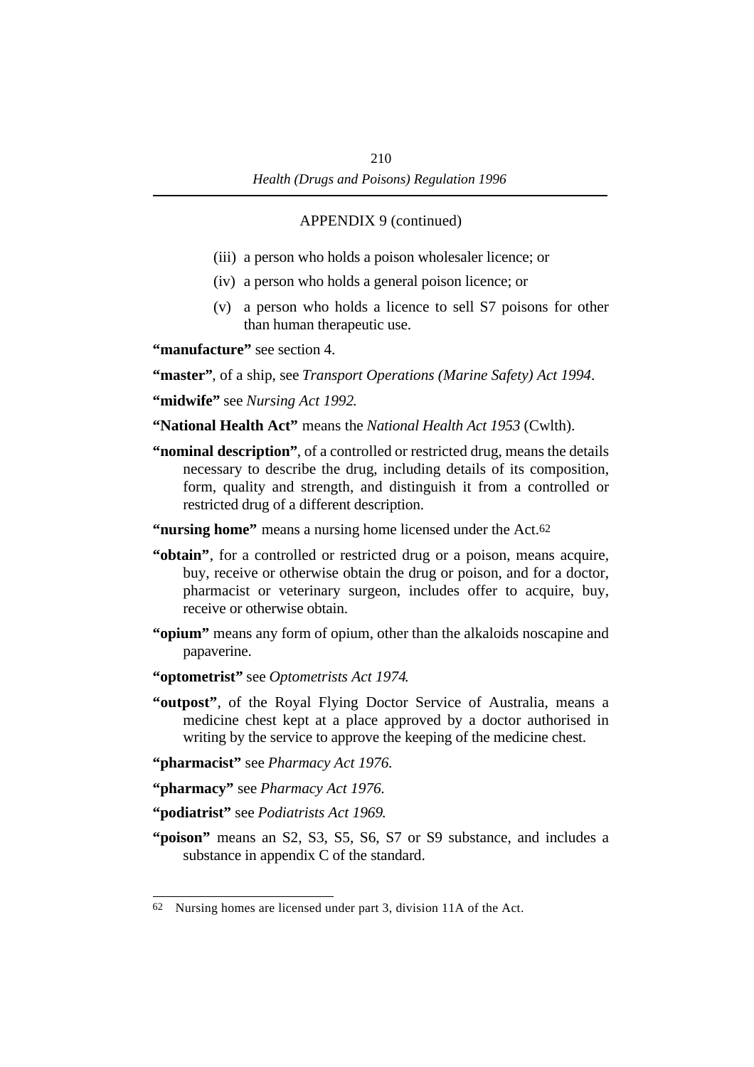APPENDIX 9 (continued)

(iii) a person who holds a poison wholesaler licence; or

(iv) a person who holds a general poison licence; or

(v) a person who holds a licence to sell S7 poisons for other than human therapeutic use.

**"manufacture"** see section 4.

**"master"**, of a ship, see *Transport Operations (Marine Safety) Act 1994*.

**"midwife"** see *Nursing Act 1992.*

**"National Health Act"** means the *National Health Act 1953* (Cwlth).

**"nominal description"**, of a controlled or restricted drug, means the details necessary to describe the drug, including details of its composition, form, quality and strength, and distinguish it from a controlled or restricted drug of a different description.

**"nursing home"** means a nursing home licensed under the Act.[62]

**"obtain"**, for a controlled or restricted drug or a poison, means acquire, buy, receive or otherwise obtain the drug or poison, and for a doctor, pharmacist or veterinary surgeon, includes offer to acquire, buy, receive or otherwise obtain.

**"opium"** means any form of opium, other than the alkaloids noscapine and papaverine.

**"optometrist"** see *Optometrists Act 1974.*

**"outpost"**, of the Royal Flying Doctor Service of Australia, means a medicine chest kept at a place approved by a doctor authorised in writing by the service to approve the keeping of the medicine chest.

**"pharmacist"** see *Pharmacy Act 1976.*

**"pharmacy"** see *Pharmacy Act 1976.*

**"podiatrist"** see *Podiatrists Act 1969.*

**"poison"** means an S2, S3, S5, S6, S7 or S9 substance, and includes a substance in appendix C of the standard.

---

62 Nursing homes are licensed under part 3, division 11A of the Act.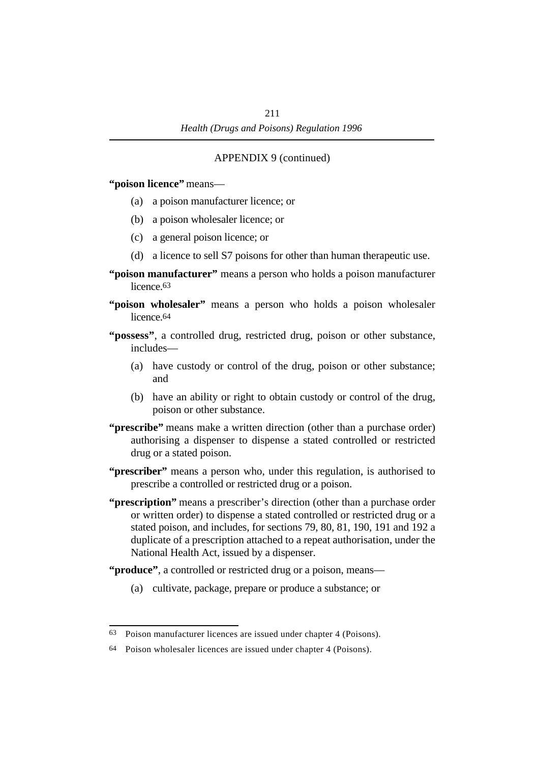APPENDIX 9 (continued)

**"poison licence"** means—

(a) a poison manufacturer licence; or

(b) a poison wholesaler licence; or

(c) a general poison licence; or

(d) a licence to sell S7 poisons for other than human therapeutic use.

**"poison manufacturer"** means a person who holds a poison manufacturer licence.[63]

**"poison wholesaler"** means a person who holds a poison wholesaler licence.[64]

**"possess"**, a controlled drug, restricted drug, poison or other substance, includes—

(a) have custody or control of the drug, poison or other substance; and

(b) have an ability or right to obtain custody or control of the drug, poison or other substance.

**"prescribe"** means make a written direction (other than a purchase order) authorising a dispenser to dispense a stated controlled or restricted drug or a stated poison.

**"prescriber"** means a person who, under this regulation, is authorised to prescribe a controlled or restricted drug or a poison.

**"prescription"** means a prescriber's direction (other than a purchase order or written order) to dispense a stated controlled or restricted drug or a stated poison, and includes, for sections 79, 80, 81, 190, 191 and 192 a duplicate of a prescription attached to a repeat authorisation, under the National Health Act, issued by a dispenser.

**"produce"**, a controlled or restricted drug or a poison, means—

(a) cultivate, package, prepare or produce a substance; or

---

63 Poison manufacturer licences are issued under chapter 4 (Poisons).

64 Poison wholesaler licences are issued under chapter 4 (Poisons).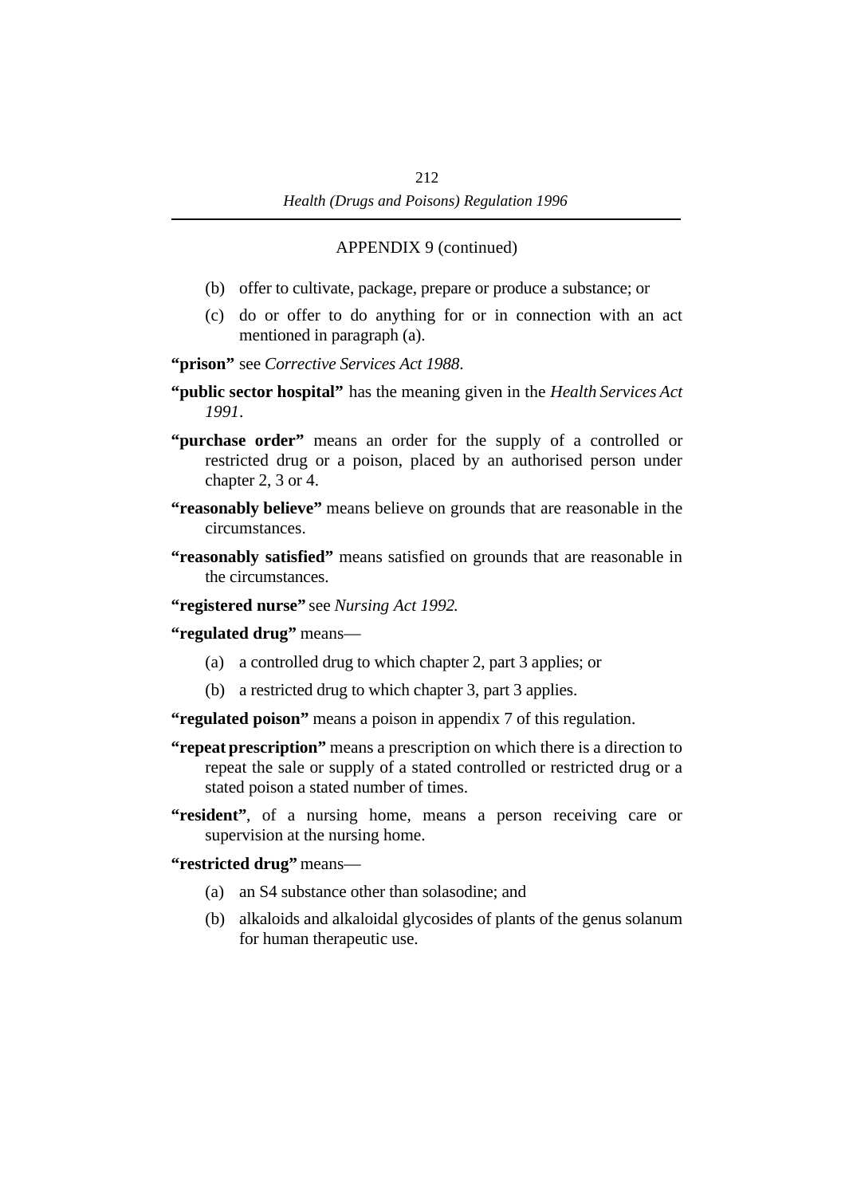APPENDIX 9 (continued)

(b) offer to cultivate, package, prepare or produce a substance; or

(c) do or offer to do anything for or in connection with an act mentioned in paragraph (a).

**"prison"** see *Corrective Services Act 1988*.

**"public sector hospital"** has the meaning given in the *Health Services Act 1991*.

**"purchase order"** means an order for the supply of a controlled or restricted drug or a poison, placed by an authorised person under chapter 2, 3 or 4.

**"reasonably believe"** means believe on grounds that are reasonable in the circumstances.

**"reasonably satisfied"** means satisfied on grounds that are reasonable in the circumstances.

**"registered nurse"** see *Nursing Act 1992.*

**"regulated drug"** means—

(a) a controlled drug to which chapter 2, part 3 applies; or

(b) a restricted drug to which chapter 3, part 3 applies.

**"regulated poison"** means a poison in appendix 7 of this regulation.

**"repeat prescription"** means a prescription on which there is a direction to repeat the sale or supply of a stated controlled or restricted drug or a stated poison a stated number of times.

**"resident"**, of a nursing home, means a person receiving care or supervision at the nursing home.

**"restricted drug"** means—

(a) an S4 substance other than solasodine; and

(b) alkaloids and alkaloidal glycosides of plants of the genus solanum for human therapeutic use.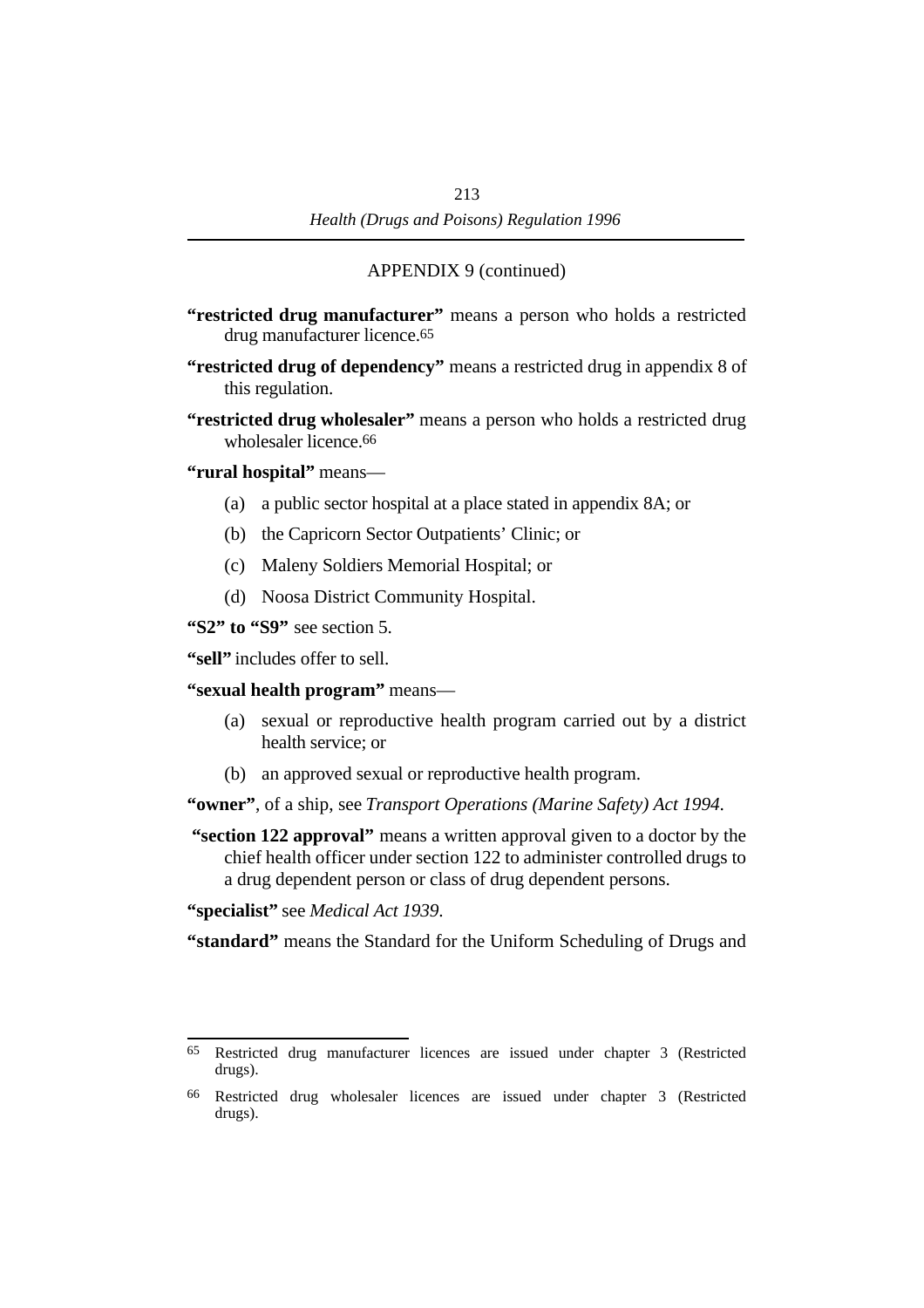APPENDIX 9 (continued)

**"restricted drug manufacturer"** means a person who holds a restricted drug manufacturer licence.[65]

**"restricted drug of dependency"** means a restricted drug in appendix 8 of this regulation.

**"restricted drug wholesaler"** means a person who holds a restricted drug wholesaler licence.[66]

**"rural hospital"** means—

(a) a public sector hospital at a place stated in appendix 8A; or

(b) the Capricorn Sector Outpatients' Clinic; or

(c) Maleny Soldiers Memorial Hospital; or

(d) Noosa District Community Hospital.

**"S2" to "S9"** see section 5.

**"sell"** includes offer to sell.

**"sexual health program"** means—

(a) sexual or reproductive health program carried out by a district health service; or

(b) an approved sexual or reproductive health program.

**"owner"**, of a ship, see *Transport Operations (Marine Safety) Act 1994*.

**"section 122 approval"** means a written approval given to a doctor by the chief health officer under section 122 to administer controlled drugs to a drug dependent person or class of drug dependent persons.

**"specialist"** see *Medical Act 1939*.

**"standard"** means the Standard for the Uniform Scheduling of Drugs and

---

[65] Restricted drug manufacturer licences are issued under chapter 3 (Restricted drugs).

[66] Restricted drug wholesaler licences are issued under chapter 3 (Restricted drugs).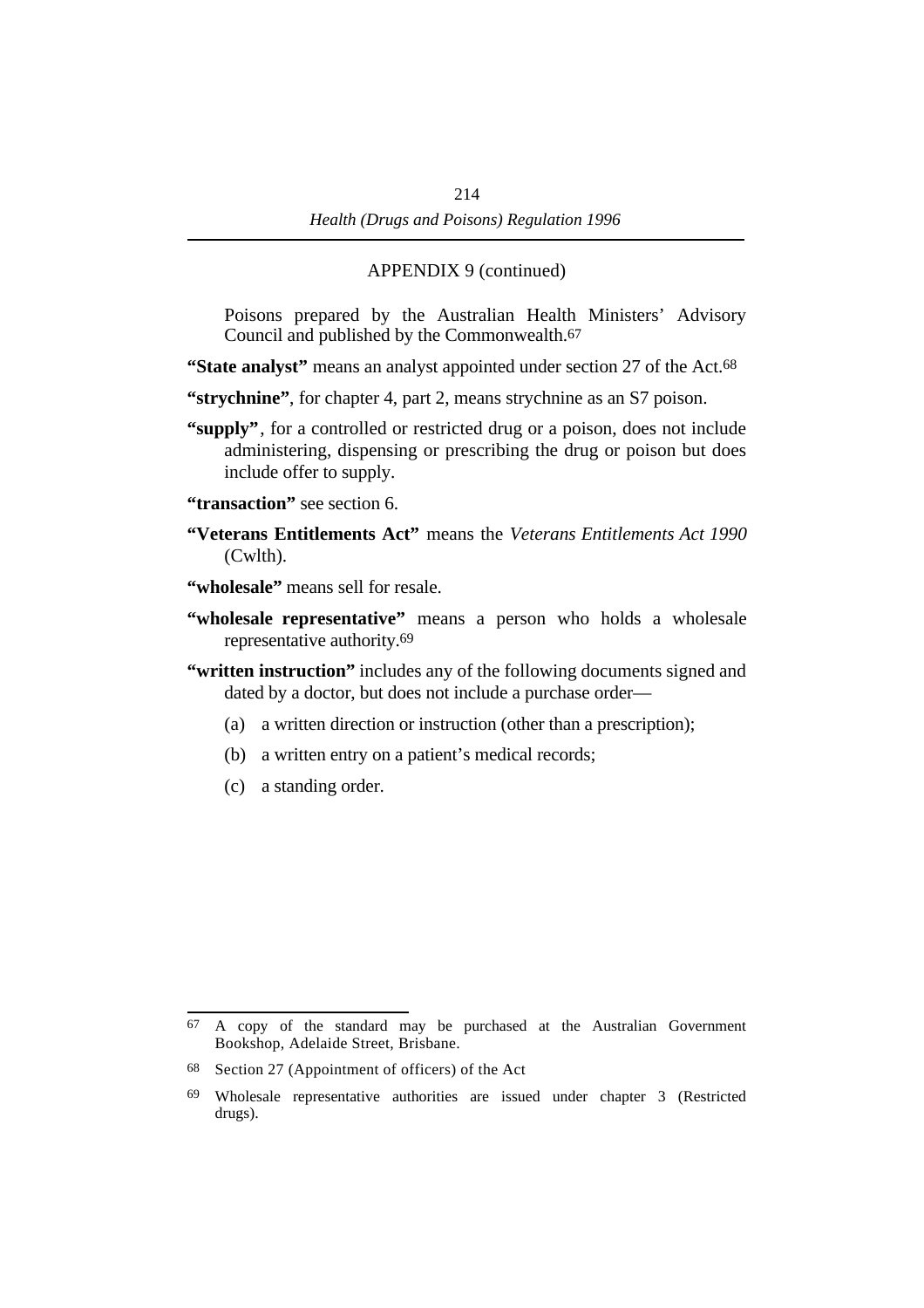APPENDIX 9 (continued)

Poisons prepared by the Australian Health Ministers' Advisory Council and published by the Commonwealth.[67]

**"State analyst"** means an analyst appointed under section 27 of the Act.[68]

**"strychnine"**, for chapter 4, part 2, means strychnine as an S7 poison.

**"supply"**, for a controlled or restricted drug or a poison, does not include administering, dispensing or prescribing the drug or poison but does include offer to supply.

**"transaction"** see section 6.

**"Veterans Entitlements Act"** means the *Veterans Entitlements Act 1990* (Cwlth).

**"wholesale"** means sell for resale.

**"wholesale representative"** means a person who holds a wholesale representative authority.[69]

**"written instruction"** includes any of the following documents signed and dated by a doctor, but does not include a purchase order—

(a) a written direction or instruction (other than a prescription);

(b) a written entry on a patient's medical records;

(c) a standing order.

---

[67] A copy of the standard may be purchased at the Australian Government Bookshop, Adelaide Street, Brisbane.

[68] Section 27 (Appointment of officers) of the Act

[69] Wholesale representative authorities are issued under chapter 3 (Restricted drugs).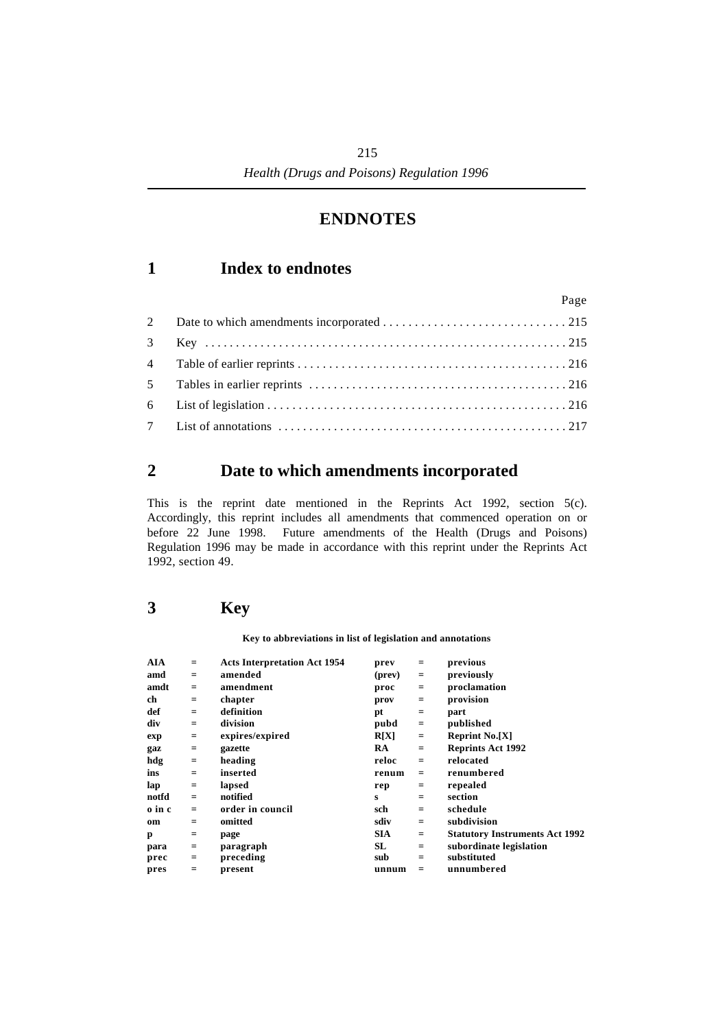# ENDNOTES

## 1 Index to endnotes

| | | Page |
|---|---|---|
| 2 | Date to which amendments incorporated | 215 |
| 3 | Key | 215 |
| 4 | Table of earlier reprints | 216 |
| 5 | Tables in earlier reprints | 216 |
| 6 | List of legislation | 216 |
| 7 | List of annotations | 217 |

## 2 Date to which amendments incorporated

This is the reprint date mentioned in the Reprints Act 1992, section 5(c). Accordingly, this reprint includes all amendments that commenced operation on or before 22 June 1998. Future amendments of the Health (Drugs and Poisons) Regulation 1996 may be made in accordance with this reprint under the Reprints Act 1992, section 49.

## 3 Key

**Key to abbreviations in list of legislation and annotations**

| | | | | | |
|---|---|---|---|---|---|
| **AIA** | = | **Acts Interpretation Act 1954** | **prev** | = | **previous** |
| **amd** | = | **amended** | **(prev)** | = | **previously** |
| **amdt** | = | **amendment** | **proc** | = | **proclamation** |
| **ch** | = | **chapter** | **prov** | = | **provision** |
| **def** | = | **definition** | **pt** | = | **part** |
| **div** | = | **division** | **pubd** | = | **published** |
| **exp** | = | **expires/expired** | **R[X]** | = | **Reprint No.[X]** |
| **gaz** | = | **gazette** | **RA** | = | **Reprints Act 1992** |
| **hdg** | = | **heading** | **reloc** | = | **relocated** |
| **ins** | = | **inserted** | **renum** | = | **renumbered** |
| **lap** | = | **lapsed** | **rep** | = | **repealed** |
| **notfd** | = | **notified** | **s** | = | **section** |
| **o in c** | = | **order in council** | **sch** | = | **schedule** |
| **om** | = | **omitted** | **sdiv** | = | **subdivision** |
| **p** | = | **page** | **SIA** | = | **Statutory Instruments Act 1992** |
| **para** | = | **paragraph** | **SL** | = | **subordinate legislation** |
| **prec** | = | **preceding** | **sub** | = | **substituted** |
| **pres** | = | **present** | **unnum** | = | **unnumbered** |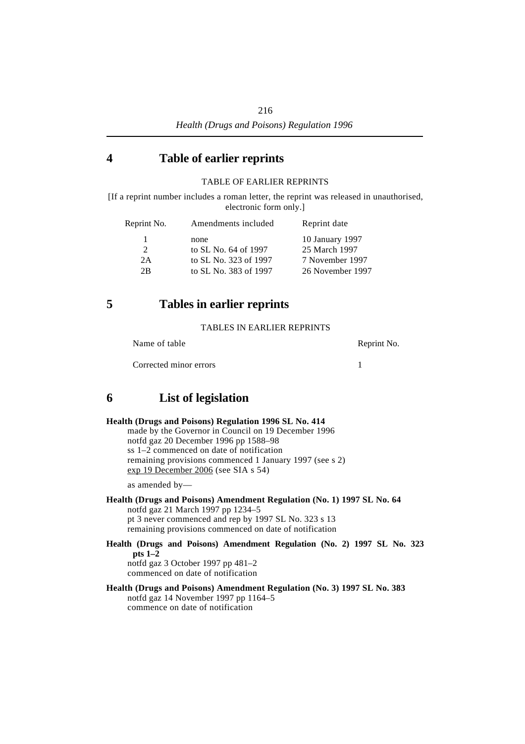## 4 Table of earlier reprints

TABLE OF EARLIER REPRINTS

[If a reprint number includes a roman letter, the reprint was released in unauthorised, electronic form only.]

| Reprint No. | Amendments included | Reprint date |
|---|---|---|
| 1 | none | 10 January 1997 |
| 2 | to SL No. 64 of 1997 | 25 March 1997 |
| 2A | to SL No. 323 of 1997 | 7 November 1997 |
| 2B | to SL No. 383 of 1997 | 26 November 1997 |

## 5 Tables in earlier reprints

TABLES IN EARLIER REPRINTS

| Name of table | Reprint No. |
|---|---|
| Corrected minor errors | 1 |

## 6 List of legislation

**Health (Drugs and Poisons) Regulation 1996 SL No. 414**
made by the Governor in Council on 19 December 1996
notfd gaz 20 December 1996 pp 1588–98
ss 1–2 commenced on date of notification
remaining provisions commenced 1 January 1997 (see s 2)
exp 19 December 2006 (see SIA s 54)

as amended by—

**Health (Drugs and Poisons) Amendment Regulation (No. 1) 1997 SL No. 64**
notfd gaz 21 March 1997 pp 1234–5
pt 3 never commenced and rep by 1997 SL No. 323 s 13
remaining provisions commenced on date of notification

**Health (Drugs and Poisons) Amendment Regulation (No. 2) 1997 SL No. 323 pts 1–2**
notfd gaz 3 October 1997 pp 481–2
commenced on date of notification

**Health (Drugs and Poisons) Amendment Regulation (No. 3) 1997 SL No. 383**
notfd gaz 14 November 1997 pp 1164–5
commence on date of notification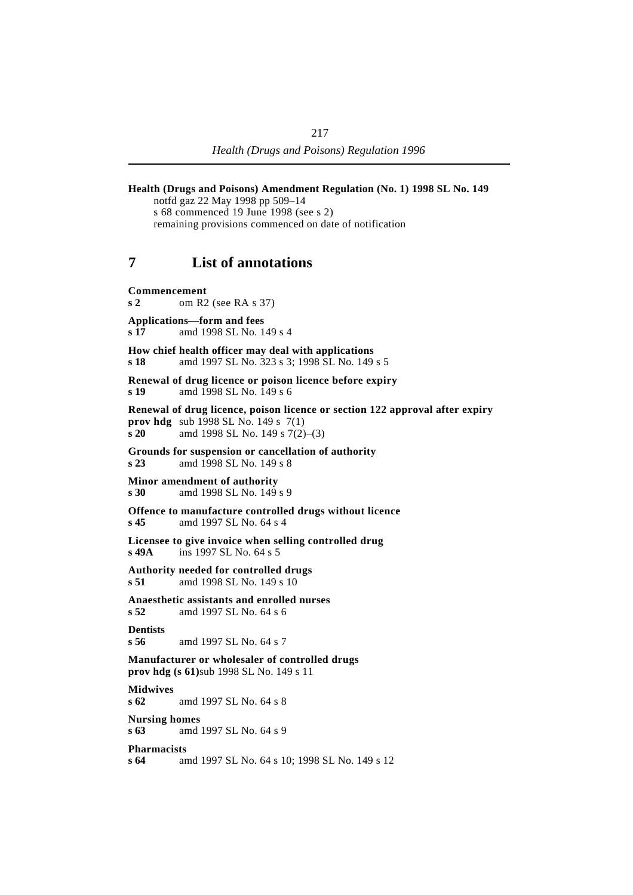**Health (Drugs and Poisons) Amendment Regulation (No. 1) 1998 SL No. 149**
notfd gaz 22 May 1998 pp 509–14
s 68 commenced 19 June 1998 (see s 2)
remaining provisions commenced on date of notification

## 7 List of annotations

**Commencement**
**s 2** om R2 (see RA s 37)

**Applications—form and fees**
**s 17** amd 1998 SL No. 149 s 4

**How chief health officer may deal with applications**
**s 18** amd 1997 SL No. 323 s 3; 1998 SL No. 149 s 5

**Renewal of drug licence or poison licence before expiry**
**s 19** amd 1998 SL No. 149 s 6

**Renewal of drug licence, poison licence or section 122 approval after expiry**
**prov hdg** sub 1998 SL No. 149 s 7(1)
**s 20** amd 1998 SL No. 149 s 7(2)–(3)

**Grounds for suspension or cancellation of authority**
**s 23** amd 1998 SL No. 149 s 8

**Minor amendment of authority**
**s 30** amd 1998 SL No. 149 s 9

**Offence to manufacture controlled drugs without licence**
**s 45** amd 1997 SL No. 64 s 4

**Licensee to give invoice when selling controlled drug**
**s 49A** ins 1997 SL No. 64 s 5

**Authority needed for controlled drugs**
**s 51** amd 1998 SL No. 149 s 10

**Anaesthetic assistants and enrolled nurses**
**s 52** amd 1997 SL No. 64 s 6

**Dentists**
**s 56** amd 1997 SL No. 64 s 7

**Manufacturer or wholesaler of controlled drugs**
**prov hdg (s 61)** sub 1998 SL No. 149 s 11

**Midwives**
**s 62** amd 1997 SL No. 64 s 8

**Nursing homes**
**s 63** amd 1997 SL No. 64 s 9

**Pharmacists**
**s 64** amd 1997 SL No. 64 s 10; 1998 SL No. 149 s 12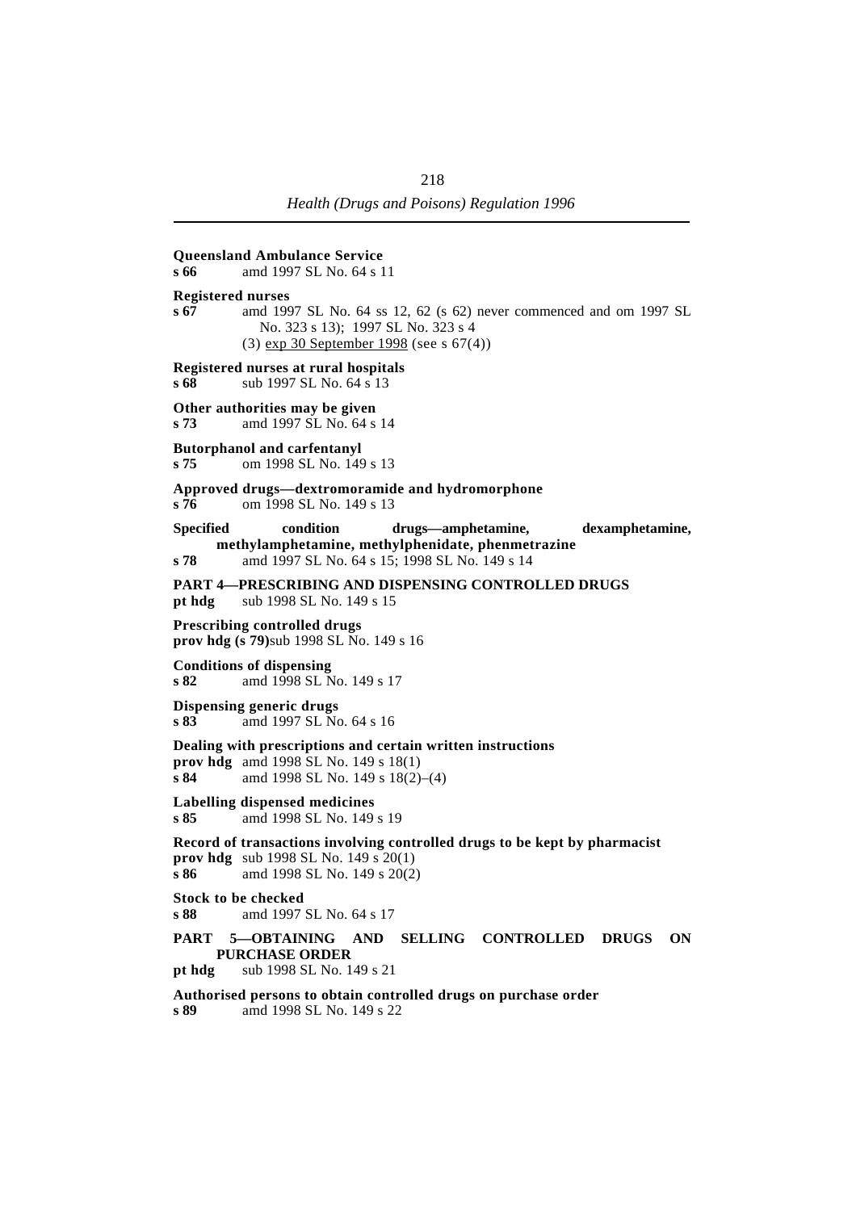**Queensland Ambulance Service**
**s 66** amd 1997 SL No. 64 s 11

**Registered nurses**
**s 67** amd 1997 SL No. 64 ss 12, 62 (s 62) never commenced and om 1997 SL No. 323 s 13); 1997 SL No. 323 s 4
(3) exp 30 September 1998 (see s 67(4))

**Registered nurses at rural hospitals**
**s 68** sub 1997 SL No. 64 s 13

**Other authorities may be given**
**s 73** amd 1997 SL No. 64 s 14

**Butorphanol and carfentanyl**
**s 75** om 1998 SL No. 149 s 13

**Approved drugs—dextromoramide and hydromorphone**
**s 76** om 1998 SL No. 149 s 13

**Specified condition drugs—amphetamine, dexamphetamine, methylamphetamine, methylphenidate, phenmetrazine**
**s 78** amd 1997 SL No. 64 s 15; 1998 SL No. 149 s 14

**PART 4—PRESCRIBING AND DISPENSING CONTROLLED DRUGS**
**pt hdg** sub 1998 SL No. 149 s 15

**Prescribing controlled drugs**
**prov hdg (s 79)** sub 1998 SL No. 149 s 16

**Conditions of dispensing**
**s 82** amd 1998 SL No. 149 s 17

**Dispensing generic drugs**
**s 83** amd 1997 SL No. 64 s 16

**Dealing with prescriptions and certain written instructions**
**prov hdg** amd 1998 SL No. 149 s 18(1)
**s 84** amd 1998 SL No. 149 s 18(2)–(4)

**Labelling dispensed medicines**
**s 85** amd 1998 SL No. 149 s 19

**Record of transactions involving controlled drugs to be kept by pharmacist**
**prov hdg** sub 1998 SL No. 149 s 20(1)
**s 86** amd 1998 SL No. 149 s 20(2)

**Stock to be checked**
**s 88** amd 1997 SL No. 64 s 17

**PART 5—OBTAINING AND SELLING CONTROLLED DRUGS ON PURCHASE ORDER**
**pt hdg** sub 1998 SL No. 149 s 21

**Authorised persons to obtain controlled drugs on purchase order**
**s 89** amd 1998 SL No. 149 s 22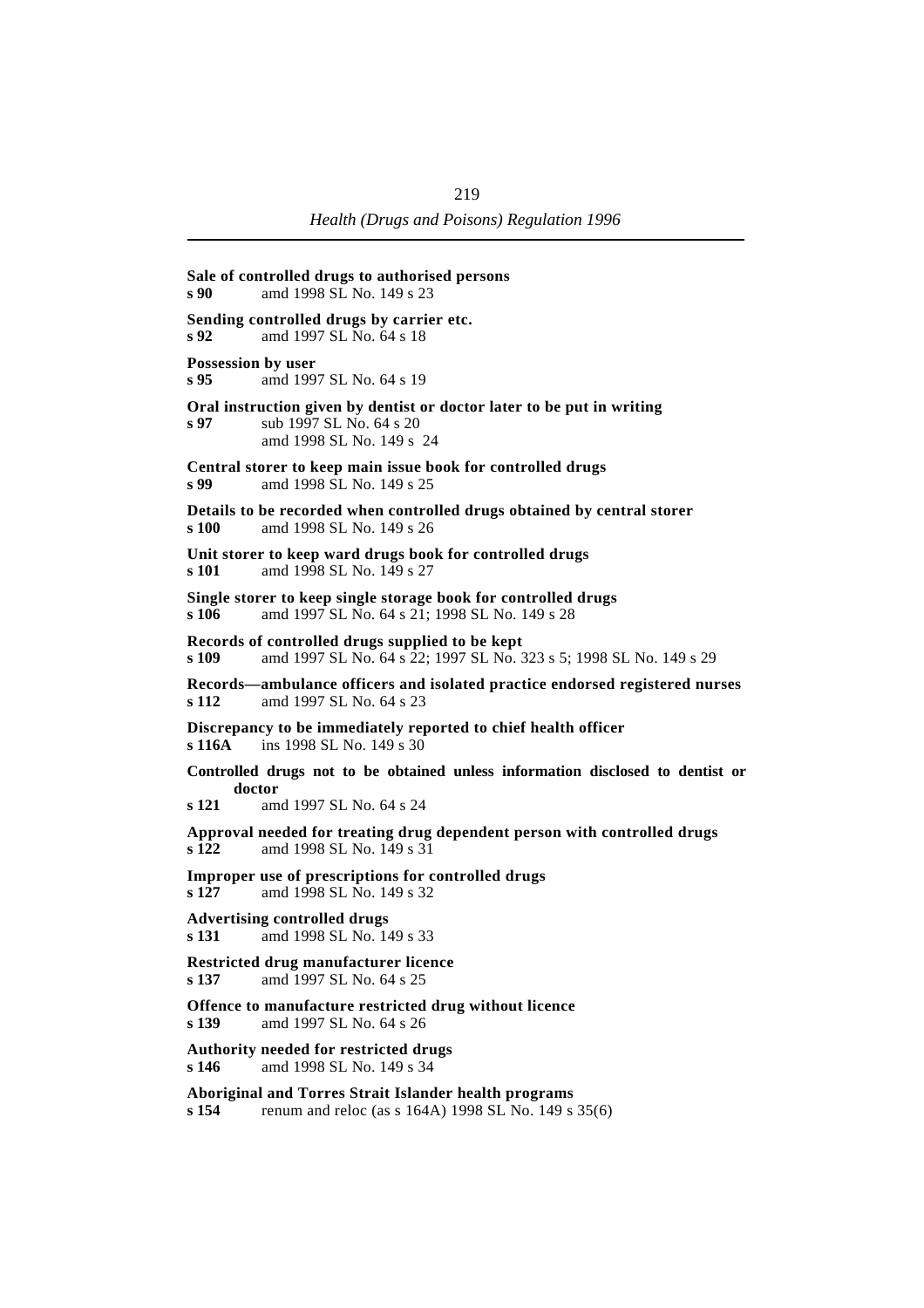**Sale of controlled drugs to authorised persons**
**s 90** amd 1998 SL No. 149 s 23

**Sending controlled drugs by carrier etc.**
**s 92** amd 1997 SL No. 64 s 18

**Possession by user**
**s 95** amd 1997 SL No. 64 s 19

**Oral instruction given by dentist or doctor later to be put in writing**
**s 97** sub 1997 SL No. 64 s 20
amd 1998 SL No. 149 s 24

**Central storer to keep main issue book for controlled drugs**
**s 99** amd 1998 SL No. 149 s 25

**Details to be recorded when controlled drugs obtained by central storer**
**s 100** amd 1998 SL No. 149 s 26

**Unit storer to keep ward drugs book for controlled drugs**
**s 101** amd 1998 SL No. 149 s 27

**Single storer to keep single storage book for controlled drugs**
**s 106** amd 1997 SL No. 64 s 21; 1998 SL No. 149 s 28

**Records of controlled drugs supplied to be kept**
**s 109** amd 1997 SL No. 64 s 22; 1997 SL No. 323 s 5; 1998 SL No. 149 s 29

**Records—ambulance officers and isolated practice endorsed registered nurses**
**s 112** amd 1997 SL No. 64 s 23

**Discrepancy to be immediately reported to chief health officer**
**s 116A** ins 1998 SL No. 149 s 30

**Controlled drugs not to be obtained unless information disclosed to dentist or doctor**
**s 121** amd 1997 SL No. 64 s 24

**Approval needed for treating drug dependent person with controlled drugs**
**s 122** amd 1998 SL No. 149 s 31

**Improper use of prescriptions for controlled drugs**
**s 127** amd 1998 SL No. 149 s 32

**Advertising controlled drugs**
**s 131** amd 1998 SL No. 149 s 33

**Restricted drug manufacturer licence**
**s 137** amd 1997 SL No. 64 s 25

**Offence to manufacture restricted drug without licence**
**s 139** amd 1997 SL No. 64 s 26

**Authority needed for restricted drugs**
**s 146** amd 1998 SL No. 149 s 34

**Aboriginal and Torres Strait Islander health programs**
**s 154** renum and reloc (as s 164A) 1998 SL No. 149 s 35(6)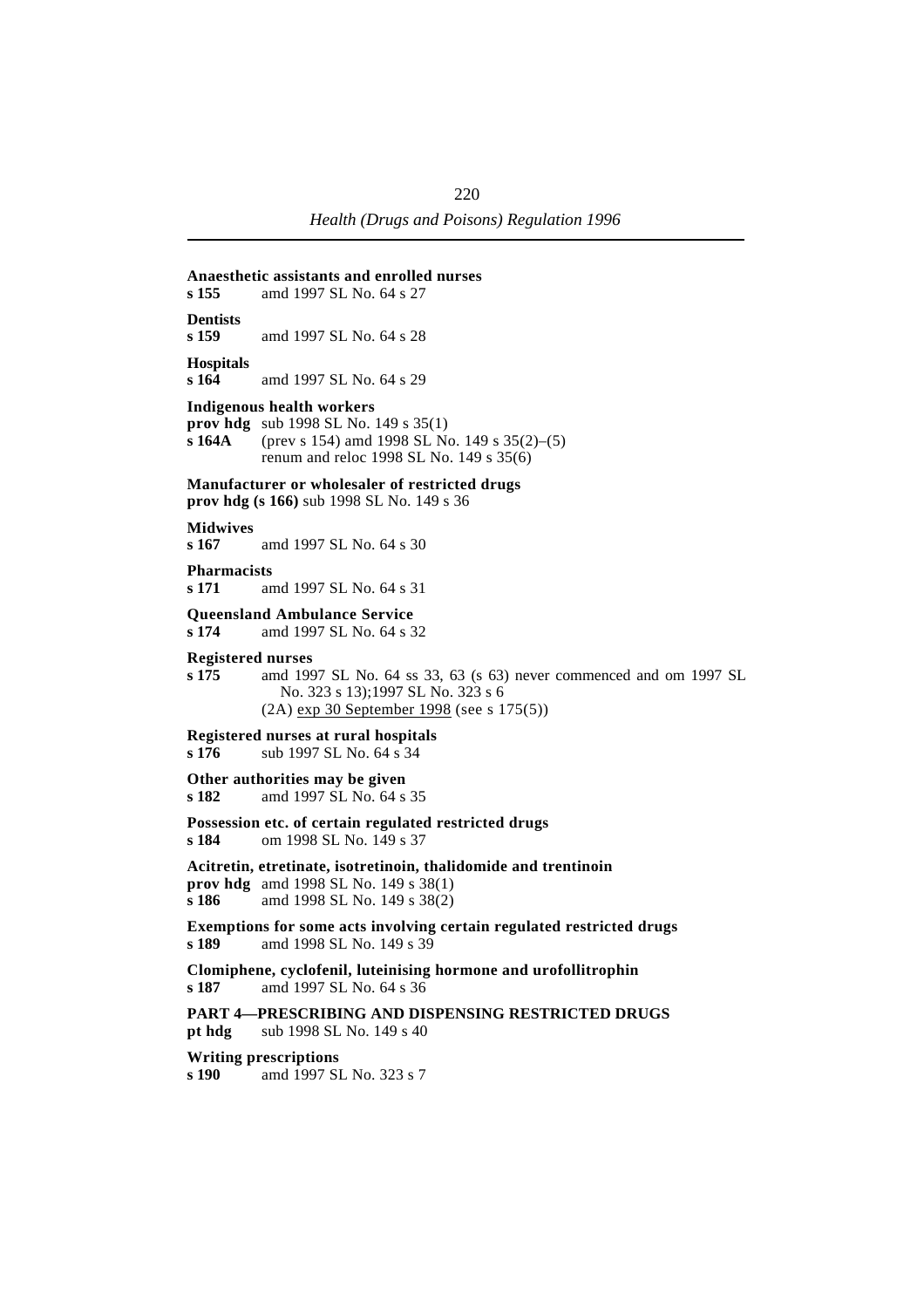**Anaesthetic assistants and enrolled nurses**
**s 155** amd 1997 SL No. 64 s 27

**Dentists**
**s 159** amd 1997 SL No. 64 s 28

**Hospitals**
**s 164** amd 1997 SL No. 64 s 29

**Indigenous health workers**
**prov hdg** sub 1998 SL No. 149 s 35(1)
**s 164A** (prev s 154) amd 1998 SL No. 149 s 35(2)–(5)
renum and reloc 1998 SL No. 149 s 35(6)

**Manufacturer or wholesaler of restricted drugs**
**prov hdg (s 166)** sub 1998 SL No. 149 s 36

**Midwives**
**s 167** amd 1997 SL No. 64 s 30

**Pharmacists**
**s 171** amd 1997 SL No. 64 s 31

**Queensland Ambulance Service**
**s 174** amd 1997 SL No. 64 s 32

**Registered nurses**
**s 175** amd 1997 SL No. 64 ss 33, 63 (s 63) never commenced and om 1997 SL No. 323 s 13);1997 SL No. 323 s 6
(2A) exp 30 September 1998 (see s 175(5))

**Registered nurses at rural hospitals**
**s 176** sub 1997 SL No. 64 s 34

**Other authorities may be given**
**s 182** amd 1997 SL No. 64 s 35

**Possession etc. of certain regulated restricted drugs**
**s 184** om 1998 SL No. 149 s 37

**Acitretin, etretinate, isotretinoin, thalidomide and trentinoin**
**prov hdg** amd 1998 SL No. 149 s 38(1)
**s 186** amd 1998 SL No. 149 s 38(2)

**Exemptions for some acts involving certain regulated restricted drugs**
**s 189** amd 1998 SL No. 149 s 39

**Clomiphene, cyclofenil, luteinising hormone and urofollitrophin**
**s 187** amd 1997 SL No. 64 s 36

**PART 4—PRESCRIBING AND DISPENSING RESTRICTED DRUGS**
**pt hdg** sub 1998 SL No. 149 s 40

**Writing prescriptions**
**s 190** amd 1997 SL No. 323 s 7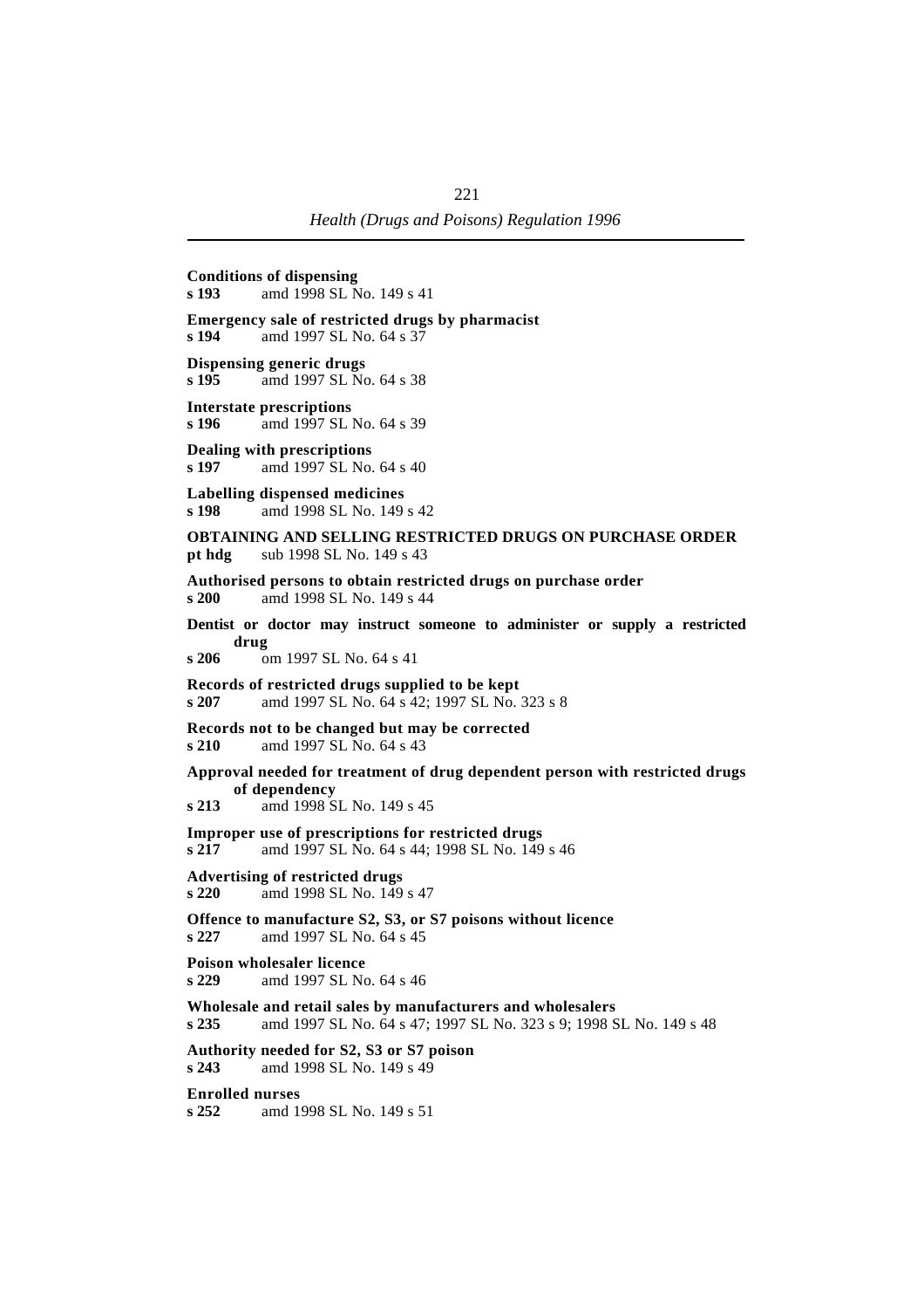**Conditions of dispensing**
**s 193** amd 1998 SL No. 149 s 41

**Emergency sale of restricted drugs by pharmacist**
**s 194** amd 1997 SL No. 64 s 37

**Dispensing generic drugs**
**s 195** amd 1997 SL No. 64 s 38

**Interstate prescriptions**
**s 196** amd 1997 SL No. 64 s 39

**Dealing with prescriptions**
**s 197** amd 1997 SL No. 64 s 40

**Labelling dispensed medicines**
**s 198** amd 1998 SL No. 149 s 42

**OBTAINING AND SELLING RESTRICTED DRUGS ON PURCHASE ORDER**
**pt hdg** sub 1998 SL No. 149 s 43

**Authorised persons to obtain restricted drugs on purchase order**
**s 200** amd 1998 SL No. 149 s 44

**Dentist or doctor may instruct someone to administer or supply a restricted drug**
**s 206** om 1997 SL No. 64 s 41

**Records of restricted drugs supplied to be kept**
**s 207** amd 1997 SL No. 64 s 42; 1997 SL No. 323 s 8

**Records not to be changed but may be corrected**
**s 210** amd 1997 SL No. 64 s 43

**Approval needed for treatment of drug dependent person with restricted drugs of dependency**
**s 213** amd 1998 SL No. 149 s 45

**Improper use of prescriptions for restricted drugs**
**s 217** amd 1997 SL No. 64 s 44; 1998 SL No. 149 s 46

**Advertising of restricted drugs**
**s 220** amd 1998 SL No. 149 s 47

**Offence to manufacture S2, S3, or S7 poisons without licence**
**s 227** amd 1997 SL No. 64 s 45

**Poison wholesaler licence**
**s 229** amd 1997 SL No. 64 s 46

**Wholesale and retail sales by manufacturers and wholesalers**
**s 235** amd 1997 SL No. 64 s 47; 1997 SL No. 323 s 9; 1998 SL No. 149 s 48

**Authority needed for S2, S3 or S7 poison**
**s 243** amd 1998 SL No. 149 s 49

**Enrolled nurses**
**s 252** amd 1998 SL No. 149 s 51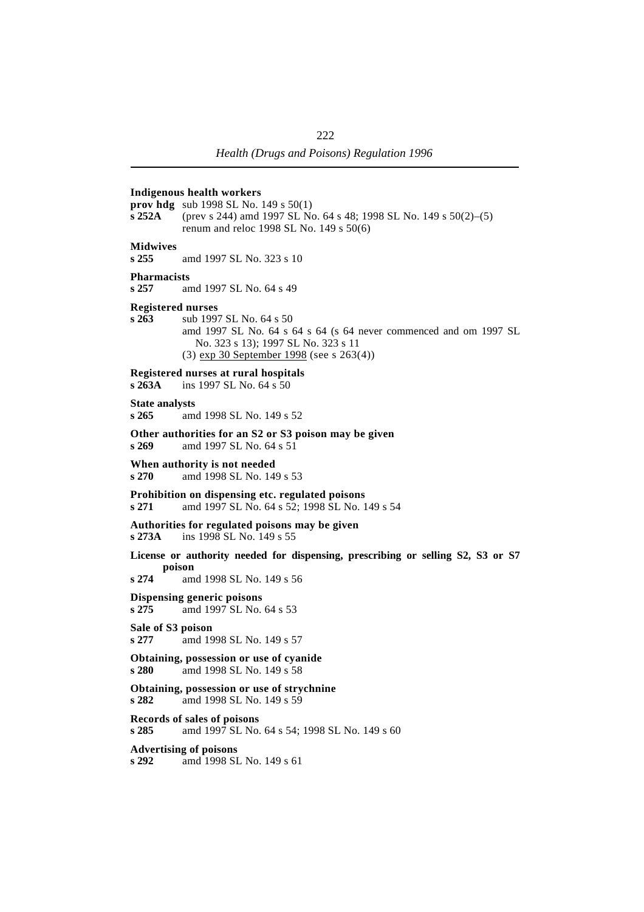**Indigenous health workers**
**prov hdg** sub 1998 SL No. 149 s 50(1)
**s 252A** (prev s 244) amd 1997 SL No. 64 s 48; 1998 SL No. 149 s 50(2)–(5)
renum and reloc 1998 SL No. 149 s 50(6)

**Midwives**
**s 255** amd 1997 SL No. 323 s 10

**Pharmacists**
**s 257** amd 1997 SL No. 64 s 49

**Registered nurses**
**s 263** sub 1997 SL No. 64 s 50
amd 1997 SL No. 64 s 64 (s 64 never commenced and om 1997 SL No. 323 s 13); 1997 SL No. 323 s 11
(3) exp 30 September 1998 (see s 263(4))

**Registered nurses at rural hospitals**
**s 263A** ins 1997 SL No. 64 s 50

**State analysts**
**s 265** amd 1998 SL No. 149 s 52

**Other authorities for an S2 or S3 poison may be given**
**s 269** amd 1997 SL No. 64 s 51

**When authority is not needed**
**s 270** amd 1998 SL No. 149 s 53

**Prohibition on dispensing etc. regulated poisons**
**s 271** amd 1997 SL No. 64 s 52; 1998 SL No. 149 s 54

**Authorities for regulated poisons may be given**
**s 273A** ins 1998 SL No. 149 s 55

**License or authority needed for dispensing, prescribing or selling S2, S3 or S7 poison**
**s 274** amd 1998 SL No. 149 s 56

**Dispensing generic poisons**
**s 275** amd 1997 SL No. 64 s 53

**Sale of S3 poison**
**s 277** amd 1998 SL No. 149 s 57

**Obtaining, possession or use of cyanide**
**s 280** amd 1998 SL No. 149 s 58

**Obtaining, possession or use of strychnine**
**s 282** amd 1998 SL No. 149 s 59

**Records of sales of poisons**
**s 285** amd 1997 SL No. 64 s 54; 1998 SL No. 149 s 60

**Advertising of poisons**
**s 292** amd 1998 SL No. 149 s 61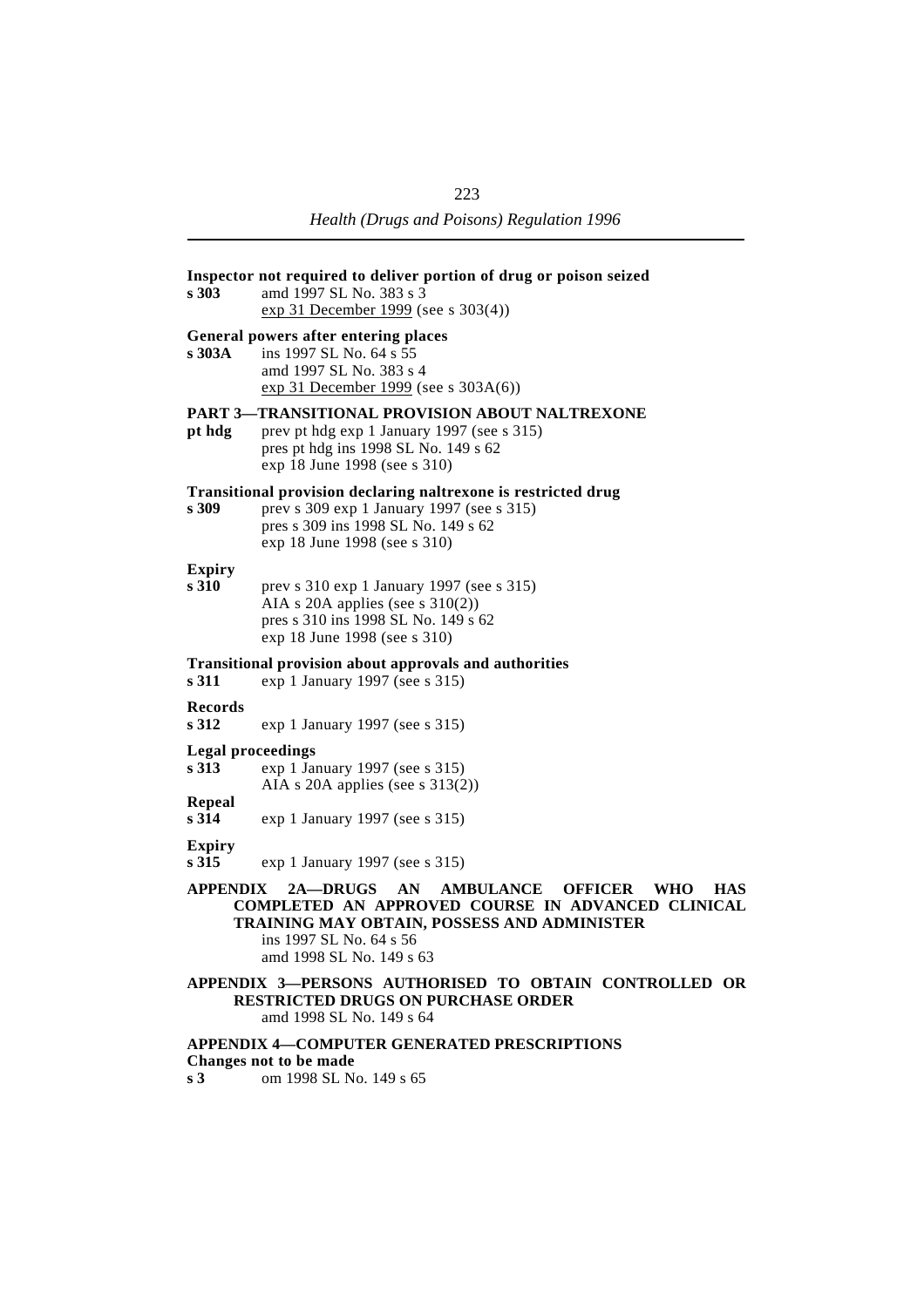**Inspector not required to deliver portion of drug or poison seized**

**s 303** amd 1997 SL No. 383 s 3
exp 31 December 1999 (see s 303(4))

**General powers after entering places**

**s 303A** ins 1997 SL No. 64 s 55
amd 1997 SL No. 383 s 4
exp 31 December 1999 (see s 303A(6))

**PART 3—TRANSITIONAL PROVISION ABOUT NALTREXONE**

**pt hdg** prev pt hdg exp 1 January 1997 (see s 315)
pres pt hdg ins 1998 SL No. 149 s 62
exp 18 June 1998 (see s 310)

**Transitional provision declaring naltrexone is restricted drug**

**s 309** prev s 309 exp 1 January 1997 (see s 315)
pres s 309 ins 1998 SL No. 149 s 62
exp 18 June 1998 (see s 310)

**Expiry**

**s 310** prev s 310 exp 1 January 1997 (see s 315)
AIA s 20A applies (see s 310(2))
pres s 310 ins 1998 SL No. 149 s 62
exp 18 June 1998 (see s 310)

**Transitional provision about approvals and authorities**

**s 311** exp 1 January 1997 (see s 315)

**Records**

**s 312** exp 1 January 1997 (see s 315)

**Legal proceedings**

**s 313** exp 1 January 1997 (see s 315)
AIA s 20A applies (see s 313(2))

**Repeal**

**s 314** exp 1 January 1997 (see s 315)

**Expiry**

**s 315** exp 1 January 1997 (see s 315)

**APPENDIX 2A—DRUGS AN AMBULANCE OFFICER WHO HAS COMPLETED AN APPROVED COURSE IN ADVANCED CLINICAL TRAINING MAY OBTAIN, POSSESS AND ADMINISTER**
ins 1997 SL No. 64 s 56
amd 1998 SL No. 149 s 63

**APPENDIX 3—PERSONS AUTHORISED TO OBTAIN CONTROLLED OR RESTRICTED DRUGS ON PURCHASE ORDER**
amd 1998 SL No. 149 s 64

**APPENDIX 4—COMPUTER GENERATED PRESCRIPTIONS**

**Changes not to be made**

**s 3** om 1998 SL No. 149 s 65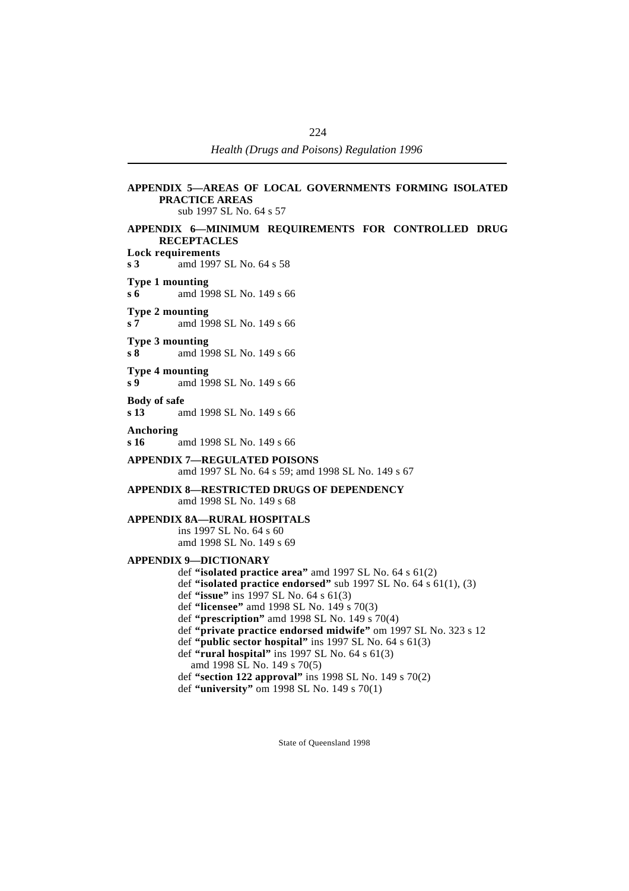**APPENDIX 5—AREAS OF LOCAL GOVERNMENTS FORMING ISOLATED PRACTICE AREAS**
sub 1997 SL No. 64 s 57

**APPENDIX 6—MINIMUM REQUIREMENTS FOR CONTROLLED DRUG RECEPTACLES**

**Lock requirements**
**s 3** amd 1997 SL No. 64 s 58

**Type 1 mounting**
**s 6** amd 1998 SL No. 149 s 66

**Type 2 mounting**
**s 7** amd 1998 SL No. 149 s 66

**Type 3 mounting**
**s 8** amd 1998 SL No. 149 s 66

**Type 4 mounting**
**s 9** amd 1998 SL No. 149 s 66

**Body of safe**
**s 13** amd 1998 SL No. 149 s 66

**Anchoring**
**s 16** amd 1998 SL No. 149 s 66

**APPENDIX 7—REGULATED POISONS**
amd 1997 SL No. 64 s 59; amd 1998 SL No. 149 s 67

**APPENDIX 8—RESTRICTED DRUGS OF DEPENDENCY**
amd 1998 SL No. 149 s 68

**APPENDIX 8A—RURAL HOSPITALS**
ins 1997 SL No. 64 s 60
amd 1998 SL No. 149 s 69

**APPENDIX 9—DICTIONARY**
def **"isolated practice area"** amd 1997 SL No. 64 s 61(2)
def **"isolated practice endorsed"** sub 1997 SL No. 64 s 61(1), (3)
def **"issue"** ins 1997 SL No. 64 s 61(3)
def **"licensee"** amd 1998 SL No. 149 s 70(3)
def **"prescription"** amd 1998 SL No. 149 s 70(4)
def **"private practice endorsed midwife"** om 1997 SL No. 323 s 12
def **"public sector hospital"** ins 1997 SL No. 64 s 61(3)
def **"rural hospital"** ins 1997 SL No. 64 s 61(3)
amd 1998 SL No. 149 s 70(5)
def **"section 122 approval"** ins 1998 SL No. 149 s 70(2)
def **"university"** om 1998 SL No. 149 s 70(1)

State of Queensland 1998